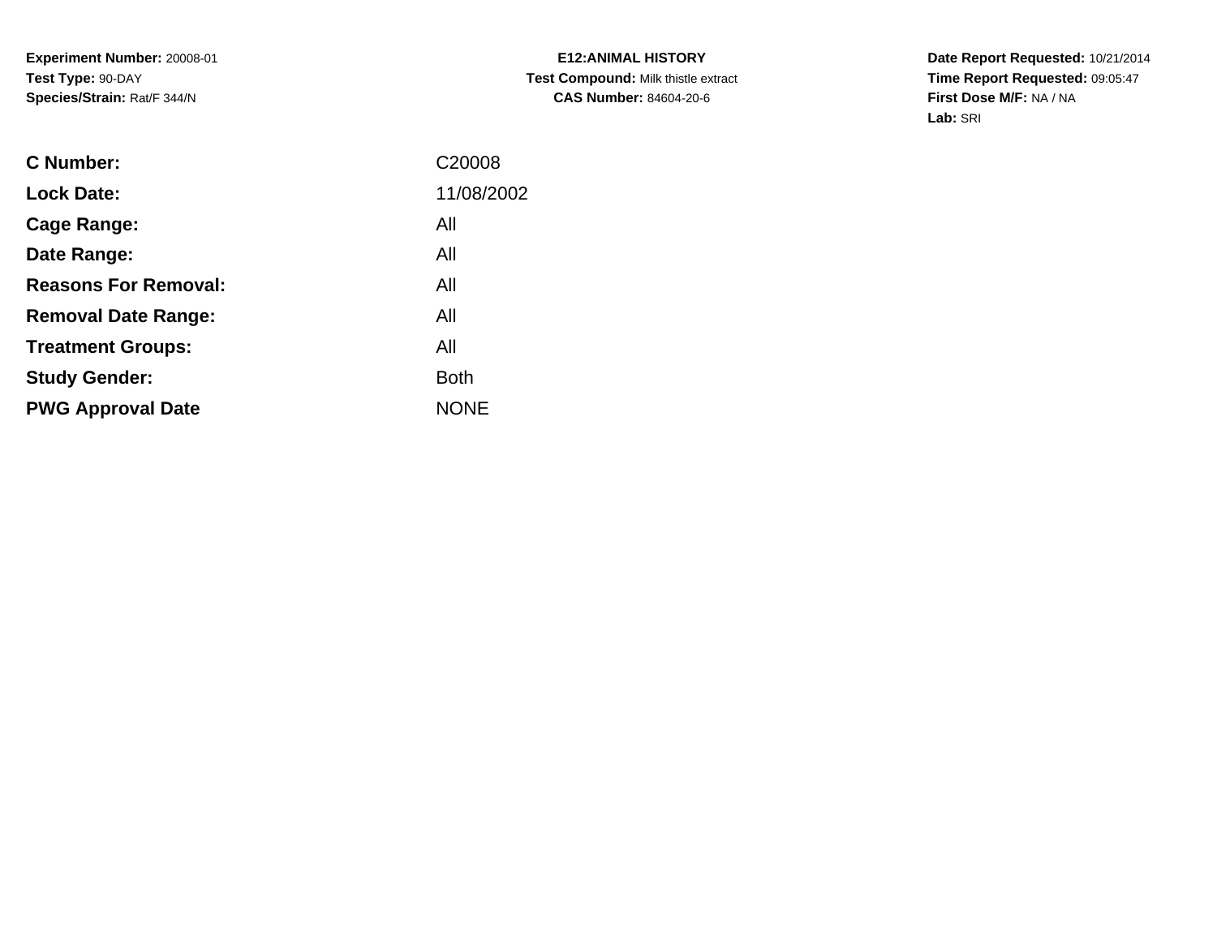**Experiment Number:** 20008-01
**Test Type:** 90-DAY
**Species/Strain:** Rat/F 344/N

**E12:ANIMAL HISTORY**
**Test Compound:** Milk thistle extract
**CAS Number:** 84604-20-6

**Date Report Requested:** 10/21/2014
**Time Report Requested:** 09:05:47
**First Dose M/F:** NA / NA
**Lab:** SRI

| | |
|---|---|
| **C Number:** | C20008 |
| **Lock Date:** | 11/08/2002 |
| **Cage Range:** | All |
| **Date Range:** | All |
| **Reasons For Removal:** | All |
| **Removal Date Range:** | All |
| **Treatment Groups:** | All |
| **Study Gender:** | Both |
| **PWG Approval Date** | NONE |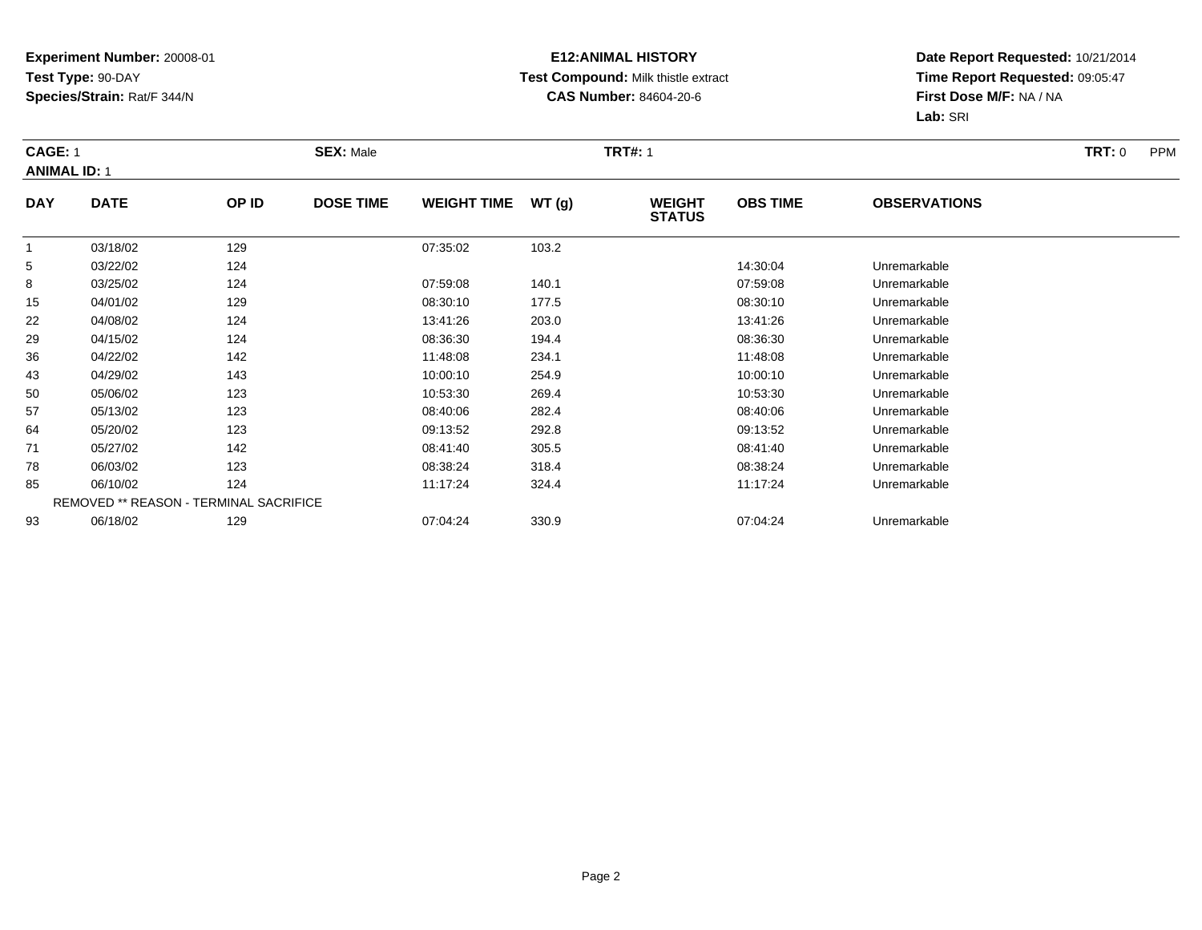**Experiment Number:** 20008-01
**Test Type:** 90-DAY
**Species/Strain:** Rat/F 344/N

**E12:ANIMAL HISTORY**
**Test Compound:** Milk thistle extract
**CAS Number:** 84604-20-6

**Date Report Requested:** 10/21/2014
**Time Report Requested:** 09:05:47
**First Dose M/F:** NA / NA
**Lab:** SRI

**CAGE:** 1 **SEX:** Male **TRT#:** 1 **TRT:** 0 PPM
**ANIMAL ID:** 1

| DAY | DATE | OP ID | DOSE TIME | WEIGHT TIME | WT (g) | WEIGHT STATUS | OBS TIME | OBSERVATIONS |
|---|---|---|---|---|---|---|---|---|
| 1 | 03/18/02 | 129 | | 07:35:02 | 103.2 | | | |
| 5 | 03/22/02 | 124 | | | | | 14:30:04 | Unremarkable |
| 8 | 03/25/02 | 124 | | 07:59:08 | 140.1 | | 07:59:08 | Unremarkable |
| 15 | 04/01/02 | 129 | | 08:30:10 | 177.5 | | 08:30:10 | Unremarkable |
| 22 | 04/08/02 | 124 | | 13:41:26 | 203.0 | | 13:41:26 | Unremarkable |
| 29 | 04/15/02 | 124 | | 08:36:30 | 194.4 | | 08:36:30 | Unremarkable |
| 36 | 04/22/02 | 142 | | 11:48:08 | 234.1 | | 11:48:08 | Unremarkable |
| 43 | 04/29/02 | 143 | | 10:00:10 | 254.9 | | 10:00:10 | Unremarkable |
| 50 | 05/06/02 | 123 | | 10:53:30 | 269.4 | | 10:53:30 | Unremarkable |
| 57 | 05/13/02 | 123 | | 08:40:06 | 282.4 | | 08:40:06 | Unremarkable |
| 64 | 05/20/02 | 123 | | 09:13:52 | 292.8 | | 09:13:52 | Unremarkable |
| 71 | 05/27/02 | 142 | | 08:41:40 | 305.5 | | 08:41:40 | Unremarkable |
| 78 | 06/03/02 | 123 | | 08:38:24 | 318.4 | | 08:38:24 | Unremarkable |
| 85 | 06/10/02 | 124 | | 11:17:24 | 324.4 | | 11:17:24 | Unremarkable |
| | REMOVED ** REASON - TERMINAL SACRIFICE | | | | | | | |
| 93 | 06/18/02 | 129 | | 07:04:24 | 330.9 | | 07:04:24 | Unremarkable |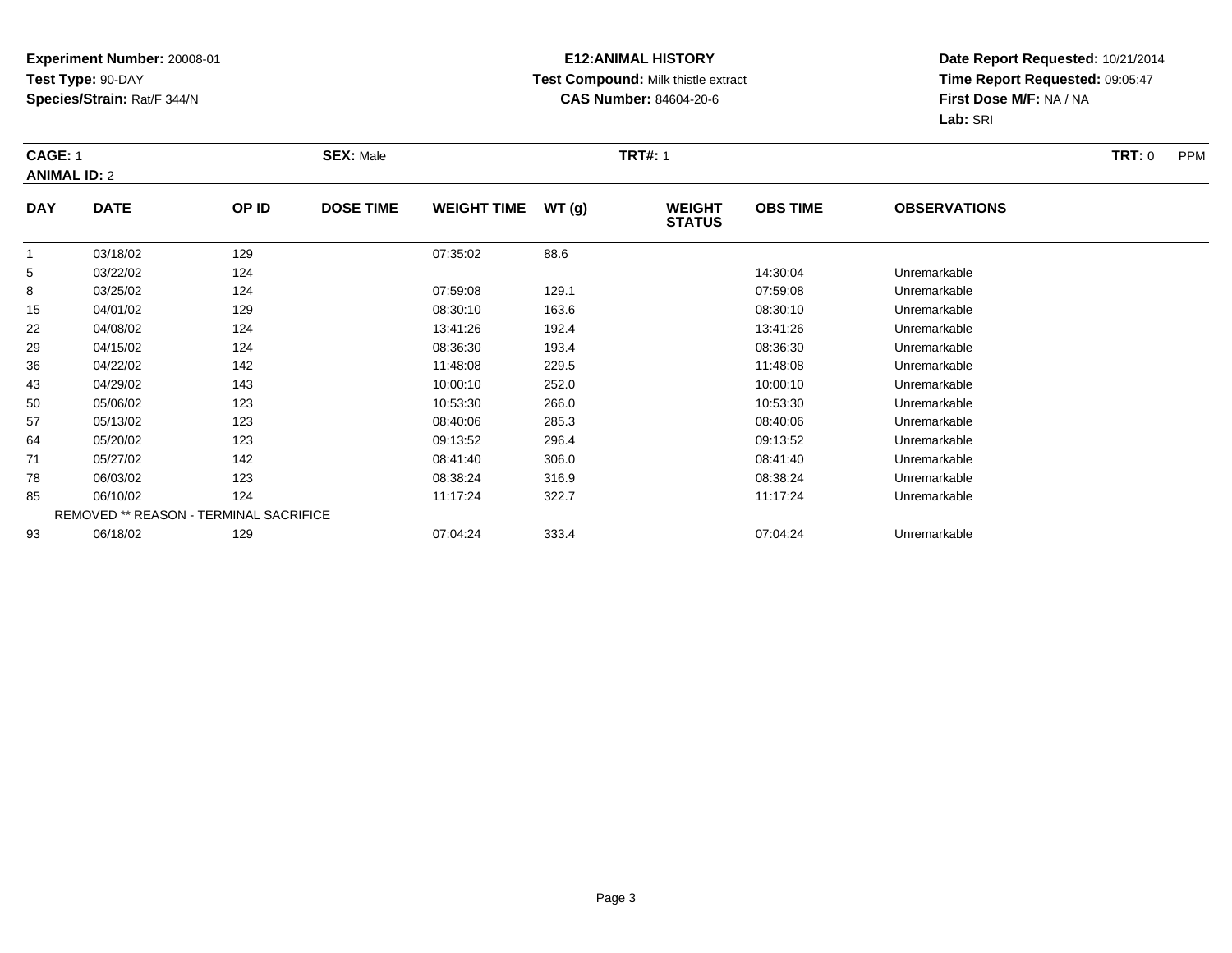**Experiment Number:** 20008-01
**Test Type:** 90-DAY
**Species/Strain:** Rat/F 344/N

**E12:ANIMAL HISTORY**
**Test Compound:** Milk thistle extract
**CAS Number:** 84604-20-6

**Date Report Requested:** 10/21/2014
**Time Report Requested:** 09:05:47
**First Dose M/F:** NA / NA
**Lab:** SRI

**CAGE:** 1 **SEX:** Male **TRT#:** 1 **TRT:** 0 PPM
**ANIMAL ID:** 2

| DAY | DATE | OP ID | DOSE TIME | WEIGHT TIME | WT (g) | WEIGHT STATUS | OBS TIME | OBSERVATIONS |
|---|---|---|---|---|---|---|---|---|
| 1 | 03/18/02 | 129 | | 07:35:02 | 88.6 | | | |
| 5 | 03/22/02 | 124 | | | | | 14:30:04 | Unremarkable |
| 8 | 03/25/02 | 124 | | 07:59:08 | 129.1 | | 07:59:08 | Unremarkable |
| 15 | 04/01/02 | 129 | | 08:30:10 | 163.6 | | 08:30:10 | Unremarkable |
| 22 | 04/08/02 | 124 | | 13:41:26 | 192.4 | | 13:41:26 | Unremarkable |
| 29 | 04/15/02 | 124 | | 08:36:30 | 193.4 | | 08:36:30 | Unremarkable |
| 36 | 04/22/02 | 142 | | 11:48:08 | 229.5 | | 11:48:08 | Unremarkable |
| 43 | 04/29/02 | 143 | | 10:00:10 | 252.0 | | 10:00:10 | Unremarkable |
| 50 | 05/06/02 | 123 | | 10:53:30 | 266.0 | | 10:53:30 | Unremarkable |
| 57 | 05/13/02 | 123 | | 08:40:06 | 285.3 | | 08:40:06 | Unremarkable |
| 64 | 05/20/02 | 123 | | 09:13:52 | 296.4 | | 09:13:52 | Unremarkable |
| 71 | 05/27/02 | 142 | | 08:41:40 | 306.0 | | 08:41:40 | Unremarkable |
| 78 | 06/03/02 | 123 | | 08:38:24 | 316.9 | | 08:38:24 | Unremarkable |
| 85 | 06/10/02 | 124 | | 11:17:24 | 322.7 | | 11:17:24 | Unremarkable |
| | REMOVED ** REASON - TERMINAL SACRIFICE | | | | | | | |
| 93 | 06/18/02 | 129 | | 07:04:24 | 333.4 | | 07:04:24 | Unremarkable |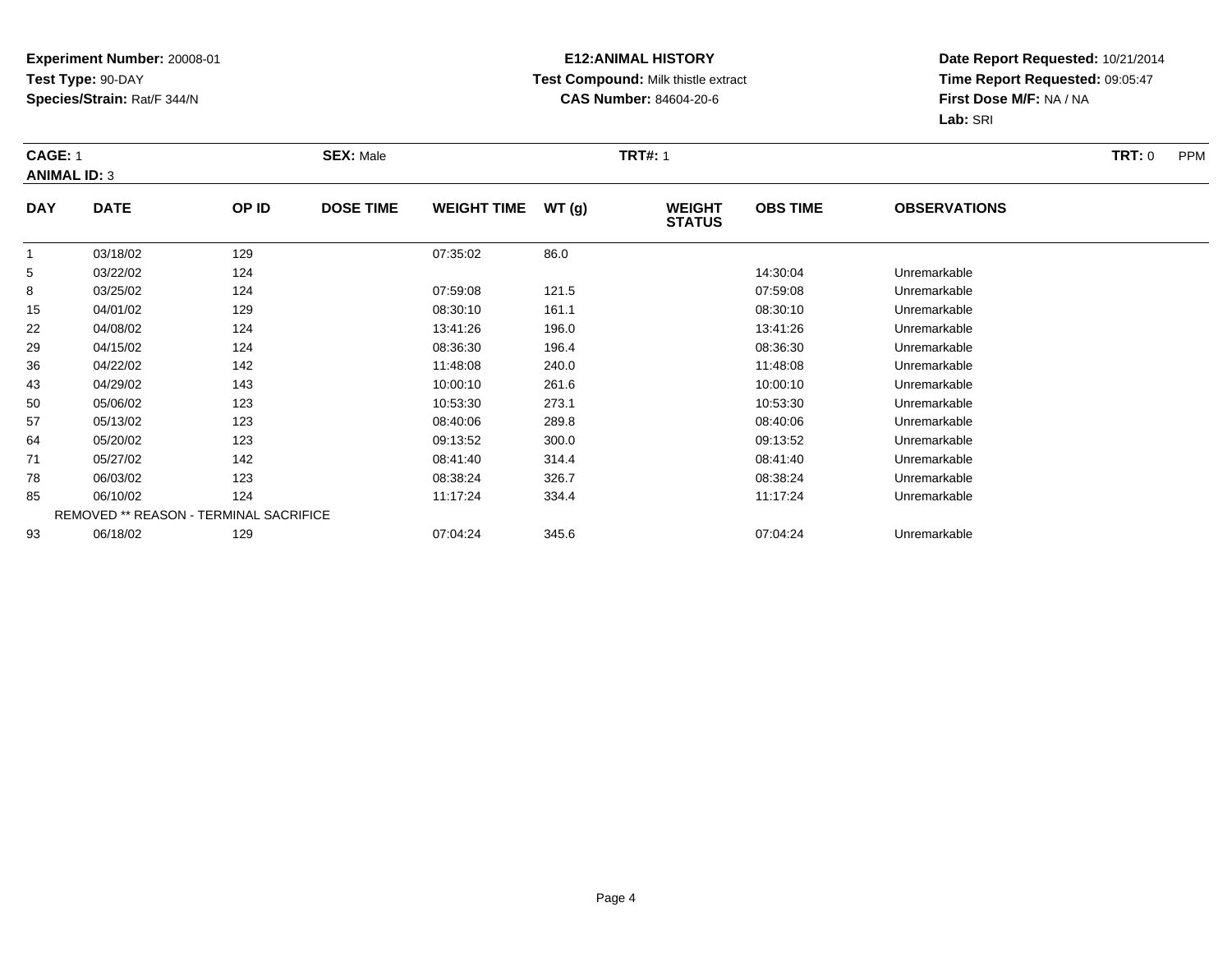**Experiment Number:** 20008-01
**Test Type:** 90-DAY
**Species/Strain:** Rat/F 344/N

**E12:ANIMAL HISTORY**
**Test Compound:** Milk thistle extract
**CAS Number:** 84604-20-6

**Date Report Requested:** 10/21/2014
**Time Report Requested:** 09:05:47
**First Dose M/F:** NA / NA
**Lab:** SRI

**CAGE:** 1 **SEX:** Male **TRT#:** 1 **TRT:** 0 PPM
**ANIMAL ID:** 3

| DAY | DATE | OP ID | DOSE TIME | WEIGHT TIME | WT (g) | WEIGHT STATUS | OBS TIME | OBSERVATIONS |
|---|---|---|---|---|---|---|---|---|
| 1 | 03/18/02 | 129 | | 07:35:02 | 86.0 | | | |
| 5 | 03/22/02 | 124 | | | | | 14:30:04 | Unremarkable |
| 8 | 03/25/02 | 124 | | 07:59:08 | 121.5 | | 07:59:08 | Unremarkable |
| 15 | 04/01/02 | 129 | | 08:30:10 | 161.1 | | 08:30:10 | Unremarkable |
| 22 | 04/08/02 | 124 | | 13:41:26 | 196.0 | | 13:41:26 | Unremarkable |
| 29 | 04/15/02 | 124 | | 08:36:30 | 196.4 | | 08:36:30 | Unremarkable |
| 36 | 04/22/02 | 142 | | 11:48:08 | 240.0 | | 11:48:08 | Unremarkable |
| 43 | 04/29/02 | 143 | | 10:00:10 | 261.6 | | 10:00:10 | Unremarkable |
| 50 | 05/06/02 | 123 | | 10:53:30 | 273.1 | | 10:53:30 | Unremarkable |
| 57 | 05/13/02 | 123 | | 08:40:06 | 289.8 | | 08:40:06 | Unremarkable |
| 64 | 05/20/02 | 123 | | 09:13:52 | 300.0 | | 09:13:52 | Unremarkable |
| 71 | 05/27/02 | 142 | | 08:41:40 | 314.4 | | 08:41:40 | Unremarkable |
| 78 | 06/03/02 | 123 | | 08:38:24 | 326.7 | | 08:38:24 | Unremarkable |
| 85 | 06/10/02 | 124 | | 11:17:24 | 334.4 | | 11:17:24 | Unremarkable |
| | REMOVED ** REASON - TERMINAL SACRIFICE | | | | | | | |
| 93 | 06/18/02 | 129 | | 07:04:24 | 345.6 | | 07:04:24 | Unremarkable |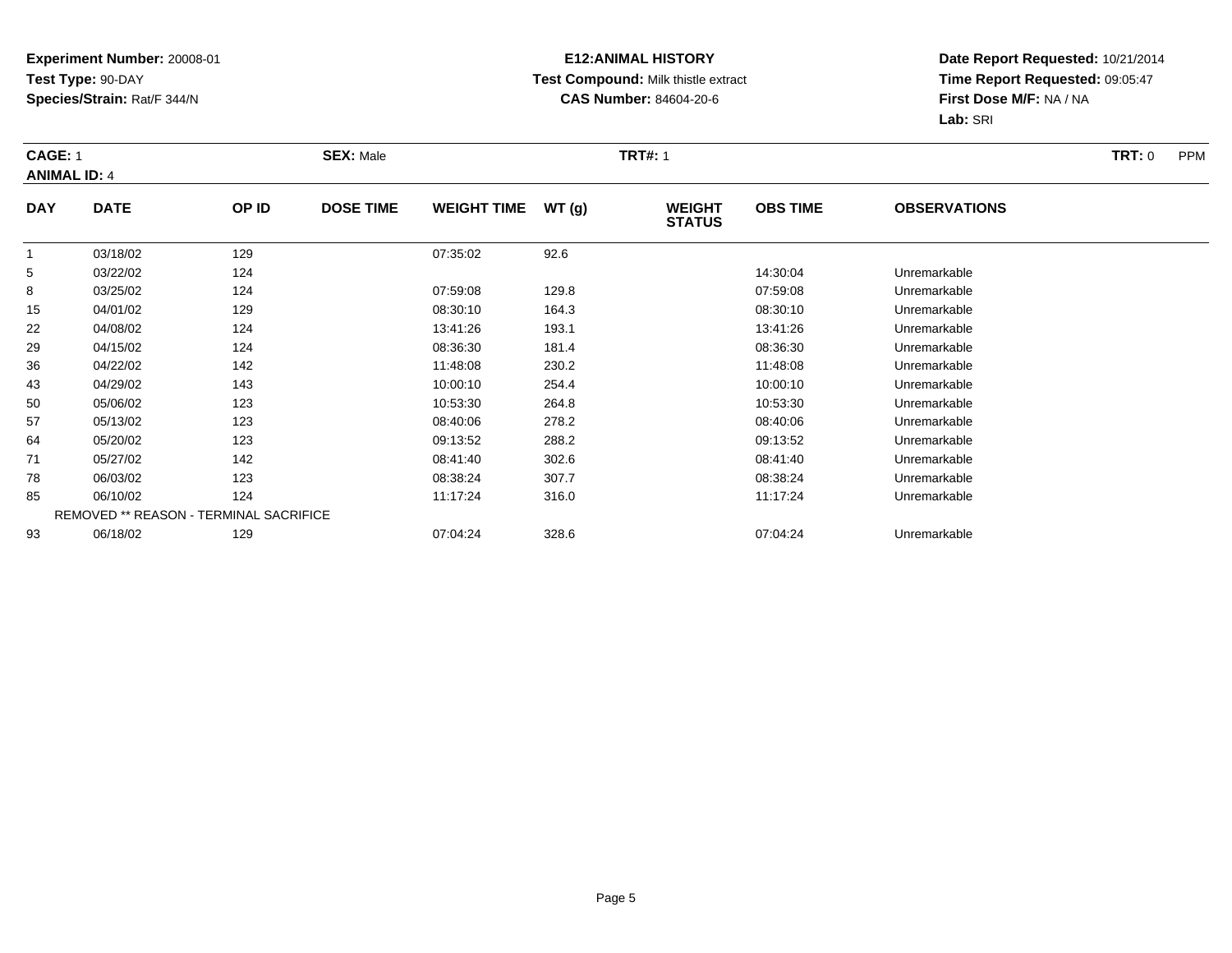**Experiment Number:** 20008-01
**Test Type:** 90-DAY
**Species/Strain:** Rat/F 344/N

**E12:ANIMAL HISTORY**
**Test Compound:** Milk thistle extract
**CAS Number:** 84604-20-6

**Date Report Requested:** 10/21/2014
**Time Report Requested:** 09:05:47
**First Dose M/F:** NA / NA
**Lab:** SRI

**CAGE:** 1 **SEX:** Male **TRT#:** 1 **TRT:** 0 PPM
**ANIMAL ID:** 4

| DAY | DATE | OP ID | DOSE TIME | WEIGHT TIME | WT (g) | WEIGHT STATUS | OBS TIME | OBSERVATIONS |
|---|---|---|---|---|---|---|---|---|
| 1 | 03/18/02 | 129 | | 07:35:02 | 92.6 | | | |
| 5 | 03/22/02 | 124 | | | | | 14:30:04 | Unremarkable |
| 8 | 03/25/02 | 124 | | 07:59:08 | 129.8 | | 07:59:08 | Unremarkable |
| 15 | 04/01/02 | 129 | | 08:30:10 | 164.3 | | 08:30:10 | Unremarkable |
| 22 | 04/08/02 | 124 | | 13:41:26 | 193.1 | | 13:41:26 | Unremarkable |
| 29 | 04/15/02 | 124 | | 08:36:30 | 181.4 | | 08:36:30 | Unremarkable |
| 36 | 04/22/02 | 142 | | 11:48:08 | 230.2 | | 11:48:08 | Unremarkable |
| 43 | 04/29/02 | 143 | | 10:00:10 | 254.4 | | 10:00:10 | Unremarkable |
| 50 | 05/06/02 | 123 | | 10:53:30 | 264.8 | | 10:53:30 | Unremarkable |
| 57 | 05/13/02 | 123 | | 08:40:06 | 278.2 | | 08:40:06 | Unremarkable |
| 64 | 05/20/02 | 123 | | 09:13:52 | 288.2 | | 09:13:52 | Unremarkable |
| 71 | 05/27/02 | 142 | | 08:41:40 | 302.6 | | 08:41:40 | Unremarkable |
| 78 | 06/03/02 | 123 | | 08:38:24 | 307.7 | | 08:38:24 | Unremarkable |
| 85 | 06/10/02 | 124 | | 11:17:24 | 316.0 | | 11:17:24 | Unremarkable |
| | REMOVED ** REASON - TERMINAL SACRIFICE | | | | | | | |
| 93 | 06/18/02 | 129 | | 07:04:24 | 328.6 | | 07:04:24 | Unremarkable |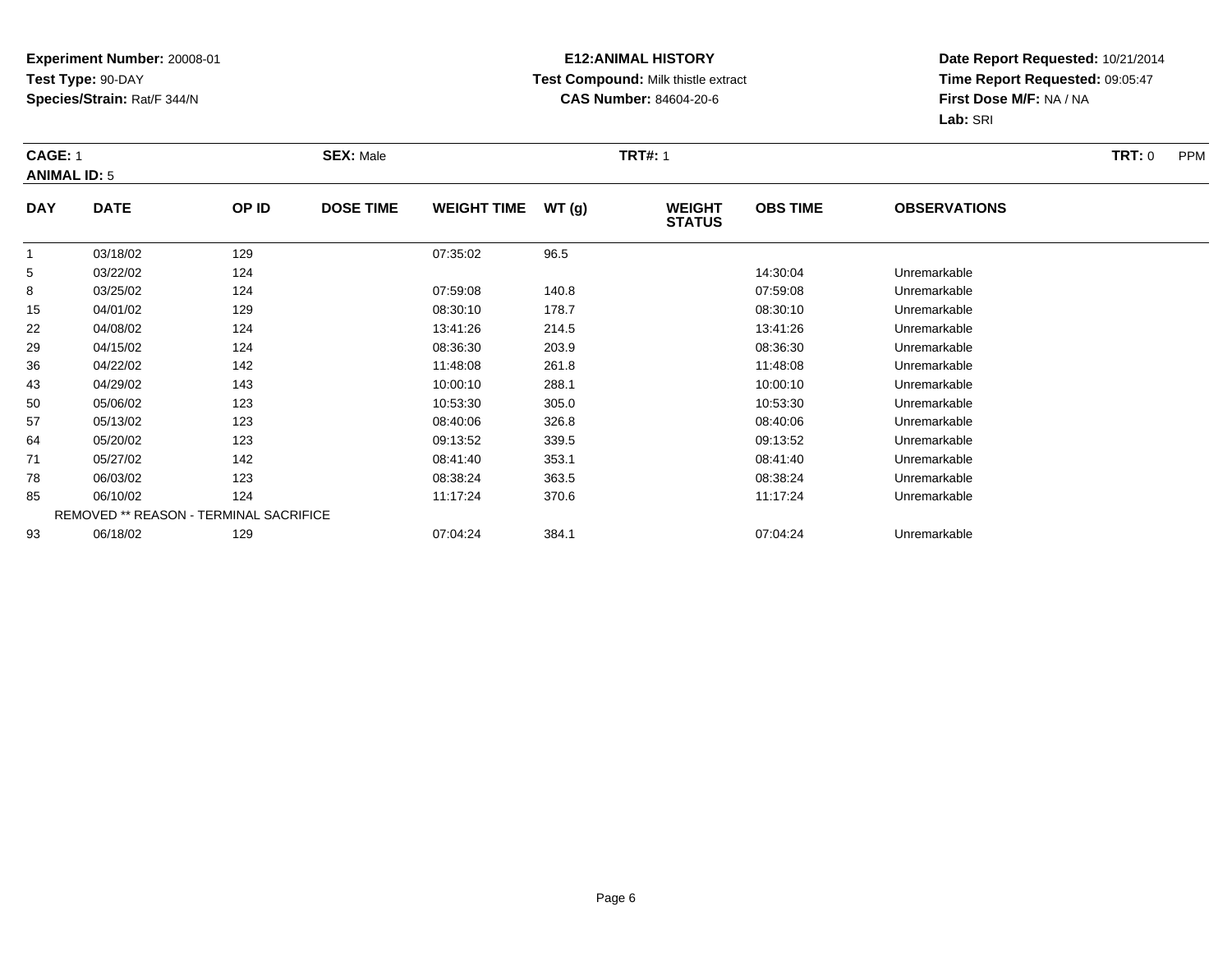**Experiment Number:** 20008-01
**Test Type:** 90-DAY
**Species/Strain:** Rat/F 344/N

**E12:ANIMAL HISTORY**
**Test Compound:** Milk thistle extract
**CAS Number:** 84604-20-6

**Date Report Requested:** 10/21/2014
**Time Report Requested:** 09:05:47
**First Dose M/F:** NA / NA
**Lab:** SRI

**CAGE:** 1 **SEX:** Male **TRT#:** 1 **TRT:** 0 PPM
**ANIMAL ID:** 5

| DAY | DATE | OP ID | DOSE TIME | WEIGHT TIME | WT (g) | WEIGHT STATUS | OBS TIME | OBSERVATIONS |
|---|---|---|---|---|---|---|---|---|
| 1 | 03/18/02 | 129 | | 07:35:02 | 96.5 | | | |
| 5 | 03/22/02 | 124 | | | | | 14:30:04 | Unremarkable |
| 8 | 03/25/02 | 124 | | 07:59:08 | 140.8 | | 07:59:08 | Unremarkable |
| 15 | 04/01/02 | 129 | | 08:30:10 | 178.7 | | 08:30:10 | Unremarkable |
| 22 | 04/08/02 | 124 | | 13:41:26 | 214.5 | | 13:41:26 | Unremarkable |
| 29 | 04/15/02 | 124 | | 08:36:30 | 203.9 | | 08:36:30 | Unremarkable |
| 36 | 04/22/02 | 142 | | 11:48:08 | 261.8 | | 11:48:08 | Unremarkable |
| 43 | 04/29/02 | 143 | | 10:00:10 | 288.1 | | 10:00:10 | Unremarkable |
| 50 | 05/06/02 | 123 | | 10:53:30 | 305.0 | | 10:53:30 | Unremarkable |
| 57 | 05/13/02 | 123 | | 08:40:06 | 326.8 | | 08:40:06 | Unremarkable |
| 64 | 05/20/02 | 123 | | 09:13:52 | 339.5 | | 09:13:52 | Unremarkable |
| 71 | 05/27/02 | 142 | | 08:41:40 | 353.1 | | 08:41:40 | Unremarkable |
| 78 | 06/03/02 | 123 | | 08:38:24 | 363.5 | | 08:38:24 | Unremarkable |
| 85 | 06/10/02 | 124 | | 11:17:24 | 370.6 | | 11:17:24 | Unremarkable |
| | REMOVED ** REASON - TERMINAL SACRIFICE | | | | | | | |
| 93 | 06/18/02 | 129 | | 07:04:24 | 384.1 | | 07:04:24 | Unremarkable |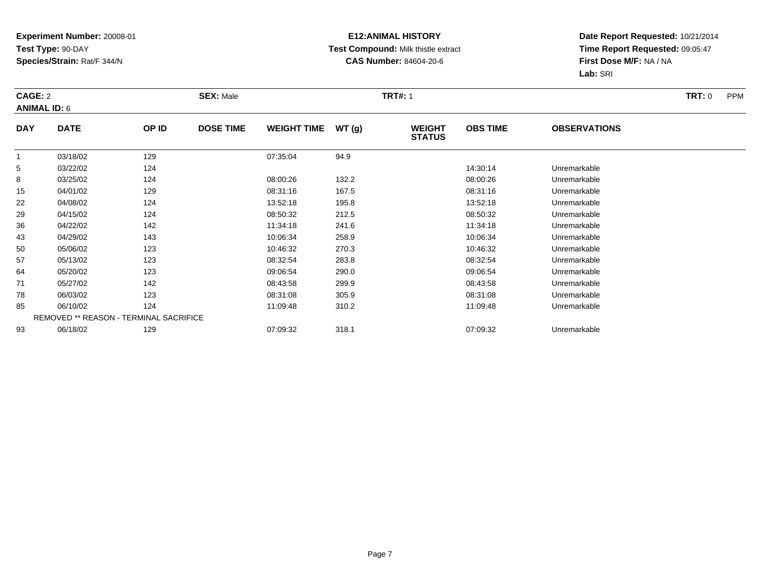**Experiment Number:** 20008-01
**Test Type:** 90-DAY
**Species/Strain:** Rat/F 344/N

**E12:ANIMAL HISTORY**
**Test Compound:** Milk thistle extract
**CAS Number:** 84604-20-6

**Date Report Requested:** 10/21/2014
**Time Report Requested:** 09:05:47
**First Dose M/F:** NA / NA
**Lab:** SRI

**CAGE:** 2 **SEX:** Male **TRT#:** 1 **TRT:** 0 PPM
**ANIMAL ID:** 6

| DAY | DATE | OP ID | DOSE TIME | WEIGHT TIME | WT (g) | WEIGHT STATUS | OBS TIME | OBSERVATIONS |
|---|---|---|---|---|---|---|---|---|
| 1 | 03/18/02 | 129 | | 07:35:04 | 94.9 | | | |
| 5 | 03/22/02 | 124 | | | | | 14:30:14 | Unremarkable |
| 8 | 03/25/02 | 124 | | 08:00:26 | 132.2 | | 08:00:26 | Unremarkable |
| 15 | 04/01/02 | 129 | | 08:31:16 | 167.5 | | 08:31:16 | Unremarkable |
| 22 | 04/08/02 | 124 | | 13:52:18 | 195.8 | | 13:52:18 | Unremarkable |
| 29 | 04/15/02 | 124 | | 08:50:32 | 212.5 | | 08:50:32 | Unremarkable |
| 36 | 04/22/02 | 142 | | 11:34:18 | 241.6 | | 11:34:18 | Unremarkable |
| 43 | 04/29/02 | 143 | | 10:06:34 | 258.9 | | 10:06:34 | Unremarkable |
| 50 | 05/06/02 | 123 | | 10:46:32 | 270.3 | | 10:46:32 | Unremarkable |
| 57 | 05/13/02 | 123 | | 08:32:54 | 283.8 | | 08:32:54 | Unremarkable |
| 64 | 05/20/02 | 123 | | 09:06:54 | 290.0 | | 09:06:54 | Unremarkable |
| 71 | 05/27/02 | 142 | | 08:43:58 | 299.9 | | 08:43:58 | Unremarkable |
| 78 | 06/03/02 | 123 | | 08:31:08 | 305.9 | | 08:31:08 | Unremarkable |
| 85 | 06/10/02 | 124 | | 11:09:48 | 310.2 | | 11:09:48 | Unremarkable |
| | REMOVED ** REASON - TERMINAL SACRIFICE | | | | | | | |
| 93 | 06/18/02 | 129 | | 07:09:32 | 318.1 | | 07:09:32 | Unremarkable |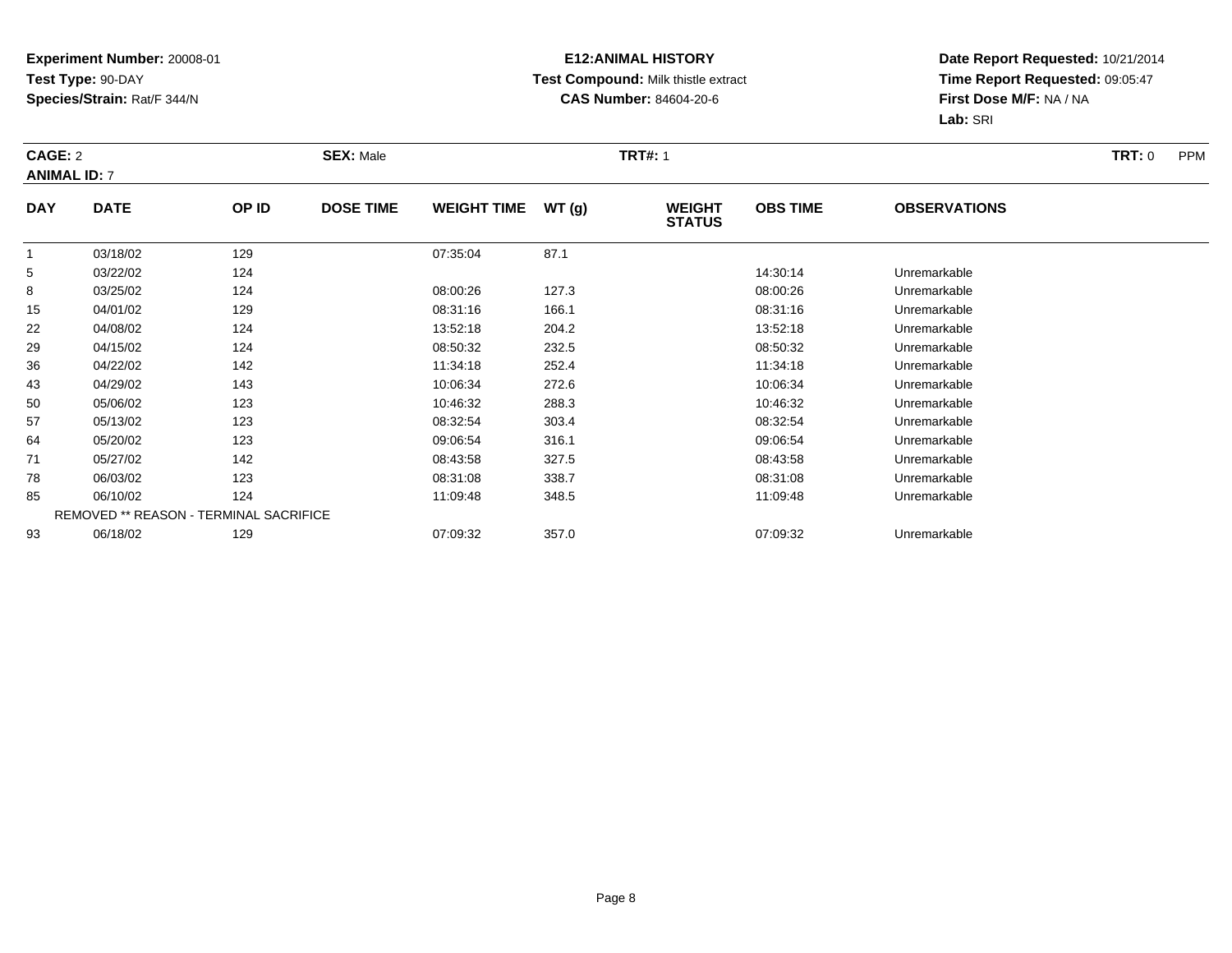**Experiment Number:** 20008-01
**Test Type:** 90-DAY
**Species/Strain:** Rat/F 344/N

**E12:ANIMAL HISTORY**
**Test Compound:** Milk thistle extract
**CAS Number:** 84604-20-6

**Date Report Requested:** 10/21/2014
**Time Report Requested:** 09:05:47
**First Dose M/F:** NA / NA
**Lab:** SRI

**CAGE:** 2 **SEX:** Male **TRT#:** 1 **TRT:** 0 PPM
**ANIMAL ID:** 7

| DAY | DATE | OP ID | DOSE TIME | WEIGHT TIME | WT (g) | WEIGHT STATUS | OBS TIME | OBSERVATIONS |
|---|---|---|---|---|---|---|---|---|
| 1 | 03/18/02 | 129 | | 07:35:04 | 87.1 | | | |
| 5 | 03/22/02 | 124 | | | | | 14:30:14 | Unremarkable |
| 8 | 03/25/02 | 124 | | 08:00:26 | 127.3 | | 08:00:26 | Unremarkable |
| 15 | 04/01/02 | 129 | | 08:31:16 | 166.1 | | 08:31:16 | Unremarkable |
| 22 | 04/08/02 | 124 | | 13:52:18 | 204.2 | | 13:52:18 | Unremarkable |
| 29 | 04/15/02 | 124 | | 08:50:32 | 232.5 | | 08:50:32 | Unremarkable |
| 36 | 04/22/02 | 142 | | 11:34:18 | 252.4 | | 11:34:18 | Unremarkable |
| 43 | 04/29/02 | 143 | | 10:06:34 | 272.6 | | 10:06:34 | Unremarkable |
| 50 | 05/06/02 | 123 | | 10:46:32 | 288.3 | | 10:46:32 | Unremarkable |
| 57 | 05/13/02 | 123 | | 08:32:54 | 303.4 | | 08:32:54 | Unremarkable |
| 64 | 05/20/02 | 123 | | 09:06:54 | 316.1 | | 09:06:54 | Unremarkable |
| 71 | 05/27/02 | 142 | | 08:43:58 | 327.5 | | 08:43:58 | Unremarkable |
| 78 | 06/03/02 | 123 | | 08:31:08 | 338.7 | | 08:31:08 | Unremarkable |
| 85 | 06/10/02 | 124 | | 11:09:48 | 348.5 | | 11:09:48 | Unremarkable |
| | REMOVED ** REASON - TERMINAL SACRIFICE | | | | | | | |
| 93 | 06/18/02 | 129 | | 07:09:32 | 357.0 | | 07:09:32 | Unremarkable |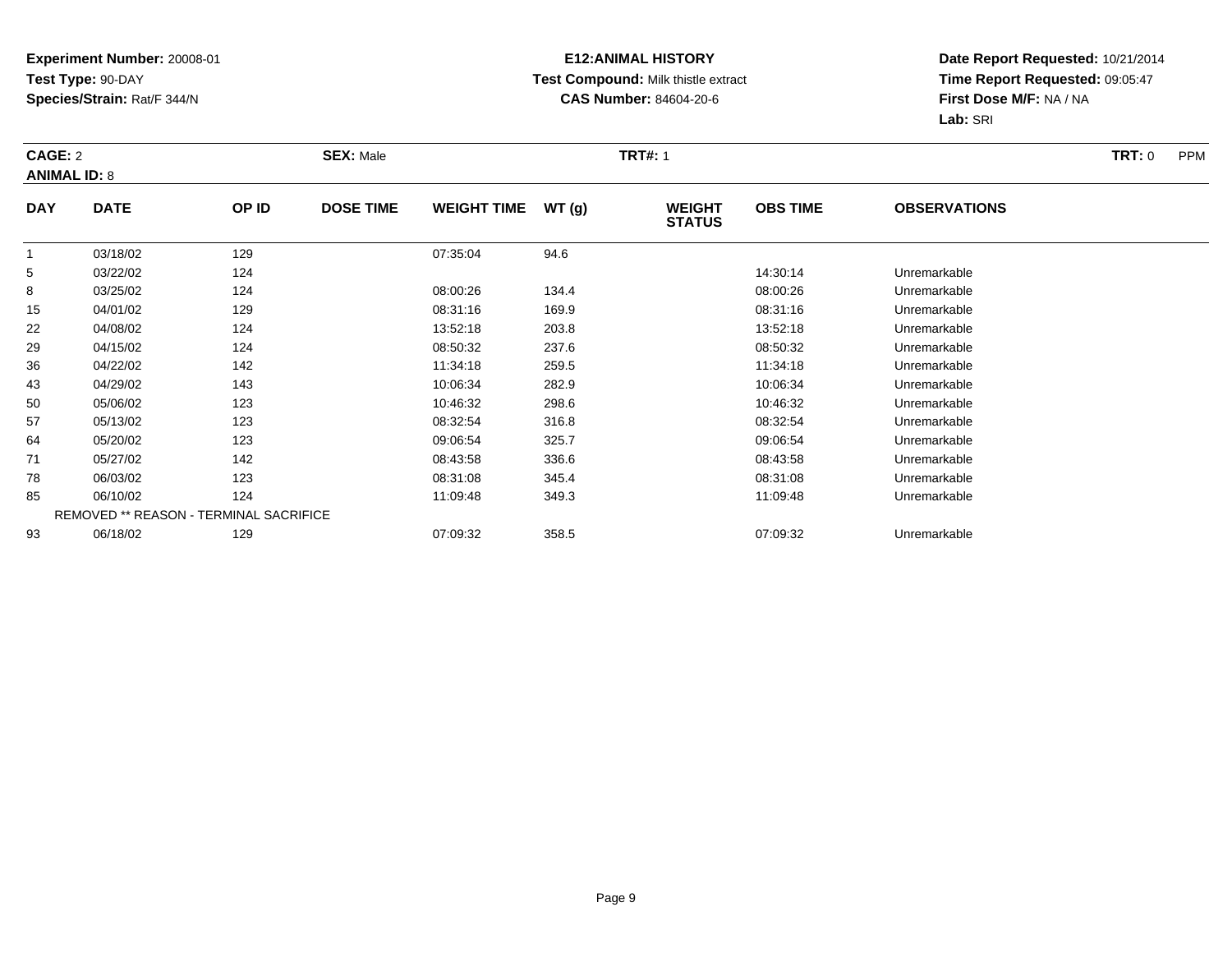**Experiment Number:** 20008-01
**Test Type:** 90-DAY
**Species/Strain:** Rat/F 344/N

**E12:ANIMAL HISTORY**
**Test Compound:** Milk thistle extract
**CAS Number:** 84604-20-6

**Date Report Requested:** 10/21/2014
**Time Report Requested:** 09:05:47
**First Dose M/F:** NA / NA
**Lab:** SRI

**CAGE:** 2 **SEX:** Male **TRT#:** 1 **TRT:** 0 PPM
**ANIMAL ID:** 8

| DAY | DATE | OP ID | DOSE TIME | WEIGHT TIME | WT (g) | WEIGHT STATUS | OBS TIME | OBSERVATIONS |
|---|---|---|---|---|---|---|---|---|
| 1 | 03/18/02 | 129 | | 07:35:04 | 94.6 | | | |
| 5 | 03/22/02 | 124 | | | | | 14:30:14 | Unremarkable |
| 8 | 03/25/02 | 124 | | 08:00:26 | 134.4 | | 08:00:26 | Unremarkable |
| 15 | 04/01/02 | 129 | | 08:31:16 | 169.9 | | 08:31:16 | Unremarkable |
| 22 | 04/08/02 | 124 | | 13:52:18 | 203.8 | | 13:52:18 | Unremarkable |
| 29 | 04/15/02 | 124 | | 08:50:32 | 237.6 | | 08:50:32 | Unremarkable |
| 36 | 04/22/02 | 142 | | 11:34:18 | 259.5 | | 11:34:18 | Unremarkable |
| 43 | 04/29/02 | 143 | | 10:06:34 | 282.9 | | 10:06:34 | Unremarkable |
| 50 | 05/06/02 | 123 | | 10:46:32 | 298.6 | | 10:46:32 | Unremarkable |
| 57 | 05/13/02 | 123 | | 08:32:54 | 316.8 | | 08:32:54 | Unremarkable |
| 64 | 05/20/02 | 123 | | 09:06:54 | 325.7 | | 09:06:54 | Unremarkable |
| 71 | 05/27/02 | 142 | | 08:43:58 | 336.6 | | 08:43:58 | Unremarkable |
| 78 | 06/03/02 | 123 | | 08:31:08 | 345.4 | | 08:31:08 | Unremarkable |
| 85 | 06/10/02 | 124 | | 11:09:48 | 349.3 | | 11:09:48 | Unremarkable |
| | REMOVED ** REASON - TERMINAL SACRIFICE | | | | | | | |
| 93 | 06/18/02 | 129 | | 07:09:32 | 358.5 | | 07:09:32 | Unremarkable |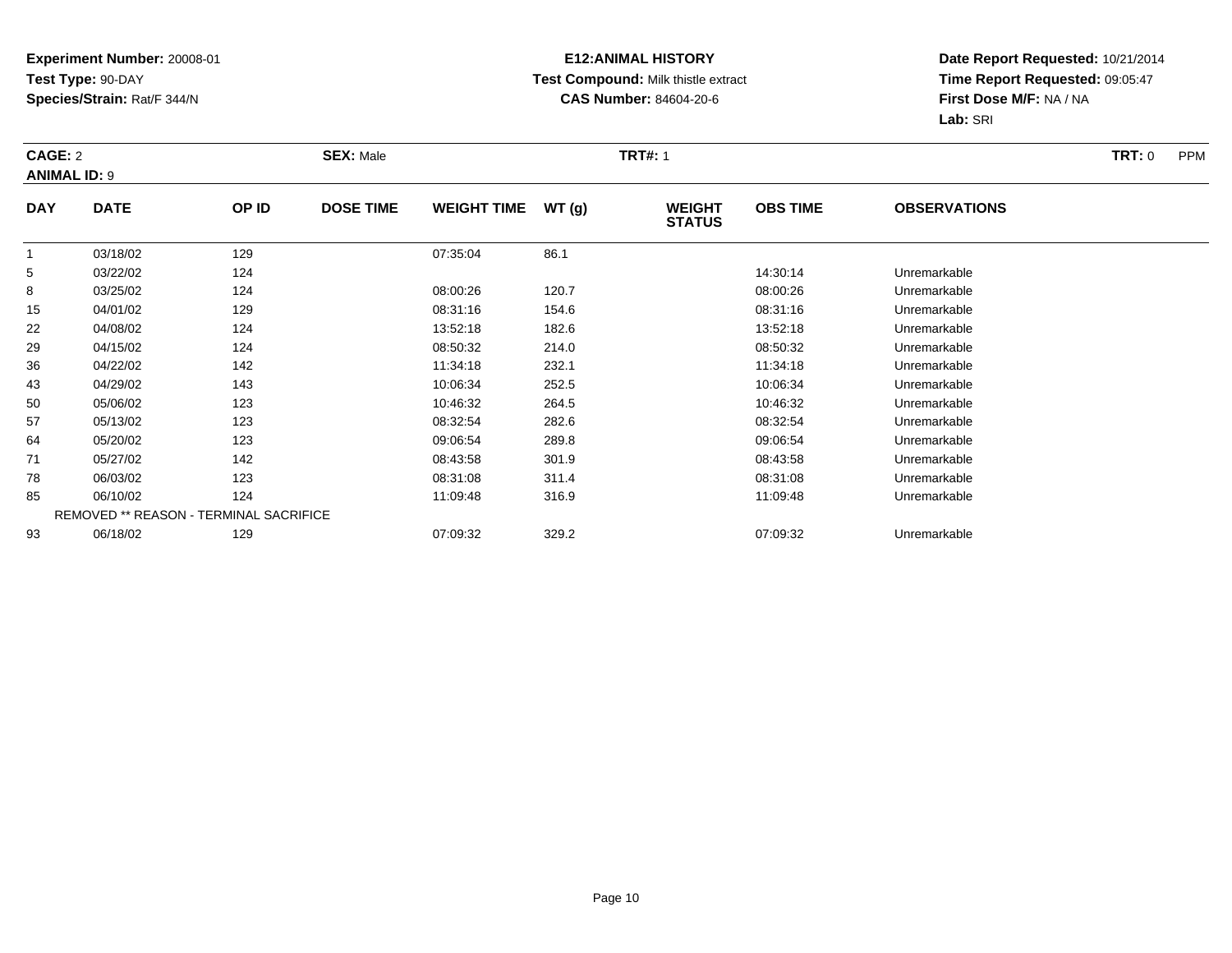**Experiment Number:** 20008-01
**Test Type:** 90-DAY
**Species/Strain:** Rat/F 344/N

**E12:ANIMAL HISTORY**
**Test Compound:** Milk thistle extract
**CAS Number:** 84604-20-6

**Date Report Requested:** 10/21/2014
**Time Report Requested:** 09:05:47
**First Dose M/F:** NA / NA
**Lab:** SRI

**CAGE:** 2 **SEX:** Male **TRT#:** 1 **TRT:** 0 PPM
**ANIMAL ID:** 9

| DAY | DATE | OP ID | DOSE TIME | WEIGHT TIME | WT (g) | WEIGHT STATUS | OBS TIME | OBSERVATIONS |
|---|---|---|---|---|---|---|---|---|
| 1 | 03/18/02 | 129 | | 07:35:04 | 86.1 | | | |
| 5 | 03/22/02 | 124 | | | | | 14:30:14 | Unremarkable |
| 8 | 03/25/02 | 124 | | 08:00:26 | 120.7 | | 08:00:26 | Unremarkable |
| 15 | 04/01/02 | 129 | | 08:31:16 | 154.6 | | 08:31:16 | Unremarkable |
| 22 | 04/08/02 | 124 | | 13:52:18 | 182.6 | | 13:52:18 | Unremarkable |
| 29 | 04/15/02 | 124 | | 08:50:32 | 214.0 | | 08:50:32 | Unremarkable |
| 36 | 04/22/02 | 142 | | 11:34:18 | 232.1 | | 11:34:18 | Unremarkable |
| 43 | 04/29/02 | 143 | | 10:06:34 | 252.5 | | 10:06:34 | Unremarkable |
| 50 | 05/06/02 | 123 | | 10:46:32 | 264.5 | | 10:46:32 | Unremarkable |
| 57 | 05/13/02 | 123 | | 08:32:54 | 282.6 | | 08:32:54 | Unremarkable |
| 64 | 05/20/02 | 123 | | 09:06:54 | 289.8 | | 09:06:54 | Unremarkable |
| 71 | 05/27/02 | 142 | | 08:43:58 | 301.9 | | 08:43:58 | Unremarkable |
| 78 | 06/03/02 | 123 | | 08:31:08 | 311.4 | | 08:31:08 | Unremarkable |
| 85 | 06/10/02 | 124 | | 11:09:48 | 316.9 | | 11:09:48 | Unremarkable |
| | REMOVED ** REASON - TERMINAL SACRIFICE | | | | | | | |
| 93 | 06/18/02 | 129 | | 07:09:32 | 329.2 | | 07:09:32 | Unremarkable |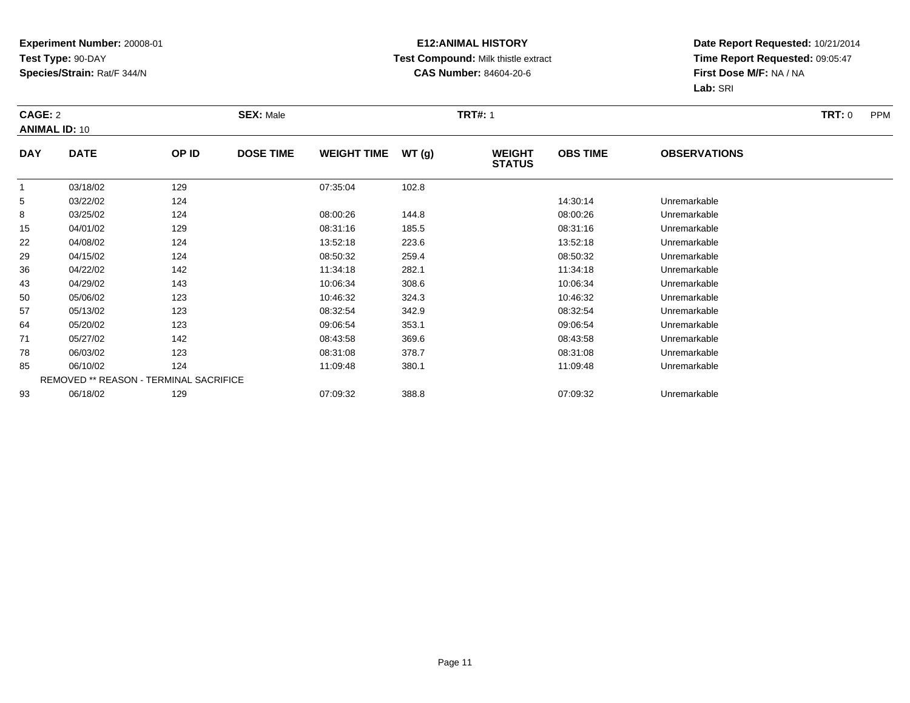**Experiment Number:** 20008-01
**Test Type:** 90-DAY
**Species/Strain:** Rat/F 344/N

**E12:ANIMAL HISTORY**
**Test Compound:** Milk thistle extract
**CAS Number:** 84604-20-6

**Date Report Requested:** 10/21/2014
**Time Report Requested:** 09:05:47
**First Dose M/F:** NA / NA
**Lab:** SRI

**CAGE:** 2 **SEX:** Male **TRT#:** 1 **TRT:** 0 PPM
**ANIMAL ID:** 10

| DAY | DATE | OP ID | DOSE TIME | WEIGHT TIME | WT (g) | WEIGHT STATUS | OBS TIME | OBSERVATIONS |
|---|---|---|---|---|---|---|---|---|
| 1 | 03/18/02 | 129 | | 07:35:04 | 102.8 | | | |
| 5 | 03/22/02 | 124 | | | | | 14:30:14 | Unremarkable |
| 8 | 03/25/02 | 124 | | 08:00:26 | 144.8 | | 08:00:26 | Unremarkable |
| 15 | 04/01/02 | 129 | | 08:31:16 | 185.5 | | 08:31:16 | Unremarkable |
| 22 | 04/08/02 | 124 | | 13:52:18 | 223.6 | | 13:52:18 | Unremarkable |
| 29 | 04/15/02 | 124 | | 08:50:32 | 259.4 | | 08:50:32 | Unremarkable |
| 36 | 04/22/02 | 142 | | 11:34:18 | 282.1 | | 11:34:18 | Unremarkable |
| 43 | 04/29/02 | 143 | | 10:06:34 | 308.6 | | 10:06:34 | Unremarkable |
| 50 | 05/06/02 | 123 | | 10:46:32 | 324.3 | | 10:46:32 | Unremarkable |
| 57 | 05/13/02 | 123 | | 08:32:54 | 342.9 | | 08:32:54 | Unremarkable |
| 64 | 05/20/02 | 123 | | 09:06:54 | 353.1 | | 09:06:54 | Unremarkable |
| 71 | 05/27/02 | 142 | | 08:43:58 | 369.6 | | 08:43:58 | Unremarkable |
| 78 | 06/03/02 | 123 | | 08:31:08 | 378.7 | | 08:31:08 | Unremarkable |
| 85 | 06/10/02 | 124 | | 11:09:48 | 380.1 | | 11:09:48 | Unremarkable |
| | REMOVED ** REASON - TERMINAL SACRIFICE | | | | | | | |
| 93 | 06/18/02 | 129 | | 07:09:32 | 388.8 | | 07:09:32 | Unremarkable |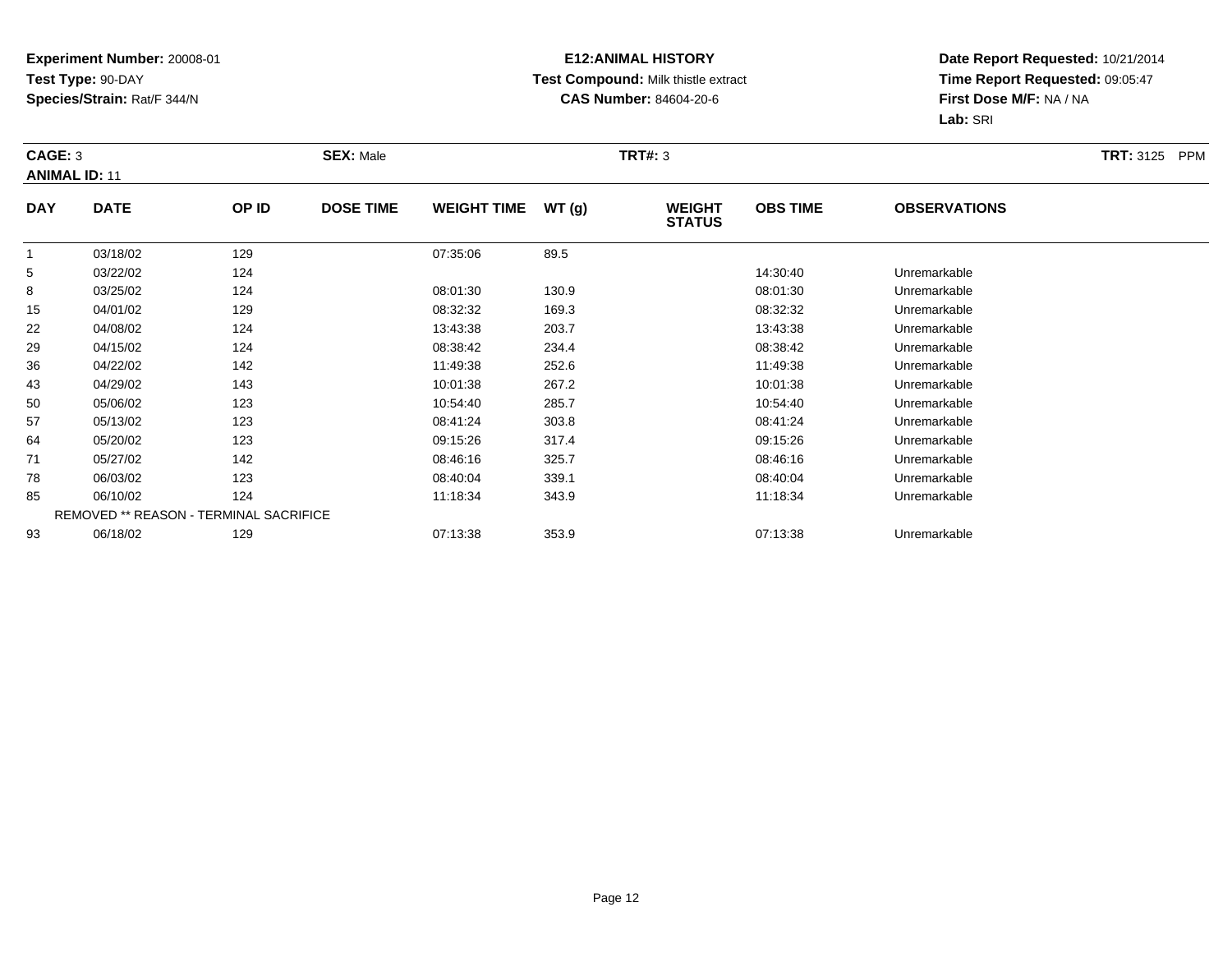**Experiment Number:** 20008-01
**Test Type:** 90-DAY
**Species/Strain:** Rat/F 344/N

**E12:ANIMAL HISTORY**
**Test Compound:** Milk thistle extract
**CAS Number:** 84604-20-6

**Date Report Requested:** 10/21/2014
**Time Report Requested:** 09:05:47
**First Dose M/F:** NA / NA
**Lab:** SRI

**CAGE:** 3 | **SEX:** Male | **TRT#:** 3 | **TRT:** 3125 PPM

**ANIMAL ID:** 11

| DAY | DATE | OP ID | DOSE TIME | WEIGHT TIME | WT (g) | WEIGHT STATUS | OBS TIME | OBSERVATIONS |
|---|---|---|---|---|---|---|---|---|
| 1 | 03/18/02 | 129 | | 07:35:06 | 89.5 | | | |
| 5 | 03/22/02 | 124 | | | | | 14:30:40 | Unremarkable |
| 8 | 03/25/02 | 124 | | 08:01:30 | 130.9 | | 08:01:30 | Unremarkable |
| 15 | 04/01/02 | 129 | | 08:32:32 | 169.3 | | 08:32:32 | Unremarkable |
| 22 | 04/08/02 | 124 | | 13:43:38 | 203.7 | | 13:43:38 | Unremarkable |
| 29 | 04/15/02 | 124 | | 08:38:42 | 234.4 | | 08:38:42 | Unremarkable |
| 36 | 04/22/02 | 142 | | 11:49:38 | 252.6 | | 11:49:38 | Unremarkable |
| 43 | 04/29/02 | 143 | | 10:01:38 | 267.2 | | 10:01:38 | Unremarkable |
| 50 | 05/06/02 | 123 | | 10:54:40 | 285.7 | | 10:54:40 | Unremarkable |
| 57 | 05/13/02 | 123 | | 08:41:24 | 303.8 | | 08:41:24 | Unremarkable |
| 64 | 05/20/02 | 123 | | 09:15:26 | 317.4 | | 09:15:26 | Unremarkable |
| 71 | 05/27/02 | 142 | | 08:46:16 | 325.7 | | 08:46:16 | Unremarkable |
| 78 | 06/03/02 | 123 | | 08:40:04 | 339.1 | | 08:40:04 | Unremarkable |
| 85 | 06/10/02 | 124 | | 11:18:34 | 343.9 | | 11:18:34 | Unremarkable |
| | REMOVED ** REASON - TERMINAL SACRIFICE | | | | | | | |
| 93 | 06/18/02 | 129 | | 07:13:38 | 353.9 | | 07:13:38 | Unremarkable |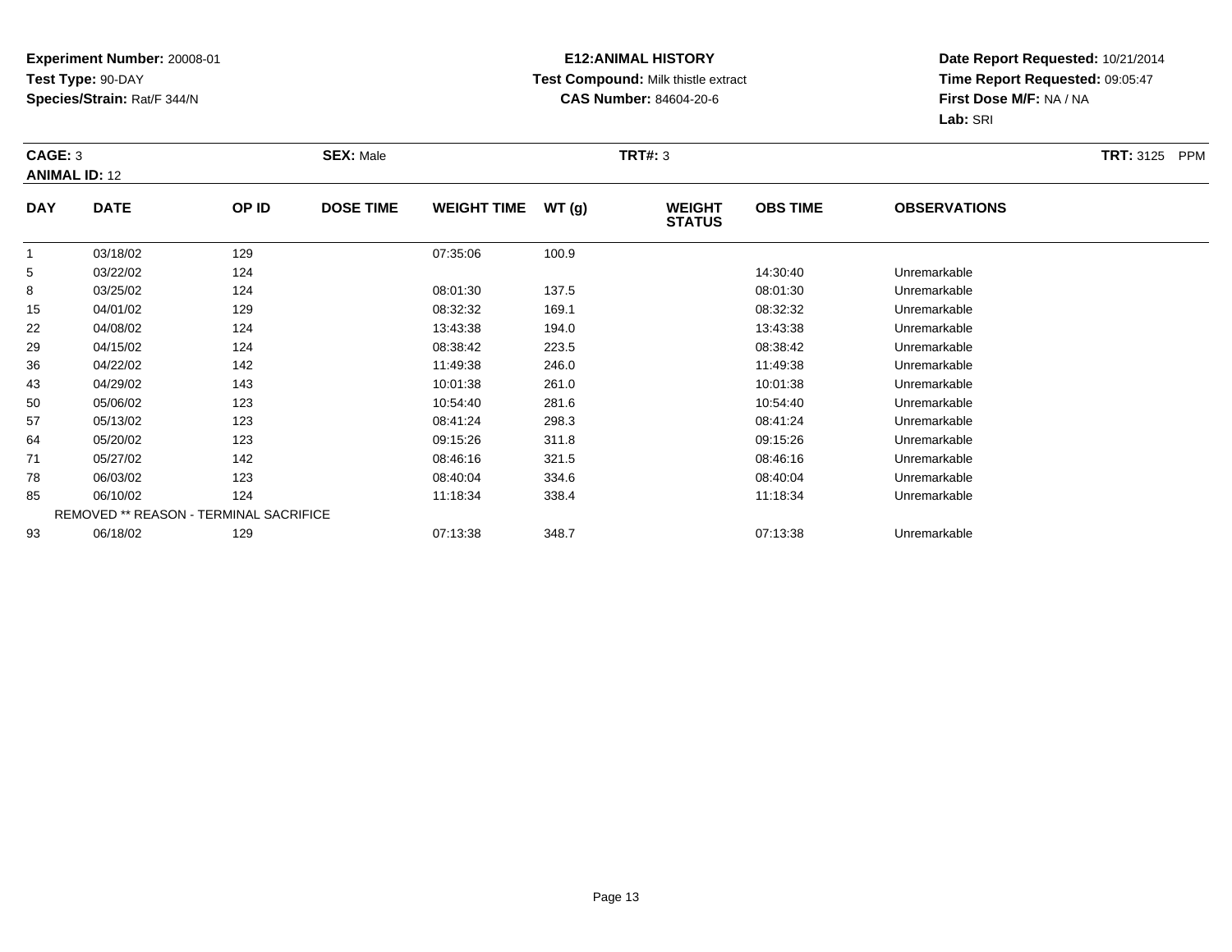**Experiment Number:** 20008-01
**Test Type:** 90-DAY
**Species/Strain:** Rat/F 344/N

**E12:ANIMAL HISTORY**
**Test Compound:** Milk thistle extract
**CAS Number:** 84604-20-6

**Date Report Requested:** 10/21/2014
**Time Report Requested:** 09:05:47
**First Dose M/F:** NA / NA
**Lab:** SRI

**CAGE:** 3 **SEX:** Male **TRT#:** 3 **TRT:** 3125 PPM
**ANIMAL ID:** 12

| DAY | DATE | OP ID | DOSE TIME | WEIGHT TIME | WT (g) | WEIGHT STATUS | OBS TIME | OBSERVATIONS |
|---|---|---|---|---|---|---|---|---|
| 1 | 03/18/02 | 129 | | 07:35:06 | 100.9 | | | |
| 5 | 03/22/02 | 124 | | | | | 14:30:40 | Unremarkable |
| 8 | 03/25/02 | 124 | | 08:01:30 | 137.5 | | 08:01:30 | Unremarkable |
| 15 | 04/01/02 | 129 | | 08:32:32 | 169.1 | | 08:32:32 | Unremarkable |
| 22 | 04/08/02 | 124 | | 13:43:38 | 194.0 | | 13:43:38 | Unremarkable |
| 29 | 04/15/02 | 124 | | 08:38:42 | 223.5 | | 08:38:42 | Unremarkable |
| 36 | 04/22/02 | 142 | | 11:49:38 | 246.0 | | 11:49:38 | Unremarkable |
| 43 | 04/29/02 | 143 | | 10:01:38 | 261.0 | | 10:01:38 | Unremarkable |
| 50 | 05/06/02 | 123 | | 10:54:40 | 281.6 | | 10:54:40 | Unremarkable |
| 57 | 05/13/02 | 123 | | 08:41:24 | 298.3 | | 08:41:24 | Unremarkable |
| 64 | 05/20/02 | 123 | | 09:15:26 | 311.8 | | 09:15:26 | Unremarkable |
| 71 | 05/27/02 | 142 | | 08:46:16 | 321.5 | | 08:46:16 | Unremarkable |
| 78 | 06/03/02 | 123 | | 08:40:04 | 334.6 | | 08:40:04 | Unremarkable |
| 85 | 06/10/02 | 124 | | 11:18:34 | 338.4 | | 11:18:34 | Unremarkable |
| | REMOVED ** REASON - TERMINAL SACRIFICE | | | | | | | |
| 93 | 06/18/02 | 129 | | 07:13:38 | 348.7 | | 07:13:38 | Unremarkable |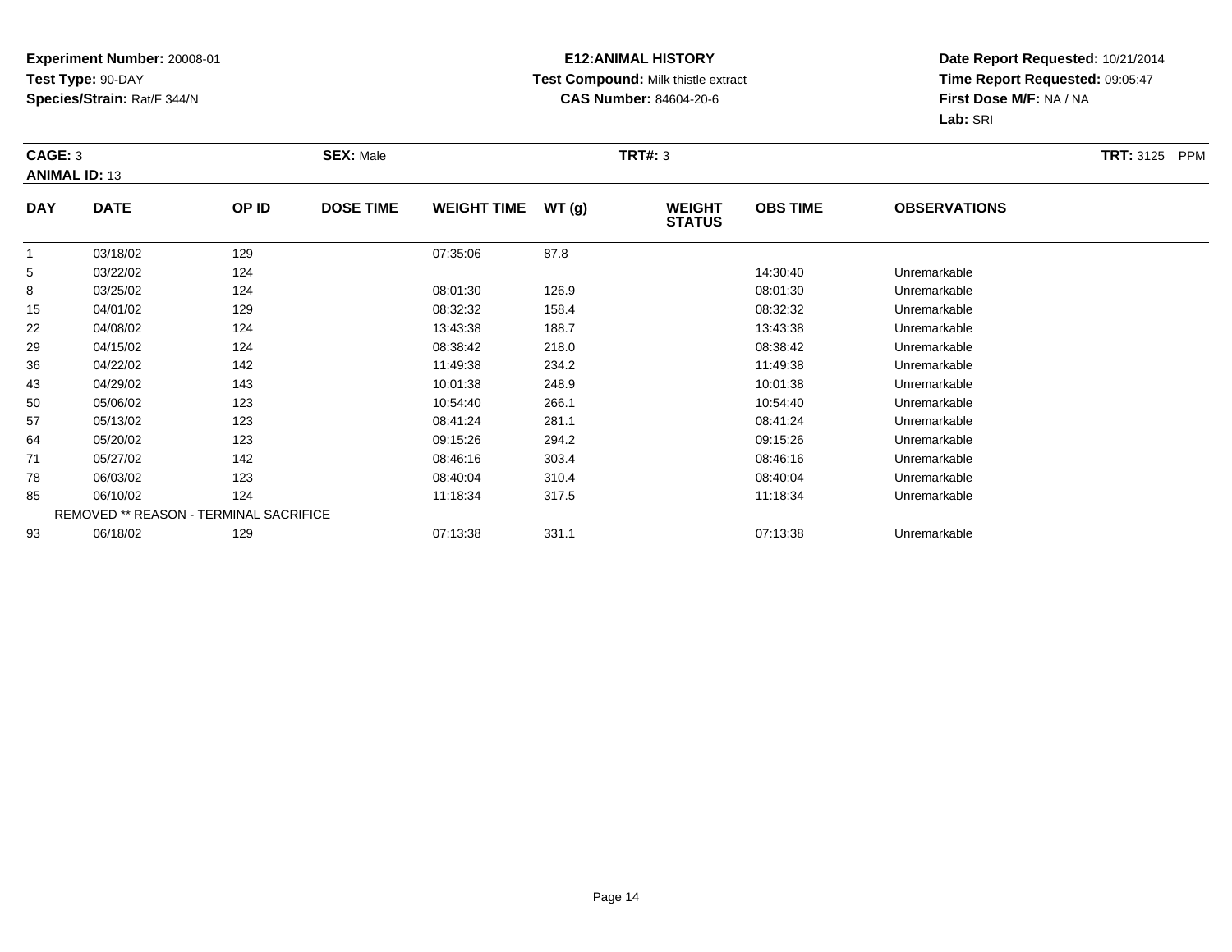**Experiment Number:** 20008-01
**Test Type:** 90-DAY
**Species/Strain:** Rat/F 344/N

**E12:ANIMAL HISTORY**
**Test Compound:** Milk thistle extract
**CAS Number:** 84604-20-6

**Date Report Requested:** 10/21/2014
**Time Report Requested:** 09:05:47
**First Dose M/F:** NA / NA
**Lab:** SRI

**CAGE:** 3 **SEX:** Male **TRT#:** 3 **TRT:** 3125 PPM
**ANIMAL ID:** 13

| DAY | DATE | OP ID | DOSE TIME | WEIGHT TIME | WT (g) | WEIGHT STATUS | OBS TIME | OBSERVATIONS |
|---|---|---|---|---|---|---|---|---|
| 1 | 03/18/02 | 129 | | 07:35:06 | 87.8 | | | |
| 5 | 03/22/02 | 124 | | | | | 14:30:40 | Unremarkable |
| 8 | 03/25/02 | 124 | | 08:01:30 | 126.9 | | 08:01:30 | Unremarkable |
| 15 | 04/01/02 | 129 | | 08:32:32 | 158.4 | | 08:32:32 | Unremarkable |
| 22 | 04/08/02 | 124 | | 13:43:38 | 188.7 | | 13:43:38 | Unremarkable |
| 29 | 04/15/02 | 124 | | 08:38:42 | 218.0 | | 08:38:42 | Unremarkable |
| 36 | 04/22/02 | 142 | | 11:49:38 | 234.2 | | 11:49:38 | Unremarkable |
| 43 | 04/29/02 | 143 | | 10:01:38 | 248.9 | | 10:01:38 | Unremarkable |
| 50 | 05/06/02 | 123 | | 10:54:40 | 266.1 | | 10:54:40 | Unremarkable |
| 57 | 05/13/02 | 123 | | 08:41:24 | 281.1 | | 08:41:24 | Unremarkable |
| 64 | 05/20/02 | 123 | | 09:15:26 | 294.2 | | 09:15:26 | Unremarkable |
| 71 | 05/27/02 | 142 | | 08:46:16 | 303.4 | | 08:46:16 | Unremarkable |
| 78 | 06/03/02 | 123 | | 08:40:04 | 310.4 | | 08:40:04 | Unremarkable |
| 85 | 06/10/02 | 124 | | 11:18:34 | 317.5 | | 11:18:34 | Unremarkable |
| | REMOVED ** REASON - TERMINAL SACRIFICE | | | | | | | |
| 93 | 06/18/02 | 129 | | 07:13:38 | 331.1 | | 07:13:38 | Unremarkable |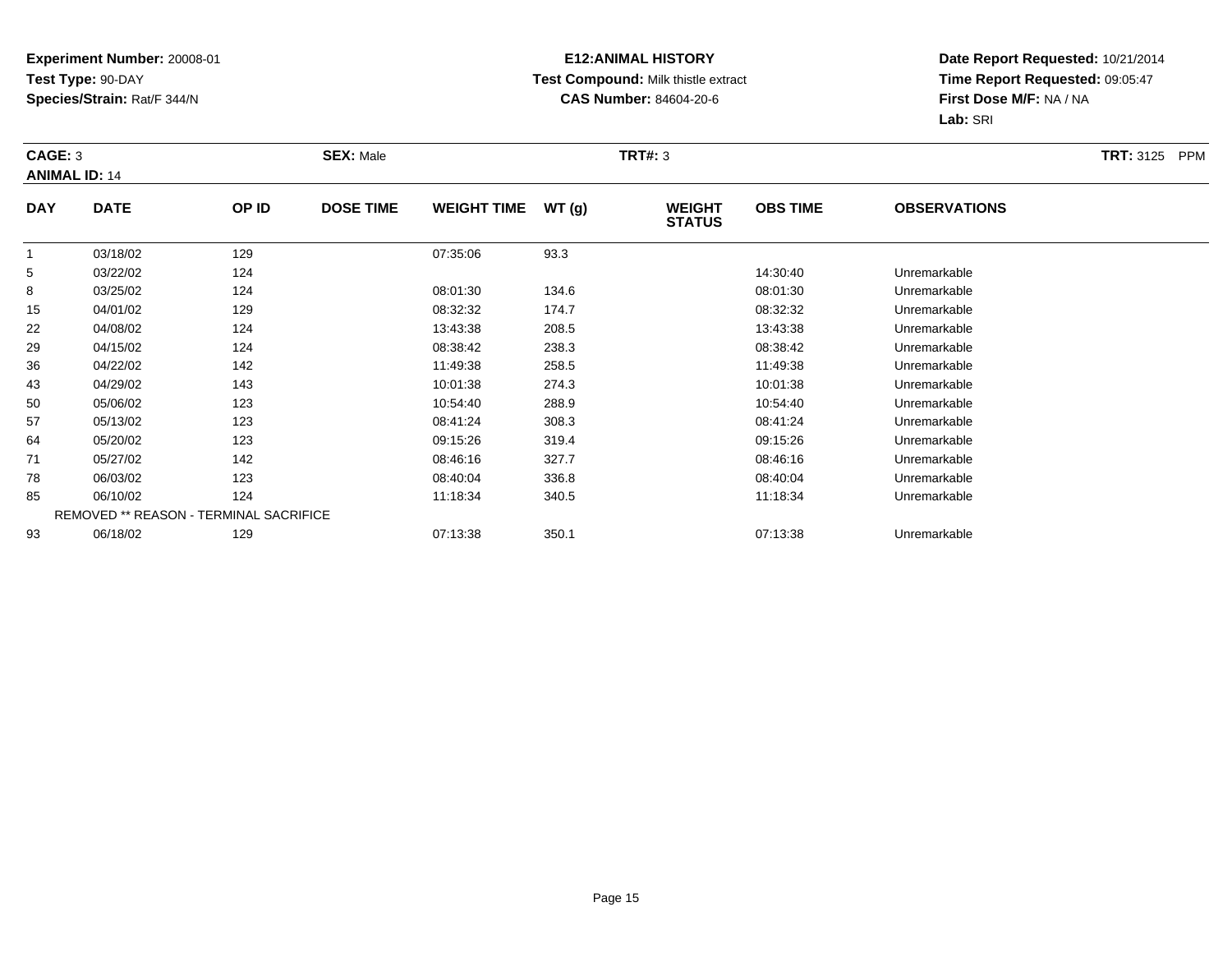**Experiment Number:** 20008-01
**Test Type:** 90-DAY
**Species/Strain:** Rat/F 344/N

**E12:ANIMAL HISTORY**
**Test Compound:** Milk thistle extract
**CAS Number:** 84604-20-6

**Date Report Requested:** 10/21/2014
**Time Report Requested:** 09:05:47
**First Dose M/F:** NA / NA
**Lab:** SRI

**CAGE:** 3 **SEX:** Male **TRT#:** 3 **TRT:** 3125 PPM
**ANIMAL ID:** 14

| DAY | DATE | OP ID | DOSE TIME | WEIGHT TIME | WT (g) | WEIGHT STATUS | OBS TIME | OBSERVATIONS |
|---|---|---|---|---|---|---|---|---|
| 1 | 03/18/02 | 129 | | 07:35:06 | 93.3 | | | |
| 5 | 03/22/02 | 124 | | | | | 14:30:40 | Unremarkable |
| 8 | 03/25/02 | 124 | | 08:01:30 | 134.6 | | 08:01:30 | Unremarkable |
| 15 | 04/01/02 | 129 | | 08:32:32 | 174.7 | | 08:32:32 | Unremarkable |
| 22 | 04/08/02 | 124 | | 13:43:38 | 208.5 | | 13:43:38 | Unremarkable |
| 29 | 04/15/02 | 124 | | 08:38:42 | 238.3 | | 08:38:42 | Unremarkable |
| 36 | 04/22/02 | 142 | | 11:49:38 | 258.5 | | 11:49:38 | Unremarkable |
| 43 | 04/29/02 | 143 | | 10:01:38 | 274.3 | | 10:01:38 | Unremarkable |
| 50 | 05/06/02 | 123 | | 10:54:40 | 288.9 | | 10:54:40 | Unremarkable |
| 57 | 05/13/02 | 123 | | 08:41:24 | 308.3 | | 08:41:24 | Unremarkable |
| 64 | 05/20/02 | 123 | | 09:15:26 | 319.4 | | 09:15:26 | Unremarkable |
| 71 | 05/27/02 | 142 | | 08:46:16 | 327.7 | | 08:46:16 | Unremarkable |
| 78 | 06/03/02 | 123 | | 08:40:04 | 336.8 | | 08:40:04 | Unremarkable |
| 85 | 06/10/02 | 124 | | 11:18:34 | 340.5 | | 11:18:34 | Unremarkable |
| | REMOVED ** REASON - TERMINAL SACRIFICE | | | | | | | |
| 93 | 06/18/02 | 129 | | 07:13:38 | 350.1 | | 07:13:38 | Unremarkable |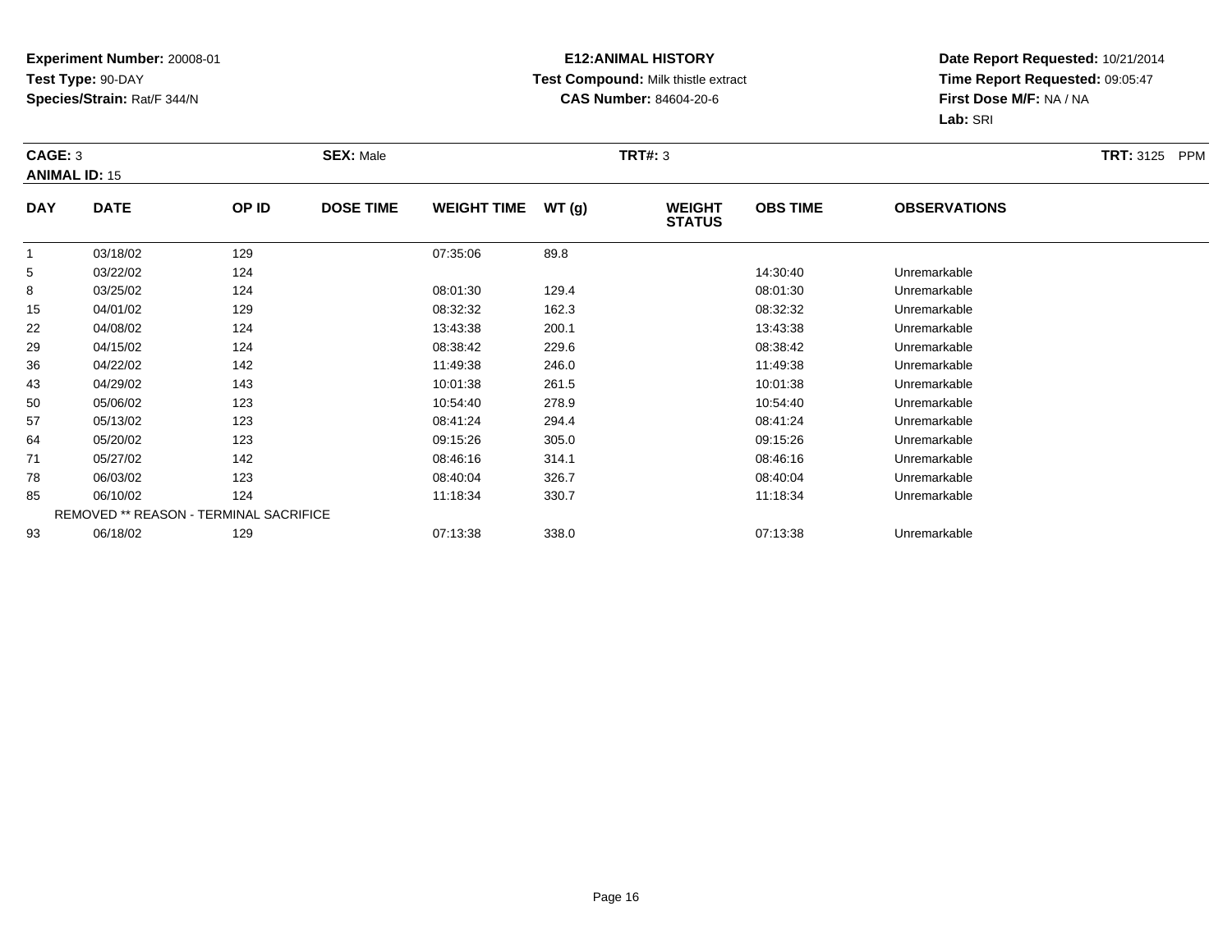**Experiment Number:** 20008-01
**Test Type:** 90-DAY
**Species/Strain:** Rat/F 344/N

**E12:ANIMAL HISTORY**
**Test Compound:** Milk thistle extract
**CAS Number:** 84604-20-6

**Date Report Requested:** 10/21/2014
**Time Report Requested:** 09:05:47
**First Dose M/F:** NA / NA
**Lab:** SRI

**CAGE:** 3 **SEX:** Male **TRT#:** 3 **TRT:** 3125 PPM
**ANIMAL ID:** 15

| DAY | DATE | OP ID | DOSE TIME | WEIGHT TIME | WT (g) | WEIGHT STATUS | OBS TIME | OBSERVATIONS |
|---|---|---|---|---|---|---|---|---|
| 1 | 03/18/02 | 129 | | 07:35:06 | 89.8 | | | |
| 5 | 03/22/02 | 124 | | | | | 14:30:40 | Unremarkable |
| 8 | 03/25/02 | 124 | | 08:01:30 | 129.4 | | 08:01:30 | Unremarkable |
| 15 | 04/01/02 | 129 | | 08:32:32 | 162.3 | | 08:32:32 | Unremarkable |
| 22 | 04/08/02 | 124 | | 13:43:38 | 200.1 | | 13:43:38 | Unremarkable |
| 29 | 04/15/02 | 124 | | 08:38:42 | 229.6 | | 08:38:42 | Unremarkable |
| 36 | 04/22/02 | 142 | | 11:49:38 | 246.0 | | 11:49:38 | Unremarkable |
| 43 | 04/29/02 | 143 | | 10:01:38 | 261.5 | | 10:01:38 | Unremarkable |
| 50 | 05/06/02 | 123 | | 10:54:40 | 278.9 | | 10:54:40 | Unremarkable |
| 57 | 05/13/02 | 123 | | 08:41:24 | 294.4 | | 08:41:24 | Unremarkable |
| 64 | 05/20/02 | 123 | | 09:15:26 | 305.0 | | 09:15:26 | Unremarkable |
| 71 | 05/27/02 | 142 | | 08:46:16 | 314.1 | | 08:46:16 | Unremarkable |
| 78 | 06/03/02 | 123 | | 08:40:04 | 326.7 | | 08:40:04 | Unremarkable |
| 85 | 06/10/02 | 124 | | 11:18:34 | 330.7 | | 11:18:34 | Unremarkable |
| | REMOVED ** REASON - TERMINAL SACRIFICE | | | | | | | |
| 93 | 06/18/02 | 129 | | 07:13:38 | 338.0 | | 07:13:38 | Unremarkable |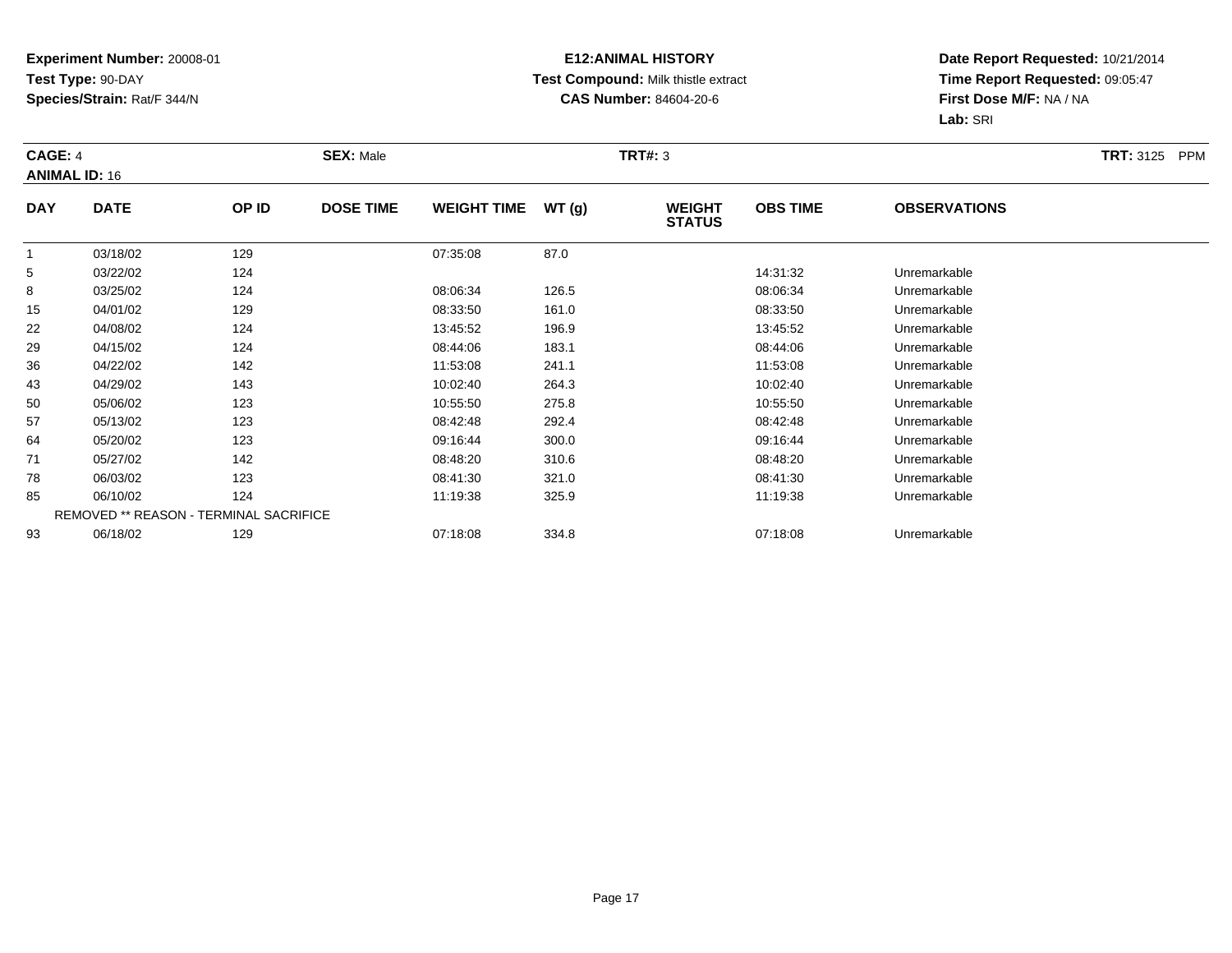**Experiment Number:** 20008-01
**Test Type:** 90-DAY
**Species/Strain:** Rat/F 344/N

**E12:ANIMAL HISTORY**
**Test Compound:** Milk thistle extract
**CAS Number:** 84604-20-6

**Date Report Requested:** 10/21/2014
**Time Report Requested:** 09:05:47
**First Dose M/F:** NA / NA
**Lab:** SRI

**CAGE:** 4 **SEX:** Male **TRT#:** 3 **TRT:** 3125 PPM
**ANIMAL ID:** 16

| DAY | DATE | OP ID | DOSE TIME | WEIGHT TIME | WT (g) | WEIGHT STATUS | OBS TIME | OBSERVATIONS |
|---|---|---|---|---|---|---|---|---|
| 1 | 03/18/02 | 129 | | 07:35:08 | 87.0 | | | |
| 5 | 03/22/02 | 124 | | | | | 14:31:32 | Unremarkable |
| 8 | 03/25/02 | 124 | | 08:06:34 | 126.5 | | 08:06:34 | Unremarkable |
| 15 | 04/01/02 | 129 | | 08:33:50 | 161.0 | | 08:33:50 | Unremarkable |
| 22 | 04/08/02 | 124 | | 13:45:52 | 196.9 | | 13:45:52 | Unremarkable |
| 29 | 04/15/02 | 124 | | 08:44:06 | 183.1 | | 08:44:06 | Unremarkable |
| 36 | 04/22/02 | 142 | | 11:53:08 | 241.1 | | 11:53:08 | Unremarkable |
| 43 | 04/29/02 | 143 | | 10:02:40 | 264.3 | | 10:02:40 | Unremarkable |
| 50 | 05/06/02 | 123 | | 10:55:50 | 275.8 | | 10:55:50 | Unremarkable |
| 57 | 05/13/02 | 123 | | 08:42:48 | 292.4 | | 08:42:48 | Unremarkable |
| 64 | 05/20/02 | 123 | | 09:16:44 | 300.0 | | 09:16:44 | Unremarkable |
| 71 | 05/27/02 | 142 | | 08:48:20 | 310.6 | | 08:48:20 | Unremarkable |
| 78 | 06/03/02 | 123 | | 08:41:30 | 321.0 | | 08:41:30 | Unremarkable |
| 85 | 06/10/02 | 124 | | 11:19:38 | 325.9 | | 11:19:38 | Unremarkable |
| | REMOVED ** REASON - TERMINAL SACRIFICE | | | | | | | |
| 93 | 06/18/02 | 129 | | 07:18:08 | 334.8 | | 07:18:08 | Unremarkable |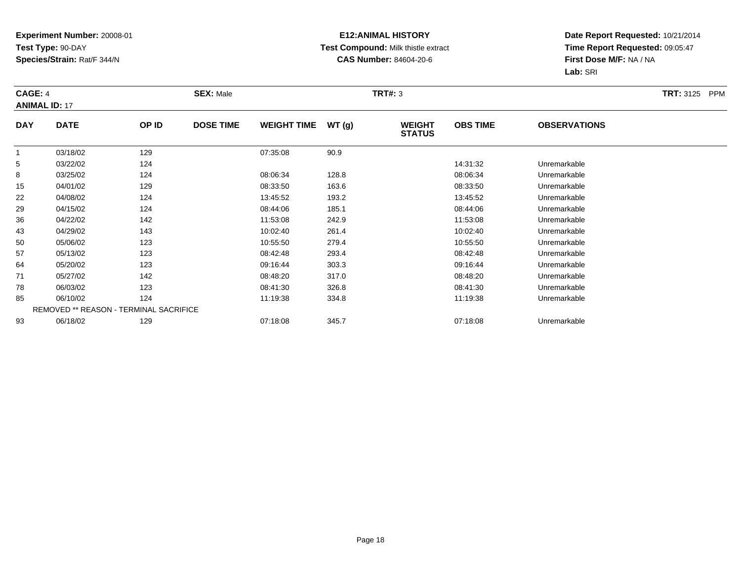**Experiment Number:** 20008-01
**Test Type:** 90-DAY
**Species/Strain:** Rat/F 344/N

**E12:ANIMAL HISTORY**
**Test Compound:** Milk thistle extract
**CAS Number:** 84604-20-6

**Date Report Requested:** 10/21/2014
**Time Report Requested:** 09:05:47
**First Dose M/F:** NA / NA
**Lab:** SRI

**CAGE:** 4 **SEX:** Male **TRT#:** 3 **TRT:** 3125 PPM
**ANIMAL ID:** 17

| DAY | DATE | OP ID | DOSE TIME | WEIGHT TIME | WT (g) | WEIGHT STATUS | OBS TIME | OBSERVATIONS |
|---|---|---|---|---|---|---|---|---|
| 1 | 03/18/02 | 129 | | 07:35:08 | 90.9 | | | |
| 5 | 03/22/02 | 124 | | | | | 14:31:32 | Unremarkable |
| 8 | 03/25/02 | 124 | | 08:06:34 | 128.8 | | 08:06:34 | Unremarkable |
| 15 | 04/01/02 | 129 | | 08:33:50 | 163.6 | | 08:33:50 | Unremarkable |
| 22 | 04/08/02 | 124 | | 13:45:52 | 193.2 | | 13:45:52 | Unremarkable |
| 29 | 04/15/02 | 124 | | 08:44:06 | 185.1 | | 08:44:06 | Unremarkable |
| 36 | 04/22/02 | 142 | | 11:53:08 | 242.9 | | 11:53:08 | Unremarkable |
| 43 | 04/29/02 | 143 | | 10:02:40 | 261.4 | | 10:02:40 | Unremarkable |
| 50 | 05/06/02 | 123 | | 10:55:50 | 279.4 | | 10:55:50 | Unremarkable |
| 57 | 05/13/02 | 123 | | 08:42:48 | 293.4 | | 08:42:48 | Unremarkable |
| 64 | 05/20/02 | 123 | | 09:16:44 | 303.3 | | 09:16:44 | Unremarkable |
| 71 | 05/27/02 | 142 | | 08:48:20 | 317.0 | | 08:48:20 | Unremarkable |
| 78 | 06/03/02 | 123 | | 08:41:30 | 326.8 | | 08:41:30 | Unremarkable |
| 85 | 06/10/02 | 124 | | 11:19:38 | 334.8 | | 11:19:38 | Unremarkable |
| | REMOVED ** REASON - TERMINAL SACRIFICE | | | | | | | |
| 93 | 06/18/02 | 129 | | 07:18:08 | 345.7 | | 07:18:08 | Unremarkable |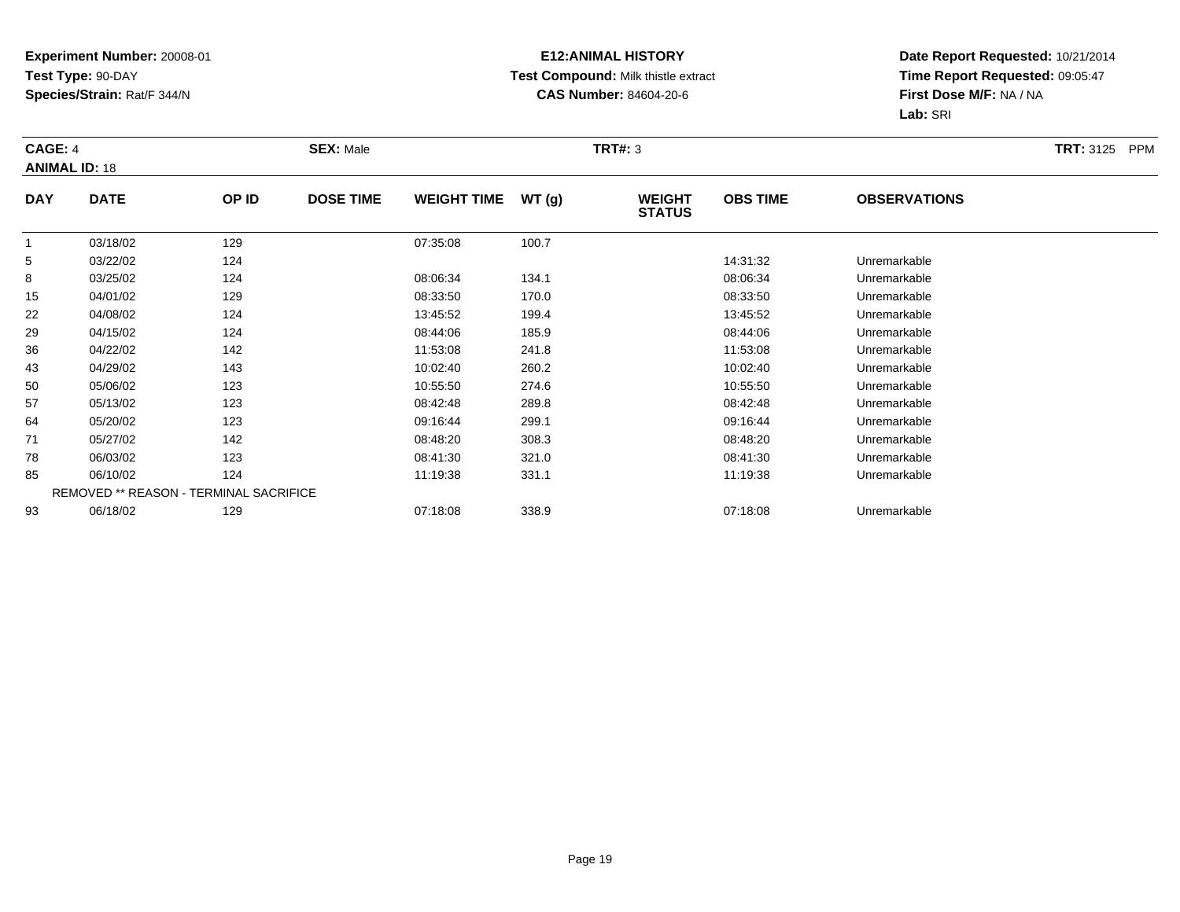**Experiment Number:** 20008-01
**Test Type:** 90-DAY
**Species/Strain:** Rat/F 344/N

**E12:ANIMAL HISTORY**
**Test Compound:** Milk thistle extract
**CAS Number:** 84604-20-6

**Date Report Requested:** 10/21/2014
**Time Report Requested:** 09:05:47
**First Dose M/F:** NA / NA
**Lab:** SRI

**CAGE:** 4 **SEX:** Male **TRT#:** 3 **TRT:** 3125 PPM
**ANIMAL ID:** 18

| DAY | DATE | OP ID | DOSE TIME | WEIGHT TIME | WT (g) | WEIGHT STATUS | OBS TIME | OBSERVATIONS |
|---|---|---|---|---|---|---|---|---|
| 1 | 03/18/02 | 129 | | 07:35:08 | 100.7 | | | |
| 5 | 03/22/02 | 124 | | | | | 14:31:32 | Unremarkable |
| 8 | 03/25/02 | 124 | | 08:06:34 | 134.1 | | 08:06:34 | Unremarkable |
| 15 | 04/01/02 | 129 | | 08:33:50 | 170.0 | | 08:33:50 | Unremarkable |
| 22 | 04/08/02 | 124 | | 13:45:52 | 199.4 | | 13:45:52 | Unremarkable |
| 29 | 04/15/02 | 124 | | 08:44:06 | 185.9 | | 08:44:06 | Unremarkable |
| 36 | 04/22/02 | 142 | | 11:53:08 | 241.8 | | 11:53:08 | Unremarkable |
| 43 | 04/29/02 | 143 | | 10:02:40 | 260.2 | | 10:02:40 | Unremarkable |
| 50 | 05/06/02 | 123 | | 10:55:50 | 274.6 | | 10:55:50 | Unremarkable |
| 57 | 05/13/02 | 123 | | 08:42:48 | 289.8 | | 08:42:48 | Unremarkable |
| 64 | 05/20/02 | 123 | | 09:16:44 | 299.1 | | 09:16:44 | Unremarkable |
| 71 | 05/27/02 | 142 | | 08:48:20 | 308.3 | | 08:48:20 | Unremarkable |
| 78 | 06/03/02 | 123 | | 08:41:30 | 321.0 | | 08:41:30 | Unremarkable |
| 85 | 06/10/02 | 124 | | 11:19:38 | 331.1 | | 11:19:38 | Unremarkable |
| | REMOVED ** REASON - TERMINAL SACRIFICE | | | | | | | |
| 93 | 06/18/02 | 129 | | 07:18:08 | 338.9 | | 07:18:08 | Unremarkable |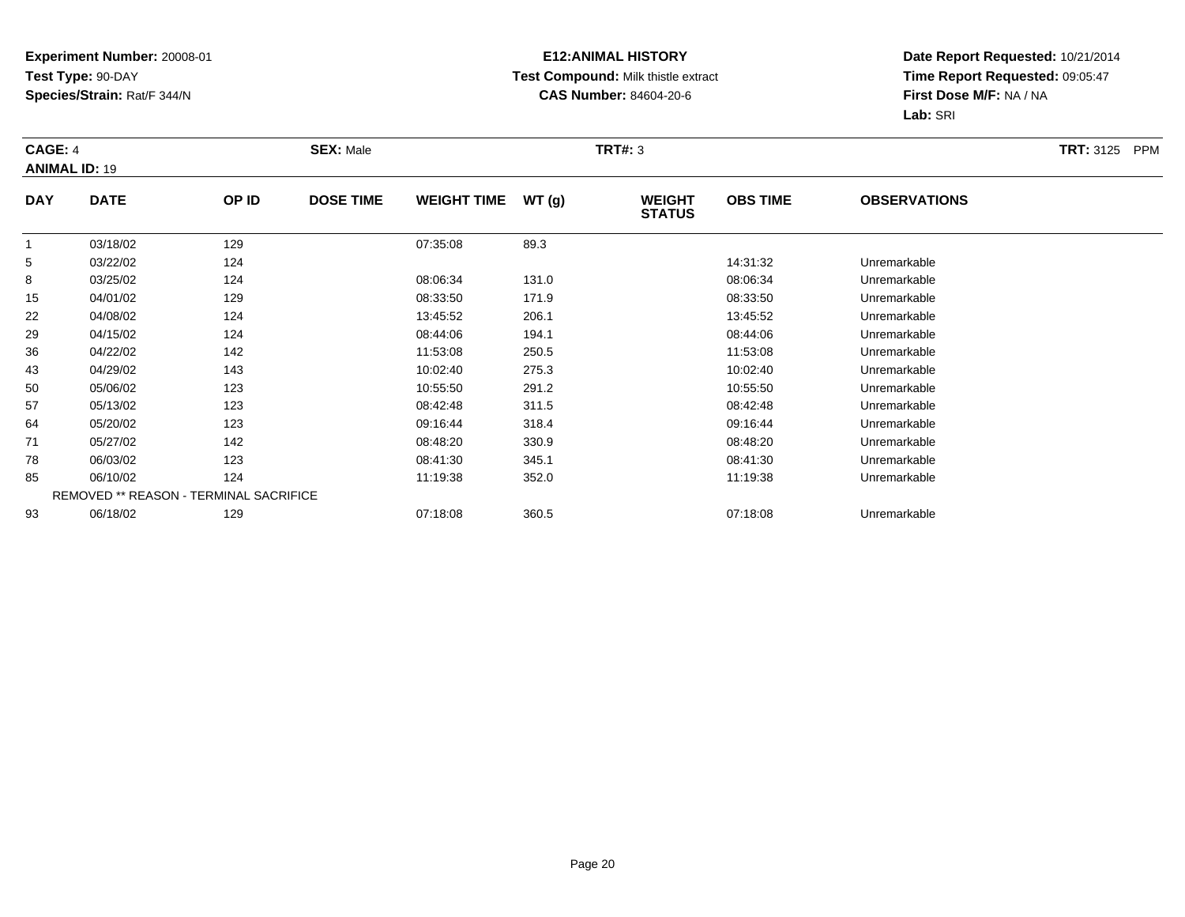**Experiment Number:** 20008-01
**Test Type:** 90-DAY
**Species/Strain:** Rat/F 344/N

**E12:ANIMAL HISTORY**
**Test Compound:** Milk thistle extract
**CAS Number:** 84604-20-6

**Date Report Requested:** 10/21/2014
**Time Report Requested:** 09:05:47
**First Dose M/F:** NA / NA
**Lab:** SRI

**CAGE:** 4 **SEX:** Male **TRT#:** 3 **TRT:** 3125 PPM
**ANIMAL ID:** 19

| DAY | DATE | OP ID | DOSE TIME | WEIGHT TIME | WT (g) | WEIGHT STATUS | OBS TIME | OBSERVATIONS |
|---|---|---|---|---|---|---|---|---|
| 1 | 03/18/02 | 129 | | 07:35:08 | 89.3 | | | |
| 5 | 03/22/02 | 124 | | | | | 14:31:32 | Unremarkable |
| 8 | 03/25/02 | 124 | | 08:06:34 | 131.0 | | 08:06:34 | Unremarkable |
| 15 | 04/01/02 | 129 | | 08:33:50 | 171.9 | | 08:33:50 | Unremarkable |
| 22 | 04/08/02 | 124 | | 13:45:52 | 206.1 | | 13:45:52 | Unremarkable |
| 29 | 04/15/02 | 124 | | 08:44:06 | 194.1 | | 08:44:06 | Unremarkable |
| 36 | 04/22/02 | 142 | | 11:53:08 | 250.5 | | 11:53:08 | Unremarkable |
| 43 | 04/29/02 | 143 | | 10:02:40 | 275.3 | | 10:02:40 | Unremarkable |
| 50 | 05/06/02 | 123 | | 10:55:50 | 291.2 | | 10:55:50 | Unremarkable |
| 57 | 05/13/02 | 123 | | 08:42:48 | 311.5 | | 08:42:48 | Unremarkable |
| 64 | 05/20/02 | 123 | | 09:16:44 | 318.4 | | 09:16:44 | Unremarkable |
| 71 | 05/27/02 | 142 | | 08:48:20 | 330.9 | | 08:48:20 | Unremarkable |
| 78 | 06/03/02 | 123 | | 08:41:30 | 345.1 | | 08:41:30 | Unremarkable |
| 85 | 06/10/02 | 124 | | 11:19:38 | 352.0 | | 11:19:38 | Unremarkable |
| | REMOVED ** REASON - TERMINAL SACRIFICE | | | | | | | |
| 93 | 06/18/02 | 129 | | 07:18:08 | 360.5 | | 07:18:08 | Unremarkable |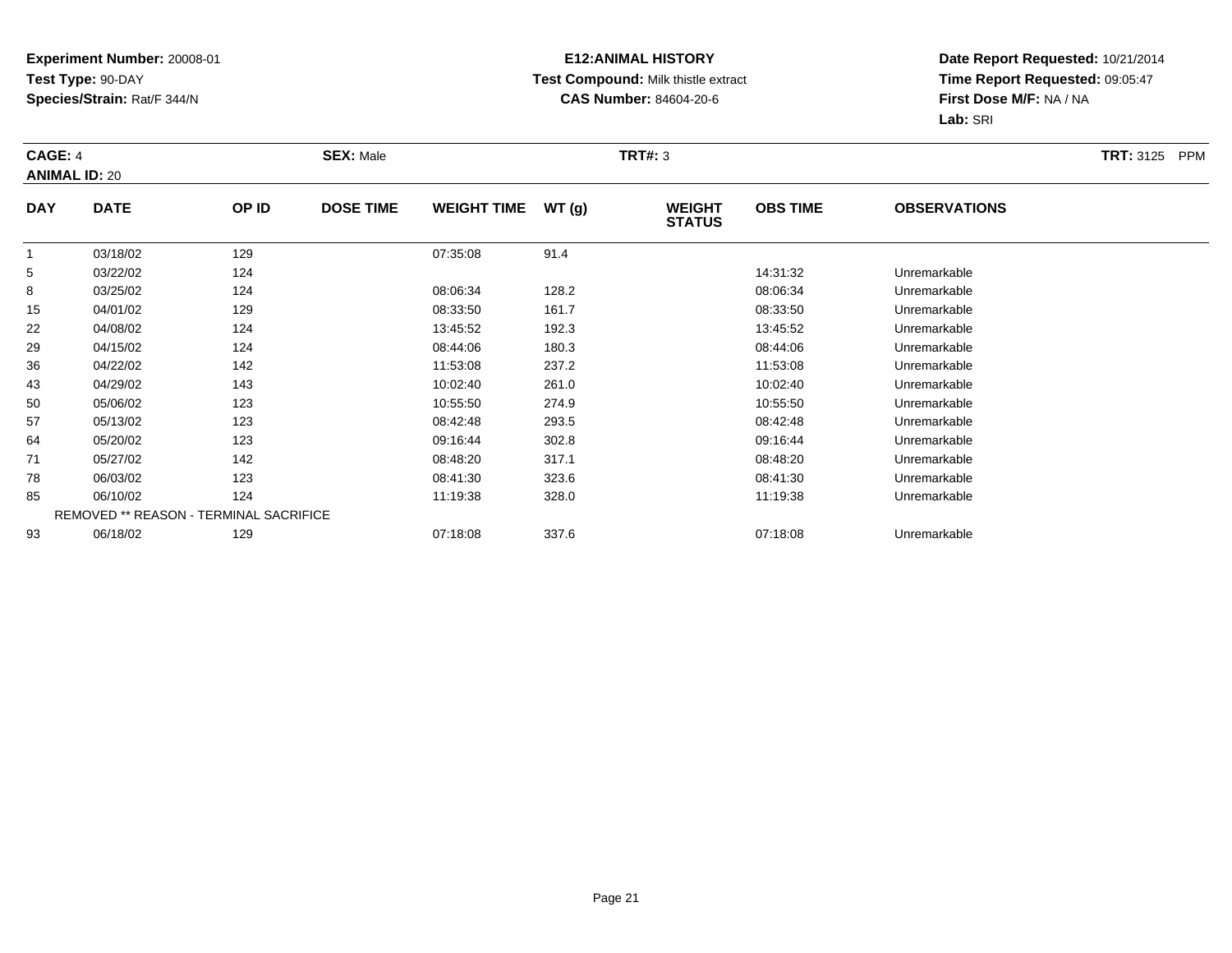**Experiment Number:** 20008-01
**Test Type:** 90-DAY
**Species/Strain:** Rat/F 344/N

**E12:ANIMAL HISTORY**
**Test Compound:** Milk thistle extract
**CAS Number:** 84604-20-6

**Date Report Requested:** 10/21/2014
**Time Report Requested:** 09:05:47
**First Dose M/F:** NA / NA
**Lab:** SRI

**CAGE:** 4 **SEX:** Male **TRT#:** 3 **TRT:** 3125 PPM
**ANIMAL ID:** 20

| DAY | DATE | OP ID | DOSE TIME | WEIGHT TIME | WT (g) | WEIGHT STATUS | OBS TIME | OBSERVATIONS |
|---|---|---|---|---|---|---|---|---|
| 1 | 03/18/02 | 129 | | 07:35:08 | 91.4 | | | |
| 5 | 03/22/02 | 124 | | | | | 14:31:32 | Unremarkable |
| 8 | 03/25/02 | 124 | | 08:06:34 | 128.2 | | 08:06:34 | Unremarkable |
| 15 | 04/01/02 | 129 | | 08:33:50 | 161.7 | | 08:33:50 | Unremarkable |
| 22 | 04/08/02 | 124 | | 13:45:52 | 192.3 | | 13:45:52 | Unremarkable |
| 29 | 04/15/02 | 124 | | 08:44:06 | 180.3 | | 08:44:06 | Unremarkable |
| 36 | 04/22/02 | 142 | | 11:53:08 | 237.2 | | 11:53:08 | Unremarkable |
| 43 | 04/29/02 | 143 | | 10:02:40 | 261.0 | | 10:02:40 | Unremarkable |
| 50 | 05/06/02 | 123 | | 10:55:50 | 274.9 | | 10:55:50 | Unremarkable |
| 57 | 05/13/02 | 123 | | 08:42:48 | 293.5 | | 08:42:48 | Unremarkable |
| 64 | 05/20/02 | 123 | | 09:16:44 | 302.8 | | 09:16:44 | Unremarkable |
| 71 | 05/27/02 | 142 | | 08:48:20 | 317.1 | | 08:48:20 | Unremarkable |
| 78 | 06/03/02 | 123 | | 08:41:30 | 323.6 | | 08:41:30 | Unremarkable |
| 85 | 06/10/02 | 124 | | 11:19:38 | 328.0 | | 11:19:38 | Unremarkable |
| | REMOVED ** REASON - TERMINAL SACRIFICE | | | | | | | |
| 93 | 06/18/02 | 129 | | 07:18:08 | 337.6 | | 07:18:08 | Unremarkable |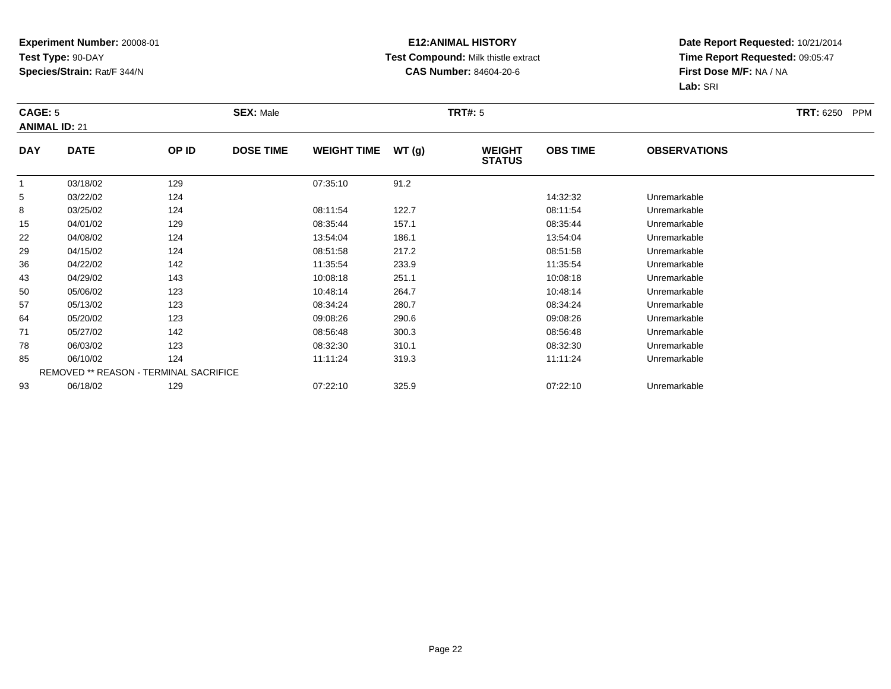**Experiment Number:** 20008-01
**Test Type:** 90-DAY
**Species/Strain:** Rat/F 344/N

**E12:ANIMAL HISTORY**
**Test Compound:** Milk thistle extract
**CAS Number:** 84604-20-6

**Date Report Requested:** 10/21/2014
**Time Report Requested:** 09:05:47
**First Dose M/F:** NA / NA
**Lab:** SRI

**CAGE:** 5 **SEX:** Male **TRT#:** 5 **TRT:** 6250 PPM
**ANIMAL ID:** 21

| DAY | DATE | OP ID | DOSE TIME | WEIGHT TIME | WT (g) | WEIGHT STATUS | OBS TIME | OBSERVATIONS |
|---|---|---|---|---|---|---|---|---|
| 1 | 03/18/02 | 129 | | 07:35:10 | 91.2 | | | |
| 5 | 03/22/02 | 124 | | | | | 14:32:32 | Unremarkable |
| 8 | 03/25/02 | 124 | | 08:11:54 | 122.7 | | 08:11:54 | Unremarkable |
| 15 | 04/01/02 | 129 | | 08:35:44 | 157.1 | | 08:35:44 | Unremarkable |
| 22 | 04/08/02 | 124 | | 13:54:04 | 186.1 | | 13:54:04 | Unremarkable |
| 29 | 04/15/02 | 124 | | 08:51:58 | 217.2 | | 08:51:58 | Unremarkable |
| 36 | 04/22/02 | 142 | | 11:35:54 | 233.9 | | 11:35:54 | Unremarkable |
| 43 | 04/29/02 | 143 | | 10:08:18 | 251.1 | | 10:08:18 | Unremarkable |
| 50 | 05/06/02 | 123 | | 10:48:14 | 264.7 | | 10:48:14 | Unremarkable |
| 57 | 05/13/02 | 123 | | 08:34:24 | 280.7 | | 08:34:24 | Unremarkable |
| 64 | 05/20/02 | 123 | | 09:08:26 | 290.6 | | 09:08:26 | Unremarkable |
| 71 | 05/27/02 | 142 | | 08:56:48 | 300.3 | | 08:56:48 | Unremarkable |
| 78 | 06/03/02 | 123 | | 08:32:30 | 310.1 | | 08:32:30 | Unremarkable |
| 85 | 06/10/02 | 124 | | 11:11:24 | 319.3 | | 11:11:24 | Unremarkable |
| | REMOVED ** REASON - TERMINAL SACRIFICE | | | | | | | |
| 93 | 06/18/02 | 129 | | 07:22:10 | 325.9 | | 07:22:10 | Unremarkable |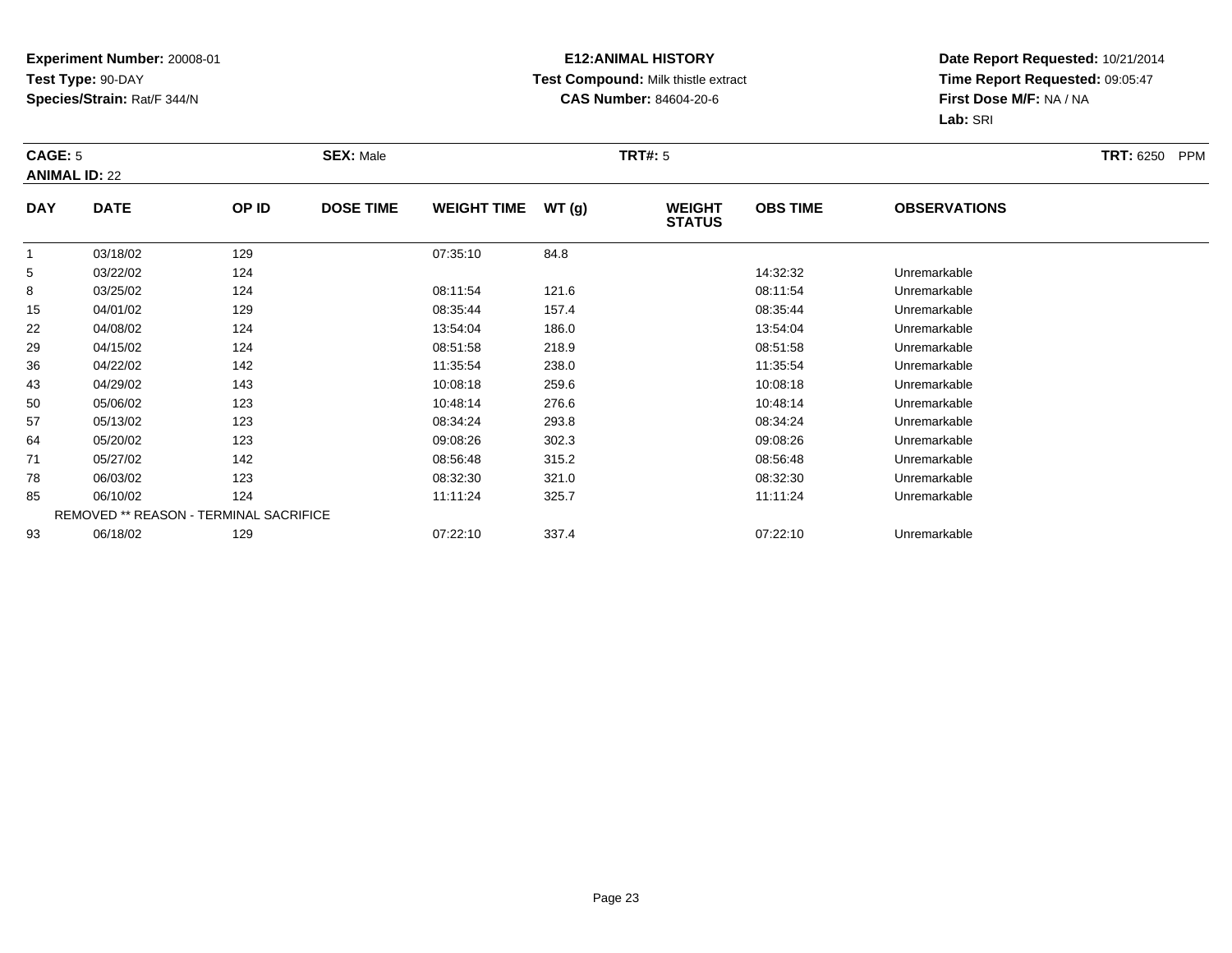**Experiment Number:** 20008-01
**Test Type:** 90-DAY
**Species/Strain:** Rat/F 344/N

**E12:ANIMAL HISTORY**
**Test Compound:** Milk thistle extract
**CAS Number:** 84604-20-6

**Date Report Requested:** 10/21/2014
**Time Report Requested:** 09:05:47
**First Dose M/F:** NA / NA
**Lab:** SRI

**CAGE:** 5 **SEX:** Male **TRT#:** 5 **TRT:** 6250 PPM
**ANIMAL ID:** 22

| DAY | DATE | OP ID | DOSE TIME | WEIGHT TIME | WT (g) | WEIGHT STATUS | OBS TIME | OBSERVATIONS |
|---|---|---|---|---|---|---|---|---|
| 1 | 03/18/02 | 129 | | 07:35:10 | 84.8 | | | |
| 5 | 03/22/02 | 124 | | | | | 14:32:32 | Unremarkable |
| 8 | 03/25/02 | 124 | | 08:11:54 | 121.6 | | 08:11:54 | Unremarkable |
| 15 | 04/01/02 | 129 | | 08:35:44 | 157.4 | | 08:35:44 | Unremarkable |
| 22 | 04/08/02 | 124 | | 13:54:04 | 186.0 | | 13:54:04 | Unremarkable |
| 29 | 04/15/02 | 124 | | 08:51:58 | 218.9 | | 08:51:58 | Unremarkable |
| 36 | 04/22/02 | 142 | | 11:35:54 | 238.0 | | 11:35:54 | Unremarkable |
| 43 | 04/29/02 | 143 | | 10:08:18 | 259.6 | | 10:08:18 | Unremarkable |
| 50 | 05/06/02 | 123 | | 10:48:14 | 276.6 | | 10:48:14 | Unremarkable |
| 57 | 05/13/02 | 123 | | 08:34:24 | 293.8 | | 08:34:24 | Unremarkable |
| 64 | 05/20/02 | 123 | | 09:08:26 | 302.3 | | 09:08:26 | Unremarkable |
| 71 | 05/27/02 | 142 | | 08:56:48 | 315.2 | | 08:56:48 | Unremarkable |
| 78 | 06/03/02 | 123 | | 08:32:30 | 321.0 | | 08:32:30 | Unremarkable |
| 85 | 06/10/02 | 124 | | 11:11:24 | 325.7 | | 11:11:24 | Unremarkable |
| | REMOVED ** REASON - TERMINAL SACRIFICE | | | | | | | |
| 93 | 06/18/02 | 129 | | 07:22:10 | 337.4 | | 07:22:10 | Unremarkable |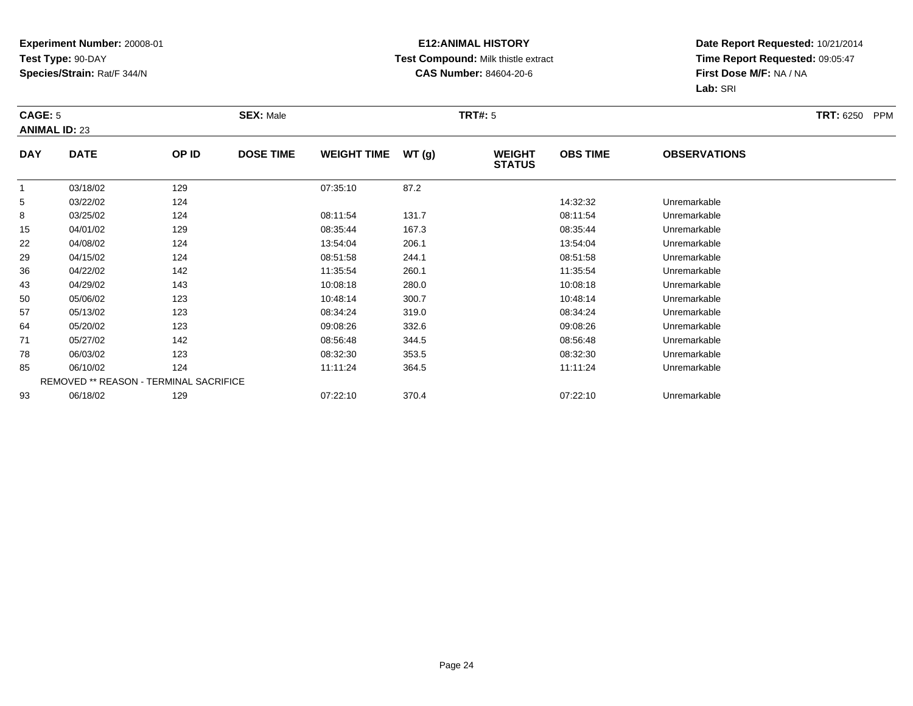**Experiment Number:** 20008-01
**Test Type:** 90-DAY
**Species/Strain:** Rat/F 344/N

**E12:ANIMAL HISTORY**
**Test Compound:** Milk thistle extract
**CAS Number:** 84604-20-6

**Date Report Requested:** 10/21/2014
**Time Report Requested:** 09:05:47
**First Dose M/F:** NA / NA
**Lab:** SRI

**CAGE:** 5 **SEX:** Male **TRT#:** 5 **TRT:** 6250 PPM
**ANIMAL ID:** 23

| DAY | DATE | OP ID | DOSE TIME | WEIGHT TIME | WT (g) | WEIGHT STATUS | OBS TIME | OBSERVATIONS |
|---|---|---|---|---|---|---|---|---|
| 1 | 03/18/02 | 129 | | 07:35:10 | 87.2 | | | |
| 5 | 03/22/02 | 124 | | | | | 14:32:32 | Unremarkable |
| 8 | 03/25/02 | 124 | | 08:11:54 | 131.7 | | 08:11:54 | Unremarkable |
| 15 | 04/01/02 | 129 | | 08:35:44 | 167.3 | | 08:35:44 | Unremarkable |
| 22 | 04/08/02 | 124 | | 13:54:04 | 206.1 | | 13:54:04 | Unremarkable |
| 29 | 04/15/02 | 124 | | 08:51:58 | 244.1 | | 08:51:58 | Unremarkable |
| 36 | 04/22/02 | 142 | | 11:35:54 | 260.1 | | 11:35:54 | Unremarkable |
| 43 | 04/29/02 | 143 | | 10:08:18 | 280.0 | | 10:08:18 | Unremarkable |
| 50 | 05/06/02 | 123 | | 10:48:14 | 300.7 | | 10:48:14 | Unremarkable |
| 57 | 05/13/02 | 123 | | 08:34:24 | 319.0 | | 08:34:24 | Unremarkable |
| 64 | 05/20/02 | 123 | | 09:08:26 | 332.6 | | 09:08:26 | Unremarkable |
| 71 | 05/27/02 | 142 | | 08:56:48 | 344.5 | | 08:56:48 | Unremarkable |
| 78 | 06/03/02 | 123 | | 08:32:30 | 353.5 | | 08:32:30 | Unremarkable |
| 85 | 06/10/02 | 124 | | 11:11:24 | 364.5 | | 11:11:24 | Unremarkable |
| | REMOVED ** REASON - TERMINAL SACRIFICE | | | | | | | |
| 93 | 06/18/02 | 129 | | 07:22:10 | 370.4 | | 07:22:10 | Unremarkable |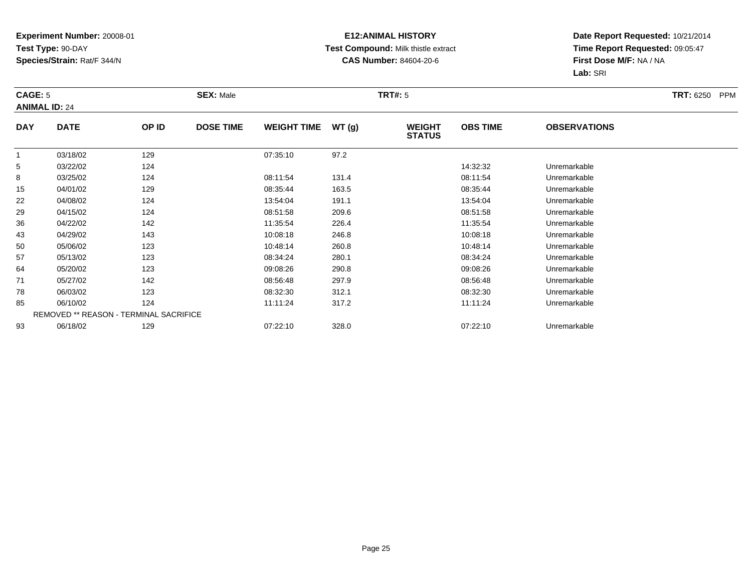**Experiment Number:** 20008-01
**Test Type:** 90-DAY
**Species/Strain:** Rat/F 344/N

**E12:ANIMAL HISTORY**
**Test Compound:** Milk thistle extract
**CAS Number:** 84604-20-6

**Date Report Requested:** 10/21/2014
**Time Report Requested:** 09:05:47
**First Dose M/F:** NA / NA
**Lab:** SRI

**CAGE:** 5 **SEX:** Male **TRT#:** 5 **TRT:** 6250 PPM
**ANIMAL ID:** 24

| DAY | DATE | OP ID | DOSE TIME | WEIGHT TIME | WT (g) | WEIGHT STATUS | OBS TIME | OBSERVATIONS |
|---|---|---|---|---|---|---|---|---|
| 1 | 03/18/02 | 129 | | 07:35:10 | 97.2 | | | |
| 5 | 03/22/02 | 124 | | | | | 14:32:32 | Unremarkable |
| 8 | 03/25/02 | 124 | | 08:11:54 | 131.4 | | 08:11:54 | Unremarkable |
| 15 | 04/01/02 | 129 | | 08:35:44 | 163.5 | | 08:35:44 | Unremarkable |
| 22 | 04/08/02 | 124 | | 13:54:04 | 191.1 | | 13:54:04 | Unremarkable |
| 29 | 04/15/02 | 124 | | 08:51:58 | 209.6 | | 08:51:58 | Unremarkable |
| 36 | 04/22/02 | 142 | | 11:35:54 | 226.4 | | 11:35:54 | Unremarkable |
| 43 | 04/29/02 | 143 | | 10:08:18 | 246.8 | | 10:08:18 | Unremarkable |
| 50 | 05/06/02 | 123 | | 10:48:14 | 260.8 | | 10:48:14 | Unremarkable |
| 57 | 05/13/02 | 123 | | 08:34:24 | 280.1 | | 08:34:24 | Unremarkable |
| 64 | 05/20/02 | 123 | | 09:08:26 | 290.8 | | 09:08:26 | Unremarkable |
| 71 | 05/27/02 | 142 | | 08:56:48 | 297.9 | | 08:56:48 | Unremarkable |
| 78 | 06/03/02 | 123 | | 08:32:30 | 312.1 | | 08:32:30 | Unremarkable |
| 85 | 06/10/02 | 124 | | 11:11:24 | 317.2 | | 11:11:24 | Unremarkable |
| | REMOVED ** REASON - TERMINAL SACRIFICE | | | | | | | |
| 93 | 06/18/02 | 129 | | 07:22:10 | 328.0 | | 07:22:10 | Unremarkable |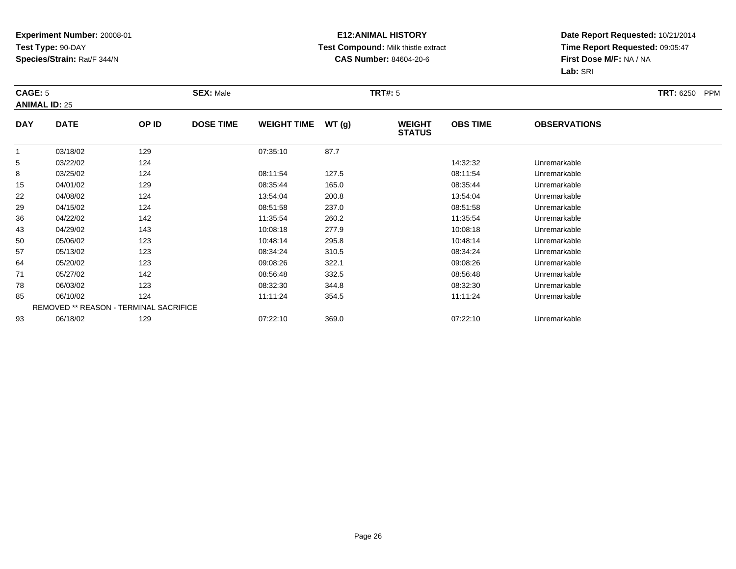**Experiment Number:** 20008-01
**Test Type:** 90-DAY
**Species/Strain:** Rat/F 344/N

**E12:ANIMAL HISTORY**
**Test Compound:** Milk thistle extract
**CAS Number:** 84604-20-6

**Date Report Requested:** 10/21/2014
**Time Report Requested:** 09:05:47
**First Dose M/F:** NA / NA
**Lab:** SRI

**CAGE:** 5 **SEX:** Male **TRT#:** 5 **TRT:** 6250 PPM
**ANIMAL ID:** 25

| DAY | DATE | OP ID | DOSE TIME | WEIGHT TIME | WT (g) | WEIGHT STATUS | OBS TIME | OBSERVATIONS |
|---|---|---|---|---|---|---|---|---|
| 1 | 03/18/02 | 129 | | 07:35:10 | 87.7 | | | |
| 5 | 03/22/02 | 124 | | | | | 14:32:32 | Unremarkable |
| 8 | 03/25/02 | 124 | | 08:11:54 | 127.5 | | 08:11:54 | Unremarkable |
| 15 | 04/01/02 | 129 | | 08:35:44 | 165.0 | | 08:35:44 | Unremarkable |
| 22 | 04/08/02 | 124 | | 13:54:04 | 200.8 | | 13:54:04 | Unremarkable |
| 29 | 04/15/02 | 124 | | 08:51:58 | 237.0 | | 08:51:58 | Unremarkable |
| 36 | 04/22/02 | 142 | | 11:35:54 | 260.2 | | 11:35:54 | Unremarkable |
| 43 | 04/29/02 | 143 | | 10:08:18 | 277.9 | | 10:08:18 | Unremarkable |
| 50 | 05/06/02 | 123 | | 10:48:14 | 295.8 | | 10:48:14 | Unremarkable |
| 57 | 05/13/02 | 123 | | 08:34:24 | 310.5 | | 08:34:24 | Unremarkable |
| 64 | 05/20/02 | 123 | | 09:08:26 | 322.1 | | 09:08:26 | Unremarkable |
| 71 | 05/27/02 | 142 | | 08:56:48 | 332.5 | | 08:56:48 | Unremarkable |
| 78 | 06/03/02 | 123 | | 08:32:30 | 344.8 | | 08:32:30 | Unremarkable |
| 85 | 06/10/02 | 124 | | 11:11:24 | 354.5 | | 11:11:24 | Unremarkable |
| | REMOVED ** REASON - TERMINAL SACRIFICE | | | | | | | |
| 93 | 06/18/02 | 129 | | 07:22:10 | 369.0 | | 07:22:10 | Unremarkable |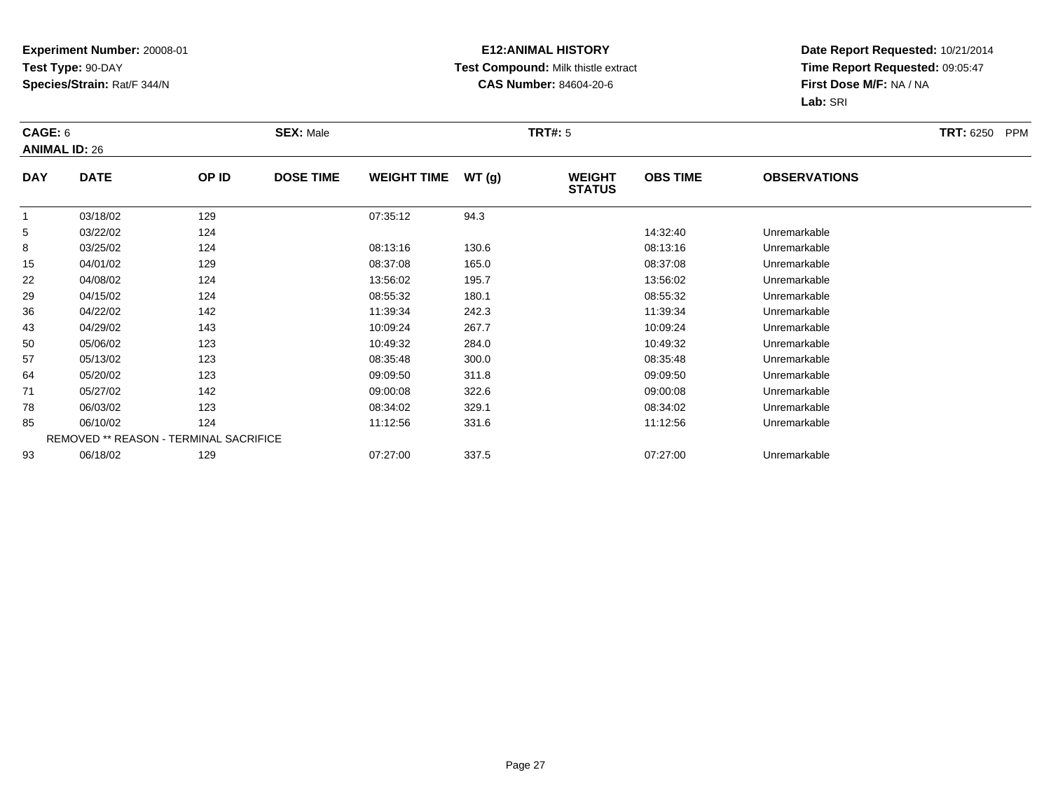**Experiment Number:** 20008-01
**Test Type:** 90-DAY
**Species/Strain:** Rat/F 344/N

**E12:ANIMAL HISTORY**
**Test Compound:** Milk thistle extract
**CAS Number:** 84604-20-6

**Date Report Requested:** 10/21/2014
**Time Report Requested:** 09:05:47
**First Dose M/F:** NA / NA
**Lab:** SRI

**CAGE:** 6
**ANIMAL ID:** 26
**SEX:** Male
**TRT#:** 5
**TRT:** 6250 PPM

| DAY | DATE | OP ID | DOSE TIME | WEIGHT TIME | WT (g) | WEIGHT STATUS | OBS TIME | OBSERVATIONS |
|---|---|---|---|---|---|---|---|---|
| 1 | 03/18/02 | 129 | | 07:35:12 | 94.3 | | | |
| 5 | 03/22/02 | 124 | | | | | 14:32:40 | Unremarkable |
| 8 | 03/25/02 | 124 | | 08:13:16 | 130.6 | | 08:13:16 | Unremarkable |
| 15 | 04/01/02 | 129 | | 08:37:08 | 165.0 | | 08:37:08 | Unremarkable |
| 22 | 04/08/02 | 124 | | 13:56:02 | 195.7 | | 13:56:02 | Unremarkable |
| 29 | 04/15/02 | 124 | | 08:55:32 | 180.1 | | 08:55:32 | Unremarkable |
| 36 | 04/22/02 | 142 | | 11:39:34 | 242.3 | | 11:39:34 | Unremarkable |
| 43 | 04/29/02 | 143 | | 10:09:24 | 267.7 | | 10:09:24 | Unremarkable |
| 50 | 05/06/02 | 123 | | 10:49:32 | 284.0 | | 10:49:32 | Unremarkable |
| 57 | 05/13/02 | 123 | | 08:35:48 | 300.0 | | 08:35:48 | Unremarkable |
| 64 | 05/20/02 | 123 | | 09:09:50 | 311.8 | | 09:09:50 | Unremarkable |
| 71 | 05/27/02 | 142 | | 09:00:08 | 322.6 | | 09:00:08 | Unremarkable |
| 78 | 06/03/02 | 123 | | 08:34:02 | 329.1 | | 08:34:02 | Unremarkable |
| 85 | 06/10/02 | 124 | | 11:12:56 | 331.6 | | 11:12:56 | Unremarkable |
| | REMOVED ** REASON - TERMINAL SACRIFICE | | | | | | | |
| 93 | 06/18/02 | 129 | | 07:27:00 | 337.5 | | 07:27:00 | Unremarkable |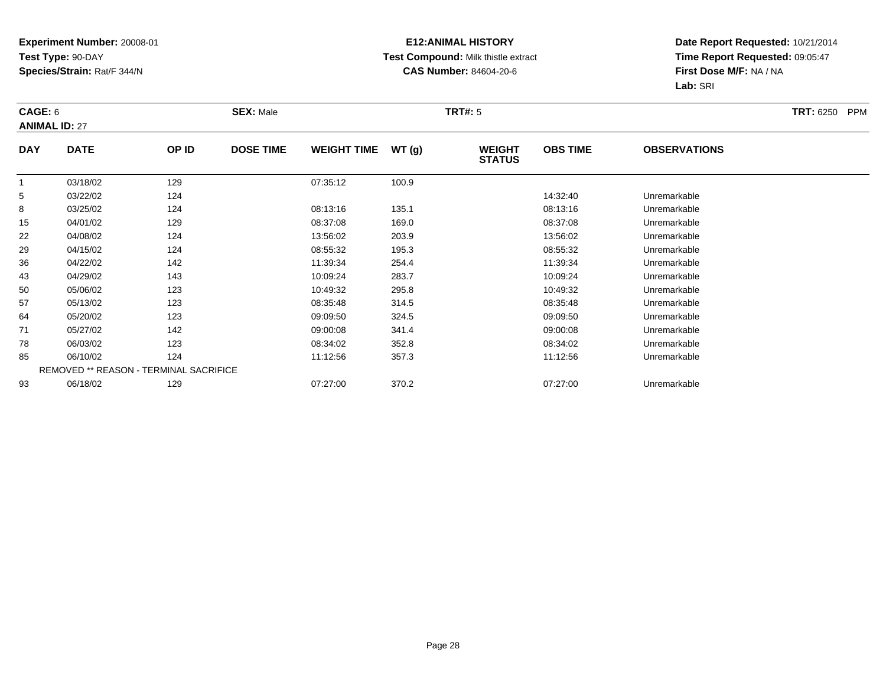**Experiment Number:** 20008-01
**Test Type:** 90-DAY
**Species/Strain:** Rat/F 344/N

**E12:ANIMAL HISTORY**
**Test Compound:** Milk thistle extract
**CAS Number:** 84604-20-6

**Date Report Requested:** 10/21/2014
**Time Report Requested:** 09:05:47
**First Dose M/F:** NA / NA
**Lab:** SRI

**CAGE:** 6 **SEX:** Male **TRT#:** 5 **TRT:** 6250 PPM
**ANIMAL ID:** 27

| DAY | DATE | OP ID | DOSE TIME | WEIGHT TIME | WT (g) | WEIGHT STATUS | OBS TIME | OBSERVATIONS |
|---|---|---|---|---|---|---|---|---|
| 1 | 03/18/02 | 129 | | 07:35:12 | 100.9 | | | |
| 5 | 03/22/02 | 124 | | | | | 14:32:40 | Unremarkable |
| 8 | 03/25/02 | 124 | | 08:13:16 | 135.1 | | 08:13:16 | Unremarkable |
| 15 | 04/01/02 | 129 | | 08:37:08 | 169.0 | | 08:37:08 | Unremarkable |
| 22 | 04/08/02 | 124 | | 13:56:02 | 203.9 | | 13:56:02 | Unremarkable |
| 29 | 04/15/02 | 124 | | 08:55:32 | 195.3 | | 08:55:32 | Unremarkable |
| 36 | 04/22/02 | 142 | | 11:39:34 | 254.4 | | 11:39:34 | Unremarkable |
| 43 | 04/29/02 | 143 | | 10:09:24 | 283.7 | | 10:09:24 | Unremarkable |
| 50 | 05/06/02 | 123 | | 10:49:32 | 295.8 | | 10:49:32 | Unremarkable |
| 57 | 05/13/02 | 123 | | 08:35:48 | 314.5 | | 08:35:48 | Unremarkable |
| 64 | 05/20/02 | 123 | | 09:09:50 | 324.5 | | 09:09:50 | Unremarkable |
| 71 | 05/27/02 | 142 | | 09:00:08 | 341.4 | | 09:00:08 | Unremarkable |
| 78 | 06/03/02 | 123 | | 08:34:02 | 352.8 | | 08:34:02 | Unremarkable |
| 85 | 06/10/02 | 124 | | 11:12:56 | 357.3 | | 11:12:56 | Unremarkable |
| | REMOVED ** REASON - TERMINAL SACRIFICE | | | | | | | |
| 93 | 06/18/02 | 129 | | 07:27:00 | 370.2 | | 07:27:00 | Unremarkable |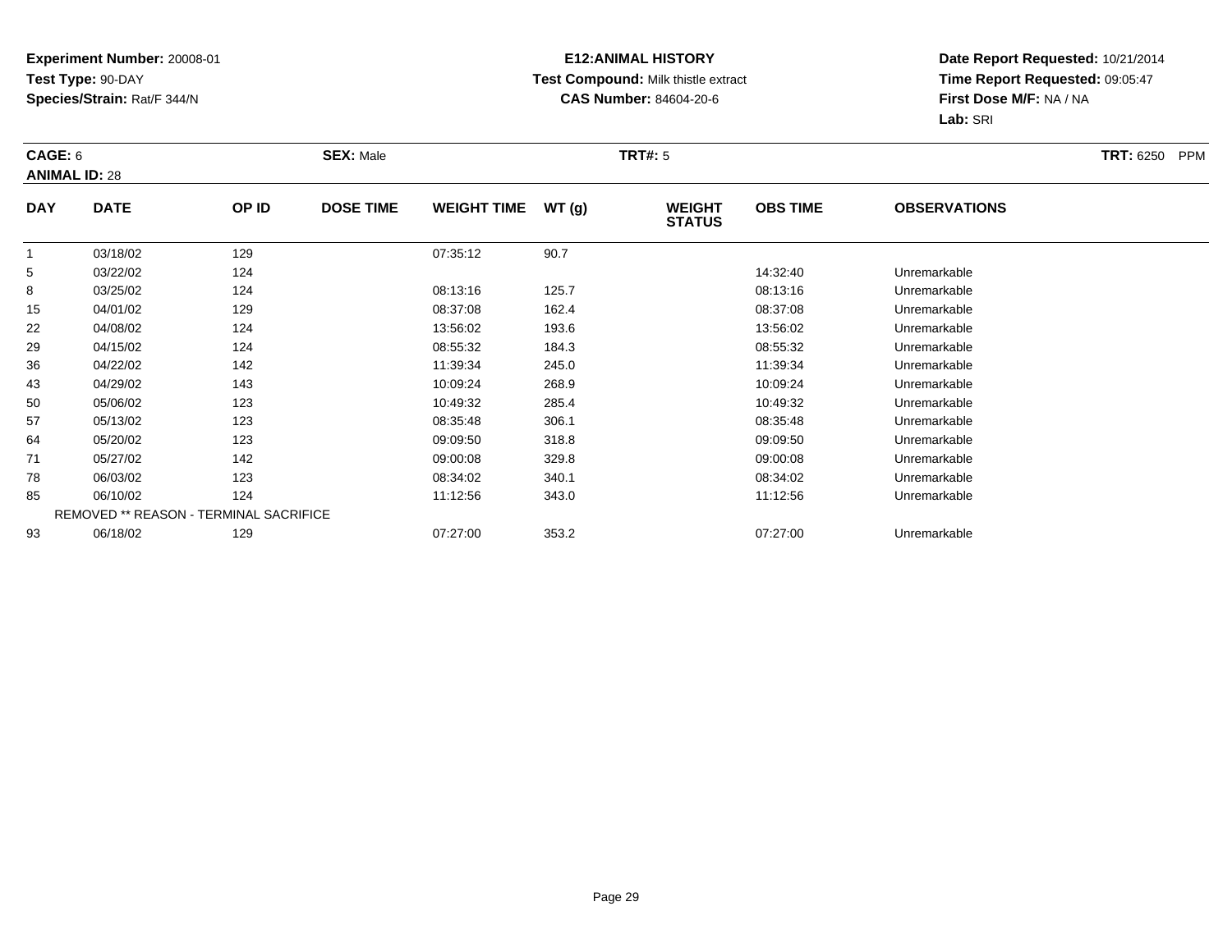**Experiment Number:** 20008-01
**Test Type:** 90-DAY
**Species/Strain:** Rat/F 344/N

**E12:ANIMAL HISTORY**
**Test Compound:** Milk thistle extract
**CAS Number:** 84604-20-6

**Date Report Requested:** 10/21/2014
**Time Report Requested:** 09:05:47
**First Dose M/F:** NA / NA
**Lab:** SRI

**CAGE:** 6
**ANIMAL ID:** 28
**SEX:** Male
**TRT#:** 5
**TRT:** 6250 PPM

| DAY | DATE | OP ID | DOSE TIME | WEIGHT TIME | WT (g) | WEIGHT STATUS | OBS TIME | OBSERVATIONS |
|---|---|---|---|---|---|---|---|---|
| 1 | 03/18/02 | 129 | | 07:35:12 | 90.7 | | | |
| 5 | 03/22/02 | 124 | | | | | 14:32:40 | Unremarkable |
| 8 | 03/25/02 | 124 | | 08:13:16 | 125.7 | | 08:13:16 | Unremarkable |
| 15 | 04/01/02 | 129 | | 08:37:08 | 162.4 | | 08:37:08 | Unremarkable |
| 22 | 04/08/02 | 124 | | 13:56:02 | 193.6 | | 13:56:02 | Unremarkable |
| 29 | 04/15/02 | 124 | | 08:55:32 | 184.3 | | 08:55:32 | Unremarkable |
| 36 | 04/22/02 | 142 | | 11:39:34 | 245.0 | | 11:39:34 | Unremarkable |
| 43 | 04/29/02 | 143 | | 10:09:24 | 268.9 | | 10:09:24 | Unremarkable |
| 50 | 05/06/02 | 123 | | 10:49:32 | 285.4 | | 10:49:32 | Unremarkable |
| 57 | 05/13/02 | 123 | | 08:35:48 | 306.1 | | 08:35:48 | Unremarkable |
| 64 | 05/20/02 | 123 | | 09:09:50 | 318.8 | | 09:09:50 | Unremarkable |
| 71 | 05/27/02 | 142 | | 09:00:08 | 329.8 | | 09:00:08 | Unremarkable |
| 78 | 06/03/02 | 123 | | 08:34:02 | 340.1 | | 08:34:02 | Unremarkable |
| 85 | 06/10/02 | 124 | | 11:12:56 | 343.0 | | 11:12:56 | Unremarkable |
| | REMOVED ** REASON - TERMINAL SACRIFICE | | | | | | | |
| 93 | 06/18/02 | 129 | | 07:27:00 | 353.2 | | 07:27:00 | Unremarkable |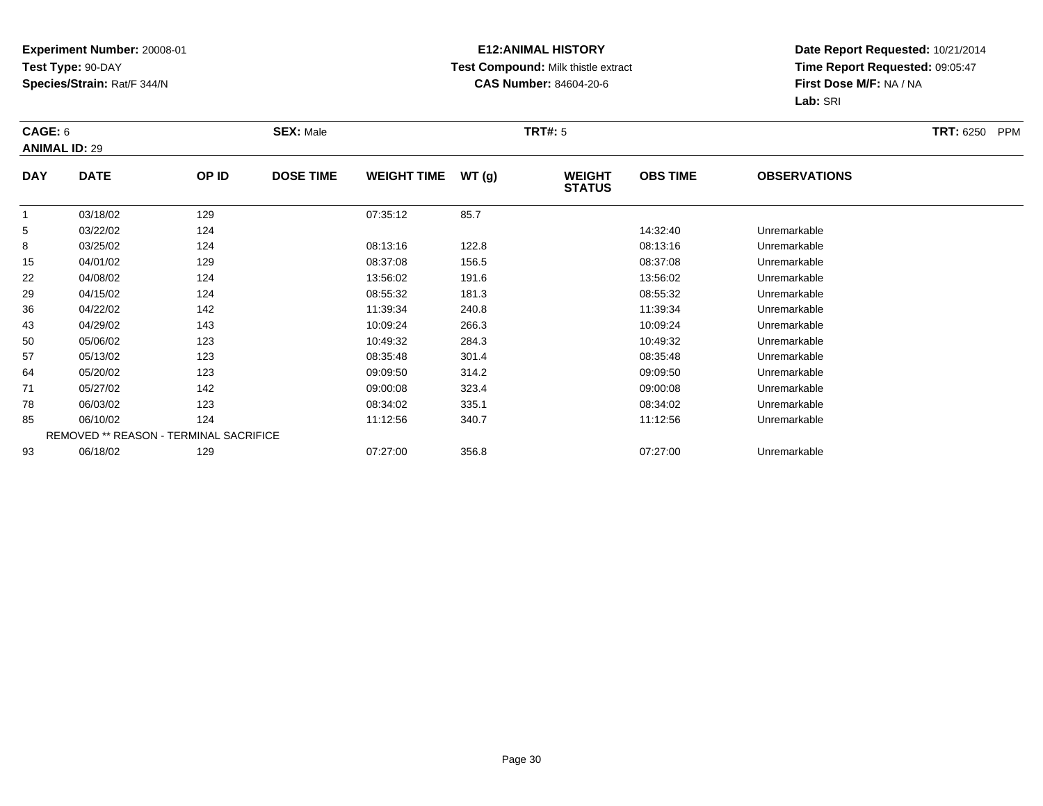**Experiment Number:** 20008-01
**Test Type:** 90-DAY
**Species/Strain:** Rat/F 344/N

**E12:ANIMAL HISTORY**
**Test Compound:** Milk thistle extract
**CAS Number:** 84604-20-6

**Date Report Requested:** 10/21/2014
**Time Report Requested:** 09:05:47
**First Dose M/F:** NA / NA
**Lab:** SRI

**CAGE:** 6 **SEX:** Male **TRT#:** 5 **TRT:** 6250 PPM
**ANIMAL ID:** 29

| DAY | DATE | OP ID | DOSE TIME | WEIGHT TIME | WT (g) | WEIGHT STATUS | OBS TIME | OBSERVATIONS |
|---|---|---|---|---|---|---|---|---|
| 1 | 03/18/02 | 129 | | 07:35:12 | 85.7 | | | |
| 5 | 03/22/02 | 124 | | | | | 14:32:40 | Unremarkable |
| 8 | 03/25/02 | 124 | | 08:13:16 | 122.8 | | 08:13:16 | Unremarkable |
| 15 | 04/01/02 | 129 | | 08:37:08 | 156.5 | | 08:37:08 | Unremarkable |
| 22 | 04/08/02 | 124 | | 13:56:02 | 191.6 | | 13:56:02 | Unremarkable |
| 29 | 04/15/02 | 124 | | 08:55:32 | 181.3 | | 08:55:32 | Unremarkable |
| 36 | 04/22/02 | 142 | | 11:39:34 | 240.8 | | 11:39:34 | Unremarkable |
| 43 | 04/29/02 | 143 | | 10:09:24 | 266.3 | | 10:09:24 | Unremarkable |
| 50 | 05/06/02 | 123 | | 10:49:32 | 284.3 | | 10:49:32 | Unremarkable |
| 57 | 05/13/02 | 123 | | 08:35:48 | 301.4 | | 08:35:48 | Unremarkable |
| 64 | 05/20/02 | 123 | | 09:09:50 | 314.2 | | 09:09:50 | Unremarkable |
| 71 | 05/27/02 | 142 | | 09:00:08 | 323.4 | | 09:00:08 | Unremarkable |
| 78 | 06/03/02 | 123 | | 08:34:02 | 335.1 | | 08:34:02 | Unremarkable |
| 85 | 06/10/02 | 124 | | 11:12:56 | 340.7 | | 11:12:56 | Unremarkable |
| | REMOVED ** REASON - TERMINAL SACRIFICE | | | | | | | |
| 93 | 06/18/02 | 129 | | 07:27:00 | 356.8 | | 07:27:00 | Unremarkable |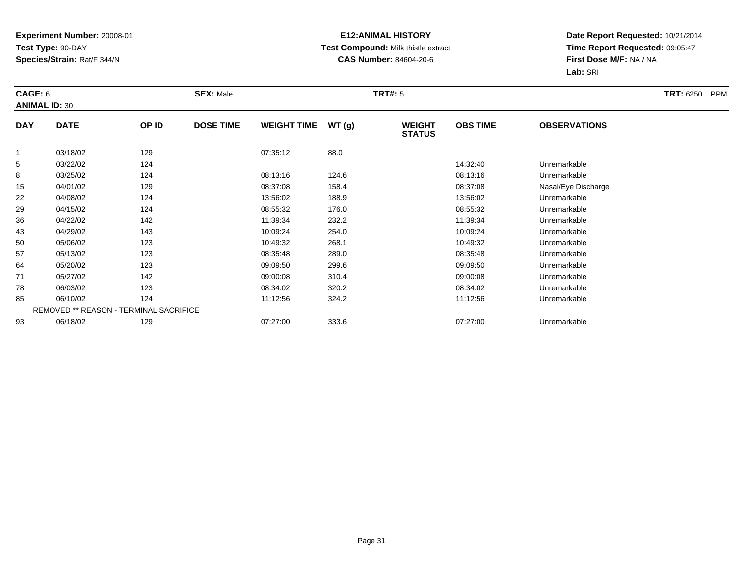**Experiment Number:** 20008-01
**Test Type:** 90-DAY
**Species/Strain:** Rat/F 344/N

**E12:ANIMAL HISTORY**
**Test Compound:** Milk thistle extract
**CAS Number:** 84604-20-6

**Date Report Requested:** 10/21/2014
**Time Report Requested:** 09:05:47
**First Dose M/F:** NA / NA
**Lab:** SRI

**CAGE:** 6 **SEX:** Male **TRT#:** 5 **TRT:** 6250 PPM
**ANIMAL ID:** 30

| DAY | DATE | OP ID | DOSE TIME | WEIGHT TIME | WT (g) | WEIGHT STATUS | OBS TIME | OBSERVATIONS |
|---|---|---|---|---|---|---|---|---|
| 1 | 03/18/02 | 129 | | 07:35:12 | 88.0 | | | |
| 5 | 03/22/02 | 124 | | | | | 14:32:40 | Unremarkable |
| 8 | 03/25/02 | 124 | | 08:13:16 | 124.6 | | 08:13:16 | Unremarkable |
| 15 | 04/01/02 | 129 | | 08:37:08 | 158.4 | | 08:37:08 | Nasal/Eye Discharge |
| 22 | 04/08/02 | 124 | | 13:56:02 | 188.9 | | 13:56:02 | Unremarkable |
| 29 | 04/15/02 | 124 | | 08:55:32 | 176.0 | | 08:55:32 | Unremarkable |
| 36 | 04/22/02 | 142 | | 11:39:34 | 232.2 | | 11:39:34 | Unremarkable |
| 43 | 04/29/02 | 143 | | 10:09:24 | 254.0 | | 10:09:24 | Unremarkable |
| 50 | 05/06/02 | 123 | | 10:49:32 | 268.1 | | 10:49:32 | Unremarkable |
| 57 | 05/13/02 | 123 | | 08:35:48 | 289.0 | | 08:35:48 | Unremarkable |
| 64 | 05/20/02 | 123 | | 09:09:50 | 299.6 | | 09:09:50 | Unremarkable |
| 71 | 05/27/02 | 142 | | 09:00:08 | 310.4 | | 09:00:08 | Unremarkable |
| 78 | 06/03/02 | 123 | | 08:34:02 | 320.2 | | 08:34:02 | Unremarkable |
| 85 | 06/10/02 | 124 | | 11:12:56 | 324.2 | | 11:12:56 | Unremarkable |
| | REMOVED ** REASON - TERMINAL SACRIFICE | | | | | | | |
| 93 | 06/18/02 | 129 | | 07:27:00 | 333.6 | | 07:27:00 | Unremarkable |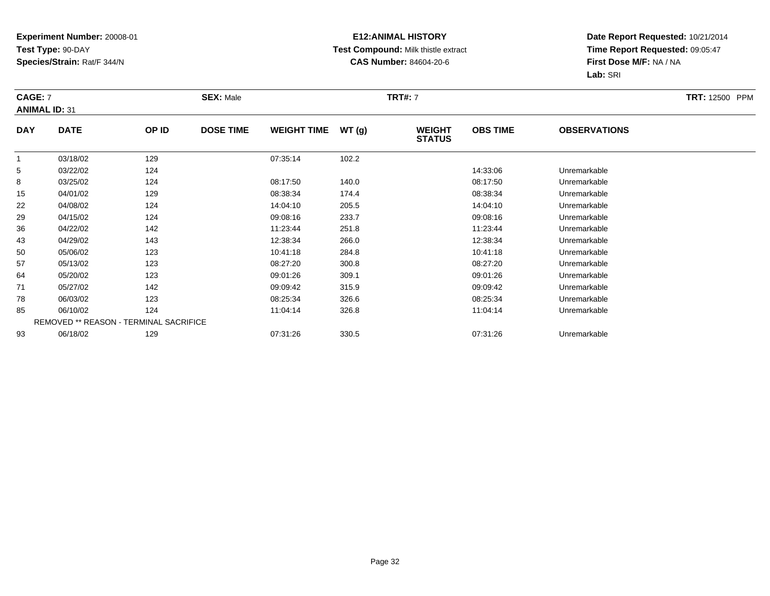**Experiment Number:** 20008-01
**Test Type:** 90-DAY
**Species/Strain:** Rat/F 344/N

**E12:ANIMAL HISTORY**
**Test Compound:** Milk thistle extract
**CAS Number:** 84604-20-6

**Date Report Requested:** 10/21/2014
**Time Report Requested:** 09:05:47
**First Dose M/F:** NA / NA
**Lab:** SRI

**CAGE:** 7 **SEX:** Male **TRT#:** 7 **TRT:** 12500 PPM
**ANIMAL ID:** 31

| DAY | DATE | OP ID | DOSE TIME | WEIGHT TIME | WT (g) | WEIGHT STATUS | OBS TIME | OBSERVATIONS |
|---|---|---|---|---|---|---|---|---|
| 1 | 03/18/02 | 129 | | 07:35:14 | 102.2 | | | |
| 5 | 03/22/02 | 124 | | | | | 14:33:06 | Unremarkable |
| 8 | 03/25/02 | 124 | | 08:17:50 | 140.0 | | 08:17:50 | Unremarkable |
| 15 | 04/01/02 | 129 | | 08:38:34 | 174.4 | | 08:38:34 | Unremarkable |
| 22 | 04/08/02 | 124 | | 14:04:10 | 205.5 | | 14:04:10 | Unremarkable |
| 29 | 04/15/02 | 124 | | 09:08:16 | 233.7 | | 09:08:16 | Unremarkable |
| 36 | 04/22/02 | 142 | | 11:23:44 | 251.8 | | 11:23:44 | Unremarkable |
| 43 | 04/29/02 | 143 | | 12:38:34 | 266.0 | | 12:38:34 | Unremarkable |
| 50 | 05/06/02 | 123 | | 10:41:18 | 284.8 | | 10:41:18 | Unremarkable |
| 57 | 05/13/02 | 123 | | 08:27:20 | 300.8 | | 08:27:20 | Unremarkable |
| 64 | 05/20/02 | 123 | | 09:01:26 | 309.1 | | 09:01:26 | Unremarkable |
| 71 | 05/27/02 | 142 | | 09:09:42 | 315.9 | | 09:09:42 | Unremarkable |
| 78 | 06/03/02 | 123 | | 08:25:34 | 326.6 | | 08:25:34 | Unremarkable |
| 85 | 06/10/02 | 124 | | 11:04:14 | 326.8 | | 11:04:14 | Unremarkable |
| | REMOVED ** REASON - TERMINAL SACRIFICE | | | | | | | |
| 93 | 06/18/02 | 129 | | 07:31:26 | 330.5 | | 07:31:26 | Unremarkable |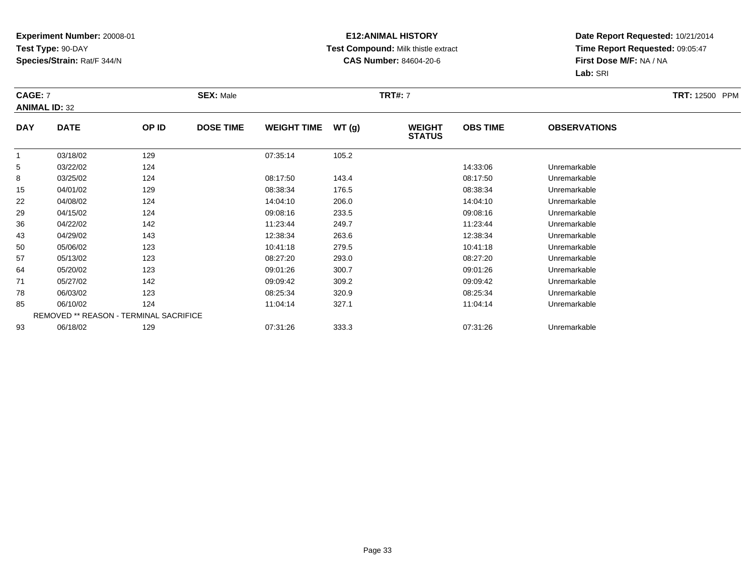**Experiment Number:** 20008-01
**Test Type:** 90-DAY
**Species/Strain:** Rat/F 344/N

**E12:ANIMAL HISTORY**
**Test Compound:** Milk thistle extract
**CAS Number:** 84604-20-6

**Date Report Requested:** 10/21/2014
**Time Report Requested:** 09:05:47
**First Dose M/F:** NA / NA
**Lab:** SRI

**CAGE:** 7 **SEX:** Male **TRT#:** 7 **TRT:** 12500 PPM
**ANIMAL ID:** 32

| DAY | DATE | OP ID | DOSE TIME | WEIGHT TIME | WT (g) | WEIGHT STATUS | OBS TIME | OBSERVATIONS |
|---|---|---|---|---|---|---|---|---|
| 1 | 03/18/02 | 129 | | 07:35:14 | 105.2 | | | |
| 5 | 03/22/02 | 124 | | | | | 14:33:06 | Unremarkable |
| 8 | 03/25/02 | 124 | | 08:17:50 | 143.4 | | 08:17:50 | Unremarkable |
| 15 | 04/01/02 | 129 | | 08:38:34 | 176.5 | | 08:38:34 | Unremarkable |
| 22 | 04/08/02 | 124 | | 14:04:10 | 206.0 | | 14:04:10 | Unremarkable |
| 29 | 04/15/02 | 124 | | 09:08:16 | 233.5 | | 09:08:16 | Unremarkable |
| 36 | 04/22/02 | 142 | | 11:23:44 | 249.7 | | 11:23:44 | Unremarkable |
| 43 | 04/29/02 | 143 | | 12:38:34 | 263.6 | | 12:38:34 | Unremarkable |
| 50 | 05/06/02 | 123 | | 10:41:18 | 279.5 | | 10:41:18 | Unremarkable |
| 57 | 05/13/02 | 123 | | 08:27:20 | 293.0 | | 08:27:20 | Unremarkable |
| 64 | 05/20/02 | 123 | | 09:01:26 | 300.7 | | 09:01:26 | Unremarkable |
| 71 | 05/27/02 | 142 | | 09:09:42 | 309.2 | | 09:09:42 | Unremarkable |
| 78 | 06/03/02 | 123 | | 08:25:34 | 320.9 | | 08:25:34 | Unremarkable |
| 85 | 06/10/02 | 124 | | 11:04:14 | 327.1 | | 11:04:14 | Unremarkable |
| | REMOVED ** REASON - TERMINAL SACRIFICE | | | | | | | |
| 93 | 06/18/02 | 129 | | 07:31:26 | 333.3 | | 07:31:26 | Unremarkable |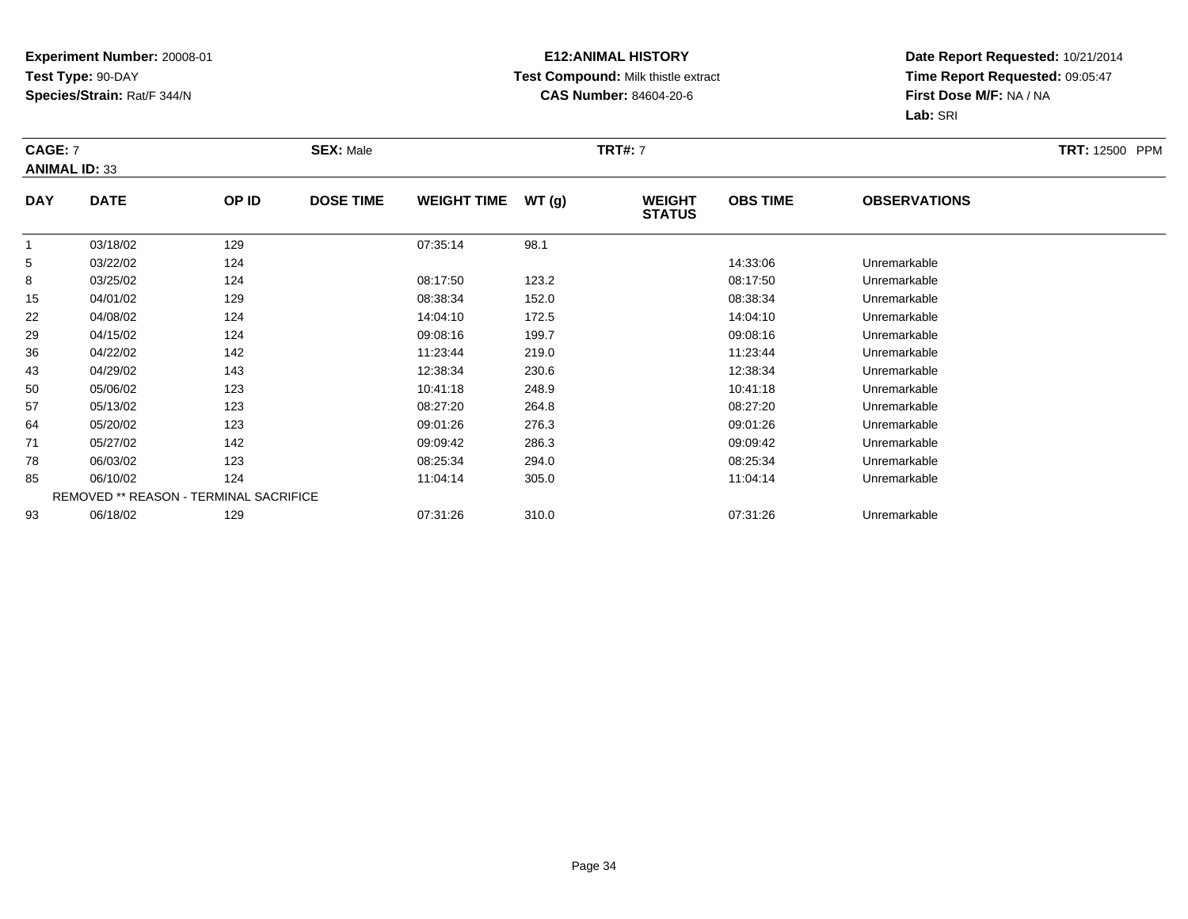**Experiment Number:** 20008-01
**Test Type:** 90-DAY
**Species/Strain:** Rat/F 344/N

**E12:ANIMAL HISTORY**
**Test Compound:** Milk thistle extract
**CAS Number:** 84604-20-6

**Date Report Requested:** 10/21/2014
**Time Report Requested:** 09:05:47
**First Dose M/F:** NA / NA
**Lab:** SRI

**CAGE:** 7
**ANIMAL ID:** 33
**SEX:** Male
**TRT#:** 7
**TRT:** 12500 PPM

| DAY | DATE | OP ID | DOSE TIME | WEIGHT TIME | WT (g) | WEIGHT STATUS | OBS TIME | OBSERVATIONS |
|---|---|---|---|---|---|---|---|---|
| 1 | 03/18/02 | 129 | | 07:35:14 | 98.1 | | | |
| 5 | 03/22/02 | 124 | | | | | 14:33:06 | Unremarkable |
| 8 | 03/25/02 | 124 | | 08:17:50 | 123.2 | | 08:17:50 | Unremarkable |
| 15 | 04/01/02 | 129 | | 08:38:34 | 152.0 | | 08:38:34 | Unremarkable |
| 22 | 04/08/02 | 124 | | 14:04:10 | 172.5 | | 14:04:10 | Unremarkable |
| 29 | 04/15/02 | 124 | | 09:08:16 | 199.7 | | 09:08:16 | Unremarkable |
| 36 | 04/22/02 | 142 | | 11:23:44 | 219.0 | | 11:23:44 | Unremarkable |
| 43 | 04/29/02 | 143 | | 12:38:34 | 230.6 | | 12:38:34 | Unremarkable |
| 50 | 05/06/02 | 123 | | 10:41:18 | 248.9 | | 10:41:18 | Unremarkable |
| 57 | 05/13/02 | 123 | | 08:27:20 | 264.8 | | 08:27:20 | Unremarkable |
| 64 | 05/20/02 | 123 | | 09:01:26 | 276.3 | | 09:01:26 | Unremarkable |
| 71 | 05/27/02 | 142 | | 09:09:42 | 286.3 | | 09:09:42 | Unremarkable |
| 78 | 06/03/02 | 123 | | 08:25:34 | 294.0 | | 08:25:34 | Unremarkable |
| 85 | 06/10/02 | 124 | | 11:04:14 | 305.0 | | 11:04:14 | Unremarkable |
| | REMOVED ** REASON - TERMINAL SACRIFICE | | | | | | | |
| 93 | 06/18/02 | 129 | | 07:31:26 | 310.0 | | 07:31:26 | Unremarkable |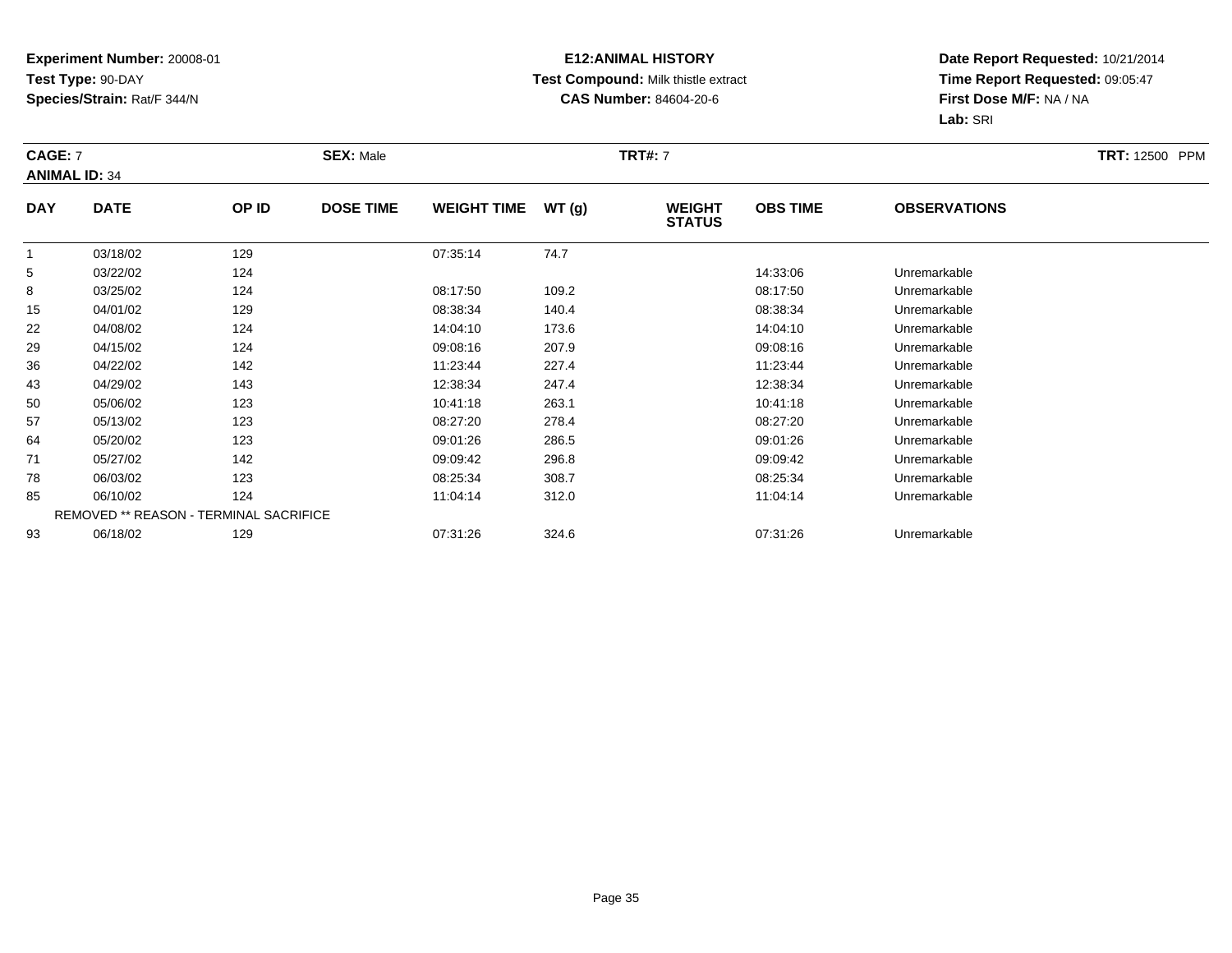**Experiment Number:** 20008-01
**Test Type:** 90-DAY
**Species/Strain:** Rat/F 344/N

**E12:ANIMAL HISTORY**
**Test Compound:** Milk thistle extract
**CAS Number:** 84604-20-6

**Date Report Requested:** 10/21/2014
**Time Report Requested:** 09:05:47
**First Dose M/F:** NA / NA
**Lab:** SRI

**CAGE:** 7 **SEX:** Male **TRT#:** 7 **TRT:** 12500 PPM
**ANIMAL ID:** 34

| DAY | DATE | OP ID | DOSE TIME | WEIGHT TIME | WT (g) | WEIGHT STATUS | OBS TIME | OBSERVATIONS |
|---|---|---|---|---|---|---|---|---|
| 1 | 03/18/02 | 129 | | 07:35:14 | 74.7 | | | |
| 5 | 03/22/02 | 124 | | | | | 14:33:06 | Unremarkable |
| 8 | 03/25/02 | 124 | | 08:17:50 | 109.2 | | 08:17:50 | Unremarkable |
| 15 | 04/01/02 | 129 | | 08:38:34 | 140.4 | | 08:38:34 | Unremarkable |
| 22 | 04/08/02 | 124 | | 14:04:10 | 173.6 | | 14:04:10 | Unremarkable |
| 29 | 04/15/02 | 124 | | 09:08:16 | 207.9 | | 09:08:16 | Unremarkable |
| 36 | 04/22/02 | 142 | | 11:23:44 | 227.4 | | 11:23:44 | Unremarkable |
| 43 | 04/29/02 | 143 | | 12:38:34 | 247.4 | | 12:38:34 | Unremarkable |
| 50 | 05/06/02 | 123 | | 10:41:18 | 263.1 | | 10:41:18 | Unremarkable |
| 57 | 05/13/02 | 123 | | 08:27:20 | 278.4 | | 08:27:20 | Unremarkable |
| 64 | 05/20/02 | 123 | | 09:01:26 | 286.5 | | 09:01:26 | Unremarkable |
| 71 | 05/27/02 | 142 | | 09:09:42 | 296.8 | | 09:09:42 | Unremarkable |
| 78 | 06/03/02 | 123 | | 08:25:34 | 308.7 | | 08:25:34 | Unremarkable |
| 85 | 06/10/02 | 124 | | 11:04:14 | 312.0 | | 11:04:14 | Unremarkable |
| | REMOVED ** REASON - TERMINAL SACRIFICE | | | | | | | |
| 93 | 06/18/02 | 129 | | 07:31:26 | 324.6 | | 07:31:26 | Unremarkable |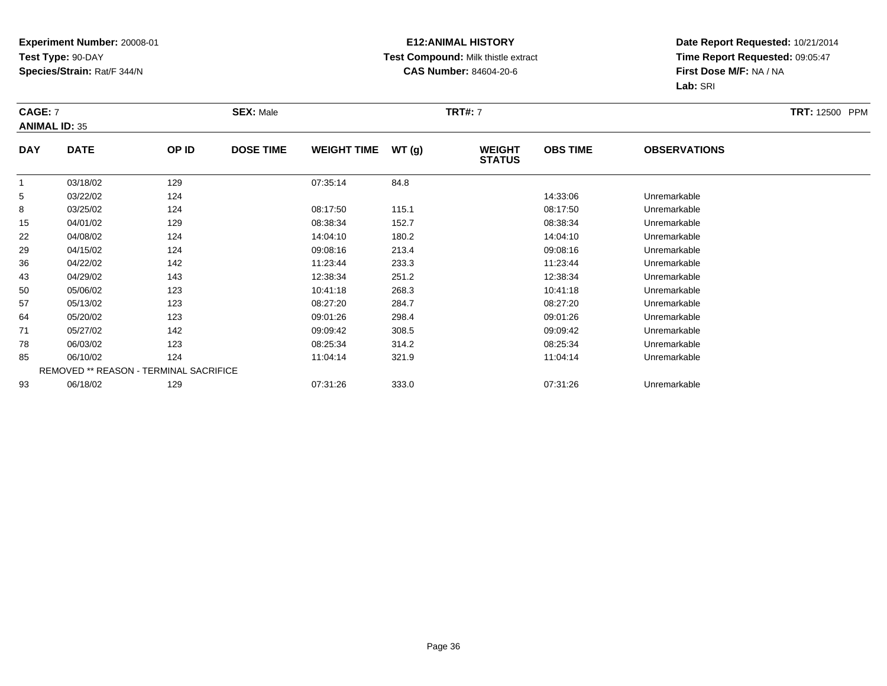**Experiment Number:** 20008-01
**Test Type:** 90-DAY
**Species/Strain:** Rat/F 344/N

**E12:ANIMAL HISTORY**
**Test Compound:** Milk thistle extract
**CAS Number:** 84604-20-6

**Date Report Requested:** 10/21/2014
**Time Report Requested:** 09:05:47
**First Dose M/F:** NA / NA
**Lab:** SRI

**CAGE:** 7 **SEX:** Male **TRT#:** 7 **TRT:** 12500 PPM
**ANIMAL ID:** 35

| DAY | DATE | OP ID | DOSE TIME | WEIGHT TIME | WT (g) | WEIGHT STATUS | OBS TIME | OBSERVATIONS |
|---|---|---|---|---|---|---|---|---|
| 1 | 03/18/02 | 129 | | 07:35:14 | 84.8 | | | |
| 5 | 03/22/02 | 124 | | | | | 14:33:06 | Unremarkable |
| 8 | 03/25/02 | 124 | | 08:17:50 | 115.1 | | 08:17:50 | Unremarkable |
| 15 | 04/01/02 | 129 | | 08:38:34 | 152.7 | | 08:38:34 | Unremarkable |
| 22 | 04/08/02 | 124 | | 14:04:10 | 180.2 | | 14:04:10 | Unremarkable |
| 29 | 04/15/02 | 124 | | 09:08:16 | 213.4 | | 09:08:16 | Unremarkable |
| 36 | 04/22/02 | 142 | | 11:23:44 | 233.3 | | 11:23:44 | Unremarkable |
| 43 | 04/29/02 | 143 | | 12:38:34 | 251.2 | | 12:38:34 | Unremarkable |
| 50 | 05/06/02 | 123 | | 10:41:18 | 268.3 | | 10:41:18 | Unremarkable |
| 57 | 05/13/02 | 123 | | 08:27:20 | 284.7 | | 08:27:20 | Unremarkable |
| 64 | 05/20/02 | 123 | | 09:01:26 | 298.4 | | 09:01:26 | Unremarkable |
| 71 | 05/27/02 | 142 | | 09:09:42 | 308.5 | | 09:09:42 | Unremarkable |
| 78 | 06/03/02 | 123 | | 08:25:34 | 314.2 | | 08:25:34 | Unremarkable |
| 85 | 06/10/02 | 124 | | 11:04:14 | 321.9 | | 11:04:14 | Unremarkable |
| | REMOVED ** REASON - TERMINAL SACRIFICE | | | | | | | |
| 93 | 06/18/02 | 129 | | 07:31:26 | 333.0 | | 07:31:26 | Unremarkable |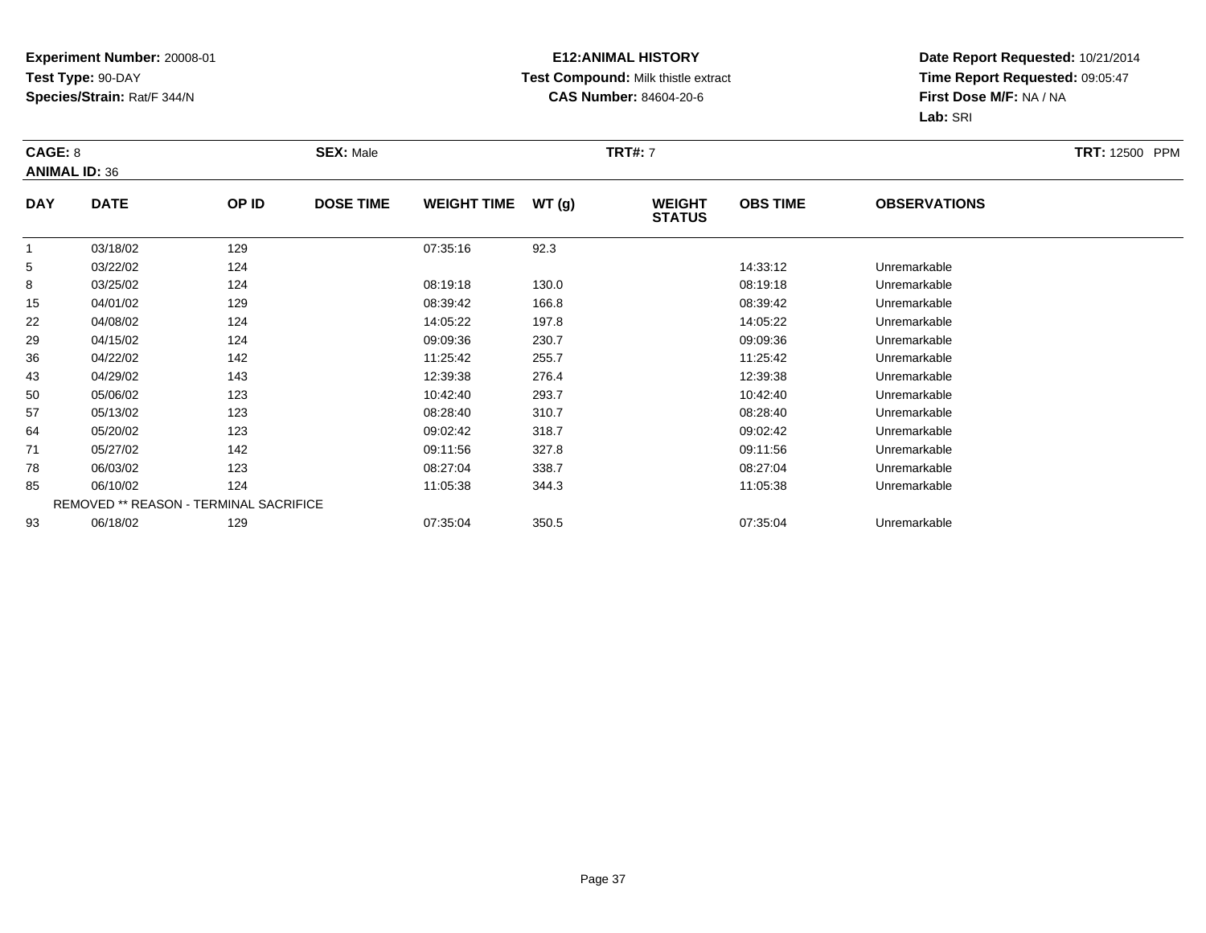**Experiment Number:** 20008-01
**Test Type:** 90-DAY
**Species/Strain:** Rat/F 344/N

**E12:ANIMAL HISTORY**
**Test Compound:** Milk thistle extract
**CAS Number:** 84604-20-6

**Date Report Requested:** 10/21/2014
**Time Report Requested:** 09:05:47
**First Dose M/F:** NA / NA
**Lab:** SRI

**CAGE:** 8 **SEX:** Male **TRT#:** 7 **TRT:** 12500 PPM
**ANIMAL ID:** 36

| DAY | DATE | OP ID | DOSE TIME | WEIGHT TIME | WT (g) | WEIGHT STATUS | OBS TIME | OBSERVATIONS |
|---|---|---|---|---|---|---|---|---|
| 1 | 03/18/02 | 129 | | 07:35:16 | 92.3 | | | |
| 5 | 03/22/02 | 124 | | | | | 14:33:12 | Unremarkable |
| 8 | 03/25/02 | 124 | | 08:19:18 | 130.0 | | 08:19:18 | Unremarkable |
| 15 | 04/01/02 | 129 | | 08:39:42 | 166.8 | | 08:39:42 | Unremarkable |
| 22 | 04/08/02 | 124 | | 14:05:22 | 197.8 | | 14:05:22 | Unremarkable |
| 29 | 04/15/02 | 124 | | 09:09:36 | 230.7 | | 09:09:36 | Unremarkable |
| 36 | 04/22/02 | 142 | | 11:25:42 | 255.7 | | 11:25:42 | Unremarkable |
| 43 | 04/29/02 | 143 | | 12:39:38 | 276.4 | | 12:39:38 | Unremarkable |
| 50 | 05/06/02 | 123 | | 10:42:40 | 293.7 | | 10:42:40 | Unremarkable |
| 57 | 05/13/02 | 123 | | 08:28:40 | 310.7 | | 08:28:40 | Unremarkable |
| 64 | 05/20/02 | 123 | | 09:02:42 | 318.7 | | 09:02:42 | Unremarkable |
| 71 | 05/27/02 | 142 | | 09:11:56 | 327.8 | | 09:11:56 | Unremarkable |
| 78 | 06/03/02 | 123 | | 08:27:04 | 338.7 | | 08:27:04 | Unremarkable |
| 85 | 06/10/02 | 124 | | 11:05:38 | 344.3 | | 11:05:38 | Unremarkable |
| | REMOVED ** REASON - TERMINAL SACRIFICE | | | | | | | |
| 93 | 06/18/02 | 129 | | 07:35:04 | 350.5 | | 07:35:04 | Unremarkable |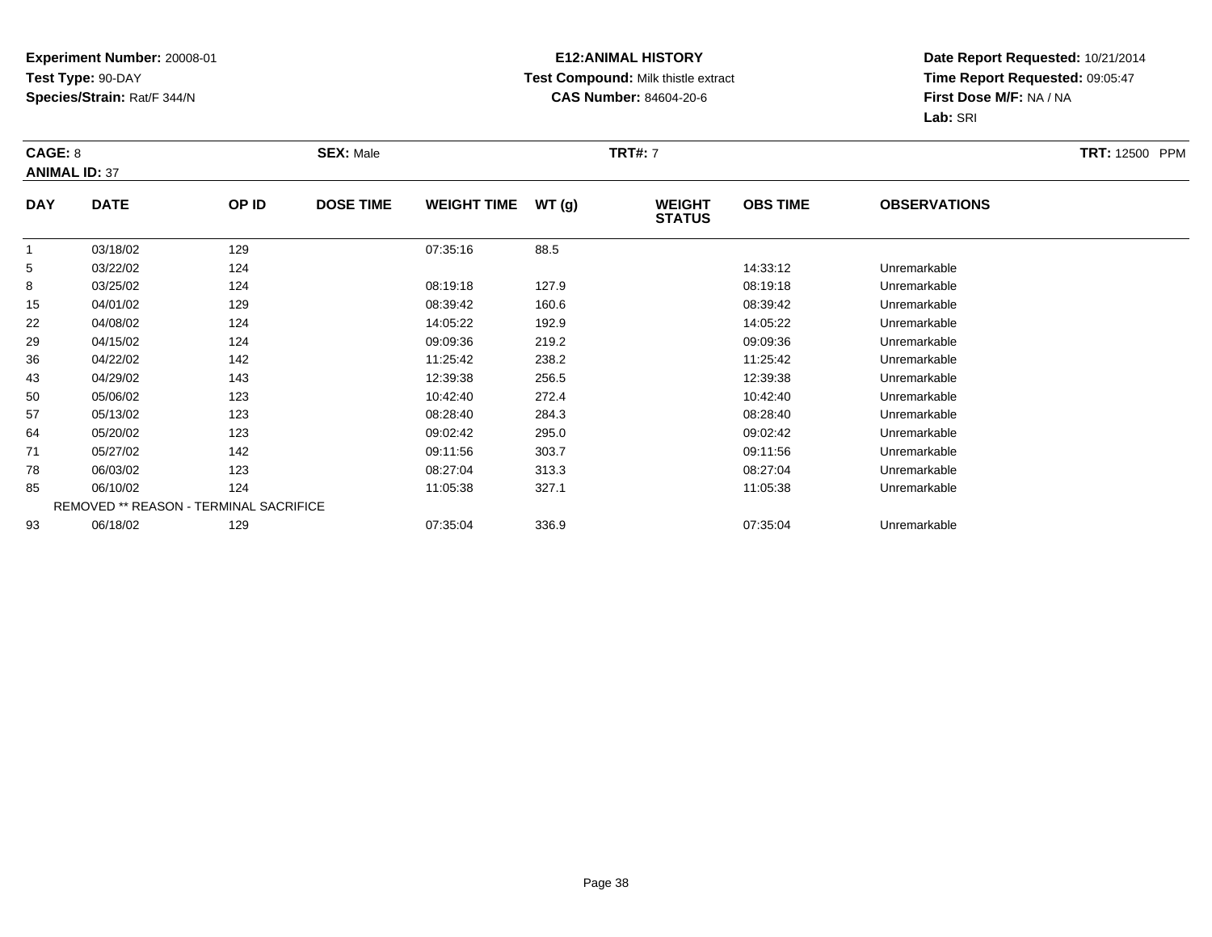**Experiment Number:** 20008-01
**Test Type:** 90-DAY
**Species/Strain:** Rat/F 344/N

**E12:ANIMAL HISTORY**
**Test Compound:** Milk thistle extract
**CAS Number:** 84604-20-6

**Date Report Requested:** 10/21/2014
**Time Report Requested:** 09:05:47
**First Dose M/F:** NA / NA
**Lab:** SRI

**CAGE:** 8 **SEX:** Male **TRT#:** 7 **TRT:** 12500 PPM
**ANIMAL ID:** 37

| DAY | DATE | OP ID | DOSE TIME | WEIGHT TIME | WT (g) | WEIGHT STATUS | OBS TIME | OBSERVATIONS |
|---|---|---|---|---|---|---|---|---|
| 1 | 03/18/02 | 129 | | 07:35:16 | 88.5 | | | |
| 5 | 03/22/02 | 124 | | | | | 14:33:12 | Unremarkable |
| 8 | 03/25/02 | 124 | | 08:19:18 | 127.9 | | 08:19:18 | Unremarkable |
| 15 | 04/01/02 | 129 | | 08:39:42 | 160.6 | | 08:39:42 | Unremarkable |
| 22 | 04/08/02 | 124 | | 14:05:22 | 192.9 | | 14:05:22 | Unremarkable |
| 29 | 04/15/02 | 124 | | 09:09:36 | 219.2 | | 09:09:36 | Unremarkable |
| 36 | 04/22/02 | 142 | | 11:25:42 | 238.2 | | 11:25:42 | Unremarkable |
| 43 | 04/29/02 | 143 | | 12:39:38 | 256.5 | | 12:39:38 | Unremarkable |
| 50 | 05/06/02 | 123 | | 10:42:40 | 272.4 | | 10:42:40 | Unremarkable |
| 57 | 05/13/02 | 123 | | 08:28:40 | 284.3 | | 08:28:40 | Unremarkable |
| 64 | 05/20/02 | 123 | | 09:02:42 | 295.0 | | 09:02:42 | Unremarkable |
| 71 | 05/27/02 | 142 | | 09:11:56 | 303.7 | | 09:11:56 | Unremarkable |
| 78 | 06/03/02 | 123 | | 08:27:04 | 313.3 | | 08:27:04 | Unremarkable |
| 85 | 06/10/02 | 124 | | 11:05:38 | 327.1 | | 11:05:38 | Unremarkable |
| | REMOVED ** REASON - TERMINAL SACRIFICE | | | | | | | |
| 93 | 06/18/02 | 129 | | 07:35:04 | 336.9 | | 07:35:04 | Unremarkable |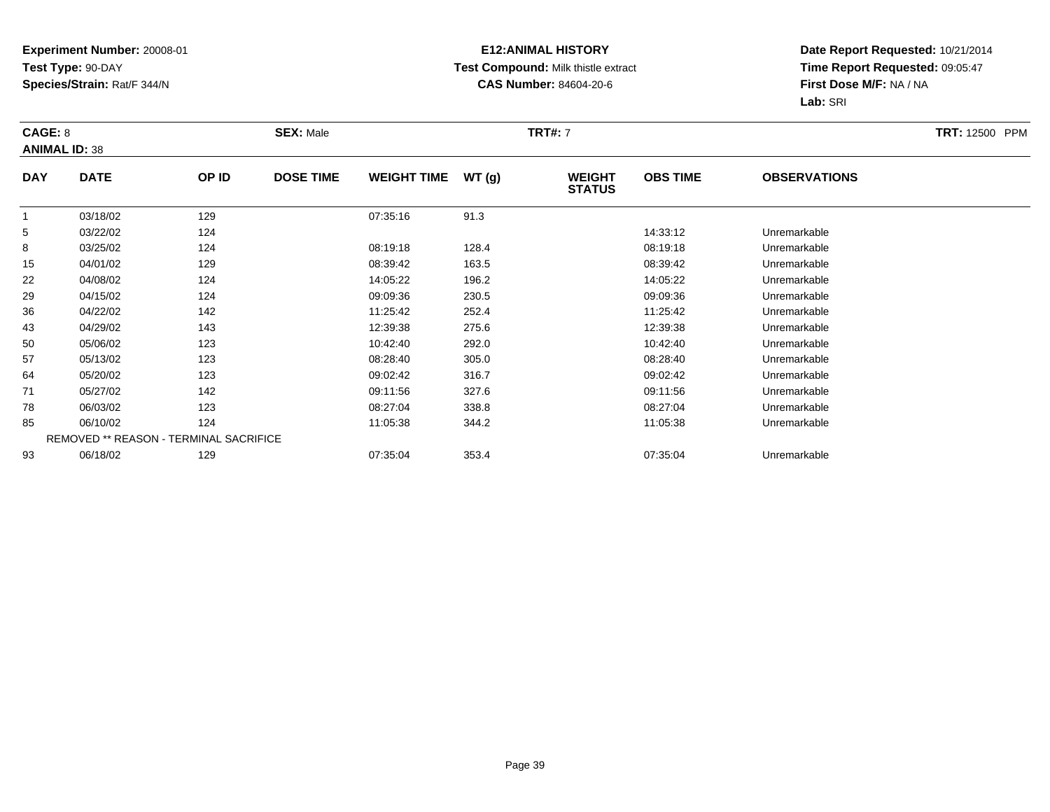**Experiment Number:** 20008-01
**Test Type:** 90-DAY
**Species/Strain:** Rat/F 344/N

**E12:ANIMAL HISTORY**
**Test Compound:** Milk thistle extract
**CAS Number:** 84604-20-6

**Date Report Requested:** 10/21/2014
**Time Report Requested:** 09:05:47
**First Dose M/F:** NA / NA
**Lab:** SRI

**CAGE:** 8 **SEX:** Male **TRT#:** 7 **TRT:** 12500 PPM
**ANIMAL ID:** 38

| DAY | DATE | OP ID | DOSE TIME | WEIGHT TIME | WT (g) | WEIGHT STATUS | OBS TIME | OBSERVATIONS |
|---|---|---|---|---|---|---|---|---|
| 1 | 03/18/02 | 129 | | 07:35:16 | 91.3 | | | |
| 5 | 03/22/02 | 124 | | | | | 14:33:12 | Unremarkable |
| 8 | 03/25/02 | 124 | | 08:19:18 | 128.4 | | 08:19:18 | Unremarkable |
| 15 | 04/01/02 | 129 | | 08:39:42 | 163.5 | | 08:39:42 | Unremarkable |
| 22 | 04/08/02 | 124 | | 14:05:22 | 196.2 | | 14:05:22 | Unremarkable |
| 29 | 04/15/02 | 124 | | 09:09:36 | 230.5 | | 09:09:36 | Unremarkable |
| 36 | 04/22/02 | 142 | | 11:25:42 | 252.4 | | 11:25:42 | Unremarkable |
| 43 | 04/29/02 | 143 | | 12:39:38 | 275.6 | | 12:39:38 | Unremarkable |
| 50 | 05/06/02 | 123 | | 10:42:40 | 292.0 | | 10:42:40 | Unremarkable |
| 57 | 05/13/02 | 123 | | 08:28:40 | 305.0 | | 08:28:40 | Unremarkable |
| 64 | 05/20/02 | 123 | | 09:02:42 | 316.7 | | 09:02:42 | Unremarkable |
| 71 | 05/27/02 | 142 | | 09:11:56 | 327.6 | | 09:11:56 | Unremarkable |
| 78 | 06/03/02 | 123 | | 08:27:04 | 338.8 | | 08:27:04 | Unremarkable |
| 85 | 06/10/02 | 124 | | 11:05:38 | 344.2 | | 11:05:38 | Unremarkable |
| | REMOVED ** REASON - TERMINAL SACRIFICE | | | | | | | |
| 93 | 06/18/02 | 129 | | 07:35:04 | 353.4 | | 07:35:04 | Unremarkable |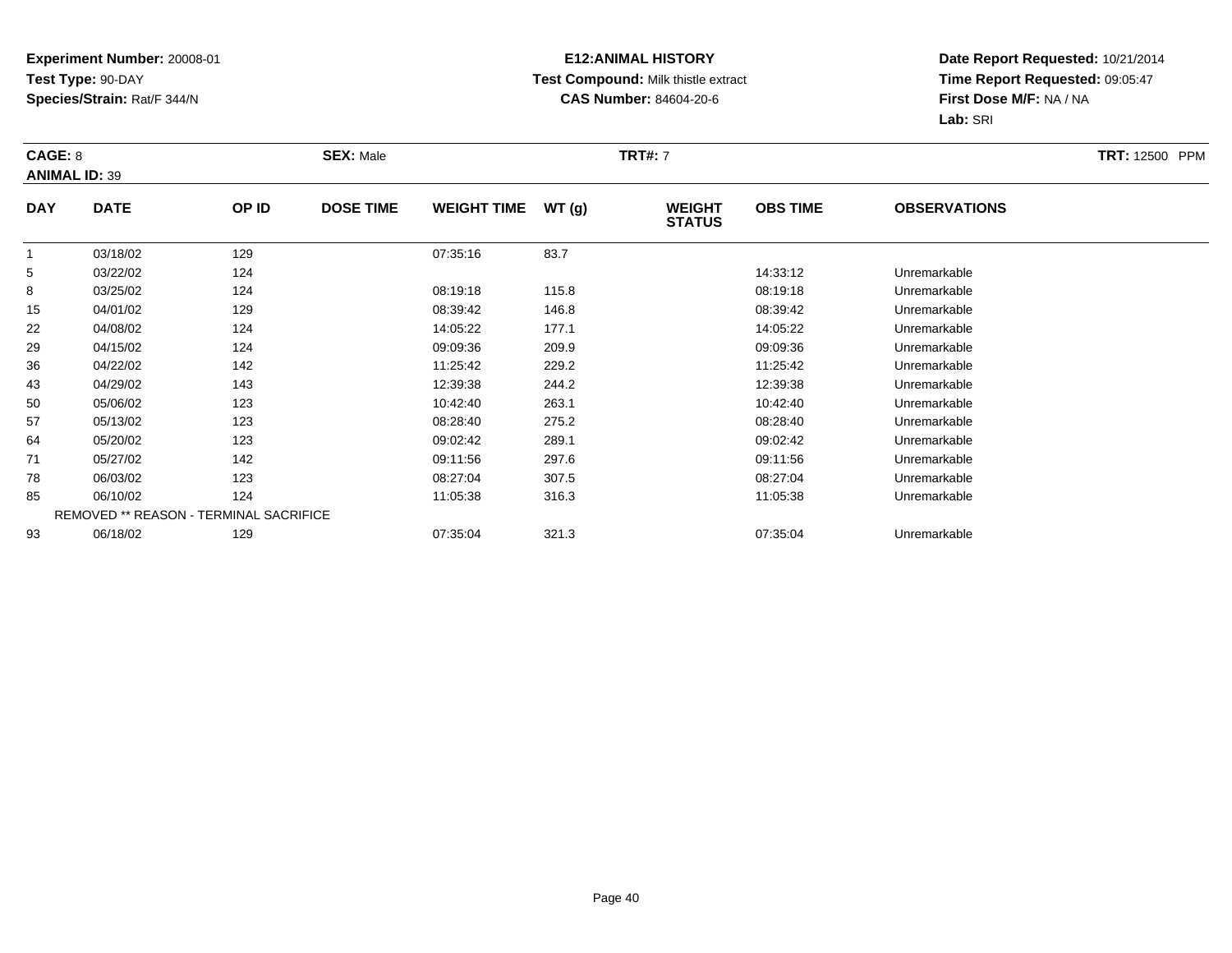**Experiment Number:** 20008-01
**Test Type:** 90-DAY
**Species/Strain:** Rat/F 344/N

**E12:ANIMAL HISTORY**
**Test Compound:** Milk thistle extract
**CAS Number:** 84604-20-6

**Date Report Requested:** 10/21/2014
**Time Report Requested:** 09:05:47
**First Dose M/F:** NA / NA
**Lab:** SRI

**CAGE:** 8
**ANIMAL ID:** 39
**SEX:** Male
**TRT#:** 7
**TRT:** 12500 PPM

| DAY | DATE | OP ID | DOSE TIME | WEIGHT TIME | WT (g) | WEIGHT STATUS | OBS TIME | OBSERVATIONS |
|---|---|---|---|---|---|---|---|---|
| 1 | 03/18/02 | 129 | | 07:35:16 | 83.7 | | | |
| 5 | 03/22/02 | 124 | | | | | 14:33:12 | Unremarkable |
| 8 | 03/25/02 | 124 | | 08:19:18 | 115.8 | | 08:19:18 | Unremarkable |
| 15 | 04/01/02 | 129 | | 08:39:42 | 146.8 | | 08:39:42 | Unremarkable |
| 22 | 04/08/02 | 124 | | 14:05:22 | 177.1 | | 14:05:22 | Unremarkable |
| 29 | 04/15/02 | 124 | | 09:09:36 | 209.9 | | 09:09:36 | Unremarkable |
| 36 | 04/22/02 | 142 | | 11:25:42 | 229.2 | | 11:25:42 | Unremarkable |
| 43 | 04/29/02 | 143 | | 12:39:38 | 244.2 | | 12:39:38 | Unremarkable |
| 50 | 05/06/02 | 123 | | 10:42:40 | 263.1 | | 10:42:40 | Unremarkable |
| 57 | 05/13/02 | 123 | | 08:28:40 | 275.2 | | 08:28:40 | Unremarkable |
| 64 | 05/20/02 | 123 | | 09:02:42 | 289.1 | | 09:02:42 | Unremarkable |
| 71 | 05/27/02 | 142 | | 09:11:56 | 297.6 | | 09:11:56 | Unremarkable |
| 78 | 06/03/02 | 123 | | 08:27:04 | 307.5 | | 08:27:04 | Unremarkable |
| 85 | 06/10/02 | 124 | | 11:05:38 | 316.3 | | 11:05:38 | Unremarkable |
| | REMOVED ** REASON - TERMINAL SACRIFICE | | | | | | | |
| 93 | 06/18/02 | 129 | | 07:35:04 | 321.3 | | 07:35:04 | Unremarkable |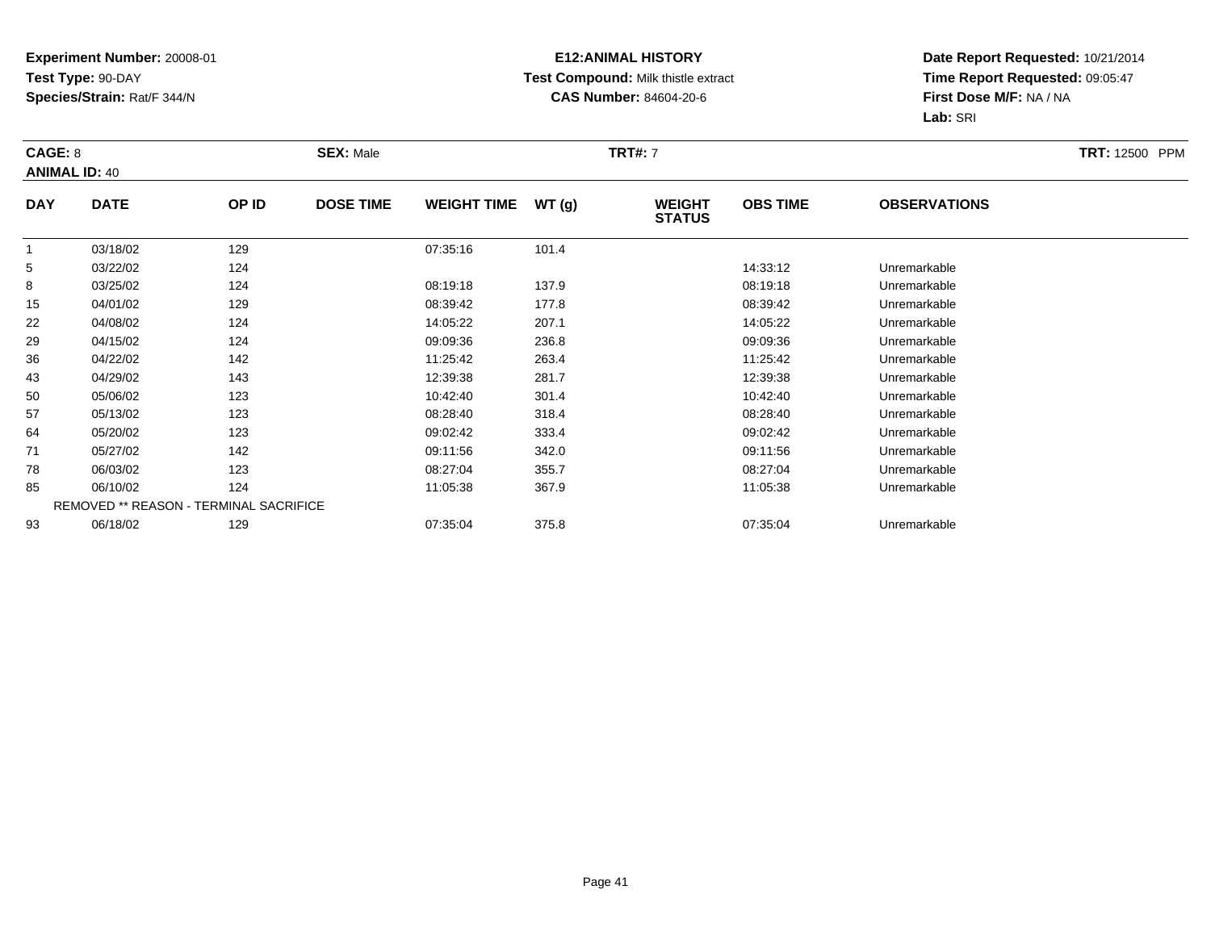**Experiment Number:** 20008-01
**Test Type:** 90-DAY
**Species/Strain:** Rat/F 344/N

**E12:ANIMAL HISTORY**
**Test Compound:** Milk thistle extract
**CAS Number:** 84604-20-6

**Date Report Requested:** 10/21/2014
**Time Report Requested:** 09:05:47
**First Dose M/F:** NA / NA
**Lab:** SRI

**CAGE:** 8 **SEX:** Male **TRT#:** 7 **TRT:** 12500 PPM
**ANIMAL ID:** 40

| DAY | DATE | OP ID | DOSE TIME | WEIGHT TIME | WT (g) | WEIGHT STATUS | OBS TIME | OBSERVATIONS |
|---|---|---|---|---|---|---|---|---|
| 1 | 03/18/02 | 129 | | 07:35:16 | 101.4 | | | |
| 5 | 03/22/02 | 124 | | | | | 14:33:12 | Unremarkable |
| 8 | 03/25/02 | 124 | | 08:19:18 | 137.9 | | 08:19:18 | Unremarkable |
| 15 | 04/01/02 | 129 | | 08:39:42 | 177.8 | | 08:39:42 | Unremarkable |
| 22 | 04/08/02 | 124 | | 14:05:22 | 207.1 | | 14:05:22 | Unremarkable |
| 29 | 04/15/02 | 124 | | 09:09:36 | 236.8 | | 09:09:36 | Unremarkable |
| 36 | 04/22/02 | 142 | | 11:25:42 | 263.4 | | 11:25:42 | Unremarkable |
| 43 | 04/29/02 | 143 | | 12:39:38 | 281.7 | | 12:39:38 | Unremarkable |
| 50 | 05/06/02 | 123 | | 10:42:40 | 301.4 | | 10:42:40 | Unremarkable |
| 57 | 05/13/02 | 123 | | 08:28:40 | 318.4 | | 08:28:40 | Unremarkable |
| 64 | 05/20/02 | 123 | | 09:02:42 | 333.4 | | 09:02:42 | Unremarkable |
| 71 | 05/27/02 | 142 | | 09:11:56 | 342.0 | | 09:11:56 | Unremarkable |
| 78 | 06/03/02 | 123 | | 08:27:04 | 355.7 | | 08:27:04 | Unremarkable |
| 85 | 06/10/02 | 124 | | 11:05:38 | 367.9 | | 11:05:38 | Unremarkable |
| | REMOVED ** REASON - TERMINAL SACRIFICE | | | | | | | |
| 93 | 06/18/02 | 129 | | 07:35:04 | 375.8 | | 07:35:04 | Unremarkable |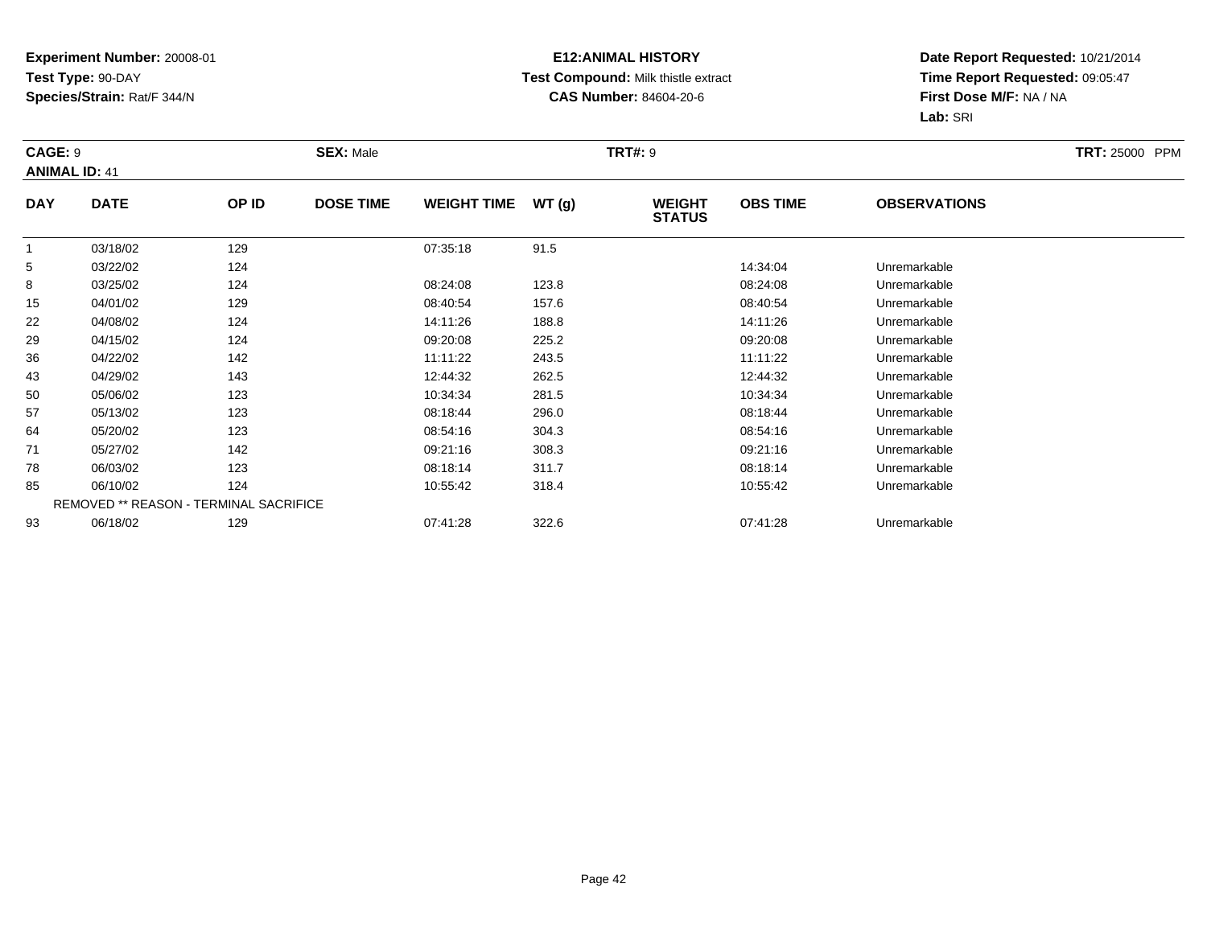**Experiment Number:** 20008-01
**Test Type:** 90-DAY
**Species/Strain:** Rat/F 344/N

**E12:ANIMAL HISTORY**
**Test Compound:** Milk thistle extract
**CAS Number:** 84604-20-6

**Date Report Requested:** 10/21/2014
**Time Report Requested:** 09:05:47
**First Dose M/F:** NA / NA
**Lab:** SRI

**CAGE:** 9 **SEX:** Male **TRT#:** 9 **TRT:** 25000 PPM
**ANIMAL ID:** 41

| DAY | DATE | OP ID | DOSE TIME | WEIGHT TIME | WT (g) | WEIGHT STATUS | OBS TIME | OBSERVATIONS |
|---|---|---|---|---|---|---|---|---|
| 1 | 03/18/02 | 129 | | 07:35:18 | 91.5 | | | |
| 5 | 03/22/02 | 124 | | | | | 14:34:04 | Unremarkable |
| 8 | 03/25/02 | 124 | | 08:24:08 | 123.8 | | 08:24:08 | Unremarkable |
| 15 | 04/01/02 | 129 | | 08:40:54 | 157.6 | | 08:40:54 | Unremarkable |
| 22 | 04/08/02 | 124 | | 14:11:26 | 188.8 | | 14:11:26 | Unremarkable |
| 29 | 04/15/02 | 124 | | 09:20:08 | 225.2 | | 09:20:08 | Unremarkable |
| 36 | 04/22/02 | 142 | | 11:11:22 | 243.5 | | 11:11:22 | Unremarkable |
| 43 | 04/29/02 | 143 | | 12:44:32 | 262.5 | | 12:44:32 | Unremarkable |
| 50 | 05/06/02 | 123 | | 10:34:34 | 281.5 | | 10:34:34 | Unremarkable |
| 57 | 05/13/02 | 123 | | 08:18:44 | 296.0 | | 08:18:44 | Unremarkable |
| 64 | 05/20/02 | 123 | | 08:54:16 | 304.3 | | 08:54:16 | Unremarkable |
| 71 | 05/27/02 | 142 | | 09:21:16 | 308.3 | | 09:21:16 | Unremarkable |
| 78 | 06/03/02 | 123 | | 08:18:14 | 311.7 | | 08:18:14 | Unremarkable |
| 85 | 06/10/02 | 124 | | 10:55:42 | 318.4 | | 10:55:42 | Unremarkable |
| | REMOVED ** REASON - TERMINAL SACRIFICE | | | | | | | |
| 93 | 06/18/02 | 129 | | 07:41:28 | 322.6 | | 07:41:28 | Unremarkable |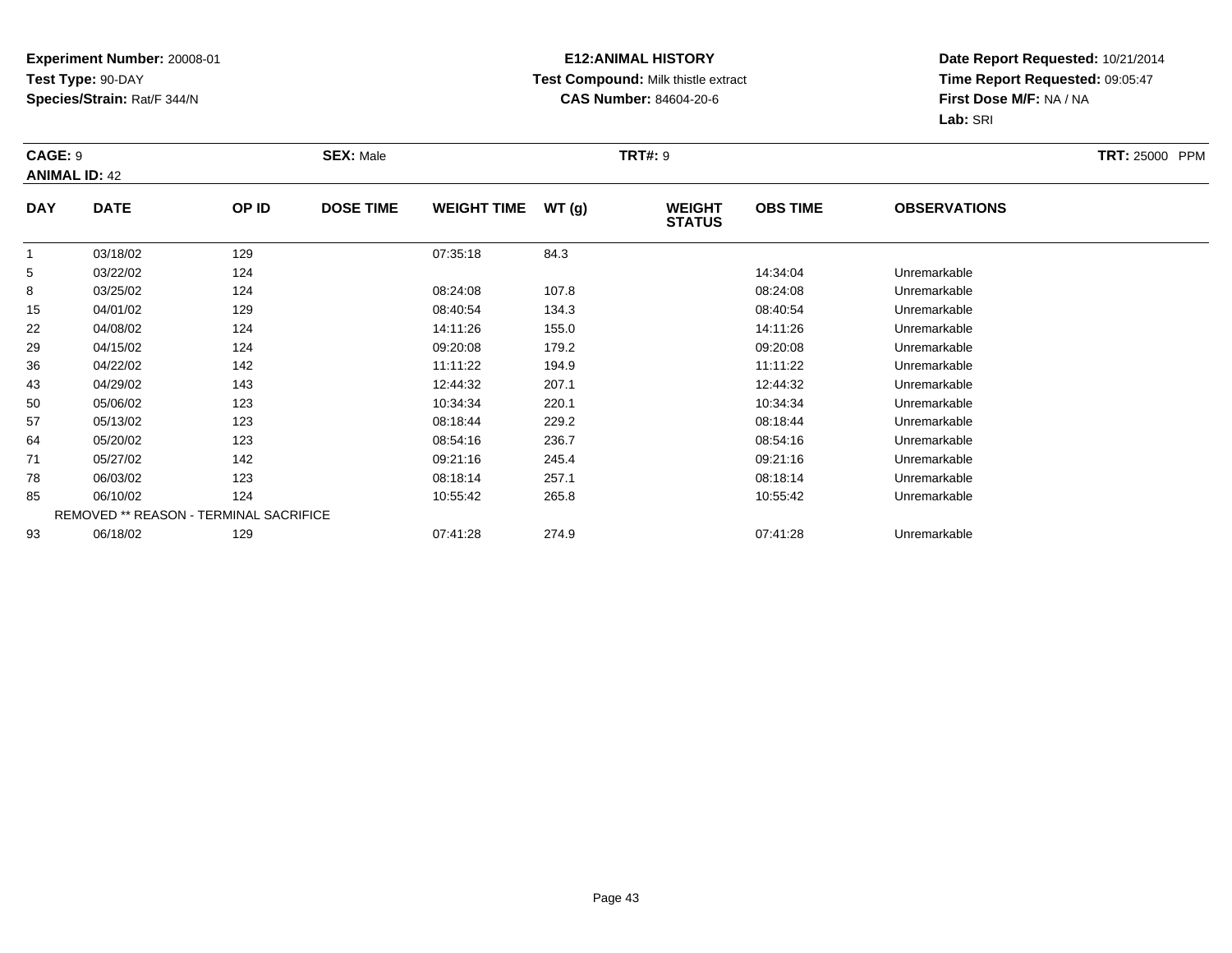**Experiment Number:** 20008-01
**Test Type:** 90-DAY
**Species/Strain:** Rat/F 344/N

**E12:ANIMAL HISTORY**
**Test Compound:** Milk thistle extract
**CAS Number:** 84604-20-6

**Date Report Requested:** 10/21/2014
**Time Report Requested:** 09:05:47
**First Dose M/F:** NA / NA
**Lab:** SRI

**CAGE:** 9
**ANIMAL ID:** 42

**SEX:** Male

**TRT#:** 9

**TRT:** 25000 PPM

| DAY | DATE | OP ID | DOSE TIME | WEIGHT TIME | WT (g) | WEIGHT STATUS | OBS TIME | OBSERVATIONS |
|---|---|---|---|---|---|---|---|---|
| 1 | 03/18/02 | 129 | | 07:35:18 | 84.3 | | | |
| 5 | 03/22/02 | 124 | | | | | 14:34:04 | Unremarkable |
| 8 | 03/25/02 | 124 | | 08:24:08 | 107.8 | | 08:24:08 | Unremarkable |
| 15 | 04/01/02 | 129 | | 08:40:54 | 134.3 | | 08:40:54 | Unremarkable |
| 22 | 04/08/02 | 124 | | 14:11:26 | 155.0 | | 14:11:26 | Unremarkable |
| 29 | 04/15/02 | 124 | | 09:20:08 | 179.2 | | 09:20:08 | Unremarkable |
| 36 | 04/22/02 | 142 | | 11:11:22 | 194.9 | | 11:11:22 | Unremarkable |
| 43 | 04/29/02 | 143 | | 12:44:32 | 207.1 | | 12:44:32 | Unremarkable |
| 50 | 05/06/02 | 123 | | 10:34:34 | 220.1 | | 10:34:34 | Unremarkable |
| 57 | 05/13/02 | 123 | | 08:18:44 | 229.2 | | 08:18:44 | Unremarkable |
| 64 | 05/20/02 | 123 | | 08:54:16 | 236.7 | | 08:54:16 | Unremarkable |
| 71 | 05/27/02 | 142 | | 09:21:16 | 245.4 | | 09:21:16 | Unremarkable |
| 78 | 06/03/02 | 123 | | 08:18:14 | 257.1 | | 08:18:14 | Unremarkable |
| 85 | 06/10/02 | 124 | | 10:55:42 | 265.8 | | 10:55:42 | Unremarkable |
| | REMOVED ** REASON - TERMINAL SACRIFICE | | | | | | | |
| 93 | 06/18/02 | 129 | | 07:41:28 | 274.9 | | 07:41:28 | Unremarkable |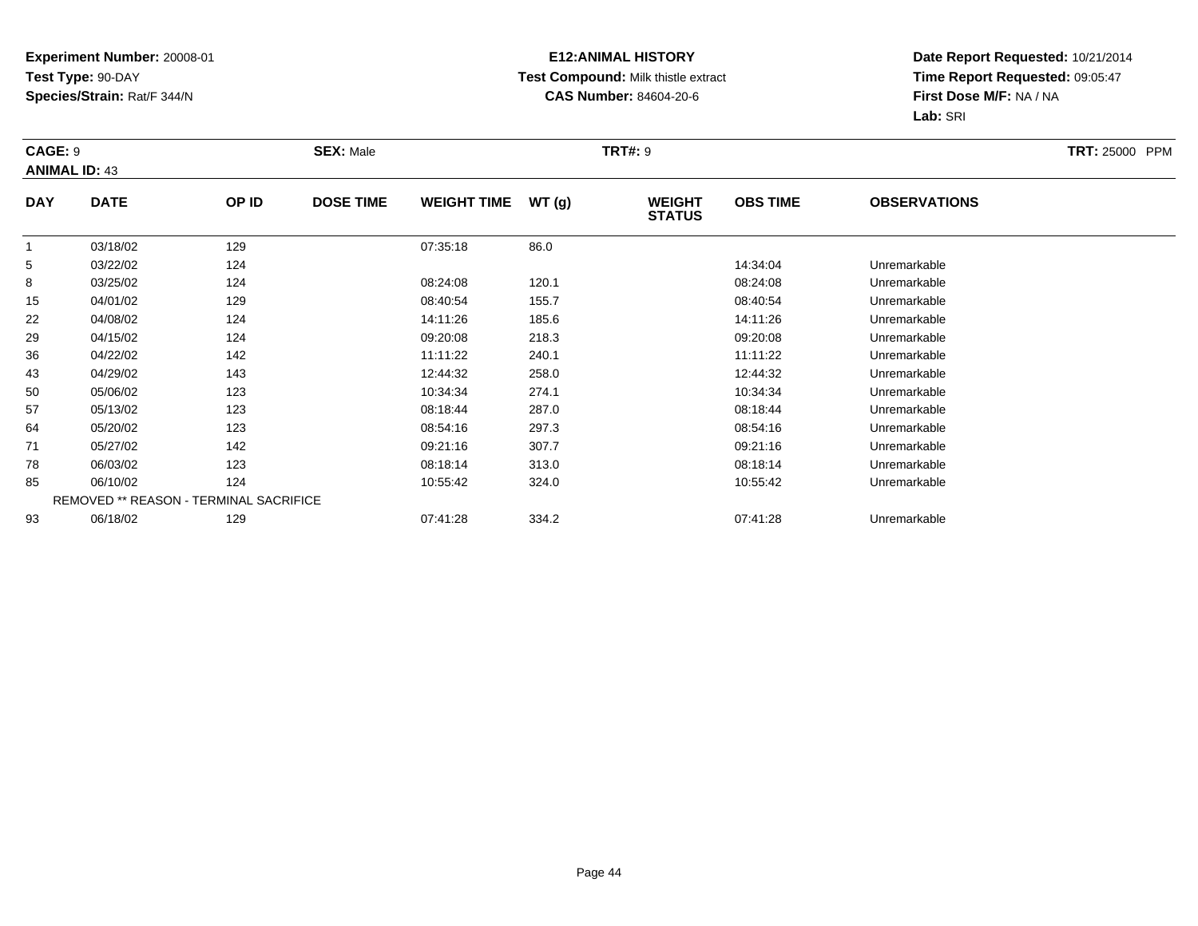**Experiment Number:** 20008-01
**Test Type:** 90-DAY
**Species/Strain:** Rat/F 344/N

**E12:ANIMAL HISTORY**
**Test Compound:** Milk thistle extract
**CAS Number:** 84604-20-6

**Date Report Requested:** 10/21/2014
**Time Report Requested:** 09:05:47
**First Dose M/F:** NA / NA
**Lab:** SRI

**CAGE:** 9 **SEX:** Male **TRT#:** 9 **TRT:** 25000 PPM
**ANIMAL ID:** 43

| DAY | DATE | OP ID | DOSE TIME | WEIGHT TIME | WT (g) | WEIGHT STATUS | OBS TIME | OBSERVATIONS |
|---|---|---|---|---|---|---|---|---|
| 1 | 03/18/02 | 129 | | 07:35:18 | 86.0 | | | |
| 5 | 03/22/02 | 124 | | | | | 14:34:04 | Unremarkable |
| 8 | 03/25/02 | 124 | | 08:24:08 | 120.1 | | 08:24:08 | Unremarkable |
| 15 | 04/01/02 | 129 | | 08:40:54 | 155.7 | | 08:40:54 | Unremarkable |
| 22 | 04/08/02 | 124 | | 14:11:26 | 185.6 | | 14:11:26 | Unremarkable |
| 29 | 04/15/02 | 124 | | 09:20:08 | 218.3 | | 09:20:08 | Unremarkable |
| 36 | 04/22/02 | 142 | | 11:11:22 | 240.1 | | 11:11:22 | Unremarkable |
| 43 | 04/29/02 | 143 | | 12:44:32 | 258.0 | | 12:44:32 | Unremarkable |
| 50 | 05/06/02 | 123 | | 10:34:34 | 274.1 | | 10:34:34 | Unremarkable |
| 57 | 05/13/02 | 123 | | 08:18:44 | 287.0 | | 08:18:44 | Unremarkable |
| 64 | 05/20/02 | 123 | | 08:54:16 | 297.3 | | 08:54:16 | Unremarkable |
| 71 | 05/27/02 | 142 | | 09:21:16 | 307.7 | | 09:21:16 | Unremarkable |
| 78 | 06/03/02 | 123 | | 08:18:14 | 313.0 | | 08:18:14 | Unremarkable |
| 85 | 06/10/02 | 124 | | 10:55:42 | 324.0 | | 10:55:42 | Unremarkable |
| | REMOVED ** REASON - TERMINAL SACRIFICE | | | | | | | |
| 93 | 06/18/02 | 129 | | 07:41:28 | 334.2 | | 07:41:28 | Unremarkable |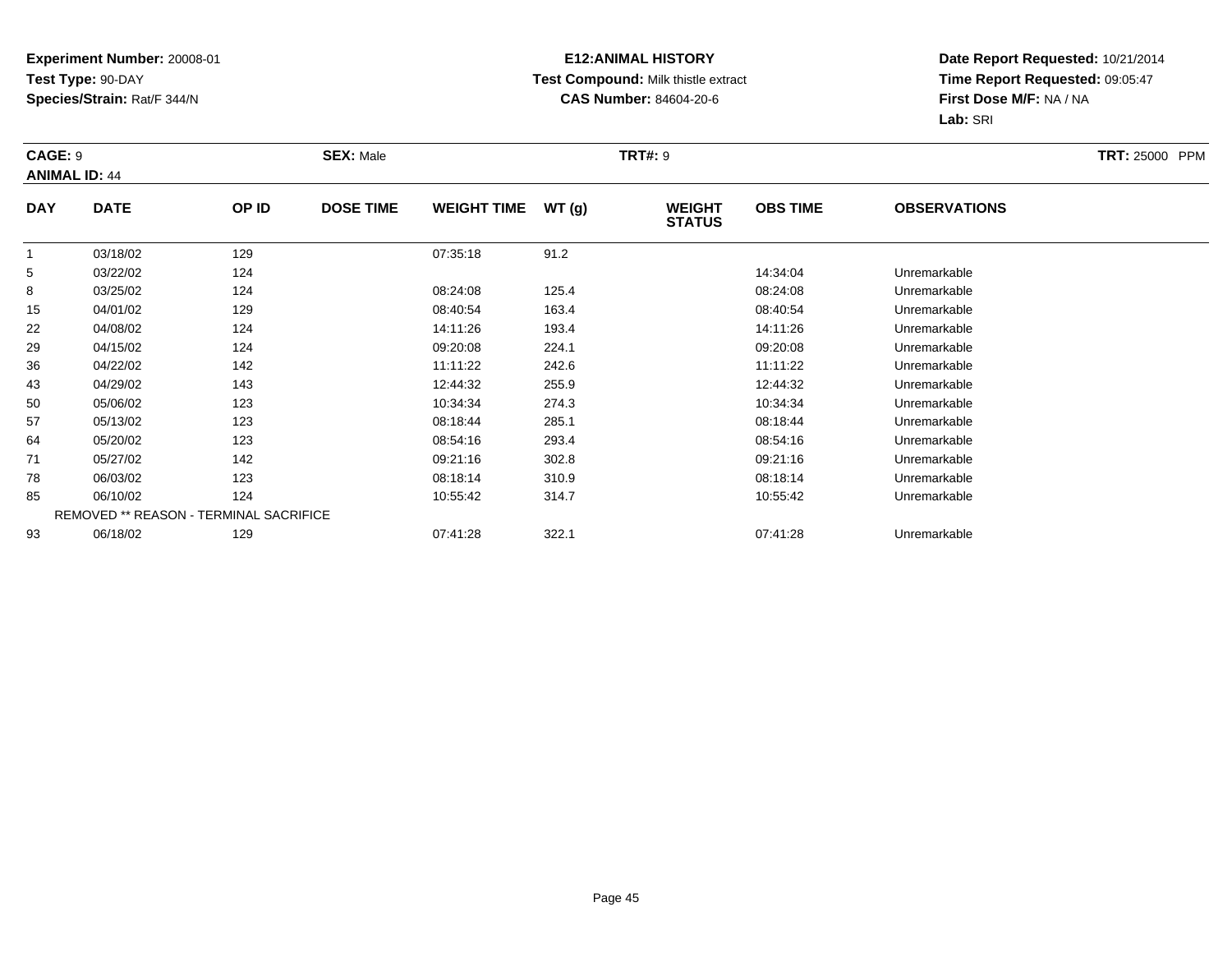**Experiment Number:** 20008-01
**Test Type:** 90-DAY
**Species/Strain:** Rat/F 344/N

**E12:ANIMAL HISTORY**
**Test Compound:** Milk thistle extract
**CAS Number:** 84604-20-6

**Date Report Requested:** 10/21/2014
**Time Report Requested:** 09:05:47
**First Dose M/F:** NA / NA
**Lab:** SRI

**CAGE:** 9 **SEX:** Male **TRT#:** 9 **TRT:** 25000 PPM
**ANIMAL ID:** 44

| DAY | DATE | OP ID | DOSE TIME | WEIGHT TIME | WT (g) | WEIGHT STATUS | OBS TIME | OBSERVATIONS |
|---|---|---|---|---|---|---|---|---|
| 1 | 03/18/02 | 129 | | 07:35:18 | 91.2 | | | |
| 5 | 03/22/02 | 124 | | | | | 14:34:04 | Unremarkable |
| 8 | 03/25/02 | 124 | | 08:24:08 | 125.4 | | 08:24:08 | Unremarkable |
| 15 | 04/01/02 | 129 | | 08:40:54 | 163.4 | | 08:40:54 | Unremarkable |
| 22 | 04/08/02 | 124 | | 14:11:26 | 193.4 | | 14:11:26 | Unremarkable |
| 29 | 04/15/02 | 124 | | 09:20:08 | 224.1 | | 09:20:08 | Unremarkable |
| 36 | 04/22/02 | 142 | | 11:11:22 | 242.6 | | 11:11:22 | Unremarkable |
| 43 | 04/29/02 | 143 | | 12:44:32 | 255.9 | | 12:44:32 | Unremarkable |
| 50 | 05/06/02 | 123 | | 10:34:34 | 274.3 | | 10:34:34 | Unremarkable |
| 57 | 05/13/02 | 123 | | 08:18:44 | 285.1 | | 08:18:44 | Unremarkable |
| 64 | 05/20/02 | 123 | | 08:54:16 | 293.4 | | 08:54:16 | Unremarkable |
| 71 | 05/27/02 | 142 | | 09:21:16 | 302.8 | | 09:21:16 | Unremarkable |
| 78 | 06/03/02 | 123 | | 08:18:14 | 310.9 | | 08:18:14 | Unremarkable |
| 85 | 06/10/02 | 124 | | 10:55:42 | 314.7 | | 10:55:42 | Unremarkable |
| | REMOVED ** REASON - TERMINAL SACRIFICE | | | | | | | |
| 93 | 06/18/02 | 129 | | 07:41:28 | 322.1 | | 07:41:28 | Unremarkable |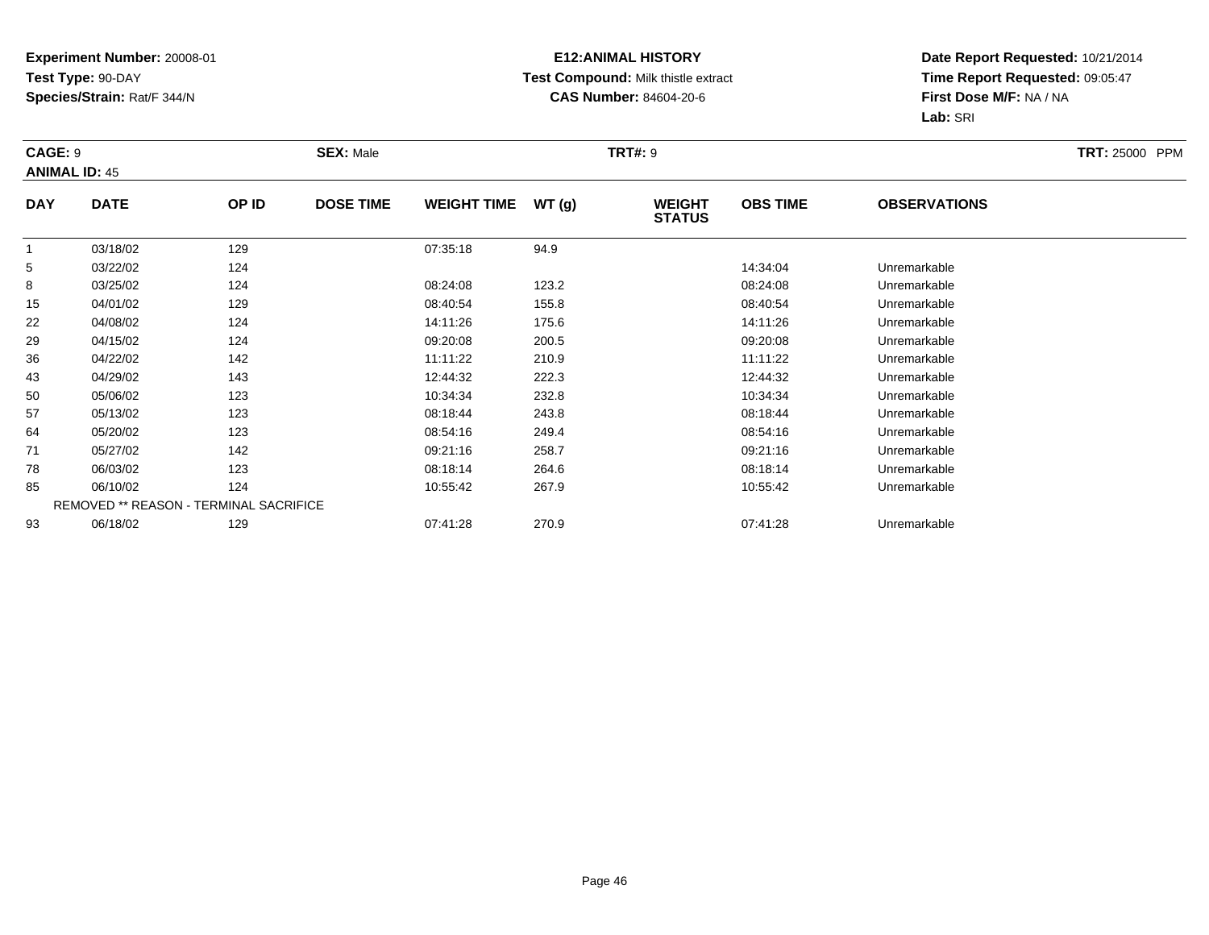**Experiment Number:** 20008-01
**Test Type:** 90-DAY
**Species/Strain:** Rat/F 344/N

**E12:ANIMAL HISTORY**
**Test Compound:** Milk thistle extract
**CAS Number:** 84604-20-6

**Date Report Requested:** 10/21/2014
**Time Report Requested:** 09:05:47
**First Dose M/F:** NA / NA
**Lab:** SRI

**CAGE:** 9 **SEX:** Male **TRT#:** 9 **TRT:** 25000 PPM
**ANIMAL ID:** 45

| DAY | DATE | OP ID | DOSE TIME | WEIGHT TIME | WT (g) | WEIGHT STATUS | OBS TIME | OBSERVATIONS |
|---|---|---|---|---|---|---|---|---|
| 1 | 03/18/02 | 129 | | 07:35:18 | 94.9 | | | |
| 5 | 03/22/02 | 124 | | | | | 14:34:04 | Unremarkable |
| 8 | 03/25/02 | 124 | | 08:24:08 | 123.2 | | 08:24:08 | Unremarkable |
| 15 | 04/01/02 | 129 | | 08:40:54 | 155.8 | | 08:40:54 | Unremarkable |
| 22 | 04/08/02 | 124 | | 14:11:26 | 175.6 | | 14:11:26 | Unremarkable |
| 29 | 04/15/02 | 124 | | 09:20:08 | 200.5 | | 09:20:08 | Unremarkable |
| 36 | 04/22/02 | 142 | | 11:11:22 | 210.9 | | 11:11:22 | Unremarkable |
| 43 | 04/29/02 | 143 | | 12:44:32 | 222.3 | | 12:44:32 | Unremarkable |
| 50 | 05/06/02 | 123 | | 10:34:34 | 232.8 | | 10:34:34 | Unremarkable |
| 57 | 05/13/02 | 123 | | 08:18:44 | 243.8 | | 08:18:44 | Unremarkable |
| 64 | 05/20/02 | 123 | | 08:54:16 | 249.4 | | 08:54:16 | Unremarkable |
| 71 | 05/27/02 | 142 | | 09:21:16 | 258.7 | | 09:21:16 | Unremarkable |
| 78 | 06/03/02 | 123 | | 08:18:14 | 264.6 | | 08:18:14 | Unremarkable |
| 85 | 06/10/02 | 124 | | 10:55:42 | 267.9 | | 10:55:42 | Unremarkable |
| | REMOVED ** REASON - TERMINAL SACRIFICE | | | | | | | |
| 93 | 06/18/02 | 129 | | 07:41:28 | 270.9 | | 07:41:28 | Unremarkable |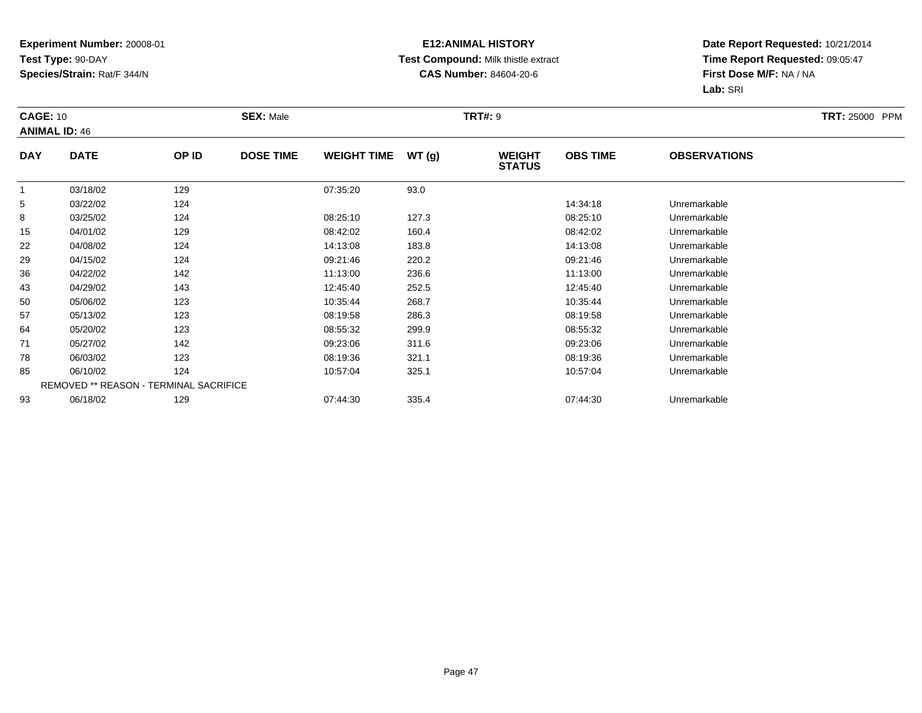**Experiment Number:** 20008-01
**Test Type:** 90-DAY
**Species/Strain:** Rat/F 344/N

**E12:ANIMAL HISTORY**
**Test Compound:** Milk thistle extract
**CAS Number:** 84604-20-6

**Date Report Requested:** 10/21/2014
**Time Report Requested:** 09:05:47
**First Dose M/F:** NA / NA
**Lab:** SRI

**CAGE:** 10 **SEX:** Male **TRT#:** 9 **TRT:** 25000 PPM
**ANIMAL ID:** 46

| DAY | DATE | OP ID | DOSE TIME | WEIGHT TIME | WT (g) | WEIGHT STATUS | OBS TIME | OBSERVATIONS |
|---|---|---|---|---|---|---|---|---|
| 1 | 03/18/02 | 129 | | 07:35:20 | 93.0 | | | |
| 5 | 03/22/02 | 124 | | | | | 14:34:18 | Unremarkable |
| 8 | 03/25/02 | 124 | | 08:25:10 | 127.3 | | 08:25:10 | Unremarkable |
| 15 | 04/01/02 | 129 | | 08:42:02 | 160.4 | | 08:42:02 | Unremarkable |
| 22 | 04/08/02 | 124 | | 14:13:08 | 183.8 | | 14:13:08 | Unremarkable |
| 29 | 04/15/02 | 124 | | 09:21:46 | 220.2 | | 09:21:46 | Unremarkable |
| 36 | 04/22/02 | 142 | | 11:13:00 | 236.6 | | 11:13:00 | Unremarkable |
| 43 | 04/29/02 | 143 | | 12:45:40 | 252.5 | | 12:45:40 | Unremarkable |
| 50 | 05/06/02 | 123 | | 10:35:44 | 268.7 | | 10:35:44 | Unremarkable |
| 57 | 05/13/02 | 123 | | 08:19:58 | 286.3 | | 08:19:58 | Unremarkable |
| 64 | 05/20/02 | 123 | | 08:55:32 | 299.9 | | 08:55:32 | Unremarkable |
| 71 | 05/27/02 | 142 | | 09:23:06 | 311.6 | | 09:23:06 | Unremarkable |
| 78 | 06/03/02 | 123 | | 08:19:36 | 321.1 | | 08:19:36 | Unremarkable |
| 85 | 06/10/02 | 124 | | 10:57:04 | 325.1 | | 10:57:04 | Unremarkable |
| | REMOVED ** REASON - TERMINAL SACRIFICE | | | | | | | |
| 93 | 06/18/02 | 129 | | 07:44:30 | 335.4 | | 07:44:30 | Unremarkable |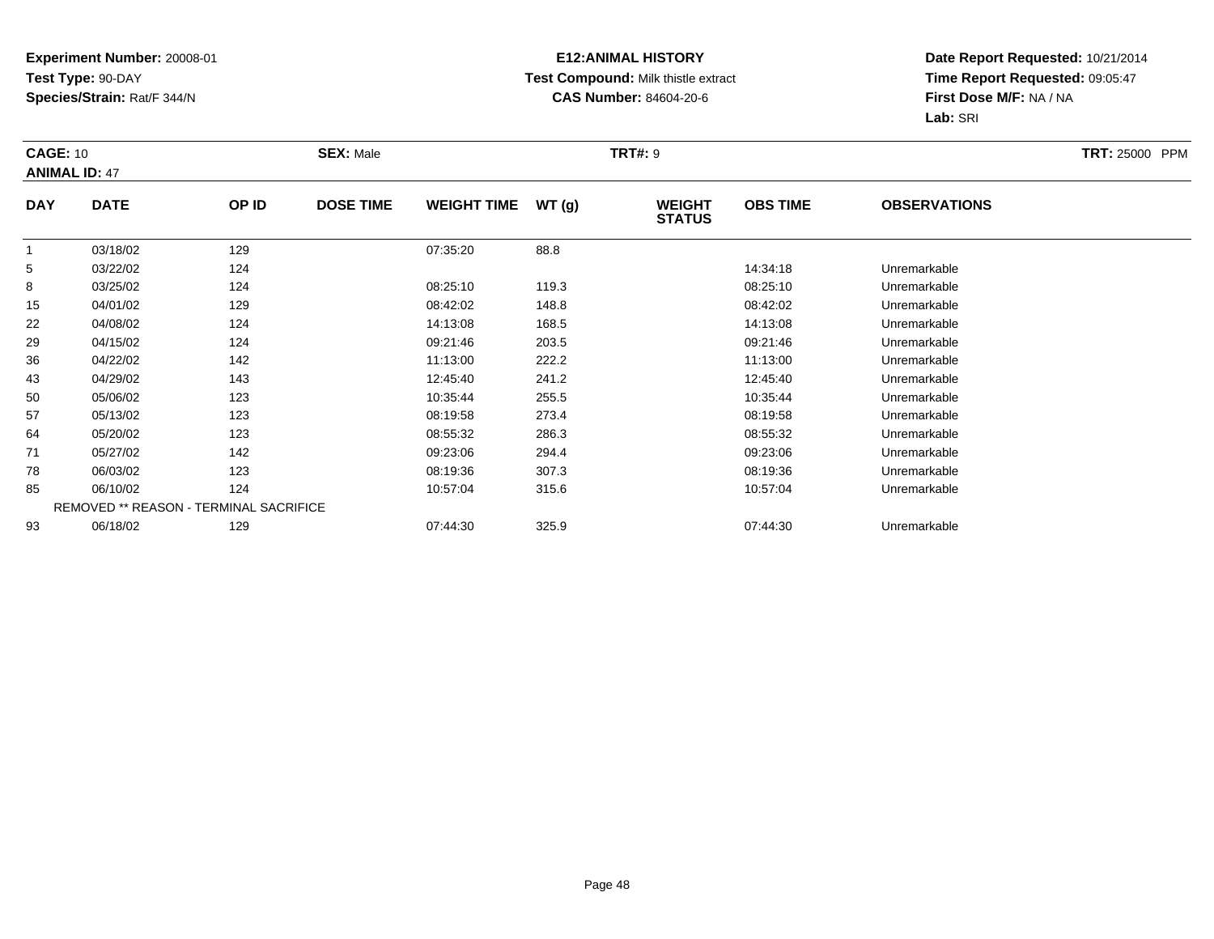**Experiment Number:** 20008-01
**Test Type:** 90-DAY
**Species/Strain:** Rat/F 344/N

**E12:ANIMAL HISTORY**
**Test Compound:** Milk thistle extract
**CAS Number:** 84604-20-6

**Date Report Requested:** 10/21/2014
**Time Report Requested:** 09:05:47
**First Dose M/F:** NA / NA
**Lab:** SRI

**CAGE:** 10 **SEX:** Male **TRT#:** 9 **TRT:** 25000 PPM
**ANIMAL ID:** 47

| DAY | DATE | OP ID | DOSE TIME | WEIGHT TIME | WT (g) | WEIGHT STATUS | OBS TIME | OBSERVATIONS |
|---|---|---|---|---|---|---|---|---|
| 1 | 03/18/02 | 129 | | 07:35:20 | 88.8 | | | |
| 5 | 03/22/02 | 124 | | | | | 14:34:18 | Unremarkable |
| 8 | 03/25/02 | 124 | | 08:25:10 | 119.3 | | 08:25:10 | Unremarkable |
| 15 | 04/01/02 | 129 | | 08:42:02 | 148.8 | | 08:42:02 | Unremarkable |
| 22 | 04/08/02 | 124 | | 14:13:08 | 168.5 | | 14:13:08 | Unremarkable |
| 29 | 04/15/02 | 124 | | 09:21:46 | 203.5 | | 09:21:46 | Unremarkable |
| 36 | 04/22/02 | 142 | | 11:13:00 | 222.2 | | 11:13:00 | Unremarkable |
| 43 | 04/29/02 | 143 | | 12:45:40 | 241.2 | | 12:45:40 | Unremarkable |
| 50 | 05/06/02 | 123 | | 10:35:44 | 255.5 | | 10:35:44 | Unremarkable |
| 57 | 05/13/02 | 123 | | 08:19:58 | 273.4 | | 08:19:58 | Unremarkable |
| 64 | 05/20/02 | 123 | | 08:55:32 | 286.3 | | 08:55:32 | Unremarkable |
| 71 | 05/27/02 | 142 | | 09:23:06 | 294.4 | | 09:23:06 | Unremarkable |
| 78 | 06/03/02 | 123 | | 08:19:36 | 307.3 | | 08:19:36 | Unremarkable |
| 85 | 06/10/02 | 124 | | 10:57:04 | 315.6 | | 10:57:04 | Unremarkable |
| | REMOVED ** REASON - TERMINAL SACRIFICE | | | | | | | |
| 93 | 06/18/02 | 129 | | 07:44:30 | 325.9 | | 07:44:30 | Unremarkable |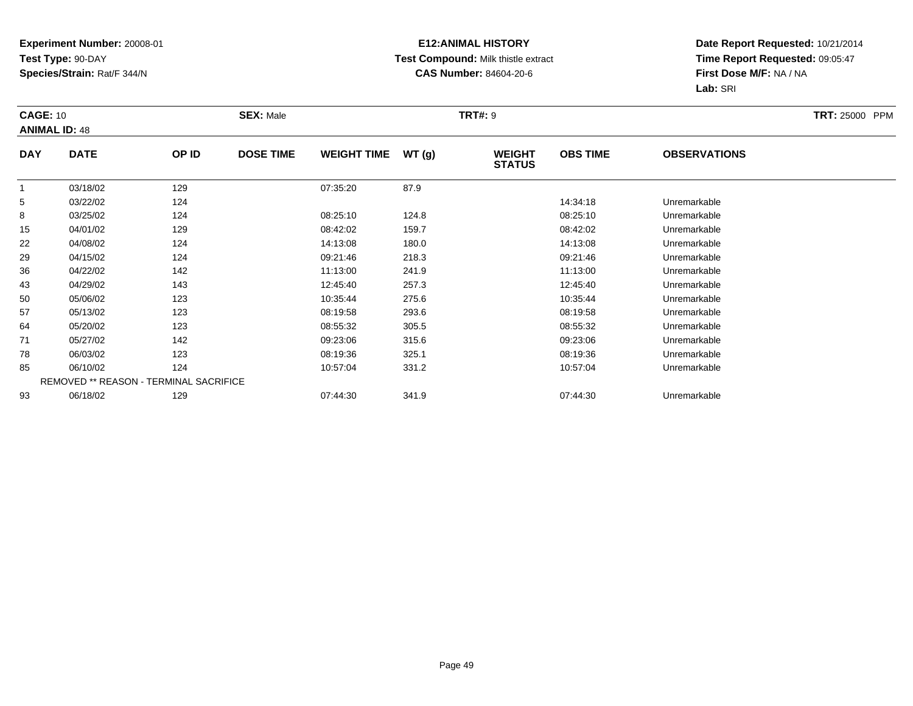**Experiment Number:** 20008-01
**Test Type:** 90-DAY
**Species/Strain:** Rat/F 344/N

**E12:ANIMAL HISTORY**
**Test Compound:** Milk thistle extract
**CAS Number:** 84604-20-6

**Date Report Requested:** 10/21/2014
**Time Report Requested:** 09:05:47
**First Dose M/F:** NA / NA
**Lab:** SRI

**CAGE:** 10 **SEX:** Male **TRT#:** 9 **TRT:** 25000 PPM
**ANIMAL ID:** 48

| DAY | DATE | OP ID | DOSE TIME | WEIGHT TIME | WT (g) | WEIGHT STATUS | OBS TIME | OBSERVATIONS |
|---|---|---|---|---|---|---|---|---|
| 1 | 03/18/02 | 129 | | 07:35:20 | 87.9 | | | |
| 5 | 03/22/02 | 124 | | | | | 14:34:18 | Unremarkable |
| 8 | 03/25/02 | 124 | | 08:25:10 | 124.8 | | 08:25:10 | Unremarkable |
| 15 | 04/01/02 | 129 | | 08:42:02 | 159.7 | | 08:42:02 | Unremarkable |
| 22 | 04/08/02 | 124 | | 14:13:08 | 180.0 | | 14:13:08 | Unremarkable |
| 29 | 04/15/02 | 124 | | 09:21:46 | 218.3 | | 09:21:46 | Unremarkable |
| 36 | 04/22/02 | 142 | | 11:13:00 | 241.9 | | 11:13:00 | Unremarkable |
| 43 | 04/29/02 | 143 | | 12:45:40 | 257.3 | | 12:45:40 | Unremarkable |
| 50 | 05/06/02 | 123 | | 10:35:44 | 275.6 | | 10:35:44 | Unremarkable |
| 57 | 05/13/02 | 123 | | 08:19:58 | 293.6 | | 08:19:58 | Unremarkable |
| 64 | 05/20/02 | 123 | | 08:55:32 | 305.5 | | 08:55:32 | Unremarkable |
| 71 | 05/27/02 | 142 | | 09:23:06 | 315.6 | | 09:23:06 | Unremarkable |
| 78 | 06/03/02 | 123 | | 08:19:36 | 325.1 | | 08:19:36 | Unremarkable |
| 85 | 06/10/02 | 124 | | 10:57:04 | 331.2 | | 10:57:04 | Unremarkable |
| | REMOVED ** REASON - TERMINAL SACRIFICE | | | | | | | |
| 93 | 06/18/02 | 129 | | 07:44:30 | 341.9 | | 07:44:30 | Unremarkable |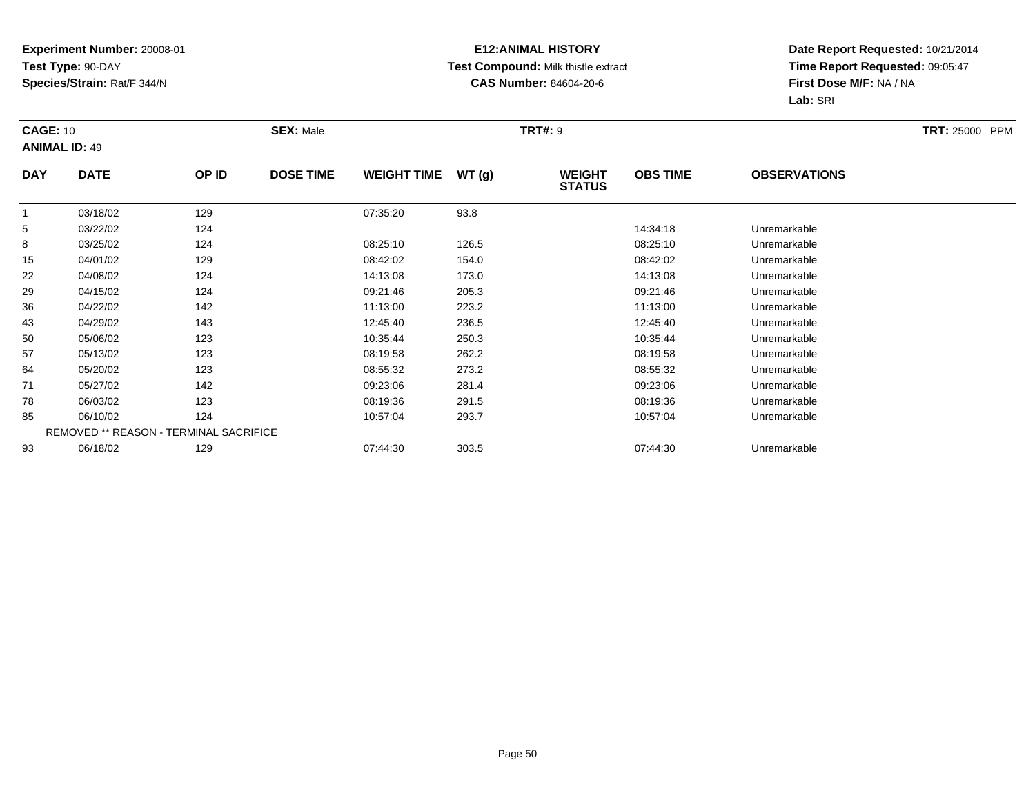**Experiment Number:** 20008-01
**Test Type:** 90-DAY
**Species/Strain:** Rat/F 344/N

**E12:ANIMAL HISTORY**
**Test Compound:** Milk thistle extract
**CAS Number:** 84604-20-6

**Date Report Requested:** 10/21/2014
**Time Report Requested:** 09:05:47
**First Dose M/F:** NA / NA
**Lab:** SRI

**CAGE:** 10 **SEX:** Male **TRT#:** 9 **TRT:** 25000 PPM
**ANIMAL ID:** 49

| DAY | DATE | OP ID | DOSE TIME | WEIGHT TIME | WT (g) | WEIGHT STATUS | OBS TIME | OBSERVATIONS |
|---|---|---|---|---|---|---|---|---|
| 1 | 03/18/02 | 129 | | 07:35:20 | 93.8 | | | |
| 5 | 03/22/02 | 124 | | | | | 14:34:18 | Unremarkable |
| 8 | 03/25/02 | 124 | | 08:25:10 | 126.5 | | 08:25:10 | Unremarkable |
| 15 | 04/01/02 | 129 | | 08:42:02 | 154.0 | | 08:42:02 | Unremarkable |
| 22 | 04/08/02 | 124 | | 14:13:08 | 173.0 | | 14:13:08 | Unremarkable |
| 29 | 04/15/02 | 124 | | 09:21:46 | 205.3 | | 09:21:46 | Unremarkable |
| 36 | 04/22/02 | 142 | | 11:13:00 | 223.2 | | 11:13:00 | Unremarkable |
| 43 | 04/29/02 | 143 | | 12:45:40 | 236.5 | | 12:45:40 | Unremarkable |
| 50 | 05/06/02 | 123 | | 10:35:44 | 250.3 | | 10:35:44 | Unremarkable |
| 57 | 05/13/02 | 123 | | 08:19:58 | 262.2 | | 08:19:58 | Unremarkable |
| 64 | 05/20/02 | 123 | | 08:55:32 | 273.2 | | 08:55:32 | Unremarkable |
| 71 | 05/27/02 | 142 | | 09:23:06 | 281.4 | | 09:23:06 | Unremarkable |
| 78 | 06/03/02 | 123 | | 08:19:36 | 291.5 | | 08:19:36 | Unremarkable |
| 85 | 06/10/02 | 124 | | 10:57:04 | 293.7 | | 10:57:04 | Unremarkable |
| | REMOVED ** REASON - TERMINAL SACRIFICE | | | | | | | |
| 93 | 06/18/02 | 129 | | 07:44:30 | 303.5 | | 07:44:30 | Unremarkable |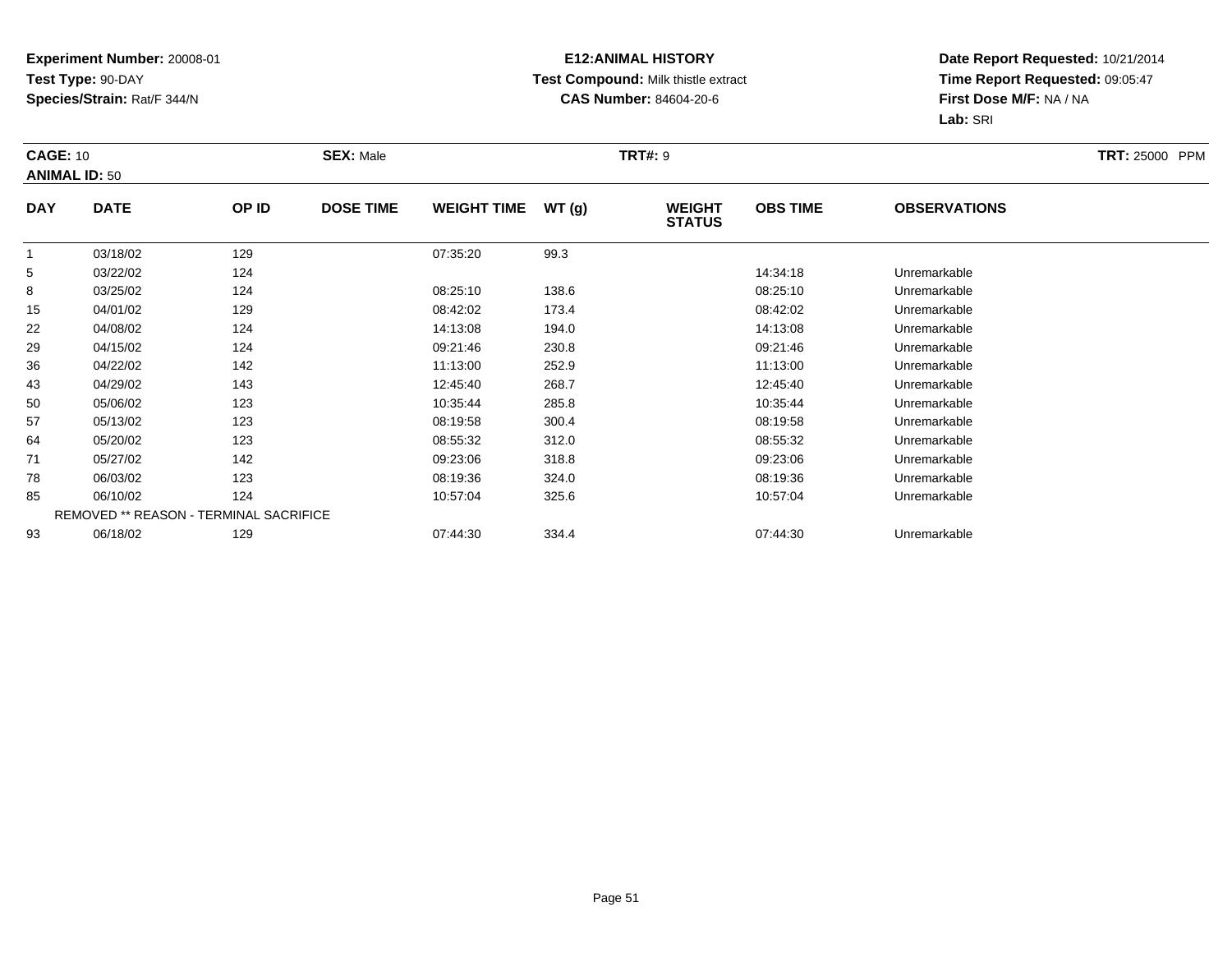**Experiment Number:** 20008-01
**Test Type:** 90-DAY
**Species/Strain:** Rat/F 344/N

**E12:ANIMAL HISTORY**
**Test Compound:** Milk thistle extract
**CAS Number:** 84604-20-6

**Date Report Requested:** 10/21/2014
**Time Report Requested:** 09:05:47
**First Dose M/F:** NA / NA
**Lab:** SRI

**CAGE:** 10 **SEX:** Male **TRT#:** 9 **TRT:** 25000 PPM
**ANIMAL ID:** 50

| DAY | DATE | OP ID | DOSE TIME | WEIGHT TIME | WT (g) | WEIGHT STATUS | OBS TIME | OBSERVATIONS |
|---|---|---|---|---|---|---|---|---|
| 1 | 03/18/02 | 129 | | 07:35:20 | 99.3 | | | |
| 5 | 03/22/02 | 124 | | | | | 14:34:18 | Unremarkable |
| 8 | 03/25/02 | 124 | | 08:25:10 | 138.6 | | 08:25:10 | Unremarkable |
| 15 | 04/01/02 | 129 | | 08:42:02 | 173.4 | | 08:42:02 | Unremarkable |
| 22 | 04/08/02 | 124 | | 14:13:08 | 194.0 | | 14:13:08 | Unremarkable |
| 29 | 04/15/02 | 124 | | 09:21:46 | 230.8 | | 09:21:46 | Unremarkable |
| 36 | 04/22/02 | 142 | | 11:13:00 | 252.9 | | 11:13:00 | Unremarkable |
| 43 | 04/29/02 | 143 | | 12:45:40 | 268.7 | | 12:45:40 | Unremarkable |
| 50 | 05/06/02 | 123 | | 10:35:44 | 285.8 | | 10:35:44 | Unremarkable |
| 57 | 05/13/02 | 123 | | 08:19:58 | 300.4 | | 08:19:58 | Unremarkable |
| 64 | 05/20/02 | 123 | | 08:55:32 | 312.0 | | 08:55:32 | Unremarkable |
| 71 | 05/27/02 | 142 | | 09:23:06 | 318.8 | | 09:23:06 | Unremarkable |
| 78 | 06/03/02 | 123 | | 08:19:36 | 324.0 | | 08:19:36 | Unremarkable |
| 85 | 06/10/02 | 124 | | 10:57:04 | 325.6 | | 10:57:04 | Unremarkable |
| | REMOVED ** REASON - TERMINAL SACRIFICE | | | | | | | |
| 93 | 06/18/02 | 129 | | 07:44:30 | 334.4 | | 07:44:30 | Unremarkable |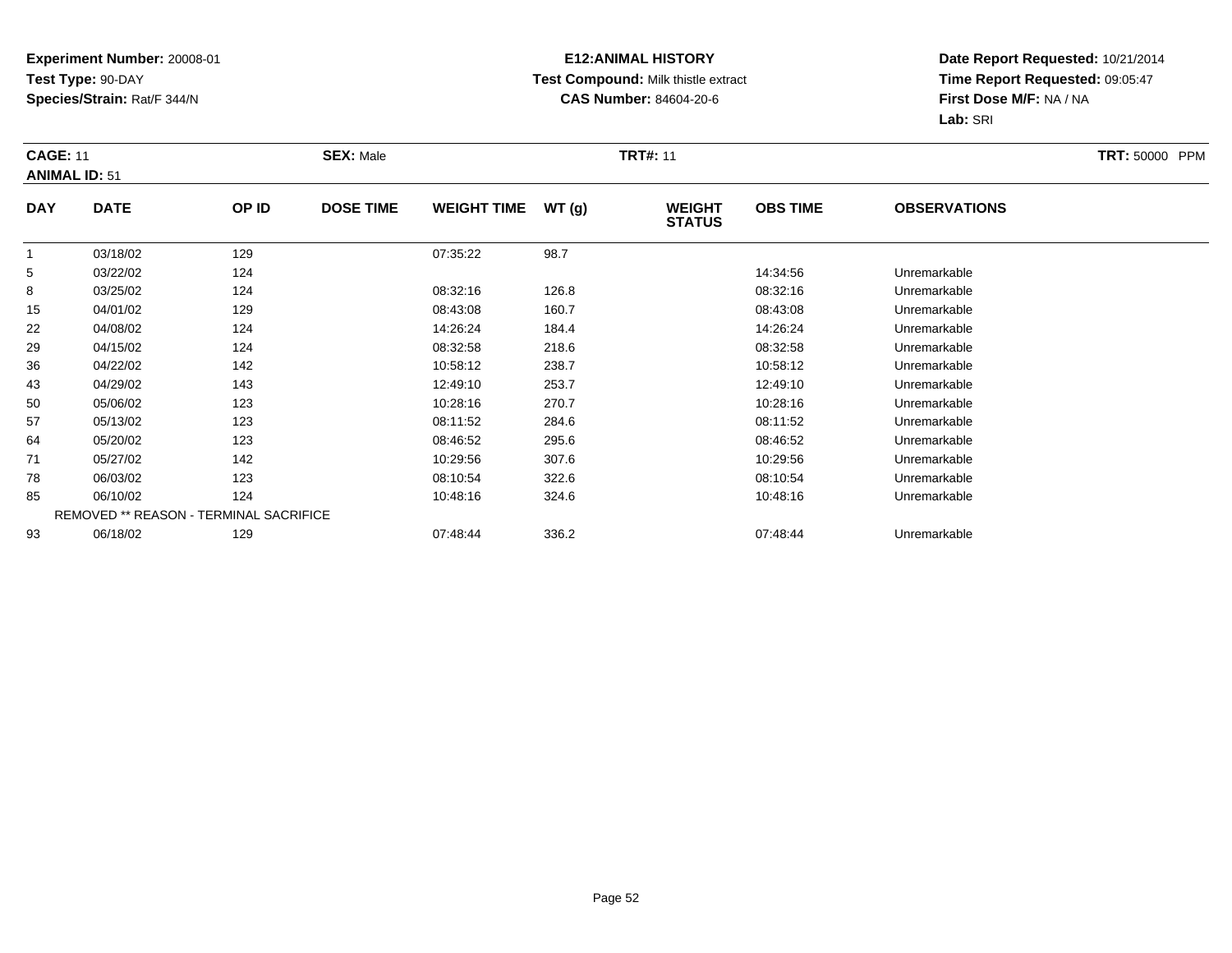**Experiment Number:** 20008-01
**Test Type:** 90-DAY
**Species/Strain:** Rat/F 344/N

**E12:ANIMAL HISTORY**
**Test Compound:** Milk thistle extract
**CAS Number:** 84604-20-6

**Date Report Requested:** 10/21/2014
**Time Report Requested:** 09:05:47
**First Dose M/F:** NA / NA
**Lab:** SRI

**CAGE:** 11 **SEX:** Male **TRT#:** 11 **TRT:** 50000 PPM
**ANIMAL ID:** 51

| DAY | DATE | OP ID | DOSE TIME | WEIGHT TIME | WT (g) | WEIGHT STATUS | OBS TIME | OBSERVATIONS |
|---|---|---|---|---|---|---|---|---|
| 1 | 03/18/02 | 129 | | 07:35:22 | 98.7 | | | |
| 5 | 03/22/02 | 124 | | | | | 14:34:56 | Unremarkable |
| 8 | 03/25/02 | 124 | | 08:32:16 | 126.8 | | 08:32:16 | Unremarkable |
| 15 | 04/01/02 | 129 | | 08:43:08 | 160.7 | | 08:43:08 | Unremarkable |
| 22 | 04/08/02 | 124 | | 14:26:24 | 184.4 | | 14:26:24 | Unremarkable |
| 29 | 04/15/02 | 124 | | 08:32:58 | 218.6 | | 08:32:58 | Unremarkable |
| 36 | 04/22/02 | 142 | | 10:58:12 | 238.7 | | 10:58:12 | Unremarkable |
| 43 | 04/29/02 | 143 | | 12:49:10 | 253.7 | | 12:49:10 | Unremarkable |
| 50 | 05/06/02 | 123 | | 10:28:16 | 270.7 | | 10:28:16 | Unremarkable |
| 57 | 05/13/02 | 123 | | 08:11:52 | 284.6 | | 08:11:52 | Unremarkable |
| 64 | 05/20/02 | 123 | | 08:46:52 | 295.6 | | 08:46:52 | Unremarkable |
| 71 | 05/27/02 | 142 | | 10:29:56 | 307.6 | | 10:29:56 | Unremarkable |
| 78 | 06/03/02 | 123 | | 08:10:54 | 322.6 | | 08:10:54 | Unremarkable |
| 85 | 06/10/02 | 124 | | 10:48:16 | 324.6 | | 10:48:16 | Unremarkable |
| | REMOVED ** REASON - TERMINAL SACRIFICE | | | | | | | |
| 93 | 06/18/02 | 129 | | 07:48:44 | 336.2 | | 07:48:44 | Unremarkable |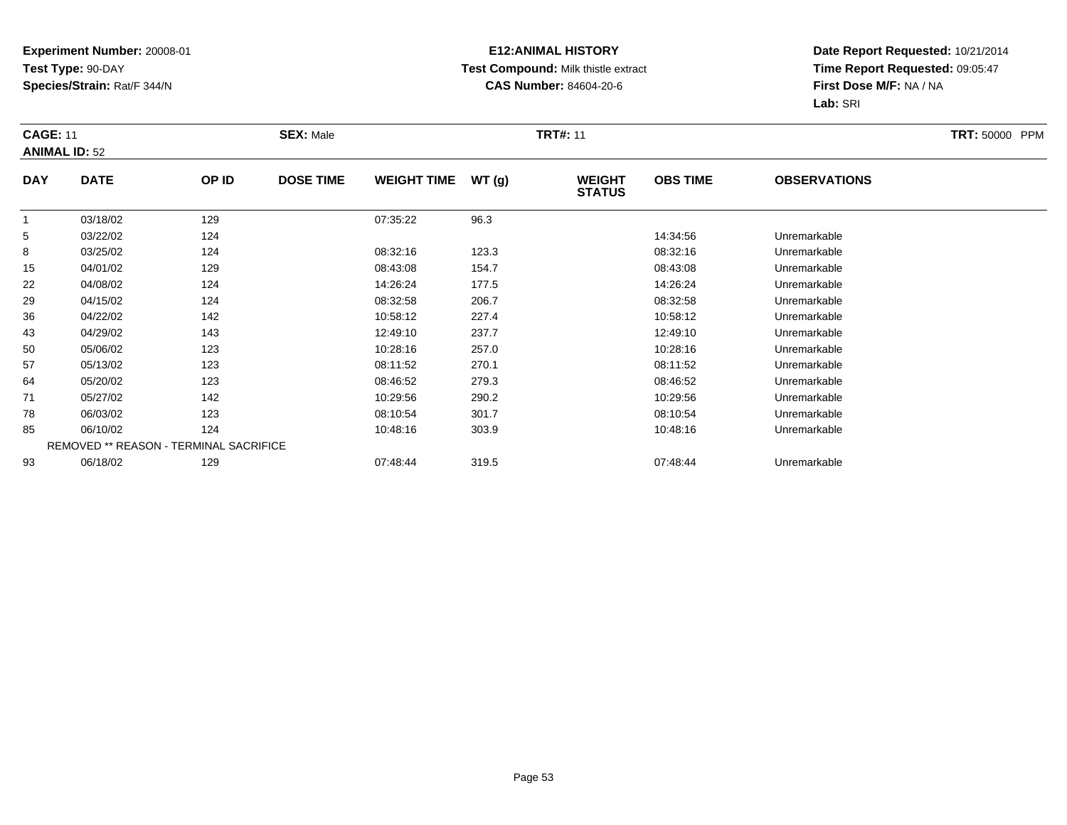**Experiment Number:** 20008-01
**Test Type:** 90-DAY
**Species/Strain:** Rat/F 344/N

**E12:ANIMAL HISTORY**
**Test Compound:** Milk thistle extract
**CAS Number:** 84604-20-6

**Date Report Requested:** 10/21/2014
**Time Report Requested:** 09:05:47
**First Dose M/F:** NA / NA
**Lab:** SRI

**CAGE:** 11
**ANIMAL ID:** 52
**SEX:** Male
**TRT#:** 11
**TRT:** 50000 PPM

| DAY | DATE | OP ID | DOSE TIME | WEIGHT TIME | WT (g) | WEIGHT STATUS | OBS TIME | OBSERVATIONS |
|---|---|---|---|---|---|---|---|---|
| 1 | 03/18/02 | 129 | | 07:35:22 | 96.3 | | | |
| 5 | 03/22/02 | 124 | | | | | 14:34:56 | Unremarkable |
| 8 | 03/25/02 | 124 | | 08:32:16 | 123.3 | | 08:32:16 | Unremarkable |
| 15 | 04/01/02 | 129 | | 08:43:08 | 154.7 | | 08:43:08 | Unremarkable |
| 22 | 04/08/02 | 124 | | 14:26:24 | 177.5 | | 14:26:24 | Unremarkable |
| 29 | 04/15/02 | 124 | | 08:32:58 | 206.7 | | 08:32:58 | Unremarkable |
| 36 | 04/22/02 | 142 | | 10:58:12 | 227.4 | | 10:58:12 | Unremarkable |
| 43 | 04/29/02 | 143 | | 12:49:10 | 237.7 | | 12:49:10 | Unremarkable |
| 50 | 05/06/02 | 123 | | 10:28:16 | 257.0 | | 10:28:16 | Unremarkable |
| 57 | 05/13/02 | 123 | | 08:11:52 | 270.1 | | 08:11:52 | Unremarkable |
| 64 | 05/20/02 | 123 | | 08:46:52 | 279.3 | | 08:46:52 | Unremarkable |
| 71 | 05/27/02 | 142 | | 10:29:56 | 290.2 | | 10:29:56 | Unremarkable |
| 78 | 06/03/02 | 123 | | 08:10:54 | 301.7 | | 08:10:54 | Unremarkable |
| 85 | 06/10/02 | 124 | | 10:48:16 | 303.9 | | 10:48:16 | Unremarkable |
| | REMOVED ** REASON - TERMINAL SACRIFICE | | | | | | | |
| 93 | 06/18/02 | 129 | | 07:48:44 | 319.5 | | 07:48:44 | Unremarkable |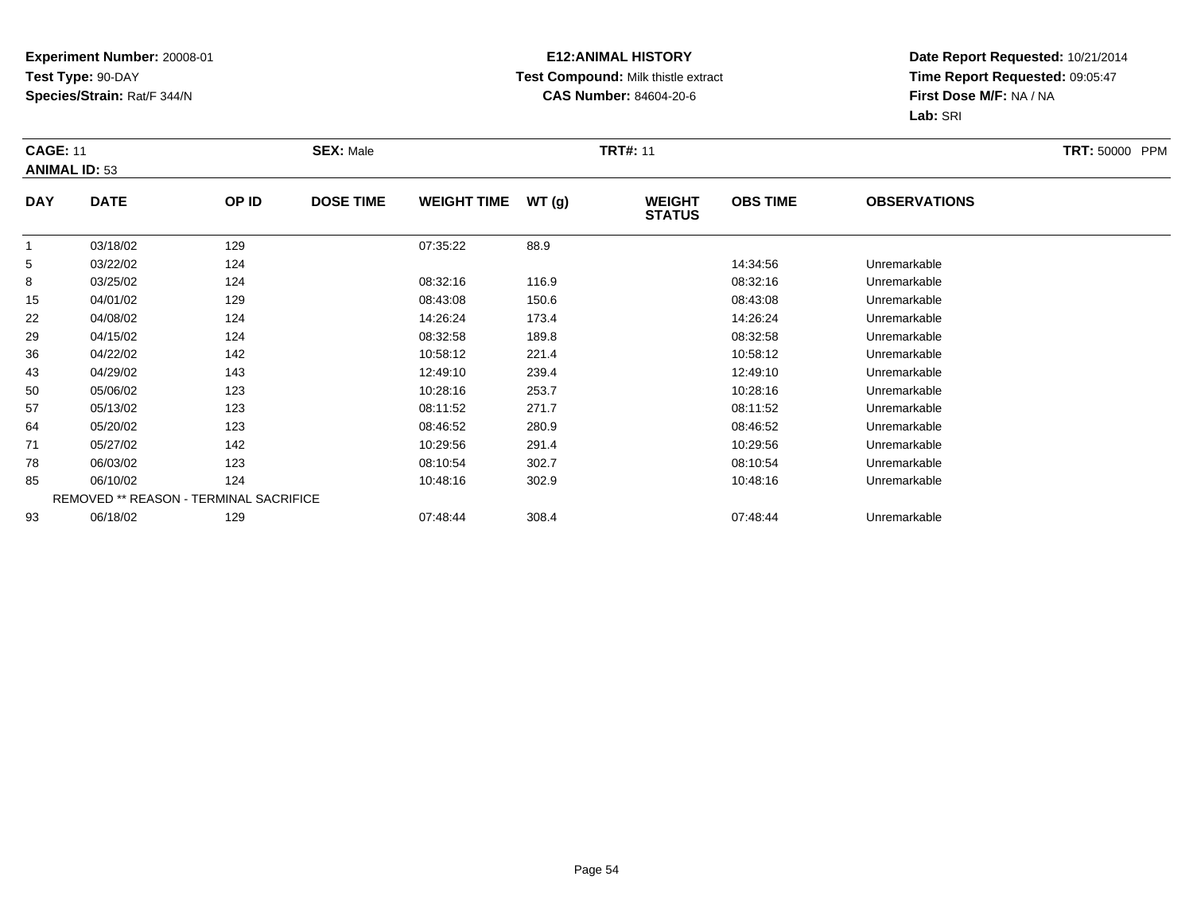**Experiment Number:** 20008-01
**Test Type:** 90-DAY
**Species/Strain:** Rat/F 344/N

**E12:ANIMAL HISTORY**
**Test Compound:** Milk thistle extract
**CAS Number:** 84604-20-6

**Date Report Requested:** 10/21/2014
**Time Report Requested:** 09:05:47
**First Dose M/F:** NA / NA
**Lab:** SRI

**CAGE:** 11 **SEX:** Male **TRT#:** 11 **TRT:** 50000 PPM
**ANIMAL ID:** 53

| DAY | DATE | OP ID | DOSE TIME | WEIGHT TIME | WT (g) | WEIGHT STATUS | OBS TIME | OBSERVATIONS |
|---|---|---|---|---|---|---|---|---|
| 1 | 03/18/02 | 129 | | 07:35:22 | 88.9 | | | |
| 5 | 03/22/02 | 124 | | | | | 14:34:56 | Unremarkable |
| 8 | 03/25/02 | 124 | | 08:32:16 | 116.9 | | 08:32:16 | Unremarkable |
| 15 | 04/01/02 | 129 | | 08:43:08 | 150.6 | | 08:43:08 | Unremarkable |
| 22 | 04/08/02 | 124 | | 14:26:24 | 173.4 | | 14:26:24 | Unremarkable |
| 29 | 04/15/02 | 124 | | 08:32:58 | 189.8 | | 08:32:58 | Unremarkable |
| 36 | 04/22/02 | 142 | | 10:58:12 | 221.4 | | 10:58:12 | Unremarkable |
| 43 | 04/29/02 | 143 | | 12:49:10 | 239.4 | | 12:49:10 | Unremarkable |
| 50 | 05/06/02 | 123 | | 10:28:16 | 253.7 | | 10:28:16 | Unremarkable |
| 57 | 05/13/02 | 123 | | 08:11:52 | 271.7 | | 08:11:52 | Unremarkable |
| 64 | 05/20/02 | 123 | | 08:46:52 | 280.9 | | 08:46:52 | Unremarkable |
| 71 | 05/27/02 | 142 | | 10:29:56 | 291.4 | | 10:29:56 | Unremarkable |
| 78 | 06/03/02 | 123 | | 08:10:54 | 302.7 | | 08:10:54 | Unremarkable |
| 85 | 06/10/02 | 124 | | 10:48:16 | 302.9 | | 10:48:16 | Unremarkable |
| | REMOVED ** REASON - TERMINAL SACRIFICE | | | | | | | |
| 93 | 06/18/02 | 129 | | 07:48:44 | 308.4 | | 07:48:44 | Unremarkable |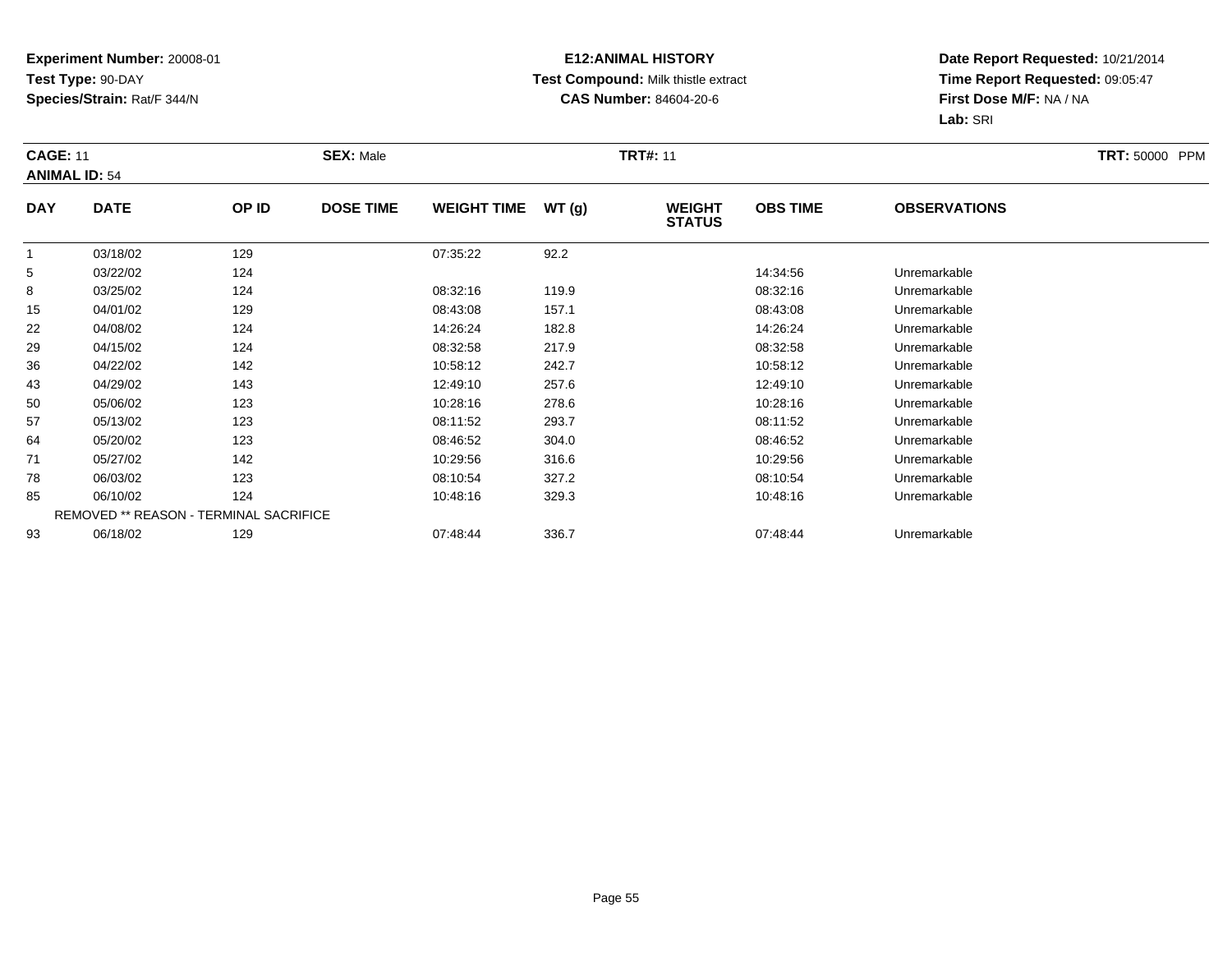**Experiment Number:** 20008-01
**Test Type:** 90-DAY
**Species/Strain:** Rat/F 344/N

**E12:ANIMAL HISTORY**
**Test Compound:** Milk thistle extract
**CAS Number:** 84604-20-6

**Date Report Requested:** 10/21/2014
**Time Report Requested:** 09:05:47
**First Dose M/F:** NA / NA
**Lab:** SRI

**CAGE:** 11 **SEX:** Male **TRT#:** 11 **TRT:** 50000 PPM
**ANIMAL ID:** 54

| DAY | DATE | OP ID | DOSE TIME | WEIGHT TIME | WT (g) | WEIGHT STATUS | OBS TIME | OBSERVATIONS |
|---|---|---|---|---|---|---|---|---|
| 1 | 03/18/02 | 129 | | 07:35:22 | 92.2 | | | |
| 5 | 03/22/02 | 124 | | | | | 14:34:56 | Unremarkable |
| 8 | 03/25/02 | 124 | | 08:32:16 | 119.9 | | 08:32:16 | Unremarkable |
| 15 | 04/01/02 | 129 | | 08:43:08 | 157.1 | | 08:43:08 | Unremarkable |
| 22 | 04/08/02 | 124 | | 14:26:24 | 182.8 | | 14:26:24 | Unremarkable |
| 29 | 04/15/02 | 124 | | 08:32:58 | 217.9 | | 08:32:58 | Unremarkable |
| 36 | 04/22/02 | 142 | | 10:58:12 | 242.7 | | 10:58:12 | Unremarkable |
| 43 | 04/29/02 | 143 | | 12:49:10 | 257.6 | | 12:49:10 | Unremarkable |
| 50 | 05/06/02 | 123 | | 10:28:16 | 278.6 | | 10:28:16 | Unremarkable |
| 57 | 05/13/02 | 123 | | 08:11:52 | 293.7 | | 08:11:52 | Unremarkable |
| 64 | 05/20/02 | 123 | | 08:46:52 | 304.0 | | 08:46:52 | Unremarkable |
| 71 | 05/27/02 | 142 | | 10:29:56 | 316.6 | | 10:29:56 | Unremarkable |
| 78 | 06/03/02 | 123 | | 08:10:54 | 327.2 | | 08:10:54 | Unremarkable |
| 85 | 06/10/02 | 124 | | 10:48:16 | 329.3 | | 10:48:16 | Unremarkable |
| | REMOVED ** REASON - TERMINAL SACRIFICE | | | | | | | |
| 93 | 06/18/02 | 129 | | 07:48:44 | 336.7 | | 07:48:44 | Unremarkable |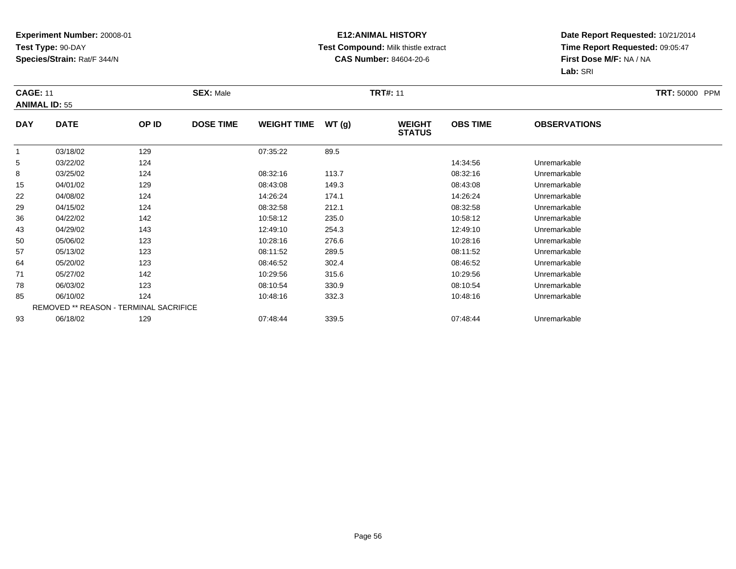**Experiment Number:** 20008-01
**Test Type:** 90-DAY
**Species/Strain:** Rat/F 344/N

**E12:ANIMAL HISTORY**
**Test Compound:** Milk thistle extract
**CAS Number:** 84604-20-6

**Date Report Requested:** 10/21/2014
**Time Report Requested:** 09:05:47
**First Dose M/F:** NA / NA
**Lab:** SRI

**CAGE:** 11 **SEX:** Male **TRT#:** 11 **TRT:** 50000 PPM
**ANIMAL ID:** 55

| DAY | DATE | OP ID | DOSE TIME | WEIGHT TIME | WT (g) | WEIGHT STATUS | OBS TIME | OBSERVATIONS |
|---|---|---|---|---|---|---|---|---|
| 1 | 03/18/02 | 129 | | 07:35:22 | 89.5 | | | |
| 5 | 03/22/02 | 124 | | | | | 14:34:56 | Unremarkable |
| 8 | 03/25/02 | 124 | | 08:32:16 | 113.7 | | 08:32:16 | Unremarkable |
| 15 | 04/01/02 | 129 | | 08:43:08 | 149.3 | | 08:43:08 | Unremarkable |
| 22 | 04/08/02 | 124 | | 14:26:24 | 174.1 | | 14:26:24 | Unremarkable |
| 29 | 04/15/02 | 124 | | 08:32:58 | 212.1 | | 08:32:58 | Unremarkable |
| 36 | 04/22/02 | 142 | | 10:58:12 | 235.0 | | 10:58:12 | Unremarkable |
| 43 | 04/29/02 | 143 | | 12:49:10 | 254.3 | | 12:49:10 | Unremarkable |
| 50 | 05/06/02 | 123 | | 10:28:16 | 276.6 | | 10:28:16 | Unremarkable |
| 57 | 05/13/02 | 123 | | 08:11:52 | 289.5 | | 08:11:52 | Unremarkable |
| 64 | 05/20/02 | 123 | | 08:46:52 | 302.4 | | 08:46:52 | Unremarkable |
| 71 | 05/27/02 | 142 | | 10:29:56 | 315.6 | | 10:29:56 | Unremarkable |
| 78 | 06/03/02 | 123 | | 08:10:54 | 330.9 | | 08:10:54 | Unremarkable |
| 85 | 06/10/02 | 124 | | 10:48:16 | 332.3 | | 10:48:16 | Unremarkable |
| | REMOVED ** REASON - TERMINAL SACRIFICE | | | | | | | |
| 93 | 06/18/02 | 129 | | 07:48:44 | 339.5 | | 07:48:44 | Unremarkable |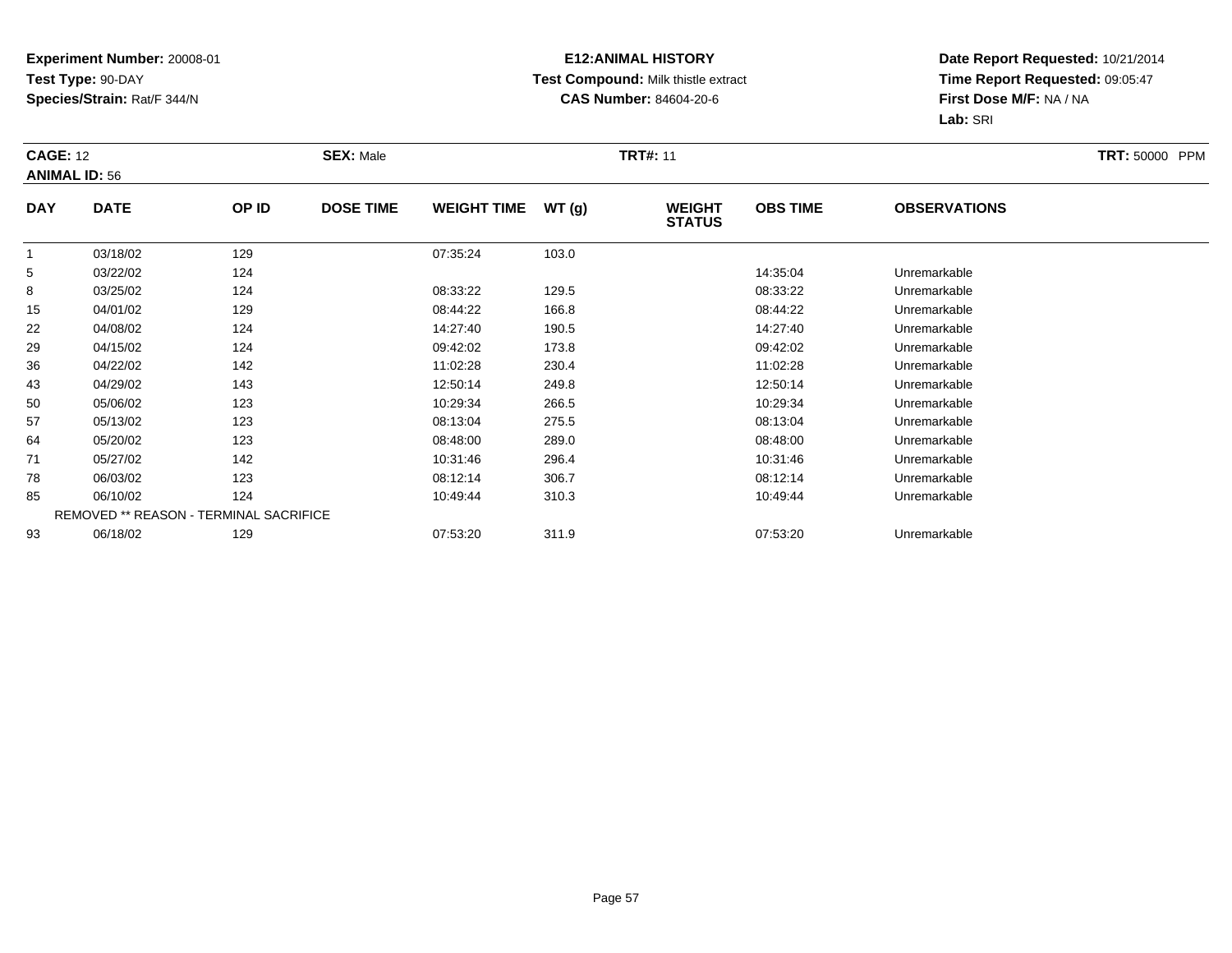**Experiment Number:** 20008-01
**Test Type:** 90-DAY
**Species/Strain:** Rat/F 344/N

**E12:ANIMAL HISTORY**
**Test Compound:** Milk thistle extract
**CAS Number:** 84604-20-6

**Date Report Requested:** 10/21/2014
**Time Report Requested:** 09:05:47
**First Dose M/F:** NA / NA
**Lab:** SRI

**CAGE:** 12 **SEX:** Male **TRT#:** 11 **TRT:** 50000 PPM
**ANIMAL ID:** 56

| DAY | DATE | OP ID | DOSE TIME | WEIGHT TIME | WT (g) | WEIGHT STATUS | OBS TIME | OBSERVATIONS |
|---|---|---|---|---|---|---|---|---|
| 1 | 03/18/02 | 129 | | 07:35:24 | 103.0 | | | |
| 5 | 03/22/02 | 124 | | | | | 14:35:04 | Unremarkable |
| 8 | 03/25/02 | 124 | | 08:33:22 | 129.5 | | 08:33:22 | Unremarkable |
| 15 | 04/01/02 | 129 | | 08:44:22 | 166.8 | | 08:44:22 | Unremarkable |
| 22 | 04/08/02 | 124 | | 14:27:40 | 190.5 | | 14:27:40 | Unremarkable |
| 29 | 04/15/02 | 124 | | 09:42:02 | 173.8 | | 09:42:02 | Unremarkable |
| 36 | 04/22/02 | 142 | | 11:02:28 | 230.4 | | 11:02:28 | Unremarkable |
| 43 | 04/29/02 | 143 | | 12:50:14 | 249.8 | | 12:50:14 | Unremarkable |
| 50 | 05/06/02 | 123 | | 10:29:34 | 266.5 | | 10:29:34 | Unremarkable |
| 57 | 05/13/02 | 123 | | 08:13:04 | 275.5 | | 08:13:04 | Unremarkable |
| 64 | 05/20/02 | 123 | | 08:48:00 | 289.0 | | 08:48:00 | Unremarkable |
| 71 | 05/27/02 | 142 | | 10:31:46 | 296.4 | | 10:31:46 | Unremarkable |
| 78 | 06/03/02 | 123 | | 08:12:14 | 306.7 | | 08:12:14 | Unremarkable |
| 85 | 06/10/02 | 124 | | 10:49:44 | 310.3 | | 10:49:44 | Unremarkable |
| | REMOVED ** REASON - TERMINAL SACRIFICE | | | | | | | |
| 93 | 06/18/02 | 129 | | 07:53:20 | 311.9 | | 07:53:20 | Unremarkable |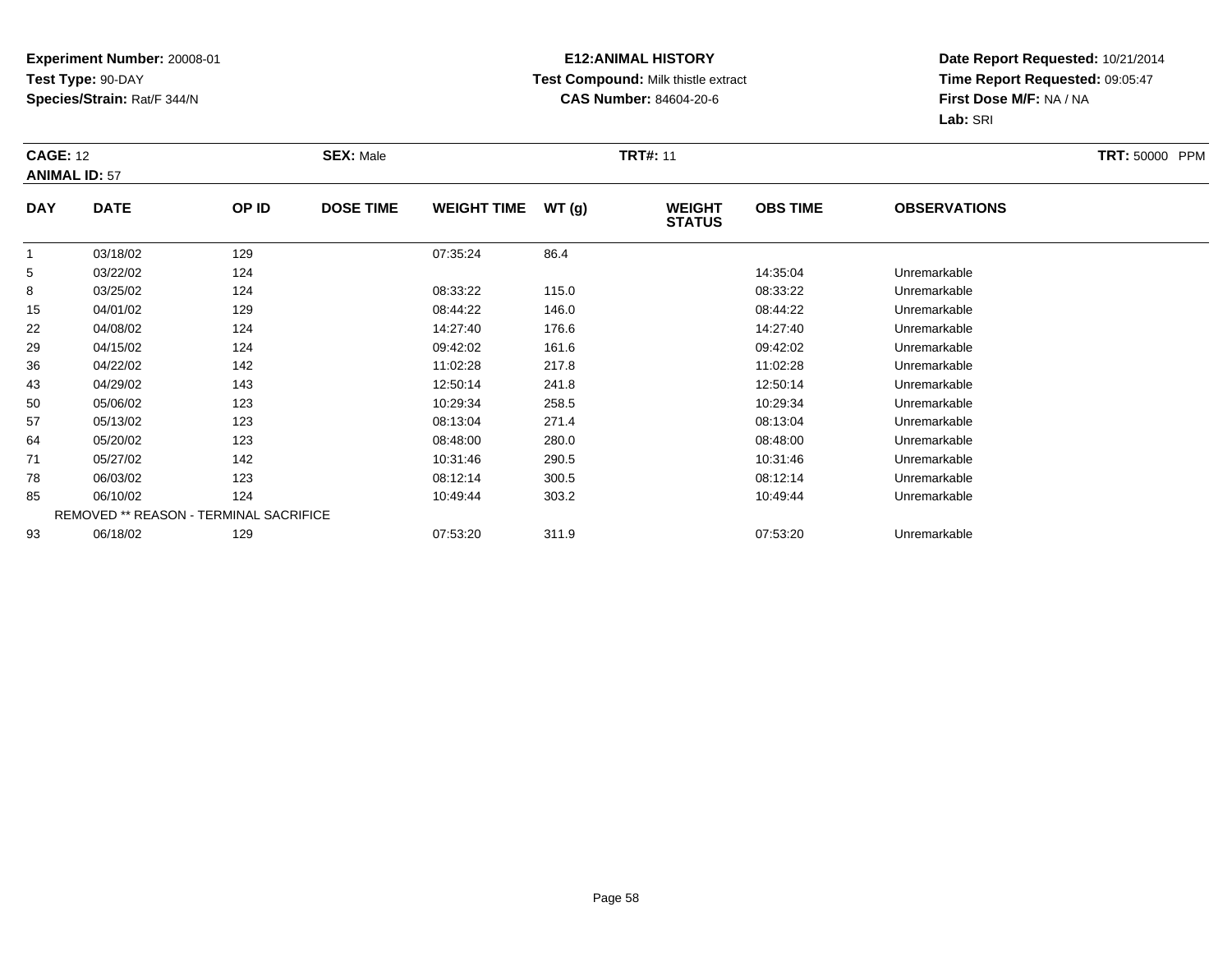**Experiment Number:** 20008-01
**Test Type:** 90-DAY
**Species/Strain:** Rat/F 344/N

**E12:ANIMAL HISTORY**
**Test Compound:** Milk thistle extract
**CAS Number:** 84604-20-6

**Date Report Requested:** 10/21/2014
**Time Report Requested:** 09:05:47
**First Dose M/F:** NA / NA
**Lab:** SRI

**CAGE:** 12 **SEX:** Male **TRT#:** 11 **TRT:** 50000 PPM
**ANIMAL ID:** 57

| DAY | DATE | OP ID | DOSE TIME | WEIGHT TIME | WT (g) | WEIGHT STATUS | OBS TIME | OBSERVATIONS |
|---|---|---|---|---|---|---|---|---|
| 1 | 03/18/02 | 129 | | 07:35:24 | 86.4 | | | |
| 5 | 03/22/02 | 124 | | | | | 14:35:04 | Unremarkable |
| 8 | 03/25/02 | 124 | | 08:33:22 | 115.0 | | 08:33:22 | Unremarkable |
| 15 | 04/01/02 | 129 | | 08:44:22 | 146.0 | | 08:44:22 | Unremarkable |
| 22 | 04/08/02 | 124 | | 14:27:40 | 176.6 | | 14:27:40 | Unremarkable |
| 29 | 04/15/02 | 124 | | 09:42:02 | 161.6 | | 09:42:02 | Unremarkable |
| 36 | 04/22/02 | 142 | | 11:02:28 | 217.8 | | 11:02:28 | Unremarkable |
| 43 | 04/29/02 | 143 | | 12:50:14 | 241.8 | | 12:50:14 | Unremarkable |
| 50 | 05/06/02 | 123 | | 10:29:34 | 258.5 | | 10:29:34 | Unremarkable |
| 57 | 05/13/02 | 123 | | 08:13:04 | 271.4 | | 08:13:04 | Unremarkable |
| 64 | 05/20/02 | 123 | | 08:48:00 | 280.0 | | 08:48:00 | Unremarkable |
| 71 | 05/27/02 | 142 | | 10:31:46 | 290.5 | | 10:31:46 | Unremarkable |
| 78 | 06/03/02 | 123 | | 08:12:14 | 300.5 | | 08:12:14 | Unremarkable |
| 85 | 06/10/02 | 124 | | 10:49:44 | 303.2 | | 10:49:44 | Unremarkable |
| | REMOVED ** REASON - TERMINAL SACRIFICE | | | | | | | |
| 93 | 06/18/02 | 129 | | 07:53:20 | 311.9 | | 07:53:20 | Unremarkable |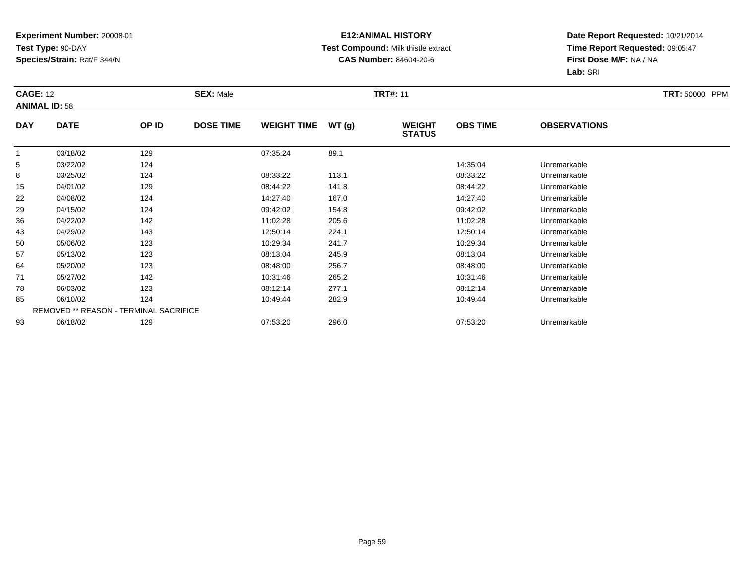**Experiment Number:** 20008-01
**Test Type:** 90-DAY
**Species/Strain:** Rat/F 344/N

**E12:ANIMAL HISTORY**
**Test Compound:** Milk thistle extract
**CAS Number:** 84604-20-6

**Date Report Requested:** 10/21/2014
**Time Report Requested:** 09:05:47
**First Dose M/F:** NA / NA
**Lab:** SRI

**CAGE:** 12 **SEX:** Male **TRT#:** 11 **TRT:** 50000 PPM
**ANIMAL ID:** 58

| DAY | DATE | OP ID | DOSE TIME | WEIGHT TIME | WT (g) | WEIGHT STATUS | OBS TIME | OBSERVATIONS |
|---|---|---|---|---|---|---|---|---|
| 1 | 03/18/02 | 129 | | 07:35:24 | 89.1 | | | |
| 5 | 03/22/02 | 124 | | | | | 14:35:04 | Unremarkable |
| 8 | 03/25/02 | 124 | | 08:33:22 | 113.1 | | 08:33:22 | Unremarkable |
| 15 | 04/01/02 | 129 | | 08:44:22 | 141.8 | | 08:44:22 | Unremarkable |
| 22 | 04/08/02 | 124 | | 14:27:40 | 167.0 | | 14:27:40 | Unremarkable |
| 29 | 04/15/02 | 124 | | 09:42:02 | 154.8 | | 09:42:02 | Unremarkable |
| 36 | 04/22/02 | 142 | | 11:02:28 | 205.6 | | 11:02:28 | Unremarkable |
| 43 | 04/29/02 | 143 | | 12:50:14 | 224.1 | | 12:50:14 | Unremarkable |
| 50 | 05/06/02 | 123 | | 10:29:34 | 241.7 | | 10:29:34 | Unremarkable |
| 57 | 05/13/02 | 123 | | 08:13:04 | 245.9 | | 08:13:04 | Unremarkable |
| 64 | 05/20/02 | 123 | | 08:48:00 | 256.7 | | 08:48:00 | Unremarkable |
| 71 | 05/27/02 | 142 | | 10:31:46 | 265.2 | | 10:31:46 | Unremarkable |
| 78 | 06/03/02 | 123 | | 08:12:14 | 277.1 | | 08:12:14 | Unremarkable |
| 85 | 06/10/02 | 124 | | 10:49:44 | 282.9 | | 10:49:44 | Unremarkable |
| | REMOVED ** REASON - TERMINAL SACRIFICE | | | | | | | |
| 93 | 06/18/02 | 129 | | 07:53:20 | 296.0 | | 07:53:20 | Unremarkable |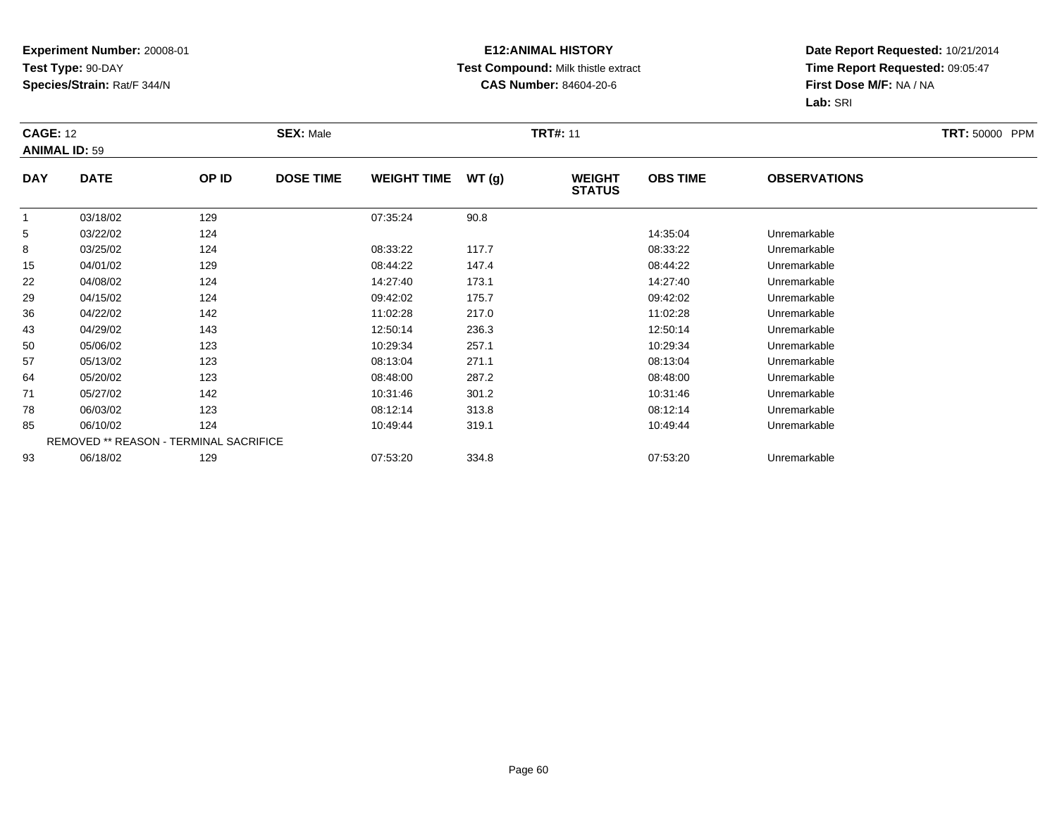**Experiment Number:** 20008-01
**Test Type:** 90-DAY
**Species/Strain:** Rat/F 344/N

**E12:ANIMAL HISTORY**
**Test Compound:** Milk thistle extract
**CAS Number:** 84604-20-6

**Date Report Requested:** 10/21/2014
**Time Report Requested:** 09:05:47
**First Dose M/F:** NA / NA
**Lab:** SRI

**CAGE:** 12
**ANIMAL ID:** 59
**SEX:** Male
**TRT#:** 11
**TRT:** 50000 PPM

| DAY | DATE | OP ID | DOSE TIME | WEIGHT TIME | WT (g) | WEIGHT STATUS | OBS TIME | OBSERVATIONS |
|---|---|---|---|---|---|---|---|---|
| 1 | 03/18/02 | 129 | | 07:35:24 | 90.8 | | | |
| 5 | 03/22/02 | 124 | | | | | 14:35:04 | Unremarkable |
| 8 | 03/25/02 | 124 | | 08:33:22 | 117.7 | | 08:33:22 | Unremarkable |
| 15 | 04/01/02 | 129 | | 08:44:22 | 147.4 | | 08:44:22 | Unremarkable |
| 22 | 04/08/02 | 124 | | 14:27:40 | 173.1 | | 14:27:40 | Unremarkable |
| 29 | 04/15/02 | 124 | | 09:42:02 | 175.7 | | 09:42:02 | Unremarkable |
| 36 | 04/22/02 | 142 | | 11:02:28 | 217.0 | | 11:02:28 | Unremarkable |
| 43 | 04/29/02 | 143 | | 12:50:14 | 236.3 | | 12:50:14 | Unremarkable |
| 50 | 05/06/02 | 123 | | 10:29:34 | 257.1 | | 10:29:34 | Unremarkable |
| 57 | 05/13/02 | 123 | | 08:13:04 | 271.1 | | 08:13:04 | Unremarkable |
| 64 | 05/20/02 | 123 | | 08:48:00 | 287.2 | | 08:48:00 | Unremarkable |
| 71 | 05/27/02 | 142 | | 10:31:46 | 301.2 | | 10:31:46 | Unremarkable |
| 78 | 06/03/02 | 123 | | 08:12:14 | 313.8 | | 08:12:14 | Unremarkable |
| 85 | 06/10/02 | 124 | | 10:49:44 | 319.1 | | 10:49:44 | Unremarkable |
| | REMOVED ** REASON - TERMINAL SACRIFICE | | | | | | | |
| 93 | 06/18/02 | 129 | | 07:53:20 | 334.8 | | 07:53:20 | Unremarkable |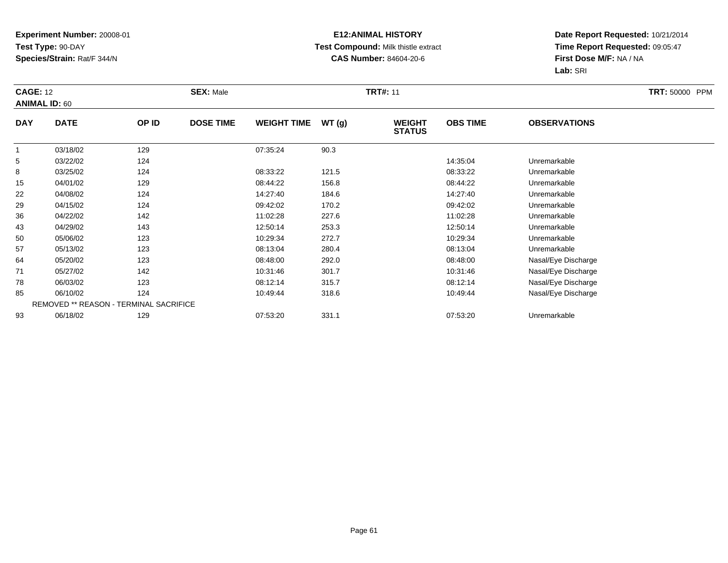**Experiment Number:** 20008-01
**Test Type:** 90-DAY
**Species/Strain:** Rat/F 344/N

**E12:ANIMAL HISTORY**
**Test Compound:** Milk thistle extract
**CAS Number:** 84604-20-6

**Date Report Requested:** 10/21/2014
**Time Report Requested:** 09:05:47
**First Dose M/F:** NA / NA
**Lab:** SRI

**CAGE:** 12 **SEX:** Male **TRT#:** 11 **TRT:** 50000 PPM
**ANIMAL ID:** 60

| DAY | DATE | OP ID | DOSE TIME | WEIGHT TIME | WT (g) | WEIGHT STATUS | OBS TIME | OBSERVATIONS |
|---|---|---|---|---|---|---|---|---|
| 1 | 03/18/02 | 129 | | 07:35:24 | 90.3 | | | |
| 5 | 03/22/02 | 124 | | | | | 14:35:04 | Unremarkable |
| 8 | 03/25/02 | 124 | | 08:33:22 | 121.5 | | 08:33:22 | Unremarkable |
| 15 | 04/01/02 | 129 | | 08:44:22 | 156.8 | | 08:44:22 | Unremarkable |
| 22 | 04/08/02 | 124 | | 14:27:40 | 184.6 | | 14:27:40 | Unremarkable |
| 29 | 04/15/02 | 124 | | 09:42:02 | 170.2 | | 09:42:02 | Unremarkable |
| 36 | 04/22/02 | 142 | | 11:02:28 | 227.6 | | 11:02:28 | Unremarkable |
| 43 | 04/29/02 | 143 | | 12:50:14 | 253.3 | | 12:50:14 | Unremarkable |
| 50 | 05/06/02 | 123 | | 10:29:34 | 272.7 | | 10:29:34 | Unremarkable |
| 57 | 05/13/02 | 123 | | 08:13:04 | 280.4 | | 08:13:04 | Unremarkable |
| 64 | 05/20/02 | 123 | | 08:48:00 | 292.0 | | 08:48:00 | Nasal/Eye Discharge |
| 71 | 05/27/02 | 142 | | 10:31:46 | 301.7 | | 10:31:46 | Nasal/Eye Discharge |
| 78 | 06/03/02 | 123 | | 08:12:14 | 315.7 | | 08:12:14 | Nasal/Eye Discharge |
| 85 | 06/10/02 | 124 | | 10:49:44 | 318.6 | | 10:49:44 | Nasal/Eye Discharge |
| | REMOVED ** REASON - TERMINAL SACRIFICE | | | | | | | |
| 93 | 06/18/02 | 129 | | 07:53:20 | 331.1 | | 07:53:20 | Unremarkable |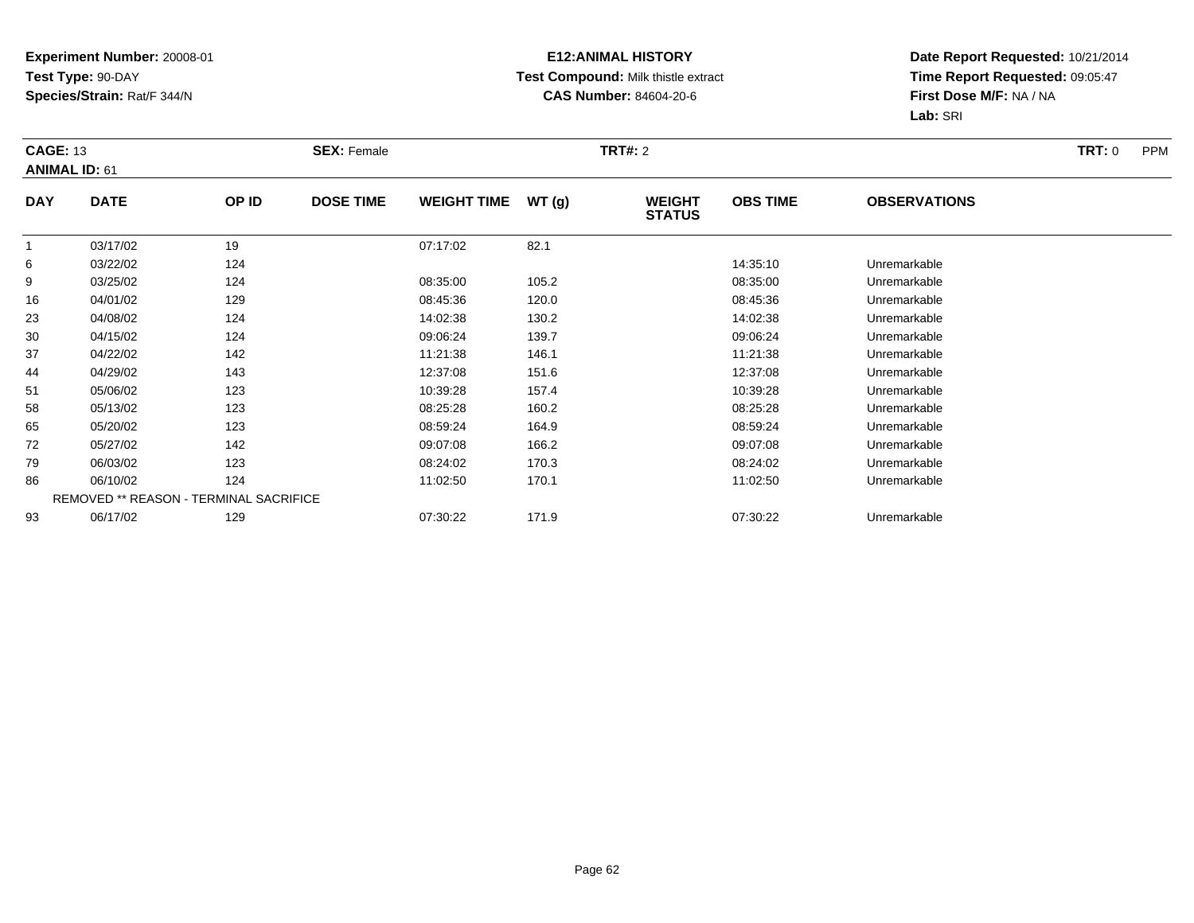**Experiment Number:** 20008-01
**Test Type:** 90-DAY
**Species/Strain:** Rat/F 344/N

**E12:ANIMAL HISTORY**
**Test Compound:** Milk thistle extract
**CAS Number:** 84604-20-6

**Date Report Requested:** 10/21/2014
**Time Report Requested:** 09:05:47
**First Dose M/F:** NA / NA
**Lab:** SRI

**CAGE:** 13 **SEX:** Female **TRT#:** 2 **TRT:** 0 PPM
**ANIMAL ID:** 61

| DAY | DATE | OP ID | DOSE TIME | WEIGHT TIME | WT (g) | WEIGHT STATUS | OBS TIME | OBSERVATIONS |
|---|---|---|---|---|---|---|---|---|
| 1 | 03/17/02 | 19 | | 07:17:02 | 82.1 | | | |
| 6 | 03/22/02 | 124 | | | | | 14:35:10 | Unremarkable |
| 9 | 03/25/02 | 124 | | 08:35:00 | 105.2 | | 08:35:00 | Unremarkable |
| 16 | 04/01/02 | 129 | | 08:45:36 | 120.0 | | 08:45:36 | Unremarkable |
| 23 | 04/08/02 | 124 | | 14:02:38 | 130.2 | | 14:02:38 | Unremarkable |
| 30 | 04/15/02 | 124 | | 09:06:24 | 139.7 | | 09:06:24 | Unremarkable |
| 37 | 04/22/02 | 142 | | 11:21:38 | 146.1 | | 11:21:38 | Unremarkable |
| 44 | 04/29/02 | 143 | | 12:37:08 | 151.6 | | 12:37:08 | Unremarkable |
| 51 | 05/06/02 | 123 | | 10:39:28 | 157.4 | | 10:39:28 | Unremarkable |
| 58 | 05/13/02 | 123 | | 08:25:28 | 160.2 | | 08:25:28 | Unremarkable |
| 65 | 05/20/02 | 123 | | 08:59:24 | 164.9 | | 08:59:24 | Unremarkable |
| 72 | 05/27/02 | 142 | | 09:07:08 | 166.2 | | 09:07:08 | Unremarkable |
| 79 | 06/03/02 | 123 | | 08:24:02 | 170.3 | | 08:24:02 | Unremarkable |
| 86 | 06/10/02 | 124 | | 11:02:50 | 170.1 | | 11:02:50 | Unremarkable |
| | REMOVED ** REASON - TERMINAL SACRIFICE | | | | | | | |
| 93 | 06/17/02 | 129 | | 07:30:22 | 171.9 | | 07:30:22 | Unremarkable |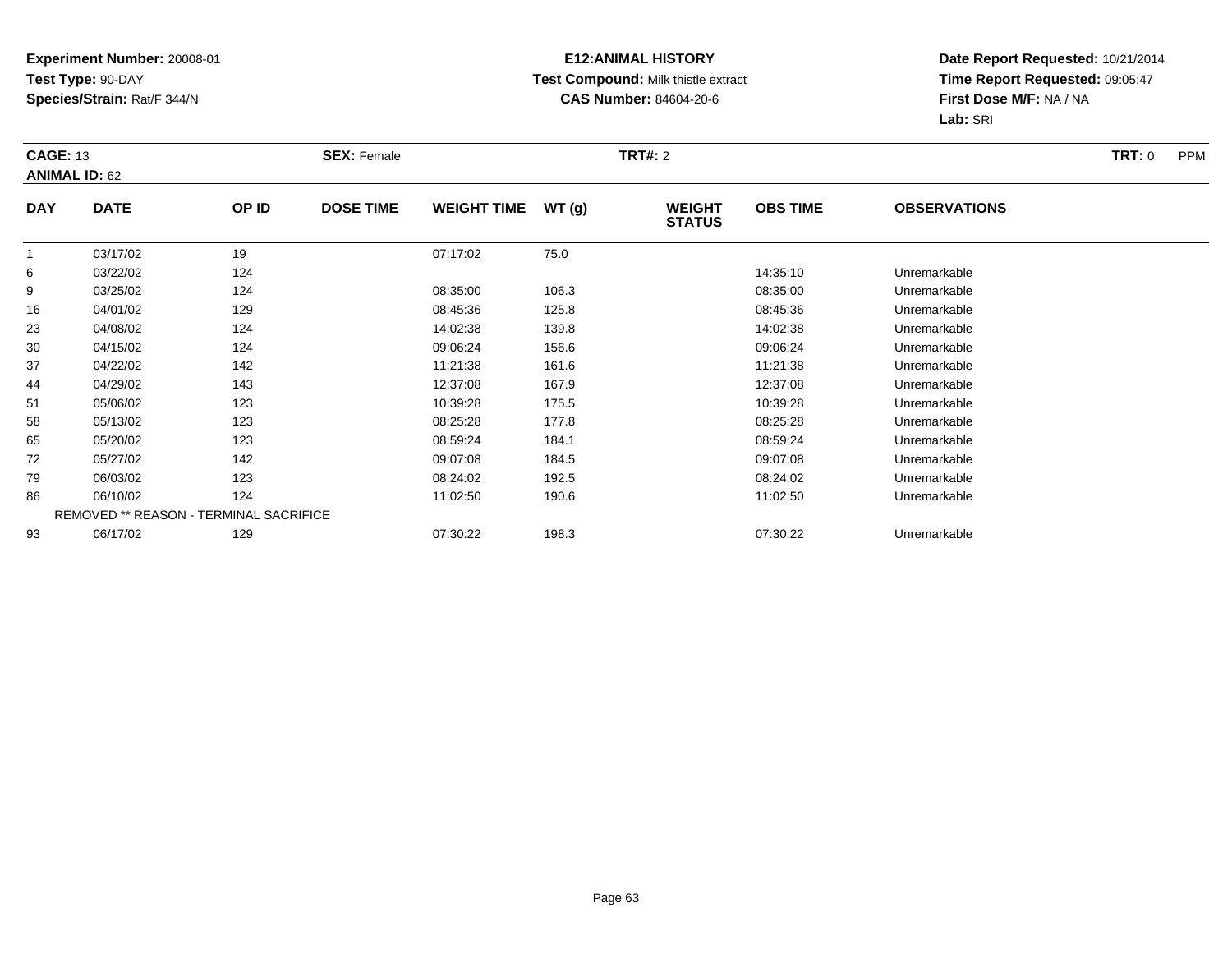**Experiment Number:** 20008-01
**Test Type:** 90-DAY
**Species/Strain:** Rat/F 344/N

**E12:ANIMAL HISTORY**
**Test Compound:** Milk thistle extract
**CAS Number:** 84604-20-6

**Date Report Requested:** 10/21/2014
**Time Report Requested:** 09:05:47
**First Dose M/F:** NA / NA
**Lab:** SRI

**CAGE:** 13 **SEX:** Female **TRT#:** 2 **TRT:** 0 PPM
**ANIMAL ID:** 62

| DAY | DATE | OP ID | DOSE TIME | WEIGHT TIME | WT (g) | WEIGHT STATUS | OBS TIME | OBSERVATIONS |
|---|---|---|---|---|---|---|---|---|
| 1 | 03/17/02 | 19 | | 07:17:02 | 75.0 | | | |
| 6 | 03/22/02 | 124 | | | | | 14:35:10 | Unremarkable |
| 9 | 03/25/02 | 124 | | 08:35:00 | 106.3 | | 08:35:00 | Unremarkable |
| 16 | 04/01/02 | 129 | | 08:45:36 | 125.8 | | 08:45:36 | Unremarkable |
| 23 | 04/08/02 | 124 | | 14:02:38 | 139.8 | | 14:02:38 | Unremarkable |
| 30 | 04/15/02 | 124 | | 09:06:24 | 156.6 | | 09:06:24 | Unremarkable |
| 37 | 04/22/02 | 142 | | 11:21:38 | 161.6 | | 11:21:38 | Unremarkable |
| 44 | 04/29/02 | 143 | | 12:37:08 | 167.9 | | 12:37:08 | Unremarkable |
| 51 | 05/06/02 | 123 | | 10:39:28 | 175.5 | | 10:39:28 | Unremarkable |
| 58 | 05/13/02 | 123 | | 08:25:28 | 177.8 | | 08:25:28 | Unremarkable |
| 65 | 05/20/02 | 123 | | 08:59:24 | 184.1 | | 08:59:24 | Unremarkable |
| 72 | 05/27/02 | 142 | | 09:07:08 | 184.5 | | 09:07:08 | Unremarkable |
| 79 | 06/03/02 | 123 | | 08:24:02 | 192.5 | | 08:24:02 | Unremarkable |
| 86 | 06/10/02 | 124 | | 11:02:50 | 190.6 | | 11:02:50 | Unremarkable |
| | REMOVED ** REASON - TERMINAL SACRIFICE | | | | | | | |
| 93 | 06/17/02 | 129 | | 07:30:22 | 198.3 | | 07:30:22 | Unremarkable |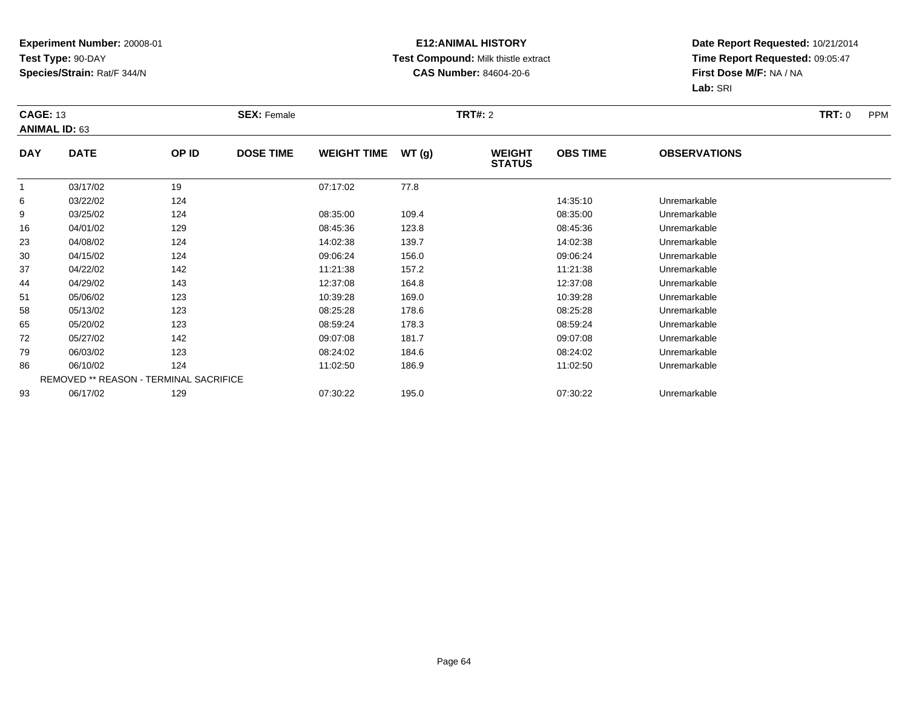**Experiment Number:** 20008-01
**Test Type:** 90-DAY
**Species/Strain:** Rat/F 344/N

**E12:ANIMAL HISTORY**
**Test Compound:** Milk thistle extract
**CAS Number:** 84604-20-6

**Date Report Requested:** 10/21/2014
**Time Report Requested:** 09:05:47
**First Dose M/F:** NA / NA
**Lab:** SRI

**CAGE:** 13 **SEX:** Female **TRT#:** 2 **TRT:** 0 PPM
**ANIMAL ID:** 63

| DAY | DATE | OP ID | DOSE TIME | WEIGHT TIME | WT (g) | WEIGHT STATUS | OBS TIME | OBSERVATIONS |
|---|---|---|---|---|---|---|---|---|
| 1 | 03/17/02 | 19 | | 07:17:02 | 77.8 | | | |
| 6 | 03/22/02 | 124 | | | | | 14:35:10 | Unremarkable |
| 9 | 03/25/02 | 124 | | 08:35:00 | 109.4 | | 08:35:00 | Unremarkable |
| 16 | 04/01/02 | 129 | | 08:45:36 | 123.8 | | 08:45:36 | Unremarkable |
| 23 | 04/08/02 | 124 | | 14:02:38 | 139.7 | | 14:02:38 | Unremarkable |
| 30 | 04/15/02 | 124 | | 09:06:24 | 156.0 | | 09:06:24 | Unremarkable |
| 37 | 04/22/02 | 142 | | 11:21:38 | 157.2 | | 11:21:38 | Unremarkable |
| 44 | 04/29/02 | 143 | | 12:37:08 | 164.8 | | 12:37:08 | Unremarkable |
| 51 | 05/06/02 | 123 | | 10:39:28 | 169.0 | | 10:39:28 | Unremarkable |
| 58 | 05/13/02 | 123 | | 08:25:28 | 178.6 | | 08:25:28 | Unremarkable |
| 65 | 05/20/02 | 123 | | 08:59:24 | 178.3 | | 08:59:24 | Unremarkable |
| 72 | 05/27/02 | 142 | | 09:07:08 | 181.7 | | 09:07:08 | Unremarkable |
| 79 | 06/03/02 | 123 | | 08:24:02 | 184.6 | | 08:24:02 | Unremarkable |
| 86 | 06/10/02 | 124 | | 11:02:50 | 186.9 | | 11:02:50 | Unremarkable |
| | REMOVED ** REASON - TERMINAL SACRIFICE | | | | | | | |
| 93 | 06/17/02 | 129 | | 07:30:22 | 195.0 | | 07:30:22 | Unremarkable |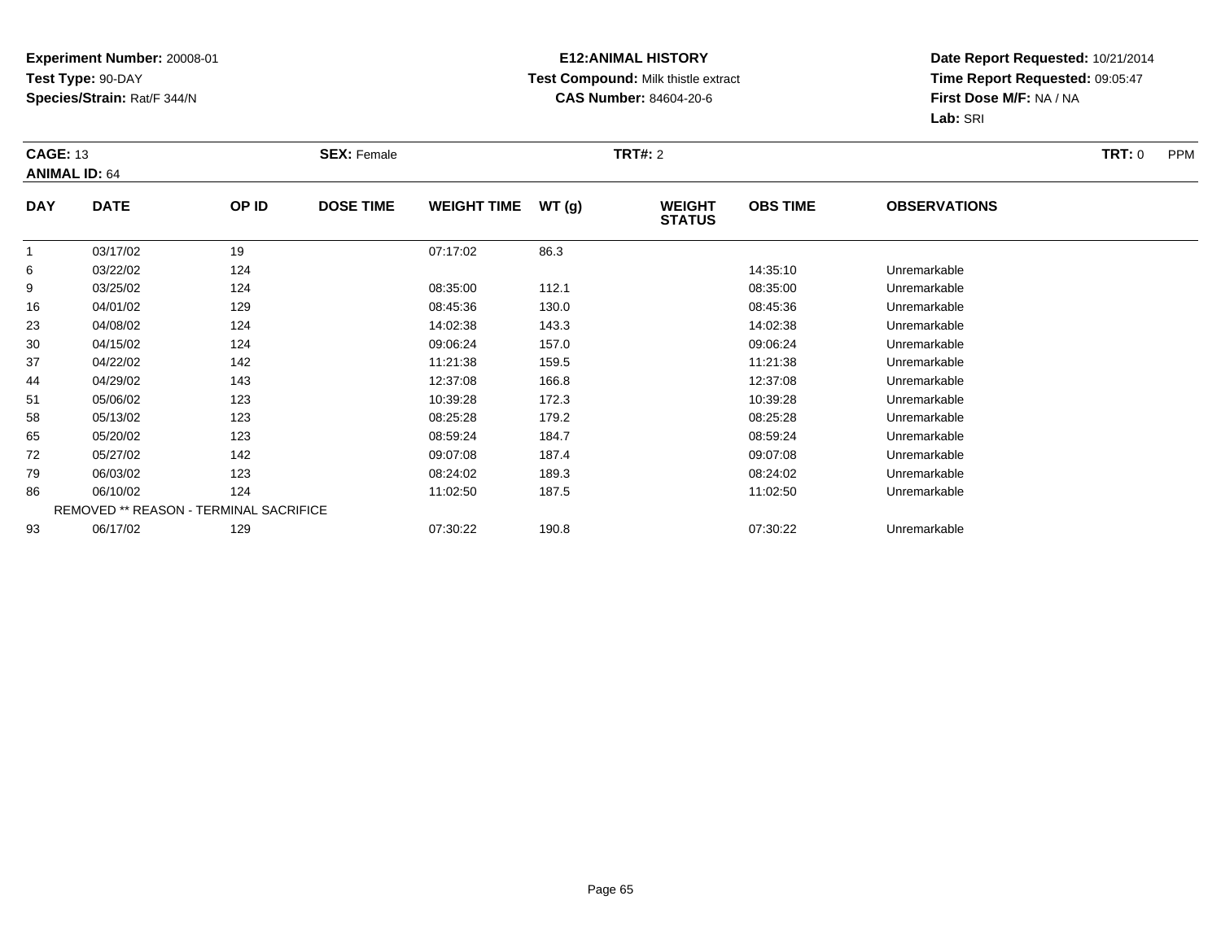**Experiment Number:** 20008-01
**Test Type:** 90-DAY
**Species/Strain:** Rat/F 344/N

**E12:ANIMAL HISTORY**
**Test Compound:** Milk thistle extract
**CAS Number:** 84604-20-6

**Date Report Requested:** 10/21/2014
**Time Report Requested:** 09:05:47
**First Dose M/F:** NA / NA
**Lab:** SRI

**CAGE:** 13 **SEX:** Female **TRT#:** 2 **TRT:** 0 PPM
**ANIMAL ID:** 64

| DAY | DATE | OP ID | DOSE TIME | WEIGHT TIME | WT (g) | WEIGHT STATUS | OBS TIME | OBSERVATIONS |
|---|---|---|---|---|---|---|---|---|
| 1 | 03/17/02 | 19 | | 07:17:02 | 86.3 | | | |
| 6 | 03/22/02 | 124 | | | | | 14:35:10 | Unremarkable |
| 9 | 03/25/02 | 124 | | 08:35:00 | 112.1 | | 08:35:00 | Unremarkable |
| 16 | 04/01/02 | 129 | | 08:45:36 | 130.0 | | 08:45:36 | Unremarkable |
| 23 | 04/08/02 | 124 | | 14:02:38 | 143.3 | | 14:02:38 | Unremarkable |
| 30 | 04/15/02 | 124 | | 09:06:24 | 157.0 | | 09:06:24 | Unremarkable |
| 37 | 04/22/02 | 142 | | 11:21:38 | 159.5 | | 11:21:38 | Unremarkable |
| 44 | 04/29/02 | 143 | | 12:37:08 | 166.8 | | 12:37:08 | Unremarkable |
| 51 | 05/06/02 | 123 | | 10:39:28 | 172.3 | | 10:39:28 | Unremarkable |
| 58 | 05/13/02 | 123 | | 08:25:28 | 179.2 | | 08:25:28 | Unremarkable |
| 65 | 05/20/02 | 123 | | 08:59:24 | 184.7 | | 08:59:24 | Unremarkable |
| 72 | 05/27/02 | 142 | | 09:07:08 | 187.4 | | 09:07:08 | Unremarkable |
| 79 | 06/03/02 | 123 | | 08:24:02 | 189.3 | | 08:24:02 | Unremarkable |
| 86 | 06/10/02 | 124 | | 11:02:50 | 187.5 | | 11:02:50 | Unremarkable |
| | REMOVED ** REASON - TERMINAL SACRIFICE | | | | | | | |
| 93 | 06/17/02 | 129 | | 07:30:22 | 190.8 | | 07:30:22 | Unremarkable |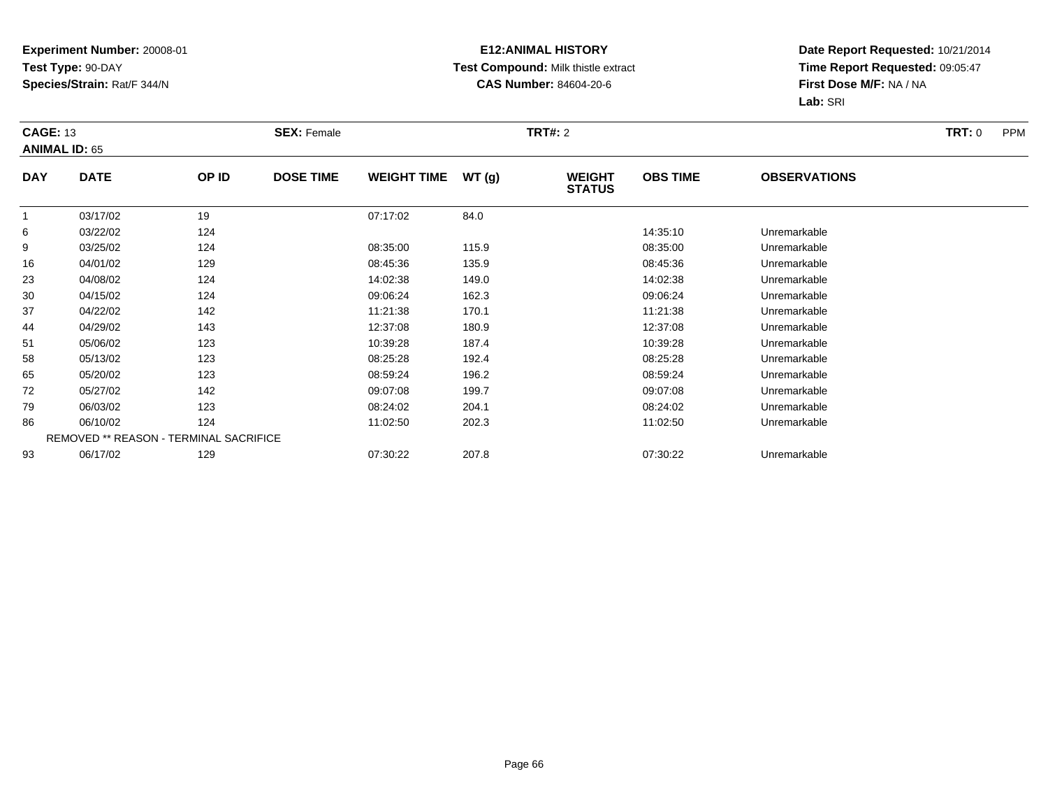**Experiment Number:** 20008-01
**Test Type:** 90-DAY
**Species/Strain:** Rat/F 344/N

**E12:ANIMAL HISTORY**
**Test Compound:** Milk thistle extract
**CAS Number:** 84604-20-6

**Date Report Requested:** 10/21/2014
**Time Report Requested:** 09:05:47
**First Dose M/F:** NA / NA
**Lab:** SRI

**CAGE:** 13 **SEX:** Female **TRT#:** 2 **TRT:** 0 PPM
**ANIMAL ID:** 65

| DAY | DATE | OP ID | DOSE TIME | WEIGHT TIME | WT (g) | WEIGHT STATUS | OBS TIME | OBSERVATIONS |
|---|---|---|---|---|---|---|---|---|
| 1 | 03/17/02 | 19 | | 07:17:02 | 84.0 | | | |
| 6 | 03/22/02 | 124 | | | | | 14:35:10 | Unremarkable |
| 9 | 03/25/02 | 124 | | 08:35:00 | 115.9 | | 08:35:00 | Unremarkable |
| 16 | 04/01/02 | 129 | | 08:45:36 | 135.9 | | 08:45:36 | Unremarkable |
| 23 | 04/08/02 | 124 | | 14:02:38 | 149.0 | | 14:02:38 | Unremarkable |
| 30 | 04/15/02 | 124 | | 09:06:24 | 162.3 | | 09:06:24 | Unremarkable |
| 37 | 04/22/02 | 142 | | 11:21:38 | 170.1 | | 11:21:38 | Unremarkable |
| 44 | 04/29/02 | 143 | | 12:37:08 | 180.9 | | 12:37:08 | Unremarkable |
| 51 | 05/06/02 | 123 | | 10:39:28 | 187.4 | | 10:39:28 | Unremarkable |
| 58 | 05/13/02 | 123 | | 08:25:28 | 192.4 | | 08:25:28 | Unremarkable |
| 65 | 05/20/02 | 123 | | 08:59:24 | 196.2 | | 08:59:24 | Unremarkable |
| 72 | 05/27/02 | 142 | | 09:07:08 | 199.7 | | 09:07:08 | Unremarkable |
| 79 | 06/03/02 | 123 | | 08:24:02 | 204.1 | | 08:24:02 | Unremarkable |
| 86 | 06/10/02 | 124 | | 11:02:50 | 202.3 | | 11:02:50 | Unremarkable |
| | REMOVED ** REASON - TERMINAL SACRIFICE | | | | | | | |
| 93 | 06/17/02 | 129 | | 07:30:22 | 207.8 | | 07:30:22 | Unremarkable |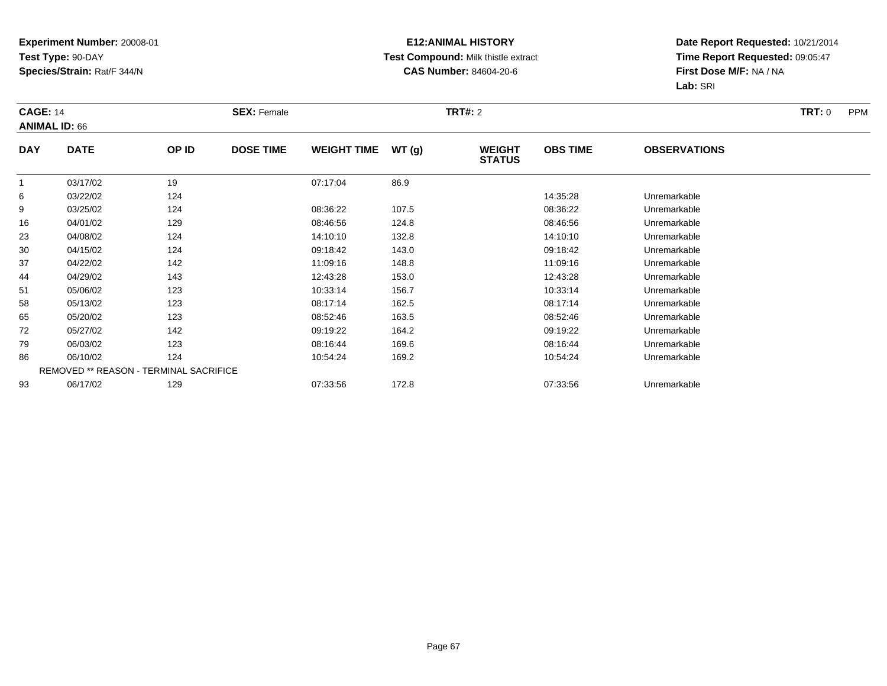**Experiment Number:** 20008-01
**Test Type:** 90-DAY
**Species/Strain:** Rat/F 344/N

**E12:ANIMAL HISTORY**
**Test Compound:** Milk thistle extract
**CAS Number:** 84604-20-6

**Date Report Requested:** 10/21/2014
**Time Report Requested:** 09:05:47
**First Dose M/F:** NA / NA
**Lab:** SRI

**CAGE:** 14
**ANIMAL ID:** 66
**SEX:** Female
**TRT#:** 2
**TRT:** 0 PPM

| DAY | DATE | OP ID | DOSE TIME | WEIGHT TIME | WT (g) | WEIGHT STATUS | OBS TIME | OBSERVATIONS |
|---|---|---|---|---|---|---|---|---|
| 1 | 03/17/02 | 19 | | 07:17:04 | 86.9 | | | |
| 6 | 03/22/02 | 124 | | | | | 14:35:28 | Unremarkable |
| 9 | 03/25/02 | 124 | | 08:36:22 | 107.5 | | 08:36:22 | Unremarkable |
| 16 | 04/01/02 | 129 | | 08:46:56 | 124.8 | | 08:46:56 | Unremarkable |
| 23 | 04/08/02 | 124 | | 14:10:10 | 132.8 | | 14:10:10 | Unremarkable |
| 30 | 04/15/02 | 124 | | 09:18:42 | 143.0 | | 09:18:42 | Unremarkable |
| 37 | 04/22/02 | 142 | | 11:09:16 | 148.8 | | 11:09:16 | Unremarkable |
| 44 | 04/29/02 | 143 | | 12:43:28 | 153.0 | | 12:43:28 | Unremarkable |
| 51 | 05/06/02 | 123 | | 10:33:14 | 156.7 | | 10:33:14 | Unremarkable |
| 58 | 05/13/02 | 123 | | 08:17:14 | 162.5 | | 08:17:14 | Unremarkable |
| 65 | 05/20/02 | 123 | | 08:52:46 | 163.5 | | 08:52:46 | Unremarkable |
| 72 | 05/27/02 | 142 | | 09:19:22 | 164.2 | | 09:19:22 | Unremarkable |
| 79 | 06/03/02 | 123 | | 08:16:44 | 169.6 | | 08:16:44 | Unremarkable |
| 86 | 06/10/02 | 124 | | 10:54:24 | 169.2 | | 10:54:24 | Unremarkable |
| | REMOVED ** REASON - TERMINAL SACRIFICE | | | | | | | |
| 93 | 06/17/02 | 129 | | 07:33:56 | 172.8 | | 07:33:56 | Unremarkable |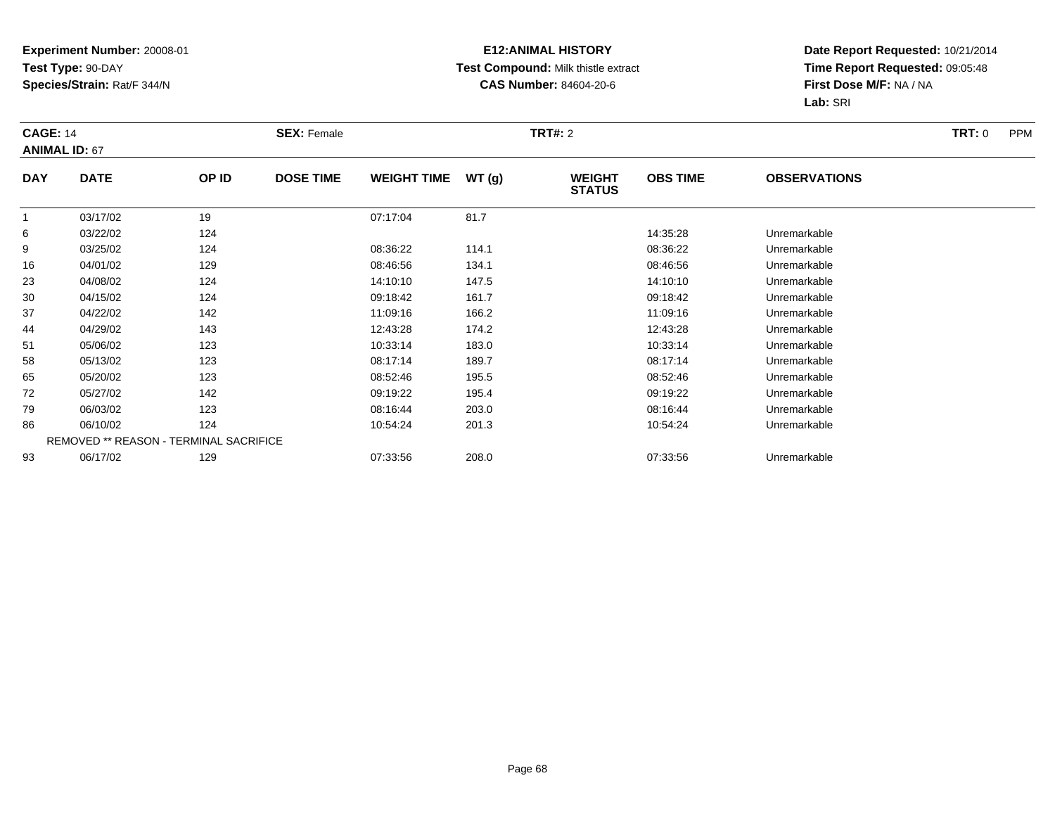**Experiment Number:** 20008-01
**Test Type:** 90-DAY
**Species/Strain:** Rat/F 344/N

**E12:ANIMAL HISTORY**
**Test Compound:** Milk thistle extract
**CAS Number:** 84604-20-6

**Date Report Requested:** 10/21/2014
**Time Report Requested:** 09:05:48
**First Dose M/F:** NA / NA
**Lab:** SRI

**CAGE:** 14 **SEX:** Female **TRT#:** 2 **TRT:** 0 PPM
**ANIMAL ID:** 67

| DAY | DATE | OP ID | DOSE TIME | WEIGHT TIME | WT (g) | WEIGHT STATUS | OBS TIME | OBSERVATIONS |
|---|---|---|---|---|---|---|---|---|
| 1 | 03/17/02 | 19 | | 07:17:04 | 81.7 | | | |
| 6 | 03/22/02 | 124 | | | | | 14:35:28 | Unremarkable |
| 9 | 03/25/02 | 124 | | 08:36:22 | 114.1 | | 08:36:22 | Unremarkable |
| 16 | 04/01/02 | 129 | | 08:46:56 | 134.1 | | 08:46:56 | Unremarkable |
| 23 | 04/08/02 | 124 | | 14:10:10 | 147.5 | | 14:10:10 | Unremarkable |
| 30 | 04/15/02 | 124 | | 09:18:42 | 161.7 | | 09:18:42 | Unremarkable |
| 37 | 04/22/02 | 142 | | 11:09:16 | 166.2 | | 11:09:16 | Unremarkable |
| 44 | 04/29/02 | 143 | | 12:43:28 | 174.2 | | 12:43:28 | Unremarkable |
| 51 | 05/06/02 | 123 | | 10:33:14 | 183.0 | | 10:33:14 | Unremarkable |
| 58 | 05/13/02 | 123 | | 08:17:14 | 189.7 | | 08:17:14 | Unremarkable |
| 65 | 05/20/02 | 123 | | 08:52:46 | 195.5 | | 08:52:46 | Unremarkable |
| 72 | 05/27/02 | 142 | | 09:19:22 | 195.4 | | 09:19:22 | Unremarkable |
| 79 | 06/03/02 | 123 | | 08:16:44 | 203.0 | | 08:16:44 | Unremarkable |
| 86 | 06/10/02 | 124 | | 10:54:24 | 201.3 | | 10:54:24 | Unremarkable |
| | REMOVED ** REASON - TERMINAL SACRIFICE | | | | | | | |
| 93 | 06/17/02 | 129 | | 07:33:56 | 208.0 | | 07:33:56 | Unremarkable |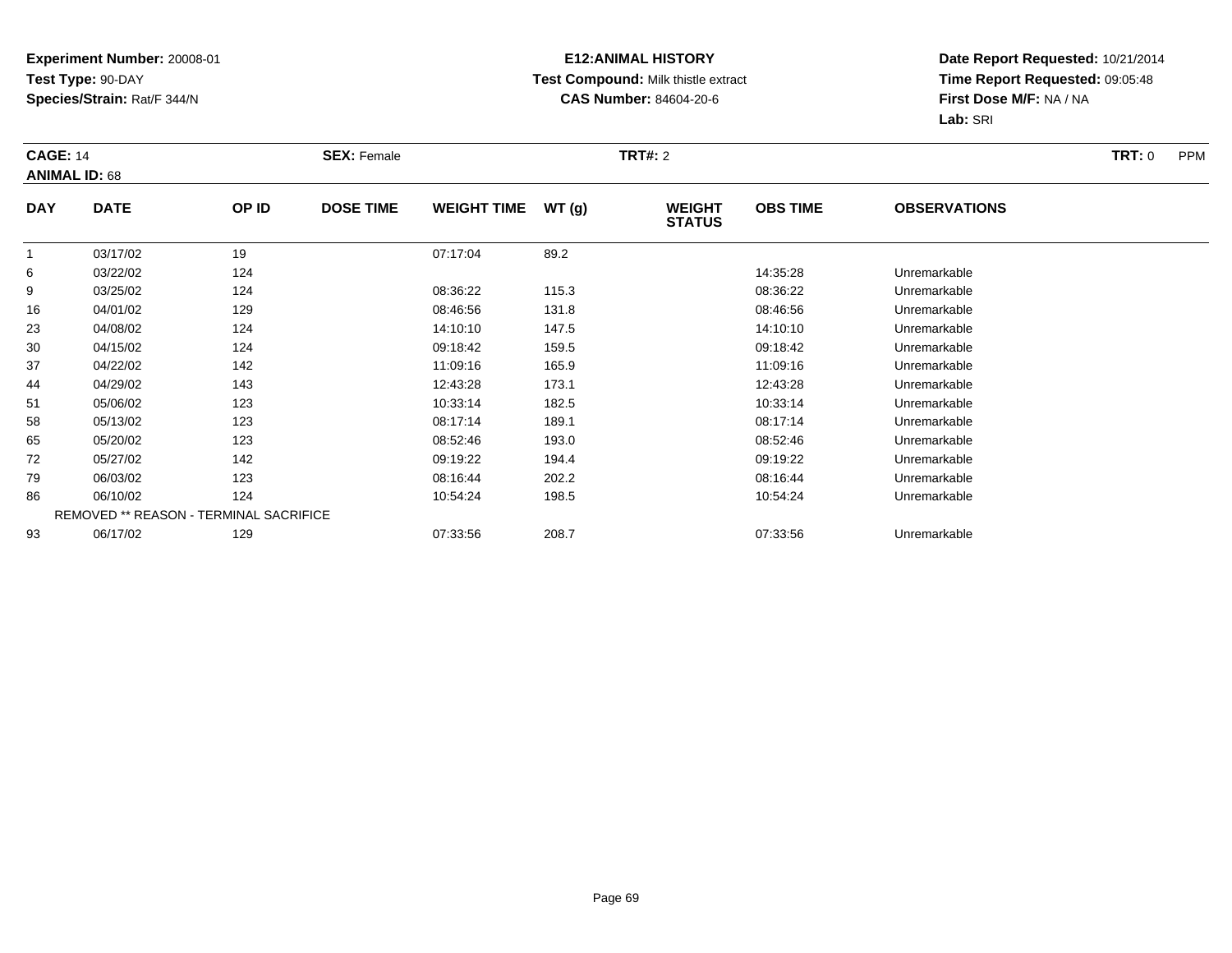**Experiment Number:** 20008-01
**Test Type:** 90-DAY
**Species/Strain:** Rat/F 344/N

**E12:ANIMAL HISTORY**
**Test Compound:** Milk thistle extract
**CAS Number:** 84604-20-6

**Date Report Requested:** 10/21/2014
**Time Report Requested:** 09:05:48
**First Dose M/F:** NA / NA
**Lab:** SRI

**CAGE:** 14 **SEX:** Female **TRT#:** 2 **TRT:** 0 PPM
**ANIMAL ID:** 68

| DAY | DATE | OP ID | DOSE TIME | WEIGHT TIME | WT (g) | WEIGHT STATUS | OBS TIME | OBSERVATIONS |
|---|---|---|---|---|---|---|---|---|
| 1 | 03/17/02 | 19 | | 07:17:04 | 89.2 | | | |
| 6 | 03/22/02 | 124 | | | | | 14:35:28 | Unremarkable |
| 9 | 03/25/02 | 124 | | 08:36:22 | 115.3 | | 08:36:22 | Unremarkable |
| 16 | 04/01/02 | 129 | | 08:46:56 | 131.8 | | 08:46:56 | Unremarkable |
| 23 | 04/08/02 | 124 | | 14:10:10 | 147.5 | | 14:10:10 | Unremarkable |
| 30 | 04/15/02 | 124 | | 09:18:42 | 159.5 | | 09:18:42 | Unremarkable |
| 37 | 04/22/02 | 142 | | 11:09:16 | 165.9 | | 11:09:16 | Unremarkable |
| 44 | 04/29/02 | 143 | | 12:43:28 | 173.1 | | 12:43:28 | Unremarkable |
| 51 | 05/06/02 | 123 | | 10:33:14 | 182.5 | | 10:33:14 | Unremarkable |
| 58 | 05/13/02 | 123 | | 08:17:14 | 189.1 | | 08:17:14 | Unremarkable |
| 65 | 05/20/02 | 123 | | 08:52:46 | 193.0 | | 08:52:46 | Unremarkable |
| 72 | 05/27/02 | 142 | | 09:19:22 | 194.4 | | 09:19:22 | Unremarkable |
| 79 | 06/03/02 | 123 | | 08:16:44 | 202.2 | | 08:16:44 | Unremarkable |
| 86 | 06/10/02 | 124 | | 10:54:24 | 198.5 | | 10:54:24 | Unremarkable |
| | REMOVED ** REASON - TERMINAL SACRIFICE | | | | | | | |
| 93 | 06/17/02 | 129 | | 07:33:56 | 208.7 | | 07:33:56 | Unremarkable |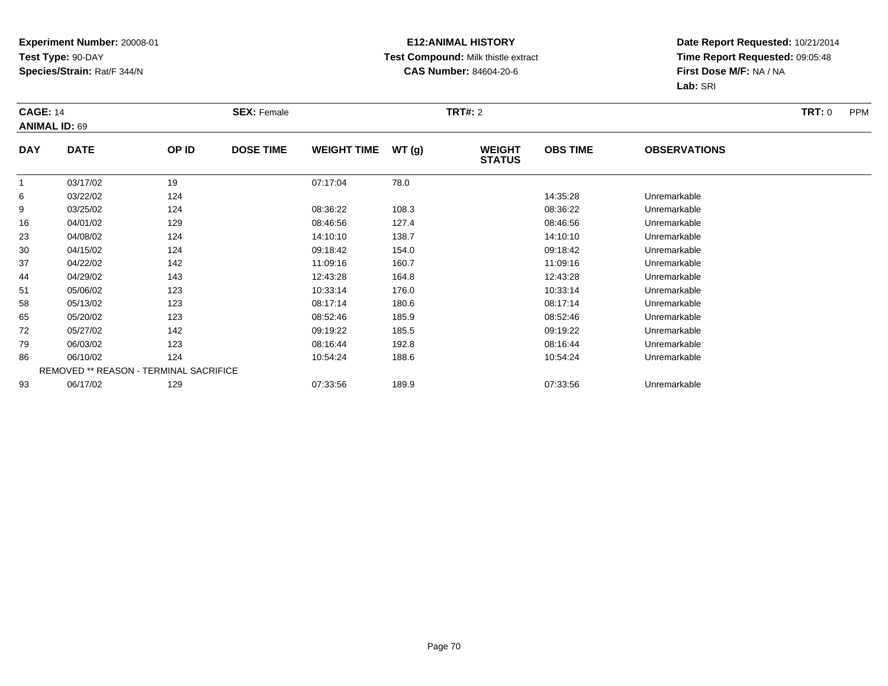**Experiment Number:** 20008-01
**Test Type:** 90-DAY
**Species/Strain:** Rat/F 344/N

**E12:ANIMAL HISTORY**
**Test Compound:** Milk thistle extract
**CAS Number:** 84604-20-6

**Date Report Requested:** 10/21/2014
**Time Report Requested:** 09:05:48
**First Dose M/F:** NA / NA
**Lab:** SRI

**CAGE:** 14 **SEX:** Female **TRT#:** 2 **TRT:** 0 PPM
**ANIMAL ID:** 69

| DAY | DATE | OP ID | DOSE TIME | WEIGHT TIME | WT (g) | WEIGHT STATUS | OBS TIME | OBSERVATIONS |
|---|---|---|---|---|---|---|---|---|
| 1 | 03/17/02 | 19 | | 07:17:04 | 78.0 | | | |
| 6 | 03/22/02 | 124 | | | | | 14:35:28 | Unremarkable |
| 9 | 03/25/02 | 124 | | 08:36:22 | 108.3 | | 08:36:22 | Unremarkable |
| 16 | 04/01/02 | 129 | | 08:46:56 | 127.4 | | 08:46:56 | Unremarkable |
| 23 | 04/08/02 | 124 | | 14:10:10 | 138.7 | | 14:10:10 | Unremarkable |
| 30 | 04/15/02 | 124 | | 09:18:42 | 154.0 | | 09:18:42 | Unremarkable |
| 37 | 04/22/02 | 142 | | 11:09:16 | 160.7 | | 11:09:16 | Unremarkable |
| 44 | 04/29/02 | 143 | | 12:43:28 | 164.8 | | 12:43:28 | Unremarkable |
| 51 | 05/06/02 | 123 | | 10:33:14 | 176.0 | | 10:33:14 | Unremarkable |
| 58 | 05/13/02 | 123 | | 08:17:14 | 180.6 | | 08:17:14 | Unremarkable |
| 65 | 05/20/02 | 123 | | 08:52:46 | 185.9 | | 08:52:46 | Unremarkable |
| 72 | 05/27/02 | 142 | | 09:19:22 | 185.5 | | 09:19:22 | Unremarkable |
| 79 | 06/03/02 | 123 | | 08:16:44 | 192.8 | | 08:16:44 | Unremarkable |
| 86 | 06/10/02 | 124 | | 10:54:24 | 188.6 | | 10:54:24 | Unremarkable |
| | REMOVED ** REASON - TERMINAL SACRIFICE | | | | | | | |
| 93 | 06/17/02 | 129 | | 07:33:56 | 189.9 | | 07:33:56 | Unremarkable |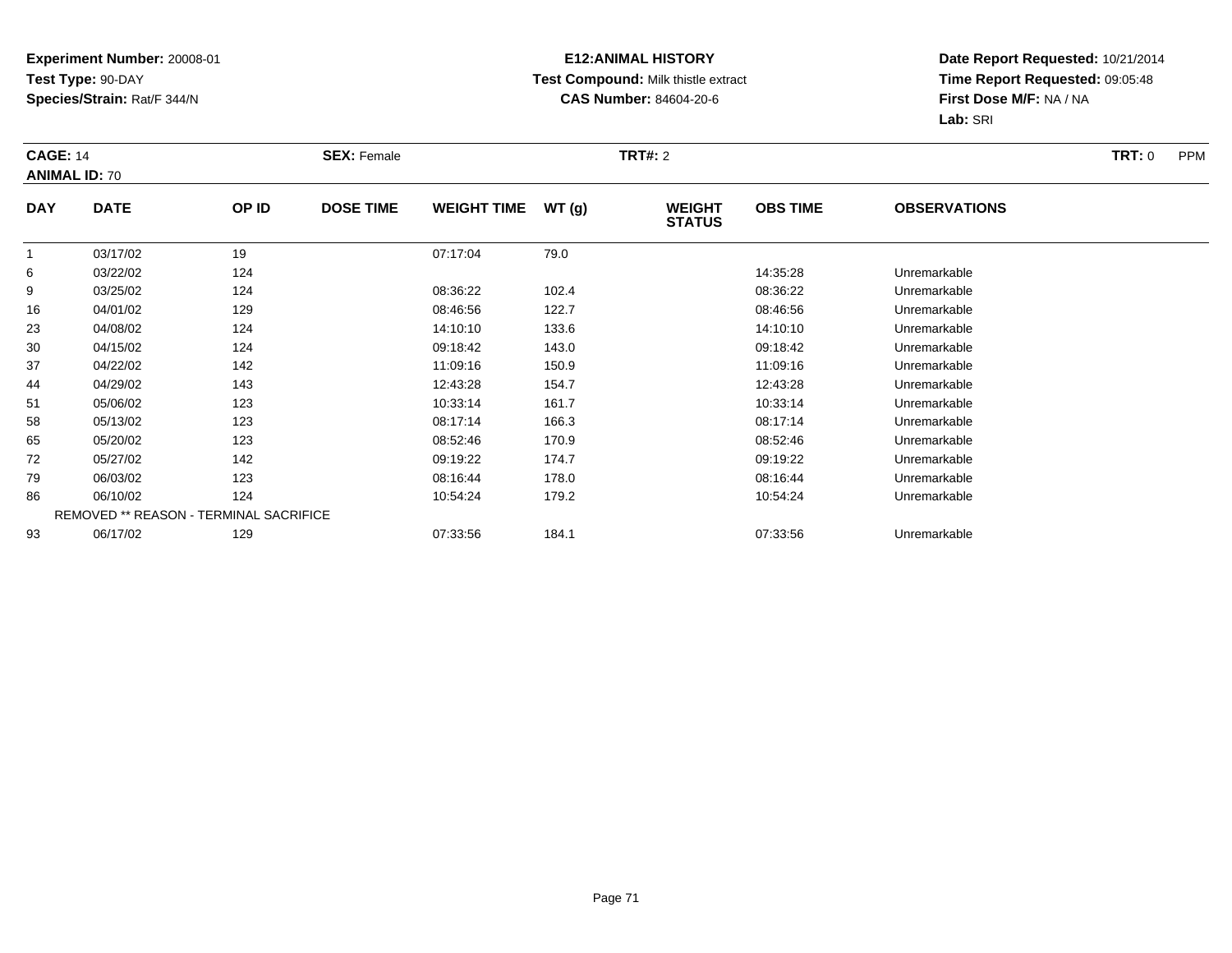**Experiment Number:** 20008-01
**Test Type:** 90-DAY
**Species/Strain:** Rat/F 344/N

**E12:ANIMAL HISTORY**
**Test Compound:** Milk thistle extract
**CAS Number:** 84604-20-6

**Date Report Requested:** 10/21/2014
**Time Report Requested:** 09:05:48
**First Dose M/F:** NA / NA
**Lab:** SRI

**CAGE:** 14 **SEX:** Female **TRT#:** 2 **TRT:** 0 PPM
**ANIMAL ID:** 70

| DAY | DATE | OP ID | DOSE TIME | WEIGHT TIME | WT (g) | WEIGHT STATUS | OBS TIME | OBSERVATIONS |
|---|---|---|---|---|---|---|---|---|
| 1 | 03/17/02 | 19 | | 07:17:04 | 79.0 | | | |
| 6 | 03/22/02 | 124 | | | | | 14:35:28 | Unremarkable |
| 9 | 03/25/02 | 124 | | 08:36:22 | 102.4 | | 08:36:22 | Unremarkable |
| 16 | 04/01/02 | 129 | | 08:46:56 | 122.7 | | 08:46:56 | Unremarkable |
| 23 | 04/08/02 | 124 | | 14:10:10 | 133.6 | | 14:10:10 | Unremarkable |
| 30 | 04/15/02 | 124 | | 09:18:42 | 143.0 | | 09:18:42 | Unremarkable |
| 37 | 04/22/02 | 142 | | 11:09:16 | 150.9 | | 11:09:16 | Unremarkable |
| 44 | 04/29/02 | 143 | | 12:43:28 | 154.7 | | 12:43:28 | Unremarkable |
| 51 | 05/06/02 | 123 | | 10:33:14 | 161.7 | | 10:33:14 | Unremarkable |
| 58 | 05/13/02 | 123 | | 08:17:14 | 166.3 | | 08:17:14 | Unremarkable |
| 65 | 05/20/02 | 123 | | 08:52:46 | 170.9 | | 08:52:46 | Unremarkable |
| 72 | 05/27/02 | 142 | | 09:19:22 | 174.7 | | 09:19:22 | Unremarkable |
| 79 | 06/03/02 | 123 | | 08:16:44 | 178.0 | | 08:16:44 | Unremarkable |
| 86 | 06/10/02 | 124 | | 10:54:24 | 179.2 | | 10:54:24 | Unremarkable |
| | REMOVED ** REASON - TERMINAL SACRIFICE | | | | | | | |
| 93 | 06/17/02 | 129 | | 07:33:56 | 184.1 | | 07:33:56 | Unremarkable |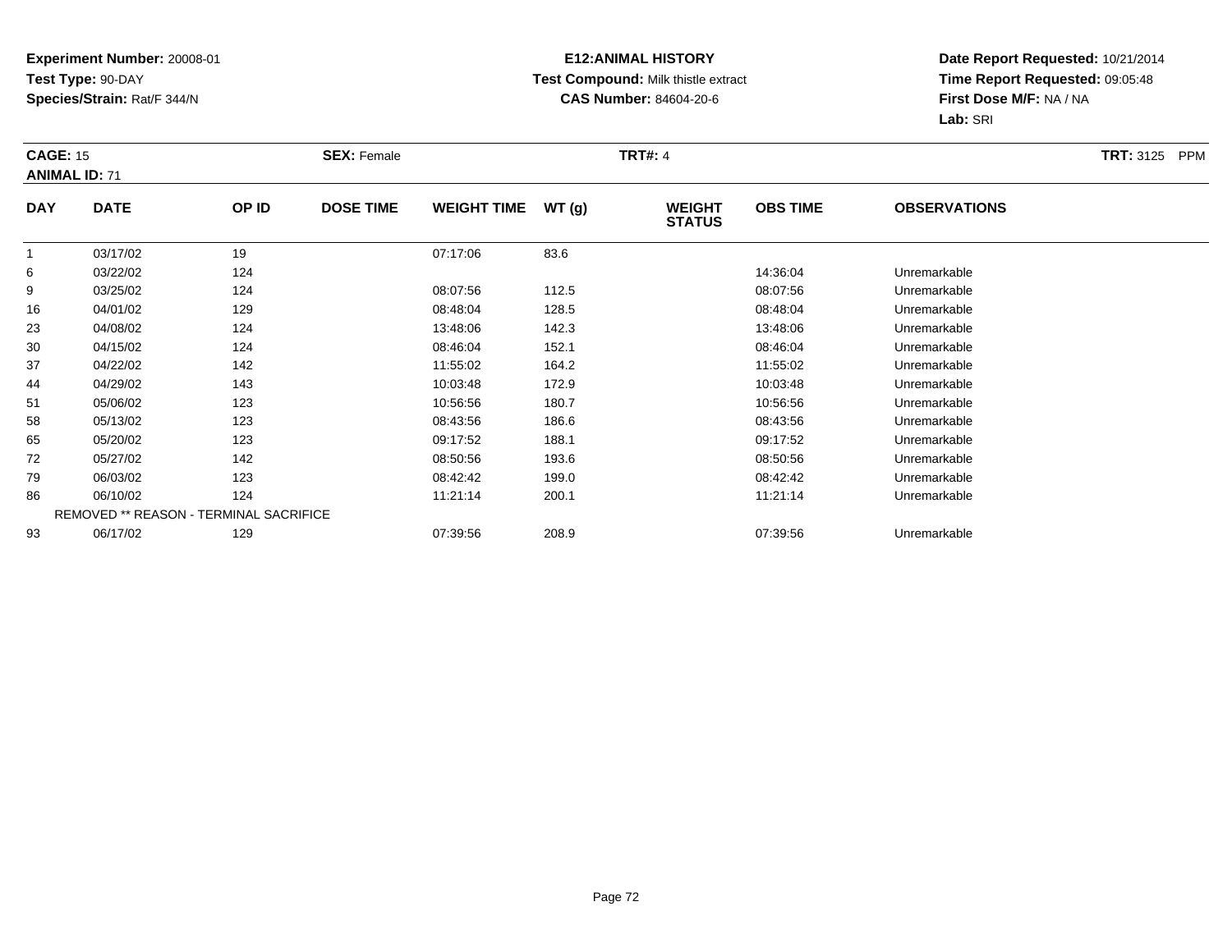**Experiment Number:** 20008-01
**Test Type:** 90-DAY
**Species/Strain:** Rat/F 344/N

**E12:ANIMAL HISTORY**
**Test Compound:** Milk thistle extract
**CAS Number:** 84604-20-6

**Date Report Requested:** 10/21/2014
**Time Report Requested:** 09:05:48
**First Dose M/F:** NA / NA
**Lab:** SRI

**CAGE:** 15 **SEX:** Female **TRT#:** 4 **TRT:** 3125 PPM
**ANIMAL ID:** 71

| DAY | DATE | OP ID | DOSE TIME | WEIGHT TIME | WT (g) | WEIGHT STATUS | OBS TIME | OBSERVATIONS |
|---|---|---|---|---|---|---|---|---|
| 1 | 03/17/02 | 19 | | 07:17:06 | 83.6 | | | |
| 6 | 03/22/02 | 124 | | | | | 14:36:04 | Unremarkable |
| 9 | 03/25/02 | 124 | | 08:07:56 | 112.5 | | 08:07:56 | Unremarkable |
| 16 | 04/01/02 | 129 | | 08:48:04 | 128.5 | | 08:48:04 | Unremarkable |
| 23 | 04/08/02 | 124 | | 13:48:06 | 142.3 | | 13:48:06 | Unremarkable |
| 30 | 04/15/02 | 124 | | 08:46:04 | 152.1 | | 08:46:04 | Unremarkable |
| 37 | 04/22/02 | 142 | | 11:55:02 | 164.2 | | 11:55:02 | Unremarkable |
| 44 | 04/29/02 | 143 | | 10:03:48 | 172.9 | | 10:03:48 | Unremarkable |
| 51 | 05/06/02 | 123 | | 10:56:56 | 180.7 | | 10:56:56 | Unremarkable |
| 58 | 05/13/02 | 123 | | 08:43:56 | 186.6 | | 08:43:56 | Unremarkable |
| 65 | 05/20/02 | 123 | | 09:17:52 | 188.1 | | 09:17:52 | Unremarkable |
| 72 | 05/27/02 | 142 | | 08:50:56 | 193.6 | | 08:50:56 | Unremarkable |
| 79 | 06/03/02 | 123 | | 08:42:42 | 199.0 | | 08:42:42 | Unremarkable |
| 86 | 06/10/02 | 124 | | 11:21:14 | 200.1 | | 11:21:14 | Unremarkable |
| | REMOVED ** REASON - TERMINAL SACRIFICE | | | | | | | |
| 93 | 06/17/02 | 129 | | 07:39:56 | 208.9 | | 07:39:56 | Unremarkable |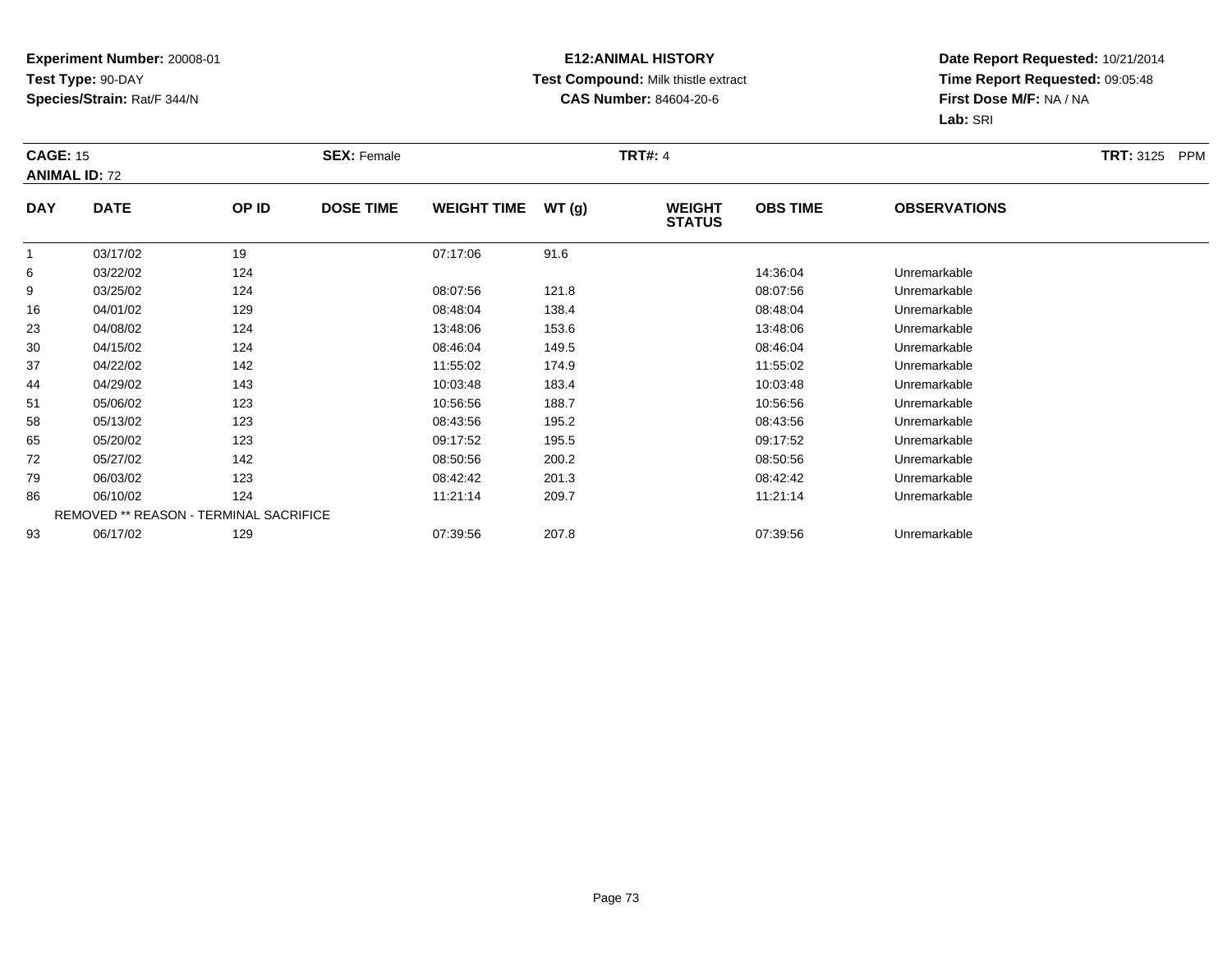**Experiment Number:** 20008-01
**Test Type:** 90-DAY
**Species/Strain:** Rat/F 344/N

**E12:ANIMAL HISTORY**
**Test Compound:** Milk thistle extract
**CAS Number:** 84604-20-6

**Date Report Requested:** 10/21/2014
**Time Report Requested:** 09:05:48
**First Dose M/F:** NA / NA
**Lab:** SRI

**CAGE:** 15 **SEX:** Female **TRT#:** 4 **TRT:** 3125 PPM
**ANIMAL ID:** 72

| DAY | DATE | OP ID | DOSE TIME | WEIGHT TIME | WT (g) | WEIGHT STATUS | OBS TIME | OBSERVATIONS |
|---|---|---|---|---|---|---|---|---|
| 1 | 03/17/02 | 19 | | 07:17:06 | 91.6 | | | |
| 6 | 03/22/02 | 124 | | | | | 14:36:04 | Unremarkable |
| 9 | 03/25/02 | 124 | | 08:07:56 | 121.8 | | 08:07:56 | Unremarkable |
| 16 | 04/01/02 | 129 | | 08:48:04 | 138.4 | | 08:48:04 | Unremarkable |
| 23 | 04/08/02 | 124 | | 13:48:06 | 153.6 | | 13:48:06 | Unremarkable |
| 30 | 04/15/02 | 124 | | 08:46:04 | 149.5 | | 08:46:04 | Unremarkable |
| 37 | 04/22/02 | 142 | | 11:55:02 | 174.9 | | 11:55:02 | Unremarkable |
| 44 | 04/29/02 | 143 | | 10:03:48 | 183.4 | | 10:03:48 | Unremarkable |
| 51 | 05/06/02 | 123 | | 10:56:56 | 188.7 | | 10:56:56 | Unremarkable |
| 58 | 05/13/02 | 123 | | 08:43:56 | 195.2 | | 08:43:56 | Unremarkable |
| 65 | 05/20/02 | 123 | | 09:17:52 | 195.5 | | 09:17:52 | Unremarkable |
| 72 | 05/27/02 | 142 | | 08:50:56 | 200.2 | | 08:50:56 | Unremarkable |
| 79 | 06/03/02 | 123 | | 08:42:42 | 201.3 | | 08:42:42 | Unremarkable |
| 86 | 06/10/02 | 124 | | 11:21:14 | 209.7 | | 11:21:14 | Unremarkable |
| | REMOVED ** REASON - TERMINAL SACRIFICE | | | | | | | |
| 93 | 06/17/02 | 129 | | 07:39:56 | 207.8 | | 07:39:56 | Unremarkable |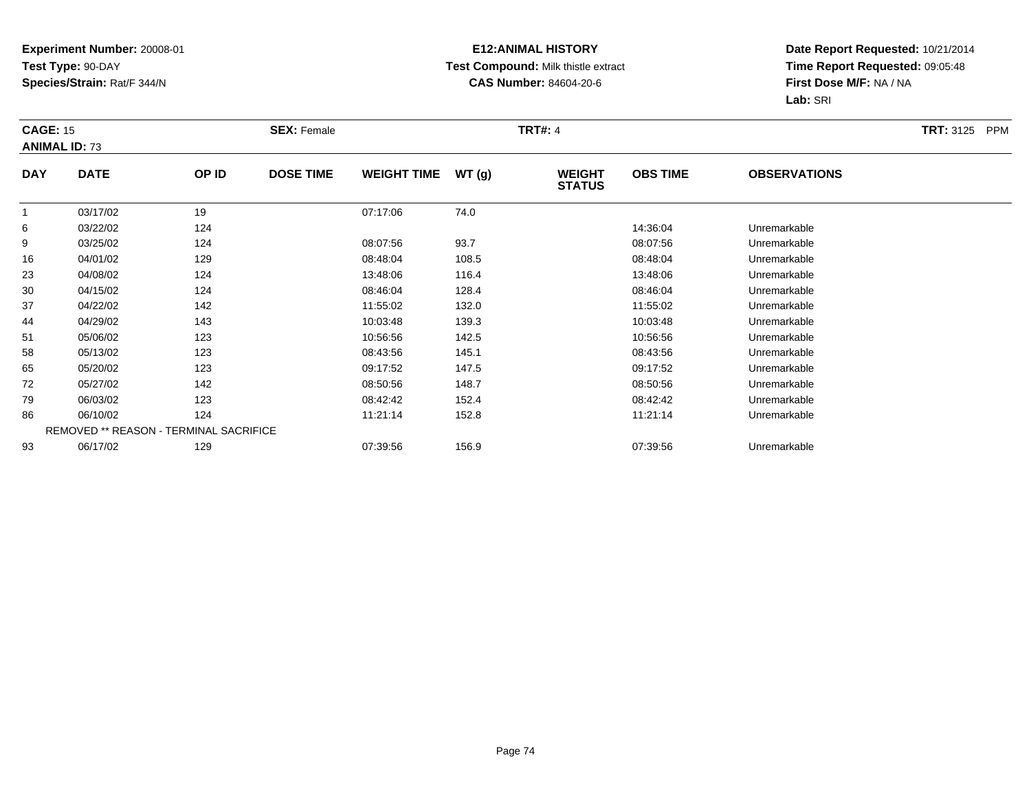**Experiment Number:** 20008-01
**Test Type:** 90-DAY
**Species/Strain:** Rat/F 344/N

**E12:ANIMAL HISTORY**
**Test Compound:** Milk thistle extract
**CAS Number:** 84604-20-6

**Date Report Requested:** 10/21/2014
**Time Report Requested:** 09:05:48
**First Dose M/F:** NA / NA
**Lab:** SRI

**CAGE:** 15 **SEX:** Female **TRT#:** 4 **TRT:** 3125 PPM
**ANIMAL ID:** 73

| DAY | DATE | OP ID | DOSE TIME | WEIGHT TIME | WT (g) | WEIGHT STATUS | OBS TIME | OBSERVATIONS |
|---|---|---|---|---|---|---|---|---|
| 1 | 03/17/02 | 19 | | 07:17:06 | 74.0 | | | |
| 6 | 03/22/02 | 124 | | | | | 14:36:04 | Unremarkable |
| 9 | 03/25/02 | 124 | | 08:07:56 | 93.7 | | 08:07:56 | Unremarkable |
| 16 | 04/01/02 | 129 | | 08:48:04 | 108.5 | | 08:48:04 | Unremarkable |
| 23 | 04/08/02 | 124 | | 13:48:06 | 116.4 | | 13:48:06 | Unremarkable |
| 30 | 04/15/02 | 124 | | 08:46:04 | 128.4 | | 08:46:04 | Unremarkable |
| 37 | 04/22/02 | 142 | | 11:55:02 | 132.0 | | 11:55:02 | Unremarkable |
| 44 | 04/29/02 | 143 | | 10:03:48 | 139.3 | | 10:03:48 | Unremarkable |
| 51 | 05/06/02 | 123 | | 10:56:56 | 142.5 | | 10:56:56 | Unremarkable |
| 58 | 05/13/02 | 123 | | 08:43:56 | 145.1 | | 08:43:56 | Unremarkable |
| 65 | 05/20/02 | 123 | | 09:17:52 | 147.5 | | 09:17:52 | Unremarkable |
| 72 | 05/27/02 | 142 | | 08:50:56 | 148.7 | | 08:50:56 | Unremarkable |
| 79 | 06/03/02 | 123 | | 08:42:42 | 152.4 | | 08:42:42 | Unremarkable |
| 86 | 06/10/02 | 124 | | 11:21:14 | 152.8 | | 11:21:14 | Unremarkable |
| | REMOVED ** REASON - TERMINAL SACRIFICE | | | | | | | |
| 93 | 06/17/02 | 129 | | 07:39:56 | 156.9 | | 07:39:56 | Unremarkable |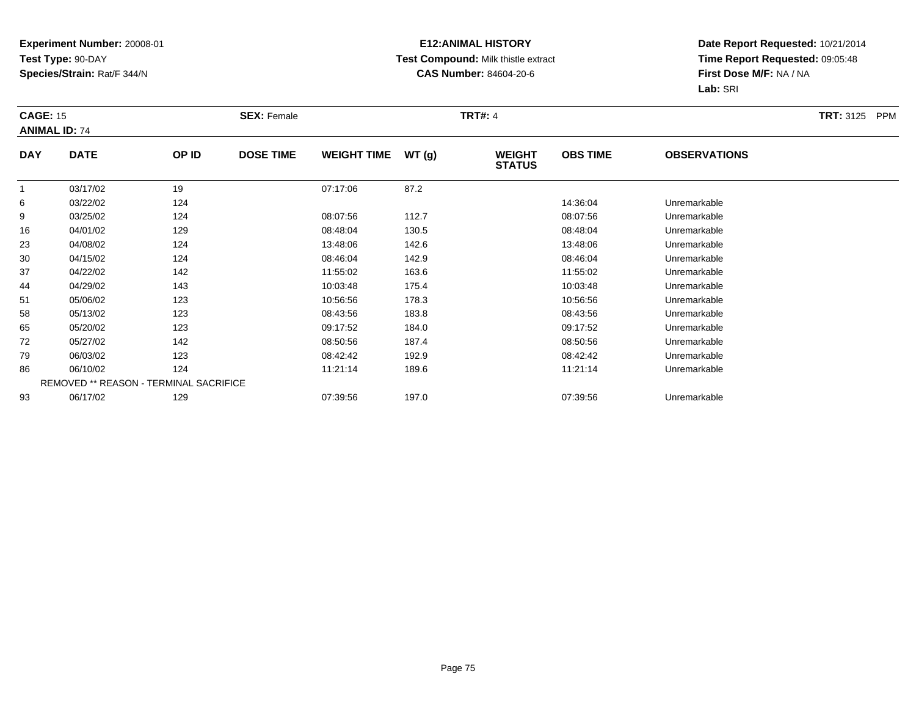**Experiment Number:** 20008-01
**Test Type:** 90-DAY
**Species/Strain:** Rat/F 344/N

**E12:ANIMAL HISTORY**
**Test Compound:** Milk thistle extract
**CAS Number:** 84604-20-6

**Date Report Requested:** 10/21/2014
**Time Report Requested:** 09:05:48
**First Dose M/F:** NA / NA
**Lab:** SRI

**CAGE:** 15 **SEX:** Female **TRT#:** 4 **TRT:** 3125 PPM
**ANIMAL ID:** 74

| DAY | DATE | OP ID | DOSE TIME | WEIGHT TIME | WT (g) | WEIGHT STATUS | OBS TIME | OBSERVATIONS |
|---|---|---|---|---|---|---|---|---|
| 1 | 03/17/02 | 19 | | 07:17:06 | 87.2 | | | |
| 6 | 03/22/02 | 124 | | | | | 14:36:04 | Unremarkable |
| 9 | 03/25/02 | 124 | | 08:07:56 | 112.7 | | 08:07:56 | Unremarkable |
| 16 | 04/01/02 | 129 | | 08:48:04 | 130.5 | | 08:48:04 | Unremarkable |
| 23 | 04/08/02 | 124 | | 13:48:06 | 142.6 | | 13:48:06 | Unremarkable |
| 30 | 04/15/02 | 124 | | 08:46:04 | 142.9 | | 08:46:04 | Unremarkable |
| 37 | 04/22/02 | 142 | | 11:55:02 | 163.6 | | 11:55:02 | Unremarkable |
| 44 | 04/29/02 | 143 | | 10:03:48 | 175.4 | | 10:03:48 | Unremarkable |
| 51 | 05/06/02 | 123 | | 10:56:56 | 178.3 | | 10:56:56 | Unremarkable |
| 58 | 05/13/02 | 123 | | 08:43:56 | 183.8 | | 08:43:56 | Unremarkable |
| 65 | 05/20/02 | 123 | | 09:17:52 | 184.0 | | 09:17:52 | Unremarkable |
| 72 | 05/27/02 | 142 | | 08:50:56 | 187.4 | | 08:50:56 | Unremarkable |
| 79 | 06/03/02 | 123 | | 08:42:42 | 192.9 | | 08:42:42 | Unremarkable |
| 86 | 06/10/02 | 124 | | 11:21:14 | 189.6 | | 11:21:14 | Unremarkable |
| | REMOVED ** REASON - TERMINAL SACRIFICE | | | | | | | |
| 93 | 06/17/02 | 129 | | 07:39:56 | 197.0 | | 07:39:56 | Unremarkable |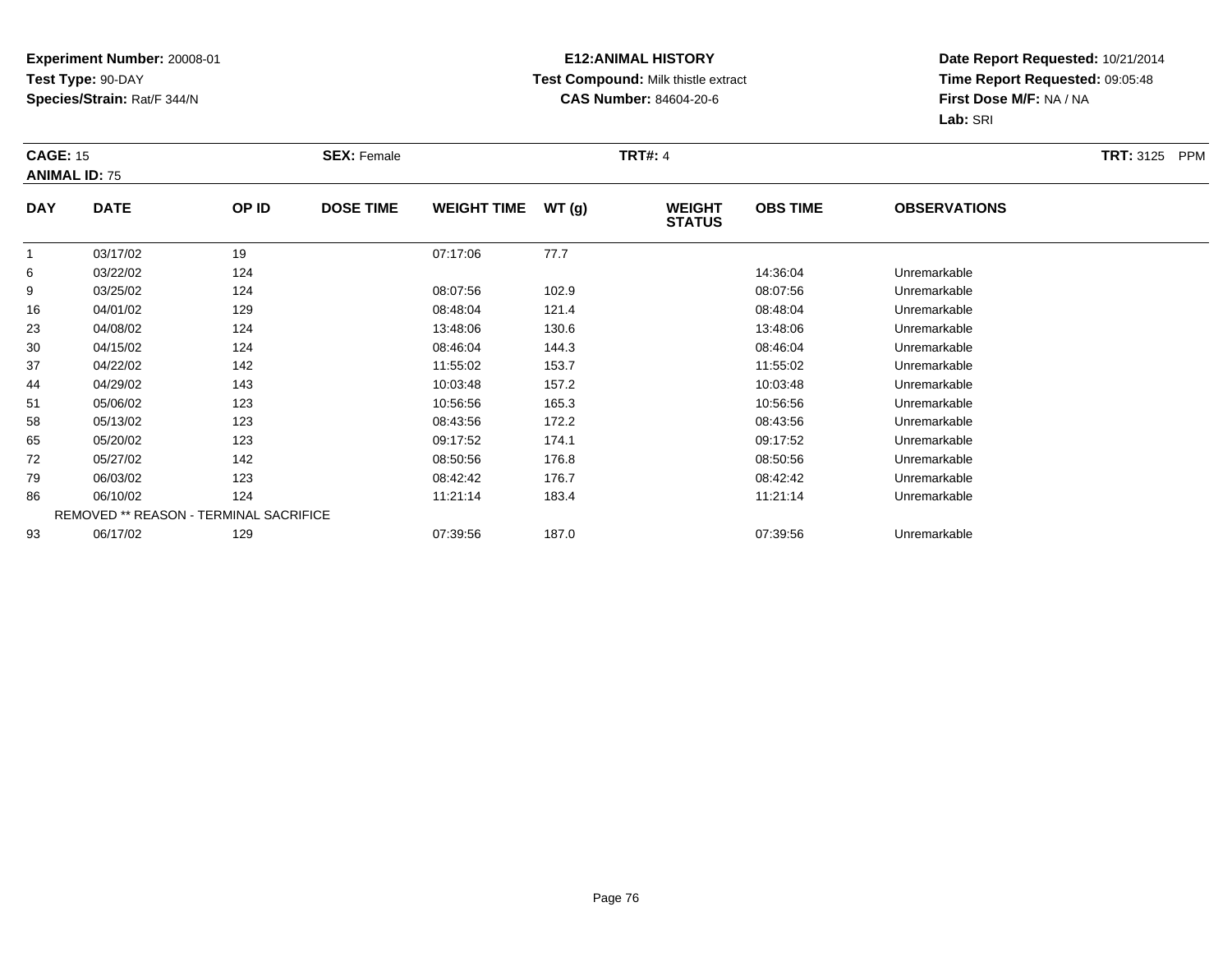**Experiment Number:** 20008-01
**Test Type:** 90-DAY
**Species/Strain:** Rat/F 344/N

**E12:ANIMAL HISTORY**
**Test Compound:** Milk thistle extract
**CAS Number:** 84604-20-6

**Date Report Requested:** 10/21/2014
**Time Report Requested:** 09:05:48
**First Dose M/F:** NA / NA
**Lab:** SRI

**CAGE:** 15 **SEX:** Female **TRT#:** 4 **TRT:** 3125 PPM
**ANIMAL ID:** 75

| DAY | DATE | OP ID | DOSE TIME | WEIGHT TIME | WT (g) | WEIGHT STATUS | OBS TIME | OBSERVATIONS |
|---|---|---|---|---|---|---|---|---|
| 1 | 03/17/02 | 19 | | 07:17:06 | 77.7 | | | |
| 6 | 03/22/02 | 124 | | | | | 14:36:04 | Unremarkable |
| 9 | 03/25/02 | 124 | | 08:07:56 | 102.9 | | 08:07:56 | Unremarkable |
| 16 | 04/01/02 | 129 | | 08:48:04 | 121.4 | | 08:48:04 | Unremarkable |
| 23 | 04/08/02 | 124 | | 13:48:06 | 130.6 | | 13:48:06 | Unremarkable |
| 30 | 04/15/02 | 124 | | 08:46:04 | 144.3 | | 08:46:04 | Unremarkable |
| 37 | 04/22/02 | 142 | | 11:55:02 | 153.7 | | 11:55:02 | Unremarkable |
| 44 | 04/29/02 | 143 | | 10:03:48 | 157.2 | | 10:03:48 | Unremarkable |
| 51 | 05/06/02 | 123 | | 10:56:56 | 165.3 | | 10:56:56 | Unremarkable |
| 58 | 05/13/02 | 123 | | 08:43:56 | 172.2 | | 08:43:56 | Unremarkable |
| 65 | 05/20/02 | 123 | | 09:17:52 | 174.1 | | 09:17:52 | Unremarkable |
| 72 | 05/27/02 | 142 | | 08:50:56 | 176.8 | | 08:50:56 | Unremarkable |
| 79 | 06/03/02 | 123 | | 08:42:42 | 176.7 | | 08:42:42 | Unremarkable |
| 86 | 06/10/02 | 124 | | 11:21:14 | 183.4 | | 11:21:14 | Unremarkable |
| | REMOVED ** REASON - TERMINAL SACRIFICE | | | | | | | |
| 93 | 06/17/02 | 129 | | 07:39:56 | 187.0 | | 07:39:56 | Unremarkable |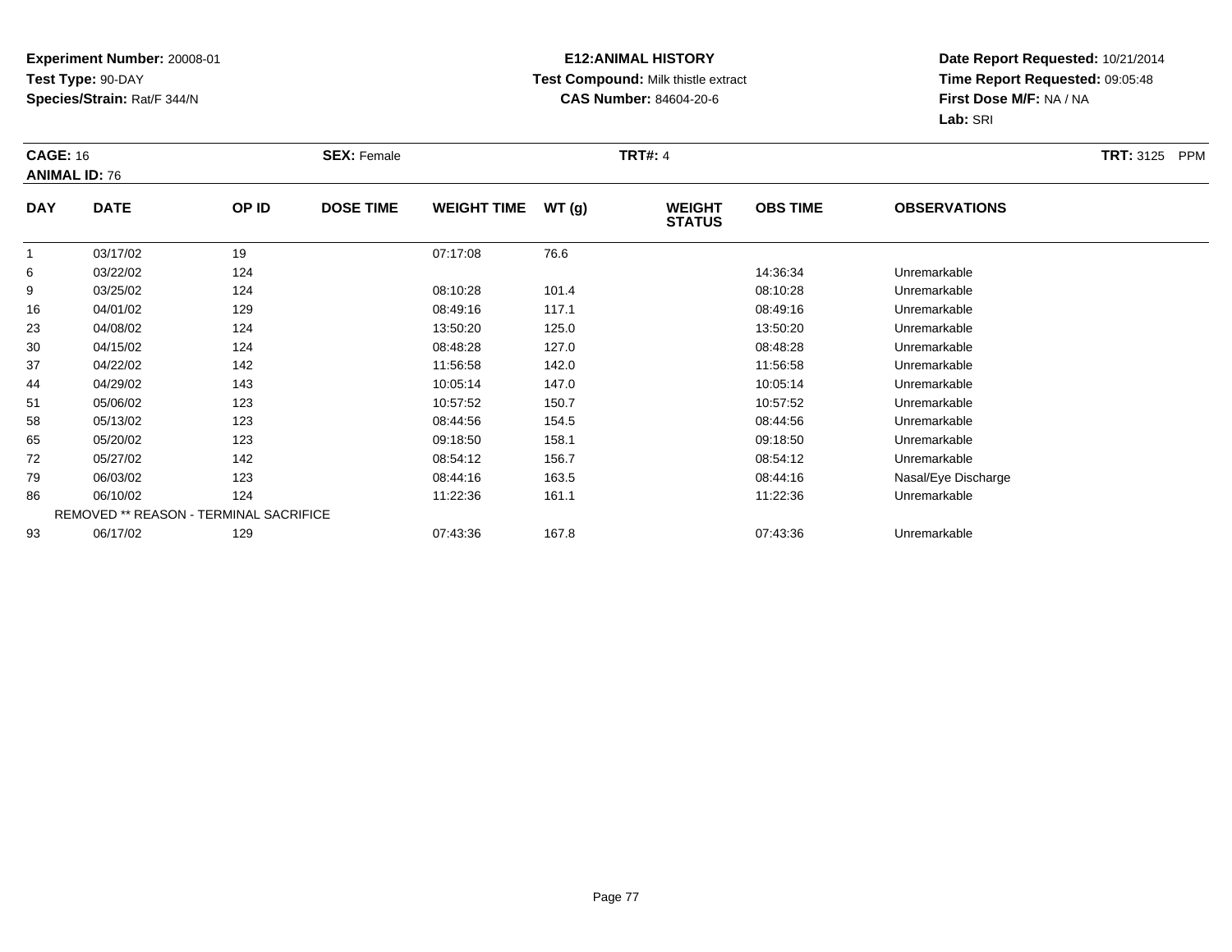**Experiment Number:** 20008-01
**Test Type:** 90-DAY
**Species/Strain:** Rat/F 344/N

**E12:ANIMAL HISTORY**
**Test Compound:** Milk thistle extract
**CAS Number:** 84604-20-6

**Date Report Requested:** 10/21/2014
**Time Report Requested:** 09:05:48
**First Dose M/F:** NA / NA
**Lab:** SRI

**CAGE:** 16 **SEX:** Female **TRT#:** 4 **TRT:** 3125 PPM
**ANIMAL ID:** 76

| DAY | DATE | OP ID | DOSE TIME | WEIGHT TIME | WT (g) | WEIGHT STATUS | OBS TIME | OBSERVATIONS |
|---|---|---|---|---|---|---|---|---|
| 1 | 03/17/02 | 19 | | 07:17:08 | 76.6 | | | |
| 6 | 03/22/02 | 124 | | | | | 14:36:34 | Unremarkable |
| 9 | 03/25/02 | 124 | | 08:10:28 | 101.4 | | 08:10:28 | Unremarkable |
| 16 | 04/01/02 | 129 | | 08:49:16 | 117.1 | | 08:49:16 | Unremarkable |
| 23 | 04/08/02 | 124 | | 13:50:20 | 125.0 | | 13:50:20 | Unremarkable |
| 30 | 04/15/02 | 124 | | 08:48:28 | 127.0 | | 08:48:28 | Unremarkable |
| 37 | 04/22/02 | 142 | | 11:56:58 | 142.0 | | 11:56:58 | Unremarkable |
| 44 | 04/29/02 | 143 | | 10:05:14 | 147.0 | | 10:05:14 | Unremarkable |
| 51 | 05/06/02 | 123 | | 10:57:52 | 150.7 | | 10:57:52 | Unremarkable |
| 58 | 05/13/02 | 123 | | 08:44:56 | 154.5 | | 08:44:56 | Unremarkable |
| 65 | 05/20/02 | 123 | | 09:18:50 | 158.1 | | 09:18:50 | Unremarkable |
| 72 | 05/27/02 | 142 | | 08:54:12 | 156.7 | | 08:54:12 | Unremarkable |
| 79 | 06/03/02 | 123 | | 08:44:16 | 163.5 | | 08:44:16 | Nasal/Eye Discharge |
| 86 | 06/10/02 | 124 | | 11:22:36 | 161.1 | | 11:22:36 | Unremarkable |
| | REMOVED ** REASON - TERMINAL SACRIFICE | | | | | | | |
| 93 | 06/17/02 | 129 | | 07:43:36 | 167.8 | | 07:43:36 | Unremarkable |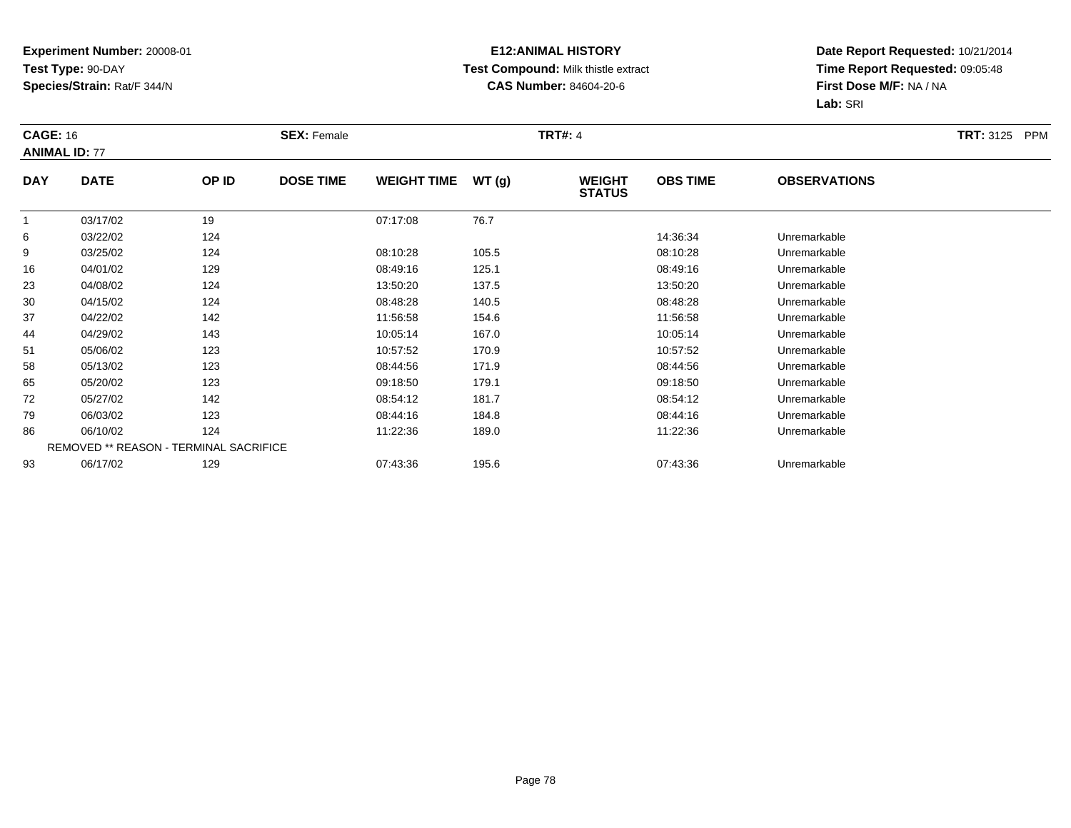**Experiment Number:** 20008-01
**Test Type:** 90-DAY
**Species/Strain:** Rat/F 344/N

**E12:ANIMAL HISTORY**
**Test Compound:** Milk thistle extract
**CAS Number:** 84604-20-6

**Date Report Requested:** 10/21/2014
**Time Report Requested:** 09:05:48
**First Dose M/F:** NA / NA
**Lab:** SRI

**CAGE:** 16 **SEX:** Female **TRT#:** 4 **TRT:** 3125 PPM
**ANIMAL ID:** 77

| DAY | DATE | OP ID | DOSE TIME | WEIGHT TIME | WT (g) | WEIGHT STATUS | OBS TIME | OBSERVATIONS |
|---|---|---|---|---|---|---|---|---|
| 1 | 03/17/02 | 19 | | 07:17:08 | 76.7 | | | |
| 6 | 03/22/02 | 124 | | | | | 14:36:34 | Unremarkable |
| 9 | 03/25/02 | 124 | | 08:10:28 | 105.5 | | 08:10:28 | Unremarkable |
| 16 | 04/01/02 | 129 | | 08:49:16 | 125.1 | | 08:49:16 | Unremarkable |
| 23 | 04/08/02 | 124 | | 13:50:20 | 137.5 | | 13:50:20 | Unremarkable |
| 30 | 04/15/02 | 124 | | 08:48:28 | 140.5 | | 08:48:28 | Unremarkable |
| 37 | 04/22/02 | 142 | | 11:56:58 | 154.6 | | 11:56:58 | Unremarkable |
| 44 | 04/29/02 | 143 | | 10:05:14 | 167.0 | | 10:05:14 | Unremarkable |
| 51 | 05/06/02 | 123 | | 10:57:52 | 170.9 | | 10:57:52 | Unremarkable |
| 58 | 05/13/02 | 123 | | 08:44:56 | 171.9 | | 08:44:56 | Unremarkable |
| 65 | 05/20/02 | 123 | | 09:18:50 | 179.1 | | 09:18:50 | Unremarkable |
| 72 | 05/27/02 | 142 | | 08:54:12 | 181.7 | | 08:54:12 | Unremarkable |
| 79 | 06/03/02 | 123 | | 08:44:16 | 184.8 | | 08:44:16 | Unremarkable |
| 86 | 06/10/02 | 124 | | 11:22:36 | 189.0 | | 11:22:36 | Unremarkable |
| | REMOVED ** REASON - TERMINAL SACRIFICE | | | | | | | |
| 93 | 06/17/02 | 129 | | 07:43:36 | 195.6 | | 07:43:36 | Unremarkable |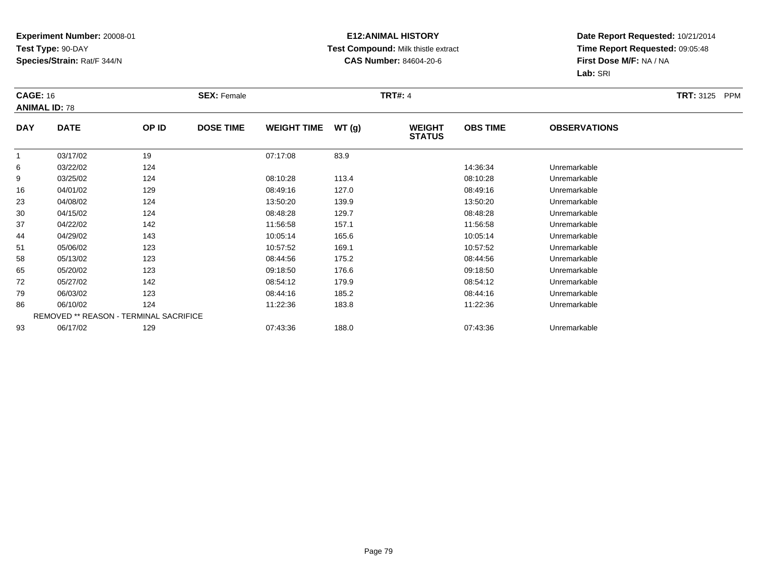**Experiment Number:** 20008-01
**Test Type:** 90-DAY
**Species/Strain:** Rat/F 344/N

**E12:ANIMAL HISTORY**
**Test Compound:** Milk thistle extract
**CAS Number:** 84604-20-6

**Date Report Requested:** 10/21/2014
**Time Report Requested:** 09:05:48
**First Dose M/F:** NA / NA
**Lab:** SRI

**CAGE:** 16 **SEX:** Female **TRT#:** 4 **TRT:** 3125 PPM
**ANIMAL ID:** 78

| DAY | DATE | OP ID | DOSE TIME | WEIGHT TIME | WT (g) | WEIGHT STATUS | OBS TIME | OBSERVATIONS |
|---|---|---|---|---|---|---|---|---|
| 1 | 03/17/02 | 19 | | 07:17:08 | 83.9 | | | |
| 6 | 03/22/02 | 124 | | | | | 14:36:34 | Unremarkable |
| 9 | 03/25/02 | 124 | | 08:10:28 | 113.4 | | 08:10:28 | Unremarkable |
| 16 | 04/01/02 | 129 | | 08:49:16 | 127.0 | | 08:49:16 | Unremarkable |
| 23 | 04/08/02 | 124 | | 13:50:20 | 139.9 | | 13:50:20 | Unremarkable |
| 30 | 04/15/02 | 124 | | 08:48:28 | 129.7 | | 08:48:28 | Unremarkable |
| 37 | 04/22/02 | 142 | | 11:56:58 | 157.1 | | 11:56:58 | Unremarkable |
| 44 | 04/29/02 | 143 | | 10:05:14 | 165.6 | | 10:05:14 | Unremarkable |
| 51 | 05/06/02 | 123 | | 10:57:52 | 169.1 | | 10:57:52 | Unremarkable |
| 58 | 05/13/02 | 123 | | 08:44:56 | 175.2 | | 08:44:56 | Unremarkable |
| 65 | 05/20/02 | 123 | | 09:18:50 | 176.6 | | 09:18:50 | Unremarkable |
| 72 | 05/27/02 | 142 | | 08:54:12 | 179.9 | | 08:54:12 | Unremarkable |
| 79 | 06/03/02 | 123 | | 08:44:16 | 185.2 | | 08:44:16 | Unremarkable |
| 86 | 06/10/02 | 124 | | 11:22:36 | 183.8 | | 11:22:36 | Unremarkable |
| | REMOVED ** REASON - TERMINAL SACRIFICE | | | | | | | |
| 93 | 06/17/02 | 129 | | 07:43:36 | 188.0 | | 07:43:36 | Unremarkable |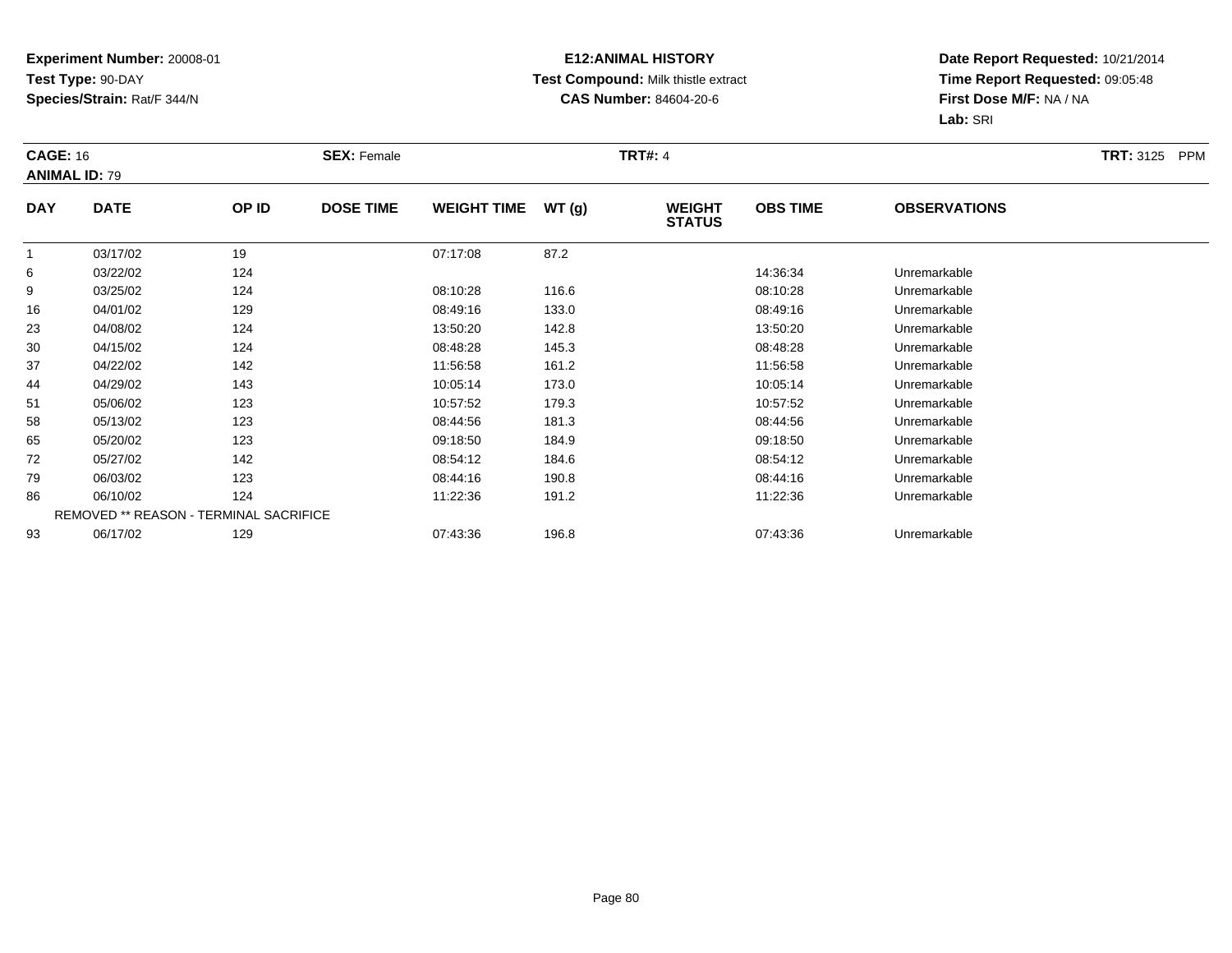**Experiment Number:** 20008-01
**Test Type:** 90-DAY
**Species/Strain:** Rat/F 344/N

**E12:ANIMAL HISTORY**
**Test Compound:** Milk thistle extract
**CAS Number:** 84604-20-6

**Date Report Requested:** 10/21/2014
**Time Report Requested:** 09:05:48
**First Dose M/F:** NA / NA
**Lab:** SRI

**CAGE:** 16
**ANIMAL ID:** 79
**SEX:** Female
**TRT#:** 4
**TRT:** 3125 PPM

| DAY | DATE | OP ID | DOSE TIME | WEIGHT TIME | WT (g) | WEIGHT STATUS | OBS TIME | OBSERVATIONS |
|---|---|---|---|---|---|---|---|---|
| 1 | 03/17/02 | 19 | | 07:17:08 | 87.2 | | | |
| 6 | 03/22/02 | 124 | | | | | 14:36:34 | Unremarkable |
| 9 | 03/25/02 | 124 | | 08:10:28 | 116.6 | | 08:10:28 | Unremarkable |
| 16 | 04/01/02 | 129 | | 08:49:16 | 133.0 | | 08:49:16 | Unremarkable |
| 23 | 04/08/02 | 124 | | 13:50:20 | 142.8 | | 13:50:20 | Unremarkable |
| 30 | 04/15/02 | 124 | | 08:48:28 | 145.3 | | 08:48:28 | Unremarkable |
| 37 | 04/22/02 | 142 | | 11:56:58 | 161.2 | | 11:56:58 | Unremarkable |
| 44 | 04/29/02 | 143 | | 10:05:14 | 173.0 | | 10:05:14 | Unremarkable |
| 51 | 05/06/02 | 123 | | 10:57:52 | 179.3 | | 10:57:52 | Unremarkable |
| 58 | 05/13/02 | 123 | | 08:44:56 | 181.3 | | 08:44:56 | Unremarkable |
| 65 | 05/20/02 | 123 | | 09:18:50 | 184.9 | | 09:18:50 | Unremarkable |
| 72 | 05/27/02 | 142 | | 08:54:12 | 184.6 | | 08:54:12 | Unremarkable |
| 79 | 06/03/02 | 123 | | 08:44:16 | 190.8 | | 08:44:16 | Unremarkable |
| 86 | 06/10/02 | 124 | | 11:22:36 | 191.2 | | 11:22:36 | Unremarkable |
| | REMOVED ** REASON - TERMINAL SACRIFICE | | | | | | | |
| 93 | 06/17/02 | 129 | | 07:43:36 | 196.8 | | 07:43:36 | Unremarkable |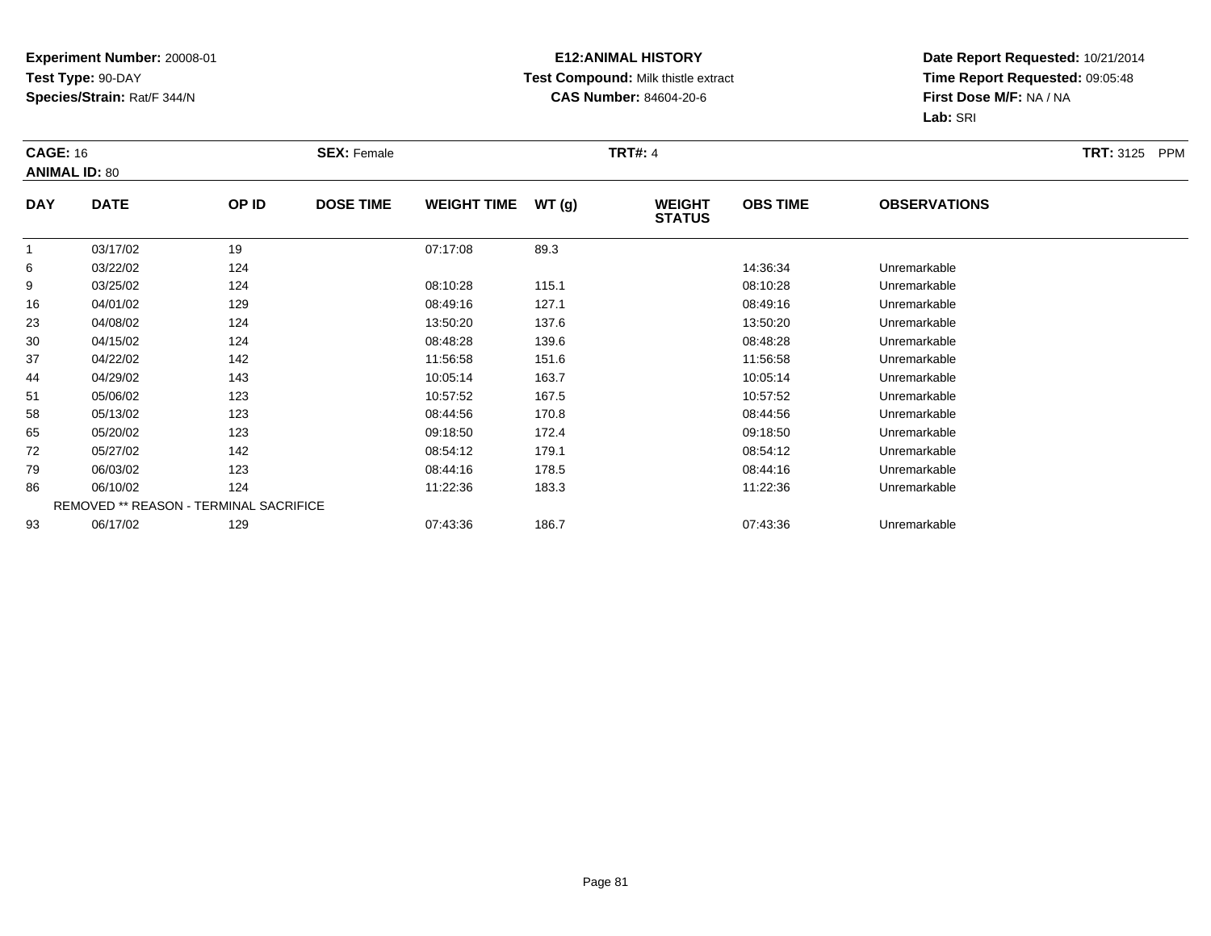**Experiment Number:** 20008-01
**Test Type:** 90-DAY
**Species/Strain:** Rat/F 344/N

**E12:ANIMAL HISTORY**
**Test Compound:** Milk thistle extract
**CAS Number:** 84604-20-6

**Date Report Requested:** 10/21/2014
**Time Report Requested:** 09:05:48
**First Dose M/F:** NA / NA
**Lab:** SRI

**CAGE:** 16 **SEX:** Female **TRT#:** 4 **TRT:** 3125 PPM
**ANIMAL ID:** 80

| DAY | DATE | OP ID | DOSE TIME | WEIGHT TIME | WT (g) | WEIGHT STATUS | OBS TIME | OBSERVATIONS |
|---|---|---|---|---|---|---|---|---|
| 1 | 03/17/02 | 19 | | 07:17:08 | 89.3 | | | |
| 6 | 03/22/02 | 124 | | | | | 14:36:34 | Unremarkable |
| 9 | 03/25/02 | 124 | | 08:10:28 | 115.1 | | 08:10:28 | Unremarkable |
| 16 | 04/01/02 | 129 | | 08:49:16 | 127.1 | | 08:49:16 | Unremarkable |
| 23 | 04/08/02 | 124 | | 13:50:20 | 137.6 | | 13:50:20 | Unremarkable |
| 30 | 04/15/02 | 124 | | 08:48:28 | 139.6 | | 08:48:28 | Unremarkable |
| 37 | 04/22/02 | 142 | | 11:56:58 | 151.6 | | 11:56:58 | Unremarkable |
| 44 | 04/29/02 | 143 | | 10:05:14 | 163.7 | | 10:05:14 | Unremarkable |
| 51 | 05/06/02 | 123 | | 10:57:52 | 167.5 | | 10:57:52 | Unremarkable |
| 58 | 05/13/02 | 123 | | 08:44:56 | 170.8 | | 08:44:56 | Unremarkable |
| 65 | 05/20/02 | 123 | | 09:18:50 | 172.4 | | 09:18:50 | Unremarkable |
| 72 | 05/27/02 | 142 | | 08:54:12 | 179.1 | | 08:54:12 | Unremarkable |
| 79 | 06/03/02 | 123 | | 08:44:16 | 178.5 | | 08:44:16 | Unremarkable |
| 86 | 06/10/02 | 124 | | 11:22:36 | 183.3 | | 11:22:36 | Unremarkable |
| | REMOVED ** REASON - TERMINAL SACRIFICE | | | | | | | |
| 93 | 06/17/02 | 129 | | 07:43:36 | 186.7 | | 07:43:36 | Unremarkable |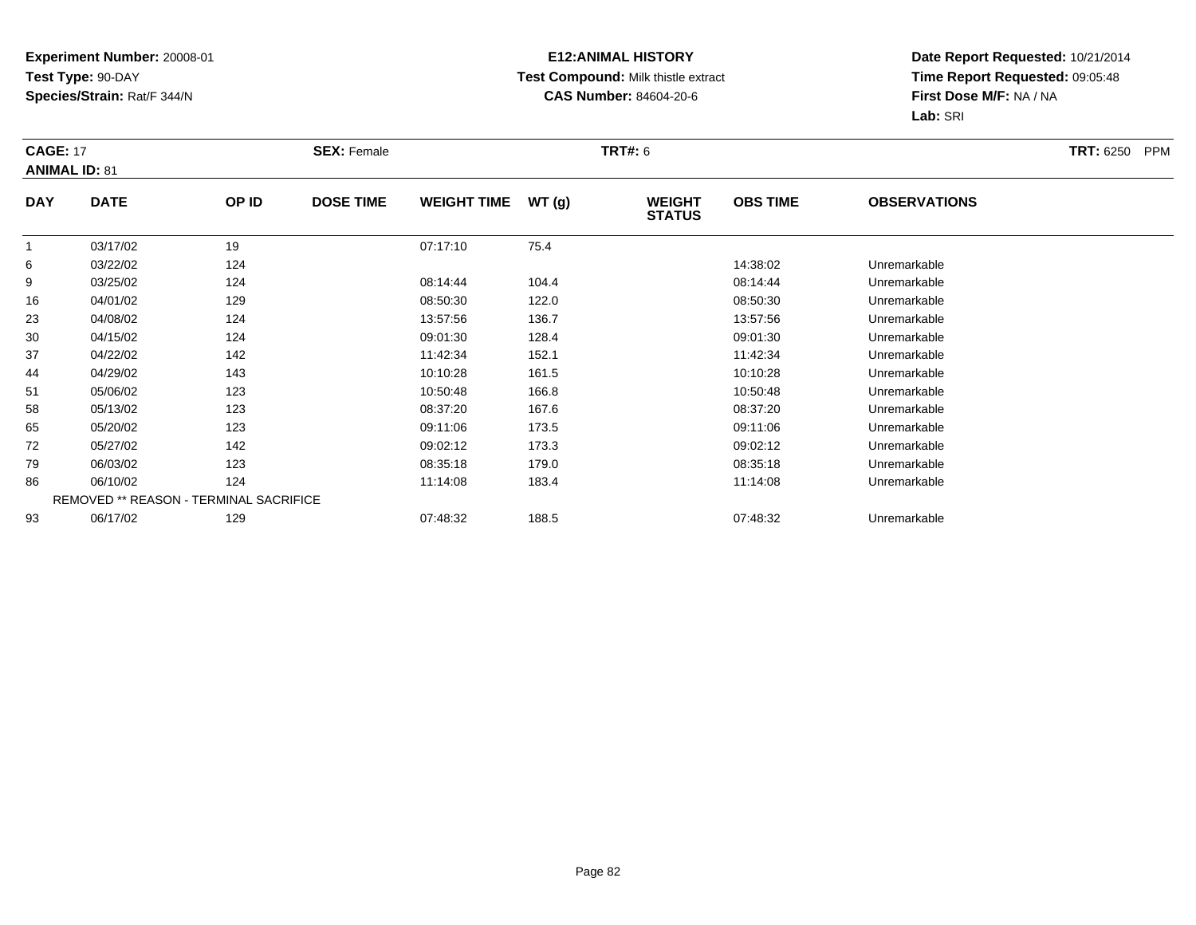**Experiment Number:** 20008-01
**Test Type:** 90-DAY
**Species/Strain:** Rat/F 344/N

**E12:ANIMAL HISTORY**
**Test Compound:** Milk thistle extract
**CAS Number:** 84604-20-6

**Date Report Requested:** 10/21/2014
**Time Report Requested:** 09:05:48
**First Dose M/F:** NA / NA
**Lab:** SRI

**CAGE:** 17 **SEX:** Female **TRT#:** 6 **TRT:** 6250 PPM
**ANIMAL ID:** 81

| DAY | DATE | OP ID | DOSE TIME | WEIGHT TIME | WT (g) | WEIGHT STATUS | OBS TIME | OBSERVATIONS |
|---|---|---|---|---|---|---|---|---|
| 1 | 03/17/02 | 19 | | 07:17:10 | 75.4 | | | |
| 6 | 03/22/02 | 124 | | | | | 14:38:02 | Unremarkable |
| 9 | 03/25/02 | 124 | | 08:14:44 | 104.4 | | 08:14:44 | Unremarkable |
| 16 | 04/01/02 | 129 | | 08:50:30 | 122.0 | | 08:50:30 | Unremarkable |
| 23 | 04/08/02 | 124 | | 13:57:56 | 136.7 | | 13:57:56 | Unremarkable |
| 30 | 04/15/02 | 124 | | 09:01:30 | 128.4 | | 09:01:30 | Unremarkable |
| 37 | 04/22/02 | 142 | | 11:42:34 | 152.1 | | 11:42:34 | Unremarkable |
| 44 | 04/29/02 | 143 | | 10:10:28 | 161.5 | | 10:10:28 | Unremarkable |
| 51 | 05/06/02 | 123 | | 10:50:48 | 166.8 | | 10:50:48 | Unremarkable |
| 58 | 05/13/02 | 123 | | 08:37:20 | 167.6 | | 08:37:20 | Unremarkable |
| 65 | 05/20/02 | 123 | | 09:11:06 | 173.5 | | 09:11:06 | Unremarkable |
| 72 | 05/27/02 | 142 | | 09:02:12 | 173.3 | | 09:02:12 | Unremarkable |
| 79 | 06/03/02 | 123 | | 08:35:18 | 179.0 | | 08:35:18 | Unremarkable |
| 86 | 06/10/02 | 124 | | 11:14:08 | 183.4 | | 11:14:08 | Unremarkable |
| | REMOVED ** REASON - TERMINAL SACRIFICE | | | | | | | |
| 93 | 06/17/02 | 129 | | 07:48:32 | 188.5 | | 07:48:32 | Unremarkable |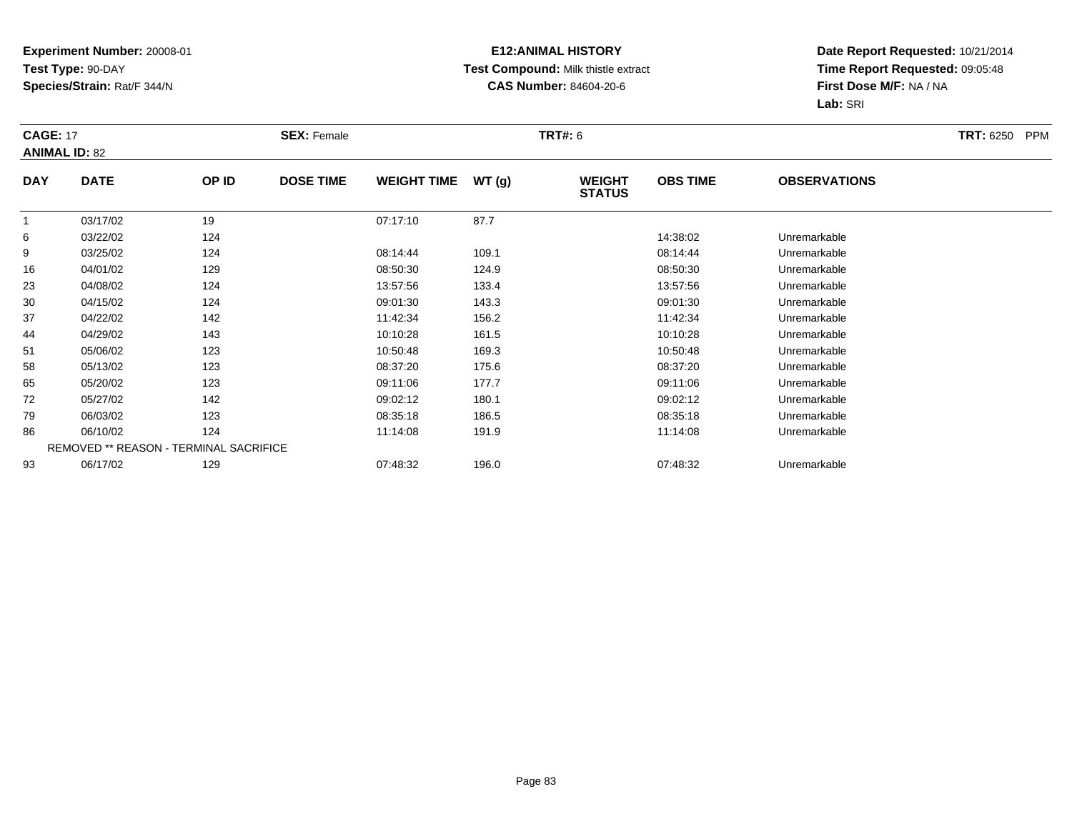**Experiment Number:** 20008-01
**Test Type:** 90-DAY
**Species/Strain:** Rat/F 344/N

**E12:ANIMAL HISTORY**
**Test Compound:** Milk thistle extract
**CAS Number:** 84604-20-6

**Date Report Requested:** 10/21/2014
**Time Report Requested:** 09:05:48
**First Dose M/F:** NA / NA
**Lab:** SRI

**CAGE:** 17 **SEX:** Female **TRT#:** 6 **TRT:** 6250 PPM
**ANIMAL ID:** 82

| DAY | DATE | OP ID | DOSE TIME | WEIGHT TIME | WT (g) | WEIGHT STATUS | OBS TIME | OBSERVATIONS |
|---|---|---|---|---|---|---|---|---|
| 1 | 03/17/02 | 19 | | 07:17:10 | 87.7 | | | |
| 6 | 03/22/02 | 124 | | | | | 14:38:02 | Unremarkable |
| 9 | 03/25/02 | 124 | | 08:14:44 | 109.1 | | 08:14:44 | Unremarkable |
| 16 | 04/01/02 | 129 | | 08:50:30 | 124.9 | | 08:50:30 | Unremarkable |
| 23 | 04/08/02 | 124 | | 13:57:56 | 133.4 | | 13:57:56 | Unremarkable |
| 30 | 04/15/02 | 124 | | 09:01:30 | 143.3 | | 09:01:30 | Unremarkable |
| 37 | 04/22/02 | 142 | | 11:42:34 | 156.2 | | 11:42:34 | Unremarkable |
| 44 | 04/29/02 | 143 | | 10:10:28 | 161.5 | | 10:10:28 | Unremarkable |
| 51 | 05/06/02 | 123 | | 10:50:48 | 169.3 | | 10:50:48 | Unremarkable |
| 58 | 05/13/02 | 123 | | 08:37:20 | 175.6 | | 08:37:20 | Unremarkable |
| 65 | 05/20/02 | 123 | | 09:11:06 | 177.7 | | 09:11:06 | Unremarkable |
| 72 | 05/27/02 | 142 | | 09:02:12 | 180.1 | | 09:02:12 | Unremarkable |
| 79 | 06/03/02 | 123 | | 08:35:18 | 186.5 | | 08:35:18 | Unremarkable |
| 86 | 06/10/02 | 124 | | 11:14:08 | 191.9 | | 11:14:08 | Unremarkable |
| | REMOVED ** REASON - TERMINAL SACRIFICE | | | | | | | |
| 93 | 06/17/02 | 129 | | 07:48:32 | 196.0 | | 07:48:32 | Unremarkable |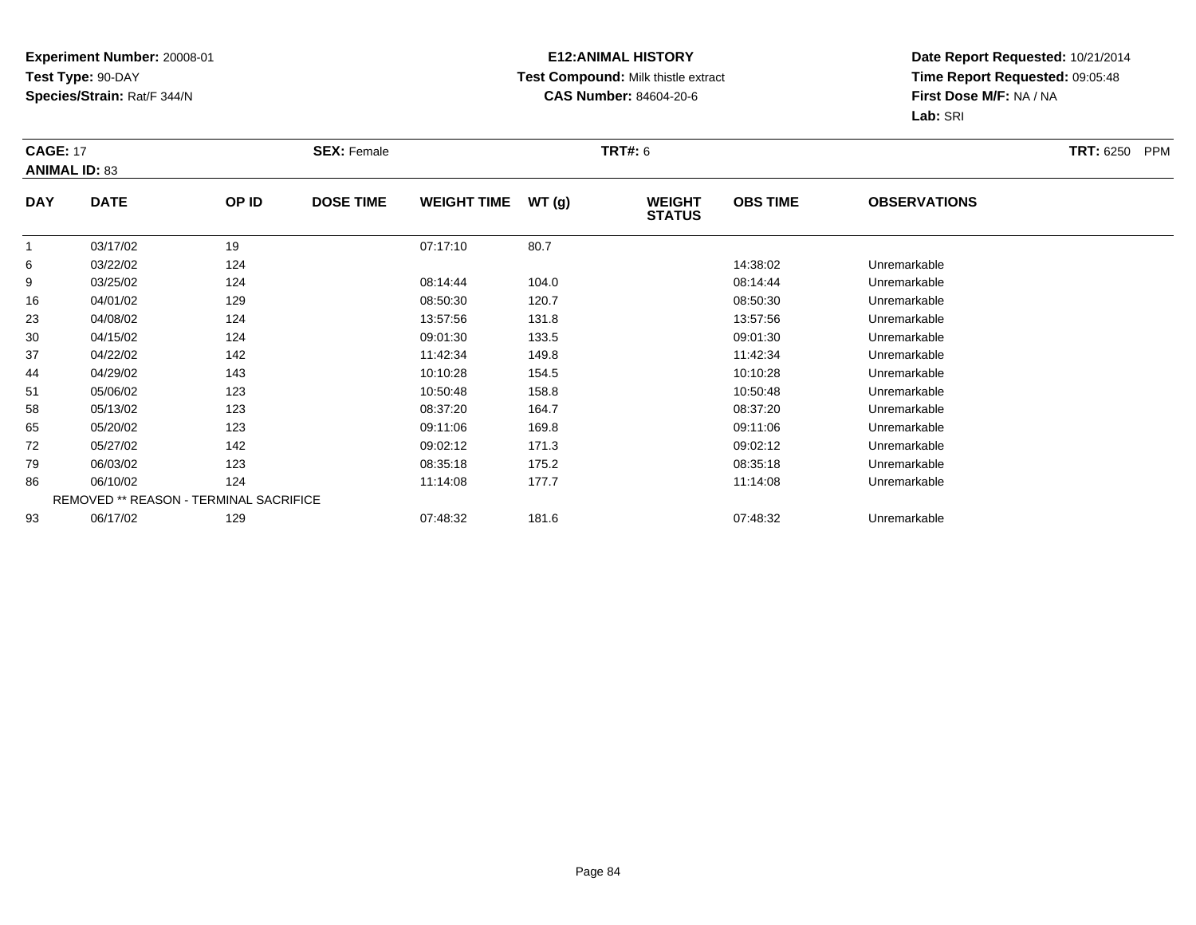**Experiment Number:** 20008-01
**Test Type:** 90-DAY
**Species/Strain:** Rat/F 344/N

**E12:ANIMAL HISTORY**
**Test Compound:** Milk thistle extract
**CAS Number:** 84604-20-6

**Date Report Requested:** 10/21/2014
**Time Report Requested:** 09:05:48
**First Dose M/F:** NA / NA
**Lab:** SRI

**CAGE:** 17 **SEX:** Female **TRT#:** 6 **TRT:** 6250 PPM
**ANIMAL ID:** 83

| DAY | DATE | OP ID | DOSE TIME | WEIGHT TIME | WT (g) | WEIGHT STATUS | OBS TIME | OBSERVATIONS |
|---|---|---|---|---|---|---|---|---|
| 1 | 03/17/02 | 19 | | 07:17:10 | 80.7 | | | |
| 6 | 03/22/02 | 124 | | | | | 14:38:02 | Unremarkable |
| 9 | 03/25/02 | 124 | | 08:14:44 | 104.0 | | 08:14:44 | Unremarkable |
| 16 | 04/01/02 | 129 | | 08:50:30 | 120.7 | | 08:50:30 | Unremarkable |
| 23 | 04/08/02 | 124 | | 13:57:56 | 131.8 | | 13:57:56 | Unremarkable |
| 30 | 04/15/02 | 124 | | 09:01:30 | 133.5 | | 09:01:30 | Unremarkable |
| 37 | 04/22/02 | 142 | | 11:42:34 | 149.8 | | 11:42:34 | Unremarkable |
| 44 | 04/29/02 | 143 | | 10:10:28 | 154.5 | | 10:10:28 | Unremarkable |
| 51 | 05/06/02 | 123 | | 10:50:48 | 158.8 | | 10:50:48 | Unremarkable |
| 58 | 05/13/02 | 123 | | 08:37:20 | 164.7 | | 08:37:20 | Unremarkable |
| 65 | 05/20/02 | 123 | | 09:11:06 | 169.8 | | 09:11:06 | Unremarkable |
| 72 | 05/27/02 | 142 | | 09:02:12 | 171.3 | | 09:02:12 | Unremarkable |
| 79 | 06/03/02 | 123 | | 08:35:18 | 175.2 | | 08:35:18 | Unremarkable |
| 86 | 06/10/02 | 124 | | 11:14:08 | 177.7 | | 11:14:08 | Unremarkable |
| | REMOVED ** REASON - TERMINAL SACRIFICE | | | | | | | |
| 93 | 06/17/02 | 129 | | 07:48:32 | 181.6 | | 07:48:32 | Unremarkable |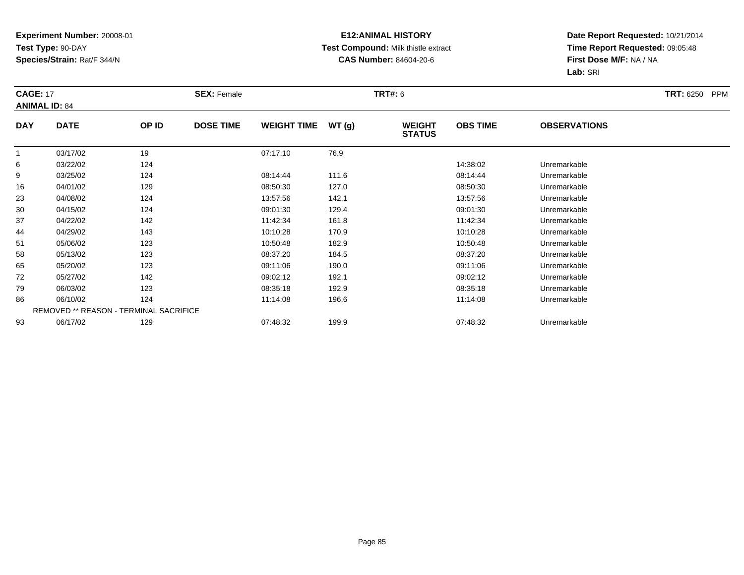**Experiment Number:** 20008-01
**Test Type:** 90-DAY
**Species/Strain:** Rat/F 344/N

**E12:ANIMAL HISTORY**
**Test Compound:** Milk thistle extract
**CAS Number:** 84604-20-6

**Date Report Requested:** 10/21/2014
**Time Report Requested:** 09:05:48
**First Dose M/F:** NA / NA
**Lab:** SRI

**CAGE:** 17 **SEX:** Female **TRT#:** 6 **TRT:** 6250 PPM
**ANIMAL ID:** 84

| DAY | DATE | OP ID | DOSE TIME | WEIGHT TIME | WT (g) | WEIGHT STATUS | OBS TIME | OBSERVATIONS |
|---|---|---|---|---|---|---|---|---|
| 1 | 03/17/02 | 19 | | 07:17:10 | 76.9 | | | |
| 6 | 03/22/02 | 124 | | | | | 14:38:02 | Unremarkable |
| 9 | 03/25/02 | 124 | | 08:14:44 | 111.6 | | 08:14:44 | Unremarkable |
| 16 | 04/01/02 | 129 | | 08:50:30 | 127.0 | | 08:50:30 | Unremarkable |
| 23 | 04/08/02 | 124 | | 13:57:56 | 142.1 | | 13:57:56 | Unremarkable |
| 30 | 04/15/02 | 124 | | 09:01:30 | 129.4 | | 09:01:30 | Unremarkable |
| 37 | 04/22/02 | 142 | | 11:42:34 | 161.8 | | 11:42:34 | Unremarkable |
| 44 | 04/29/02 | 143 | | 10:10:28 | 170.9 | | 10:10:28 | Unremarkable |
| 51 | 05/06/02 | 123 | | 10:50:48 | 182.9 | | 10:50:48 | Unremarkable |
| 58 | 05/13/02 | 123 | | 08:37:20 | 184.5 | | 08:37:20 | Unremarkable |
| 65 | 05/20/02 | 123 | | 09:11:06 | 190.0 | | 09:11:06 | Unremarkable |
| 72 | 05/27/02 | 142 | | 09:02:12 | 192.1 | | 09:02:12 | Unremarkable |
| 79 | 06/03/02 | 123 | | 08:35:18 | 192.9 | | 08:35:18 | Unremarkable |
| 86 | 06/10/02 | 124 | | 11:14:08 | 196.6 | | 11:14:08 | Unremarkable |
| | REMOVED ** REASON - TERMINAL SACRIFICE | | | | | | | |
| 93 | 06/17/02 | 129 | | 07:48:32 | 199.9 | | 07:48:32 | Unremarkable |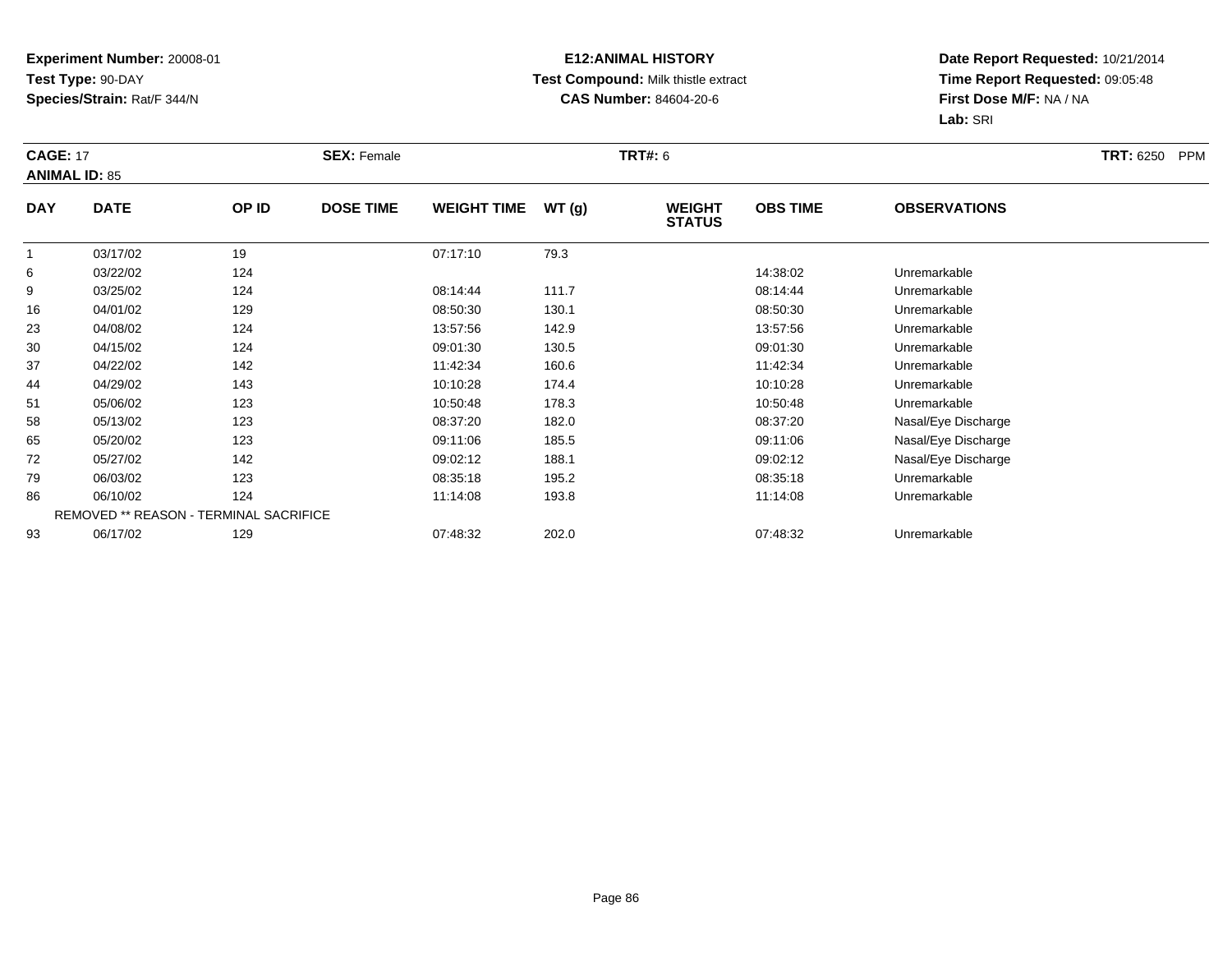**Experiment Number:** 20008-01
**Test Type:** 90-DAY
**Species/Strain:** Rat/F 344/N

**E12:ANIMAL HISTORY**
**Test Compound:** Milk thistle extract
**CAS Number:** 84604-20-6

**Date Report Requested:** 10/21/2014
**Time Report Requested:** 09:05:48
**First Dose M/F:** NA / NA
**Lab:** SRI

**CAGE:** 17 **SEX:** Female **TRT#:** 6 **TRT:** 6250 PPM
**ANIMAL ID:** 85

| DAY | DATE | OP ID | DOSE TIME | WEIGHT TIME | WT (g) | WEIGHT STATUS | OBS TIME | OBSERVATIONS |
|---|---|---|---|---|---|---|---|---|
| 1 | 03/17/02 | 19 | | 07:17:10 | 79.3 | | | |
| 6 | 03/22/02 | 124 | | | | | 14:38:02 | Unremarkable |
| 9 | 03/25/02 | 124 | | 08:14:44 | 111.7 | | 08:14:44 | Unremarkable |
| 16 | 04/01/02 | 129 | | 08:50:30 | 130.1 | | 08:50:30 | Unremarkable |
| 23 | 04/08/02 | 124 | | 13:57:56 | 142.9 | | 13:57:56 | Unremarkable |
| 30 | 04/15/02 | 124 | | 09:01:30 | 130.5 | | 09:01:30 | Unremarkable |
| 37 | 04/22/02 | 142 | | 11:42:34 | 160.6 | | 11:42:34 | Unremarkable |
| 44 | 04/29/02 | 143 | | 10:10:28 | 174.4 | | 10:10:28 | Unremarkable |
| 51 | 05/06/02 | 123 | | 10:50:48 | 178.3 | | 10:50:48 | Unremarkable |
| 58 | 05/13/02 | 123 | | 08:37:20 | 182.0 | | 08:37:20 | Nasal/Eye Discharge |
| 65 | 05/20/02 | 123 | | 09:11:06 | 185.5 | | 09:11:06 | Nasal/Eye Discharge |
| 72 | 05/27/02 | 142 | | 09:02:12 | 188.1 | | 09:02:12 | Nasal/Eye Discharge |
| 79 | 06/03/02 | 123 | | 08:35:18 | 195.2 | | 08:35:18 | Unremarkable |
| 86 | 06/10/02 | 124 | | 11:14:08 | 193.8 | | 11:14:08 | Unremarkable |
| | REMOVED ** REASON - TERMINAL SACRIFICE | | | | | | | |
| 93 | 06/17/02 | 129 | | 07:48:32 | 202.0 | | 07:48:32 | Unremarkable |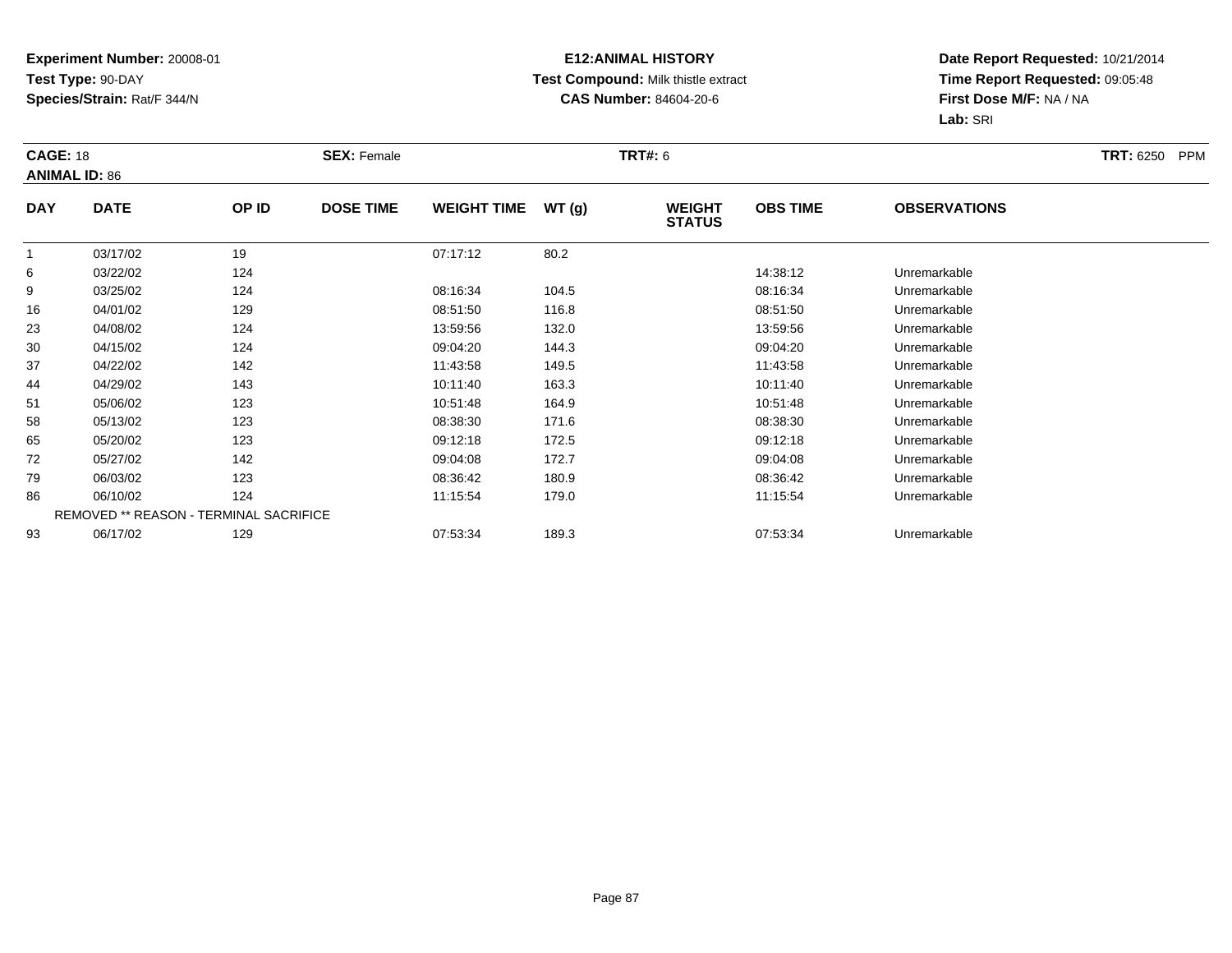**Experiment Number:** 20008-01
**Test Type:** 90-DAY
**Species/Strain:** Rat/F 344/N

**E12:ANIMAL HISTORY**
**Test Compound:** Milk thistle extract
**CAS Number:** 84604-20-6

**Date Report Requested:** 10/21/2014
**Time Report Requested:** 09:05:48
**First Dose M/F:** NA / NA
**Lab:** SRI

**CAGE:** 18 **SEX:** Female **TRT#:** 6 **TRT:** 6250 PPM
**ANIMAL ID:** 86

| DAY | DATE | OP ID | DOSE TIME | WEIGHT TIME | WT (g) | WEIGHT STATUS | OBS TIME | OBSERVATIONS |
|---|---|---|---|---|---|---|---|---|
| 1 | 03/17/02 | 19 | | 07:17:12 | 80.2 | | | |
| 6 | 03/22/02 | 124 | | | | | 14:38:12 | Unremarkable |
| 9 | 03/25/02 | 124 | | 08:16:34 | 104.5 | | 08:16:34 | Unremarkable |
| 16 | 04/01/02 | 129 | | 08:51:50 | 116.8 | | 08:51:50 | Unremarkable |
| 23 | 04/08/02 | 124 | | 13:59:56 | 132.0 | | 13:59:56 | Unremarkable |
| 30 | 04/15/02 | 124 | | 09:04:20 | 144.3 | | 09:04:20 | Unremarkable |
| 37 | 04/22/02 | 142 | | 11:43:58 | 149.5 | | 11:43:58 | Unremarkable |
| 44 | 04/29/02 | 143 | | 10:11:40 | 163.3 | | 10:11:40 | Unremarkable |
| 51 | 05/06/02 | 123 | | 10:51:48 | 164.9 | | 10:51:48 | Unremarkable |
| 58 | 05/13/02 | 123 | | 08:38:30 | 171.6 | | 08:38:30 | Unremarkable |
| 65 | 05/20/02 | 123 | | 09:12:18 | 172.5 | | 09:12:18 | Unremarkable |
| 72 | 05/27/02 | 142 | | 09:04:08 | 172.7 | | 09:04:08 | Unremarkable |
| 79 | 06/03/02 | 123 | | 08:36:42 | 180.9 | | 08:36:42 | Unremarkable |
| 86 | 06/10/02 | 124 | | 11:15:54 | 179.0 | | 11:15:54 | Unremarkable |
| | REMOVED ** REASON - TERMINAL SACRIFICE | | | | | | | |
| 93 | 06/17/02 | 129 | | 07:53:34 | 189.3 | | 07:53:34 | Unremarkable |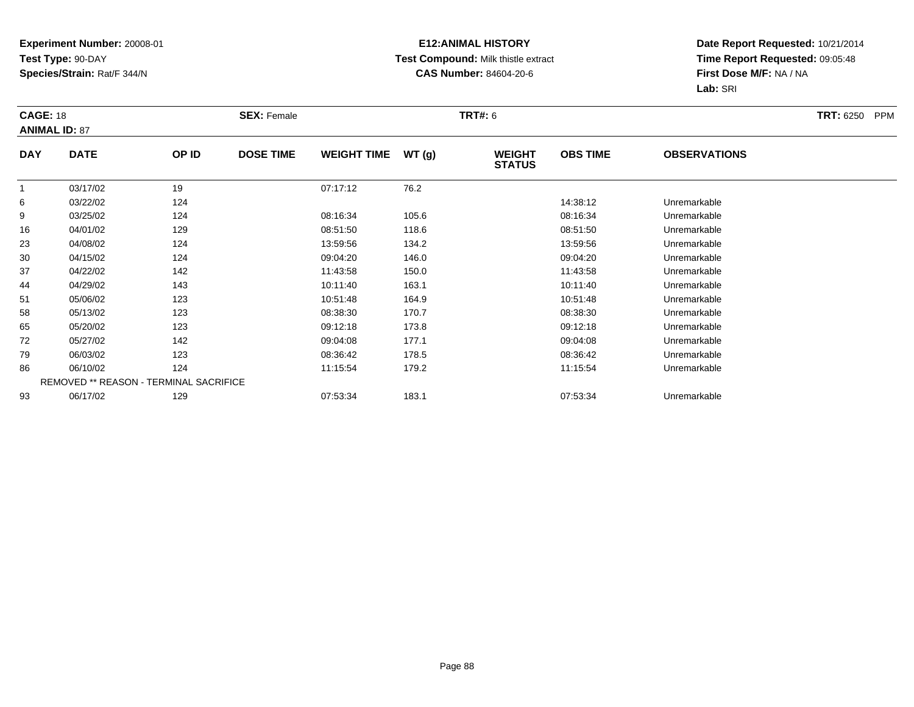**Experiment Number:** 20008-01
**Test Type:** 90-DAY
**Species/Strain:** Rat/F 344/N

**E12:ANIMAL HISTORY**
**Test Compound:** Milk thistle extract
**CAS Number:** 84604-20-6

**Date Report Requested:** 10/21/2014
**Time Report Requested:** 09:05:48
**First Dose M/F:** NA / NA
**Lab:** SRI

**CAGE:** 18 **SEX:** Female **TRT#:** 6 **TRT:** 6250 PPM
**ANIMAL ID:** 87

| DAY | DATE | OP ID | DOSE TIME | WEIGHT TIME | WT (g) | WEIGHT STATUS | OBS TIME | OBSERVATIONS |
|---|---|---|---|---|---|---|---|---|
| 1 | 03/17/02 | 19 | | 07:17:12 | 76.2 | | | |
| 6 | 03/22/02 | 124 | | | | | 14:38:12 | Unremarkable |
| 9 | 03/25/02 | 124 | | 08:16:34 | 105.6 | | 08:16:34 | Unremarkable |
| 16 | 04/01/02 | 129 | | 08:51:50 | 118.6 | | 08:51:50 | Unremarkable |
| 23 | 04/08/02 | 124 | | 13:59:56 | 134.2 | | 13:59:56 | Unremarkable |
| 30 | 04/15/02 | 124 | | 09:04:20 | 146.0 | | 09:04:20 | Unremarkable |
| 37 | 04/22/02 | 142 | | 11:43:58 | 150.0 | | 11:43:58 | Unremarkable |
| 44 | 04/29/02 | 143 | | 10:11:40 | 163.1 | | 10:11:40 | Unremarkable |
| 51 | 05/06/02 | 123 | | 10:51:48 | 164.9 | | 10:51:48 | Unremarkable |
| 58 | 05/13/02 | 123 | | 08:38:30 | 170.7 | | 08:38:30 | Unremarkable |
| 65 | 05/20/02 | 123 | | 09:12:18 | 173.8 | | 09:12:18 | Unremarkable |
| 72 | 05/27/02 | 142 | | 09:04:08 | 177.1 | | 09:04:08 | Unremarkable |
| 79 | 06/03/02 | 123 | | 08:36:42 | 178.5 | | 08:36:42 | Unremarkable |
| 86 | 06/10/02 | 124 | | 11:15:54 | 179.2 | | 11:15:54 | Unremarkable |
| | REMOVED ** REASON - TERMINAL SACRIFICE | | | | | | | |
| 93 | 06/17/02 | 129 | | 07:53:34 | 183.1 | | 07:53:34 | Unremarkable |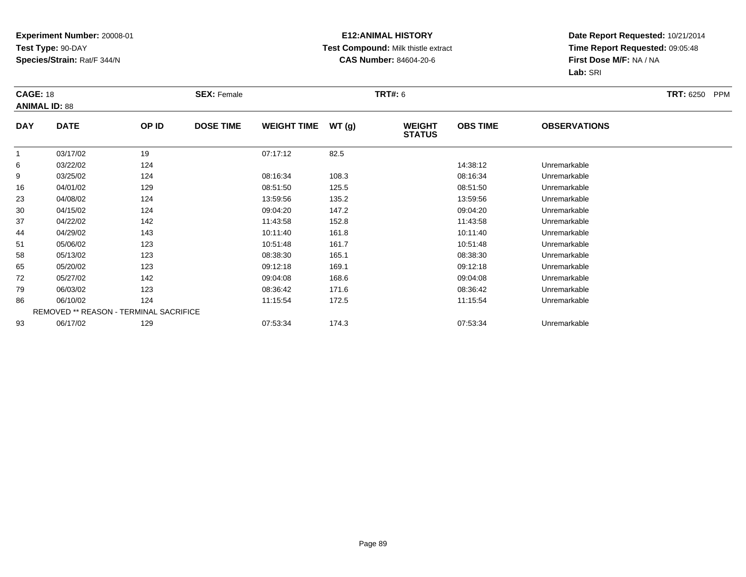**Experiment Number:** 20008-01
**Test Type:** 90-DAY
**Species/Strain:** Rat/F 344/N

**E12:ANIMAL HISTORY**
**Test Compound:** Milk thistle extract
**CAS Number:** 84604-20-6

**Date Report Requested:** 10/21/2014
**Time Report Requested:** 09:05:48
**First Dose M/F:** NA / NA
**Lab:** SRI

**CAGE:** 18 **SEX:** Female **TRT#:** 6 **TRT:** 6250 PPM
**ANIMAL ID:** 88

| DAY | DATE | OP ID | DOSE TIME | WEIGHT TIME | WT (g) | WEIGHT STATUS | OBS TIME | OBSERVATIONS |
|---|---|---|---|---|---|---|---|---|
| 1 | 03/17/02 | 19 | | 07:17:12 | 82.5 | | | |
| 6 | 03/22/02 | 124 | | | | | 14:38:12 | Unremarkable |
| 9 | 03/25/02 | 124 | | 08:16:34 | 108.3 | | 08:16:34 | Unremarkable |
| 16 | 04/01/02 | 129 | | 08:51:50 | 125.5 | | 08:51:50 | Unremarkable |
| 23 | 04/08/02 | 124 | | 13:59:56 | 135.2 | | 13:59:56 | Unremarkable |
| 30 | 04/15/02 | 124 | | 09:04:20 | 147.2 | | 09:04:20 | Unremarkable |
| 37 | 04/22/02 | 142 | | 11:43:58 | 152.8 | | 11:43:58 | Unremarkable |
| 44 | 04/29/02 | 143 | | 10:11:40 | 161.8 | | 10:11:40 | Unremarkable |
| 51 | 05/06/02 | 123 | | 10:51:48 | 161.7 | | 10:51:48 | Unremarkable |
| 58 | 05/13/02 | 123 | | 08:38:30 | 165.1 | | 08:38:30 | Unremarkable |
| 65 | 05/20/02 | 123 | | 09:12:18 | 169.1 | | 09:12:18 | Unremarkable |
| 72 | 05/27/02 | 142 | | 09:04:08 | 168.6 | | 09:04:08 | Unremarkable |
| 79 | 06/03/02 | 123 | | 08:36:42 | 171.6 | | 08:36:42 | Unremarkable |
| 86 | 06/10/02 | 124 | | 11:15:54 | 172.5 | | 11:15:54 | Unremarkable |
| | REMOVED ** REASON - TERMINAL SACRIFICE | | | | | | | |
| 93 | 06/17/02 | 129 | | 07:53:34 | 174.3 | | 07:53:34 | Unremarkable |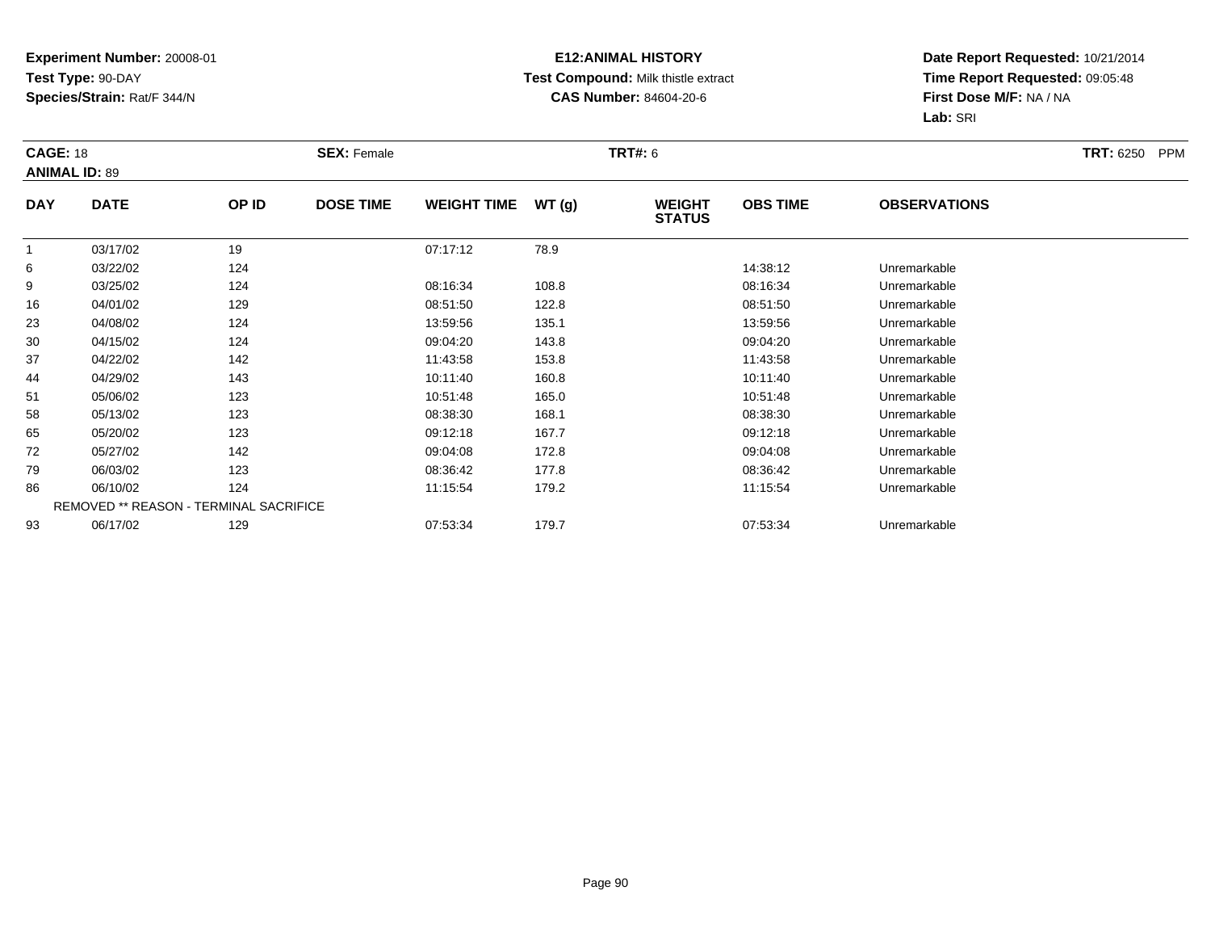**Experiment Number:** 20008-01
**Test Type:** 90-DAY
**Species/Strain:** Rat/F 344/N

**E12:ANIMAL HISTORY**
**Test Compound:** Milk thistle extract
**CAS Number:** 84604-20-6

**Date Report Requested:** 10/21/2014
**Time Report Requested:** 09:05:48
**First Dose M/F:** NA / NA
**Lab:** SRI

**CAGE:** 18 **SEX:** Female **TRT#:** 6 **TRT:** 6250 PPM
**ANIMAL ID:** 89

| DAY | DATE | OP ID | DOSE TIME | WEIGHT TIME | WT (g) | WEIGHT STATUS | OBS TIME | OBSERVATIONS |
|---|---|---|---|---|---|---|---|---|
| 1 | 03/17/02 | 19 | | 07:17:12 | 78.9 | | | |
| 6 | 03/22/02 | 124 | | | | | 14:38:12 | Unremarkable |
| 9 | 03/25/02 | 124 | | 08:16:34 | 108.8 | | 08:16:34 | Unremarkable |
| 16 | 04/01/02 | 129 | | 08:51:50 | 122.8 | | 08:51:50 | Unremarkable |
| 23 | 04/08/02 | 124 | | 13:59:56 | 135.1 | | 13:59:56 | Unremarkable |
| 30 | 04/15/02 | 124 | | 09:04:20 | 143.8 | | 09:04:20 | Unremarkable |
| 37 | 04/22/02 | 142 | | 11:43:58 | 153.8 | | 11:43:58 | Unremarkable |
| 44 | 04/29/02 | 143 | | 10:11:40 | 160.8 | | 10:11:40 | Unremarkable |
| 51 | 05/06/02 | 123 | | 10:51:48 | 165.0 | | 10:51:48 | Unremarkable |
| 58 | 05/13/02 | 123 | | 08:38:30 | 168.1 | | 08:38:30 | Unremarkable |
| 65 | 05/20/02 | 123 | | 09:12:18 | 167.7 | | 09:12:18 | Unremarkable |
| 72 | 05/27/02 | 142 | | 09:04:08 | 172.8 | | 09:04:08 | Unremarkable |
| 79 | 06/03/02 | 123 | | 08:36:42 | 177.8 | | 08:36:42 | Unremarkable |
| 86 | 06/10/02 | 124 | | 11:15:54 | 179.2 | | 11:15:54 | Unremarkable |
| | REMOVED ** REASON - TERMINAL SACRIFICE | | | | | | | |
| 93 | 06/17/02 | 129 | | 07:53:34 | 179.7 | | 07:53:34 | Unremarkable |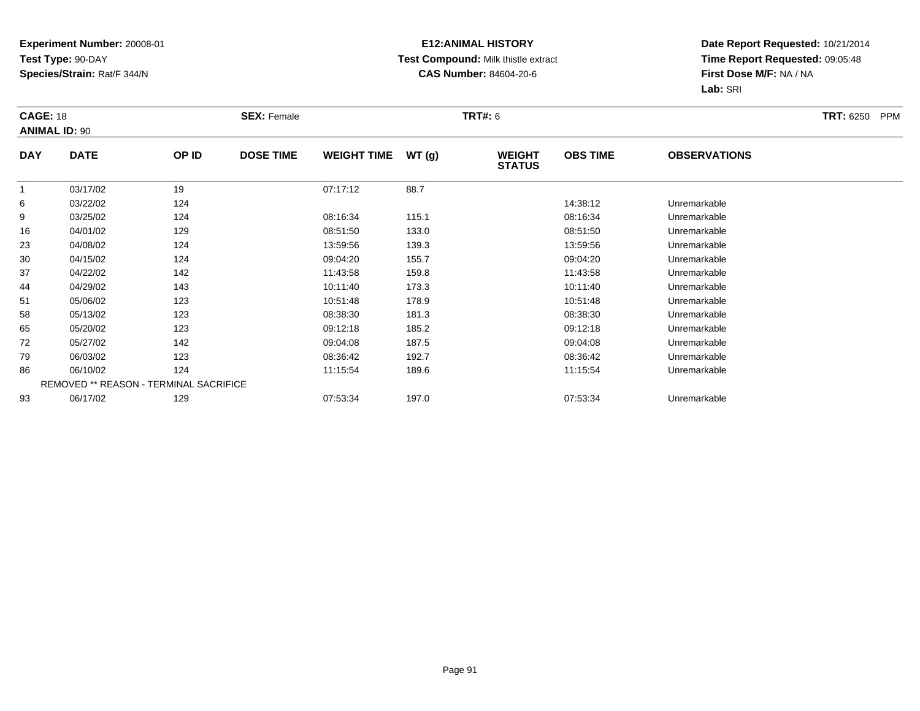**Experiment Number:** 20008-01
**Test Type:** 90-DAY
**Species/Strain:** Rat/F 344/N

**E12:ANIMAL HISTORY**
**Test Compound:** Milk thistle extract
**CAS Number:** 84604-20-6

**Date Report Requested:** 10/21/2014
**Time Report Requested:** 09:05:48
**First Dose M/F:** NA / NA
**Lab:** SRI

**CAGE:** 18 **SEX:** Female **TRT#:** 6 **TRT:** 6250 PPM
**ANIMAL ID:** 90

| DAY | DATE | OP ID | DOSE TIME | WEIGHT TIME | WT (g) | WEIGHT STATUS | OBS TIME | OBSERVATIONS |
|---|---|---|---|---|---|---|---|---|
| 1 | 03/17/02 | 19 | | 07:17:12 | 88.7 | | | |
| 6 | 03/22/02 | 124 | | | | | 14:38:12 | Unremarkable |
| 9 | 03/25/02 | 124 | | 08:16:34 | 115.1 | | 08:16:34 | Unremarkable |
| 16 | 04/01/02 | 129 | | 08:51:50 | 133.0 | | 08:51:50 | Unremarkable |
| 23 | 04/08/02 | 124 | | 13:59:56 | 139.3 | | 13:59:56 | Unremarkable |
| 30 | 04/15/02 | 124 | | 09:04:20 | 155.7 | | 09:04:20 | Unremarkable |
| 37 | 04/22/02 | 142 | | 11:43:58 | 159.8 | | 11:43:58 | Unremarkable |
| 44 | 04/29/02 | 143 | | 10:11:40 | 173.3 | | 10:11:40 | Unremarkable |
| 51 | 05/06/02 | 123 | | 10:51:48 | 178.9 | | 10:51:48 | Unremarkable |
| 58 | 05/13/02 | 123 | | 08:38:30 | 181.3 | | 08:38:30 | Unremarkable |
| 65 | 05/20/02 | 123 | | 09:12:18 | 185.2 | | 09:12:18 | Unremarkable |
| 72 | 05/27/02 | 142 | | 09:04:08 | 187.5 | | 09:04:08 | Unremarkable |
| 79 | 06/03/02 | 123 | | 08:36:42 | 192.7 | | 08:36:42 | Unremarkable |
| 86 | 06/10/02 | 124 | | 11:15:54 | 189.6 | | 11:15:54 | Unremarkable |
| | REMOVED ** REASON - TERMINAL SACRIFICE | | | | | | | |
| 93 | 06/17/02 | 129 | | 07:53:34 | 197.0 | | 07:53:34 | Unremarkable |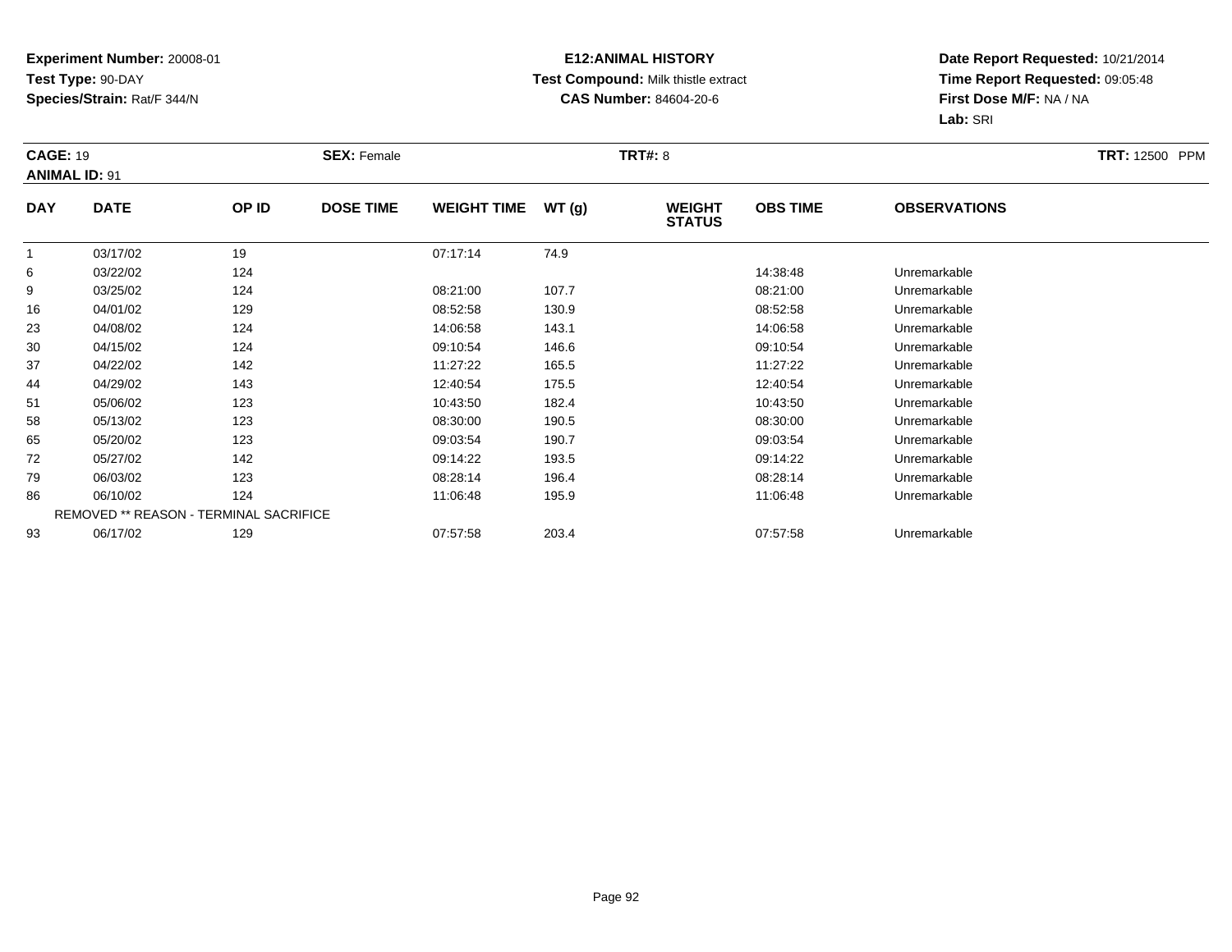**Experiment Number:** 20008-01
**Test Type:** 90-DAY
**Species/Strain:** Rat/F 344/N

**E12:ANIMAL HISTORY**
**Test Compound:** Milk thistle extract
**CAS Number:** 84604-20-6

**Date Report Requested:** 10/21/2014
**Time Report Requested:** 09:05:48
**First Dose M/F:** NA / NA
**Lab:** SRI

**CAGE:** 19 **SEX:** Female **TRT#:** 8 **TRT:** 12500 PPM
**ANIMAL ID:** 91

| DAY | DATE | OP ID | DOSE TIME | WEIGHT TIME | WT (g) | WEIGHT STATUS | OBS TIME | OBSERVATIONS |
|---|---|---|---|---|---|---|---|---|
| 1 | 03/17/02 | 19 | | 07:17:14 | 74.9 | | | |
| 6 | 03/22/02 | 124 | | | | | 14:38:48 | Unremarkable |
| 9 | 03/25/02 | 124 | | 08:21:00 | 107.7 | | 08:21:00 | Unremarkable |
| 16 | 04/01/02 | 129 | | 08:52:58 | 130.9 | | 08:52:58 | Unremarkable |
| 23 | 04/08/02 | 124 | | 14:06:58 | 143.1 | | 14:06:58 | Unremarkable |
| 30 | 04/15/02 | 124 | | 09:10:54 | 146.6 | | 09:10:54 | Unremarkable |
| 37 | 04/22/02 | 142 | | 11:27:22 | 165.5 | | 11:27:22 | Unremarkable |
| 44 | 04/29/02 | 143 | | 12:40:54 | 175.5 | | 12:40:54 | Unremarkable |
| 51 | 05/06/02 | 123 | | 10:43:50 | 182.4 | | 10:43:50 | Unremarkable |
| 58 | 05/13/02 | 123 | | 08:30:00 | 190.5 | | 08:30:00 | Unremarkable |
| 65 | 05/20/02 | 123 | | 09:03:54 | 190.7 | | 09:03:54 | Unremarkable |
| 72 | 05/27/02 | 142 | | 09:14:22 | 193.5 | | 09:14:22 | Unremarkable |
| 79 | 06/03/02 | 123 | | 08:28:14 | 196.4 | | 08:28:14 | Unremarkable |
| 86 | 06/10/02 | 124 | | 11:06:48 | 195.9 | | 11:06:48 | Unremarkable |
| | REMOVED ** REASON - TERMINAL SACRIFICE | | | | | | | |
| 93 | 06/17/02 | 129 | | 07:57:58 | 203.4 | | 07:57:58 | Unremarkable |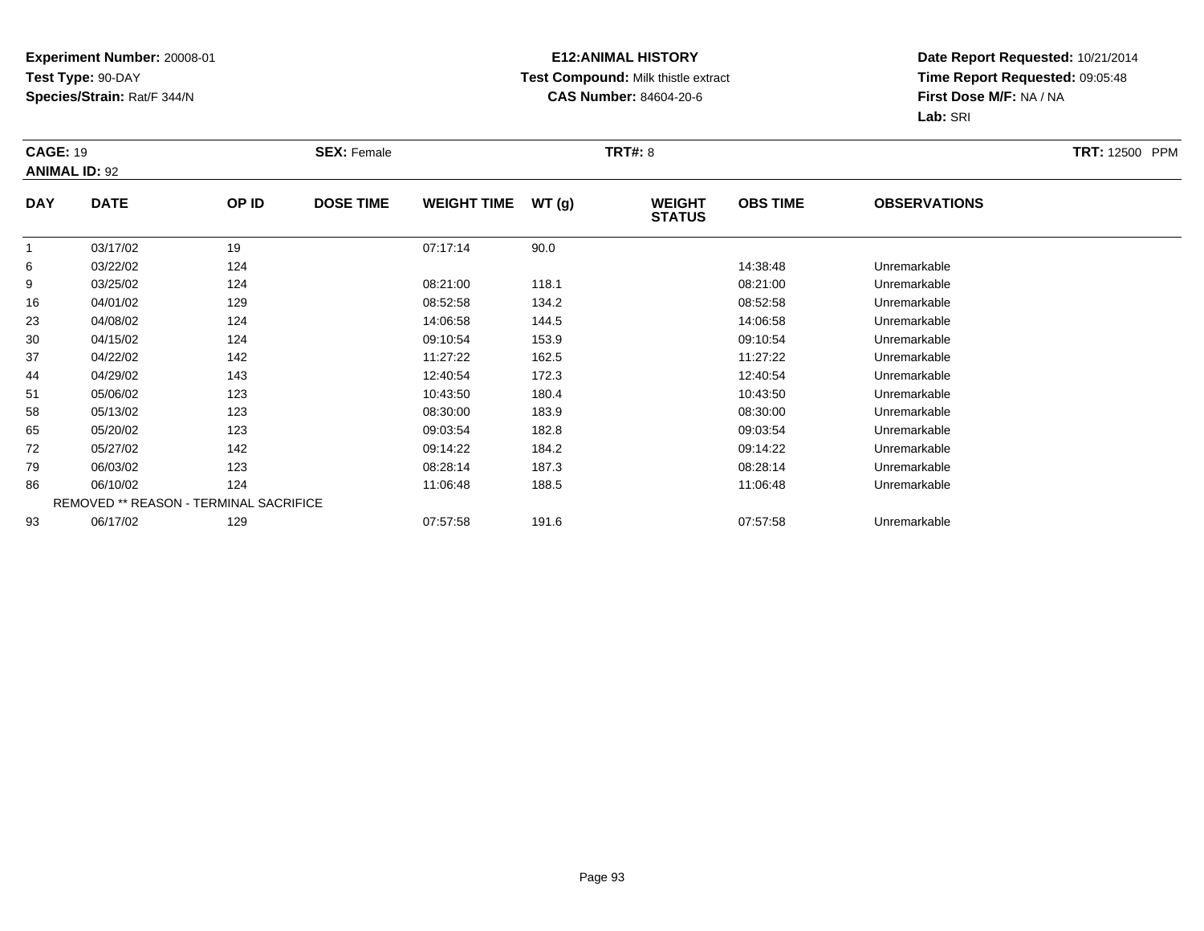**Experiment Number:** 20008-01
**Test Type:** 90-DAY
**Species/Strain:** Rat/F 344/N

**E12:ANIMAL HISTORY**
**Test Compound:** Milk thistle extract
**CAS Number:** 84604-20-6

**Date Report Requested:** 10/21/2014
**Time Report Requested:** 09:05:48
**First Dose M/F:** NA / NA
**Lab:** SRI

**CAGE:** 19 **SEX:** Female **TRT#:** 8 **TRT:** 12500 PPM
**ANIMAL ID:** 92

| DAY | DATE | OP ID | DOSE TIME | WEIGHT TIME | WT (g) | WEIGHT STATUS | OBS TIME | OBSERVATIONS |
|---|---|---|---|---|---|---|---|---|
| 1 | 03/17/02 | 19 | | 07:17:14 | 90.0 | | | |
| 6 | 03/22/02 | 124 | | | | | 14:38:48 | Unremarkable |
| 9 | 03/25/02 | 124 | | 08:21:00 | 118.1 | | 08:21:00 | Unremarkable |
| 16 | 04/01/02 | 129 | | 08:52:58 | 134.2 | | 08:52:58 | Unremarkable |
| 23 | 04/08/02 | 124 | | 14:06:58 | 144.5 | | 14:06:58 | Unremarkable |
| 30 | 04/15/02 | 124 | | 09:10:54 | 153.9 | | 09:10:54 | Unremarkable |
| 37 | 04/22/02 | 142 | | 11:27:22 | 162.5 | | 11:27:22 | Unremarkable |
| 44 | 04/29/02 | 143 | | 12:40:54 | 172.3 | | 12:40:54 | Unremarkable |
| 51 | 05/06/02 | 123 | | 10:43:50 | 180.4 | | 10:43:50 | Unremarkable |
| 58 | 05/13/02 | 123 | | 08:30:00 | 183.9 | | 08:30:00 | Unremarkable |
| 65 | 05/20/02 | 123 | | 09:03:54 | 182.8 | | 09:03:54 | Unremarkable |
| 72 | 05/27/02 | 142 | | 09:14:22 | 184.2 | | 09:14:22 | Unremarkable |
| 79 | 06/03/02 | 123 | | 08:28:14 | 187.3 | | 08:28:14 | Unremarkable |
| 86 | 06/10/02 | 124 | | 11:06:48 | 188.5 | | 11:06:48 | Unremarkable |
| | REMOVED ** REASON - TERMINAL SACRIFICE | | | | | | | |
| 93 | 06/17/02 | 129 | | 07:57:58 | 191.6 | | 07:57:58 | Unremarkable |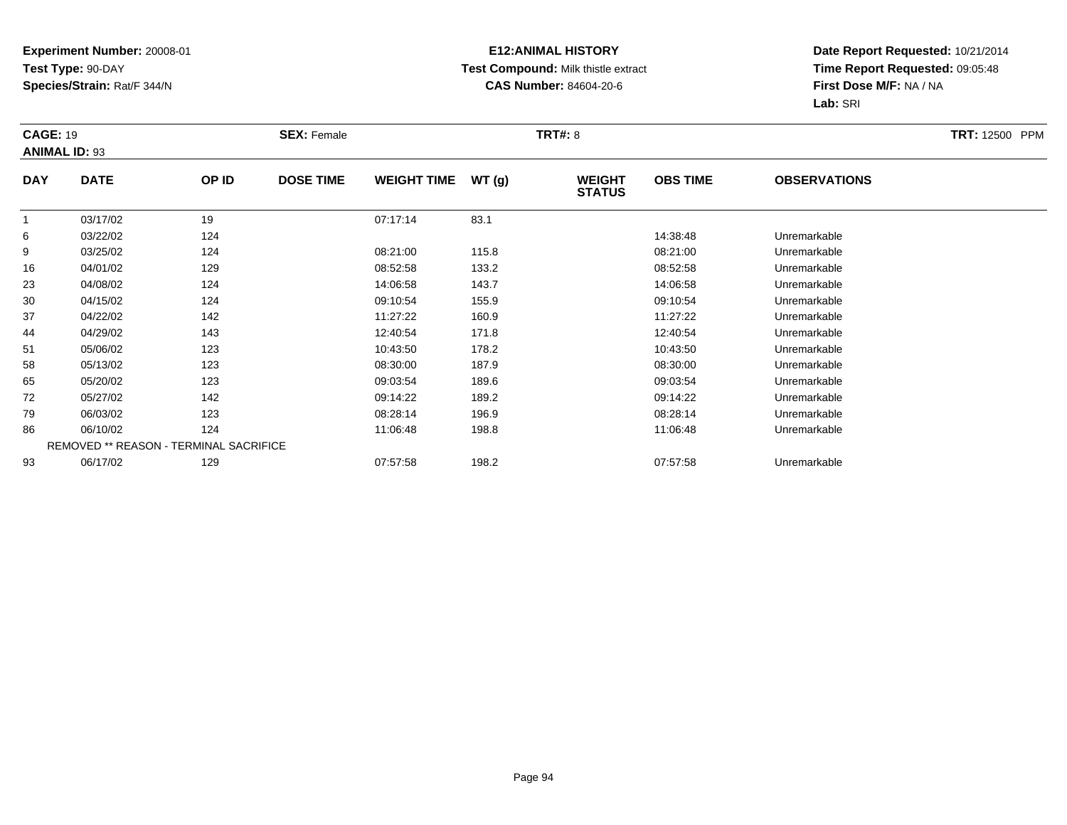**Experiment Number:** 20008-01
**Test Type:** 90-DAY
**Species/Strain:** Rat/F 344/N

**E12:ANIMAL HISTORY**
**Test Compound:** Milk thistle extract
**CAS Number:** 84604-20-6

**Date Report Requested:** 10/21/2014
**Time Report Requested:** 09:05:48
**First Dose M/F:** NA / NA
**Lab:** SRI

**CAGE:** 19 **SEX:** Female **TRT#:** 8 **TRT:** 12500 PPM
**ANIMAL ID:** 93

| DAY | DATE | OP ID | DOSE TIME | WEIGHT TIME | WT (g) | WEIGHT STATUS | OBS TIME | OBSERVATIONS |
|---|---|---|---|---|---|---|---|---|
| 1 | 03/17/02 | 19 | | 07:17:14 | 83.1 | | | |
| 6 | 03/22/02 | 124 | | | | | 14:38:48 | Unremarkable |
| 9 | 03/25/02 | 124 | | 08:21:00 | 115.8 | | 08:21:00 | Unremarkable |
| 16 | 04/01/02 | 129 | | 08:52:58 | 133.2 | | 08:52:58 | Unremarkable |
| 23 | 04/08/02 | 124 | | 14:06:58 | 143.7 | | 14:06:58 | Unremarkable |
| 30 | 04/15/02 | 124 | | 09:10:54 | 155.9 | | 09:10:54 | Unremarkable |
| 37 | 04/22/02 | 142 | | 11:27:22 | 160.9 | | 11:27:22 | Unremarkable |
| 44 | 04/29/02 | 143 | | 12:40:54 | 171.8 | | 12:40:54 | Unremarkable |
| 51 | 05/06/02 | 123 | | 10:43:50 | 178.2 | | 10:43:50 | Unremarkable |
| 58 | 05/13/02 | 123 | | 08:30:00 | 187.9 | | 08:30:00 | Unremarkable |
| 65 | 05/20/02 | 123 | | 09:03:54 | 189.6 | | 09:03:54 | Unremarkable |
| 72 | 05/27/02 | 142 | | 09:14:22 | 189.2 | | 09:14:22 | Unremarkable |
| 79 | 06/03/02 | 123 | | 08:28:14 | 196.9 | | 08:28:14 | Unremarkable |
| 86 | 06/10/02 | 124 | | 11:06:48 | 198.8 | | 11:06:48 | Unremarkable |
| | REMOVED ** REASON - TERMINAL SACRIFICE | | | | | | | |
| 93 | 06/17/02 | 129 | | 07:57:58 | 198.2 | | 07:57:58 | Unremarkable |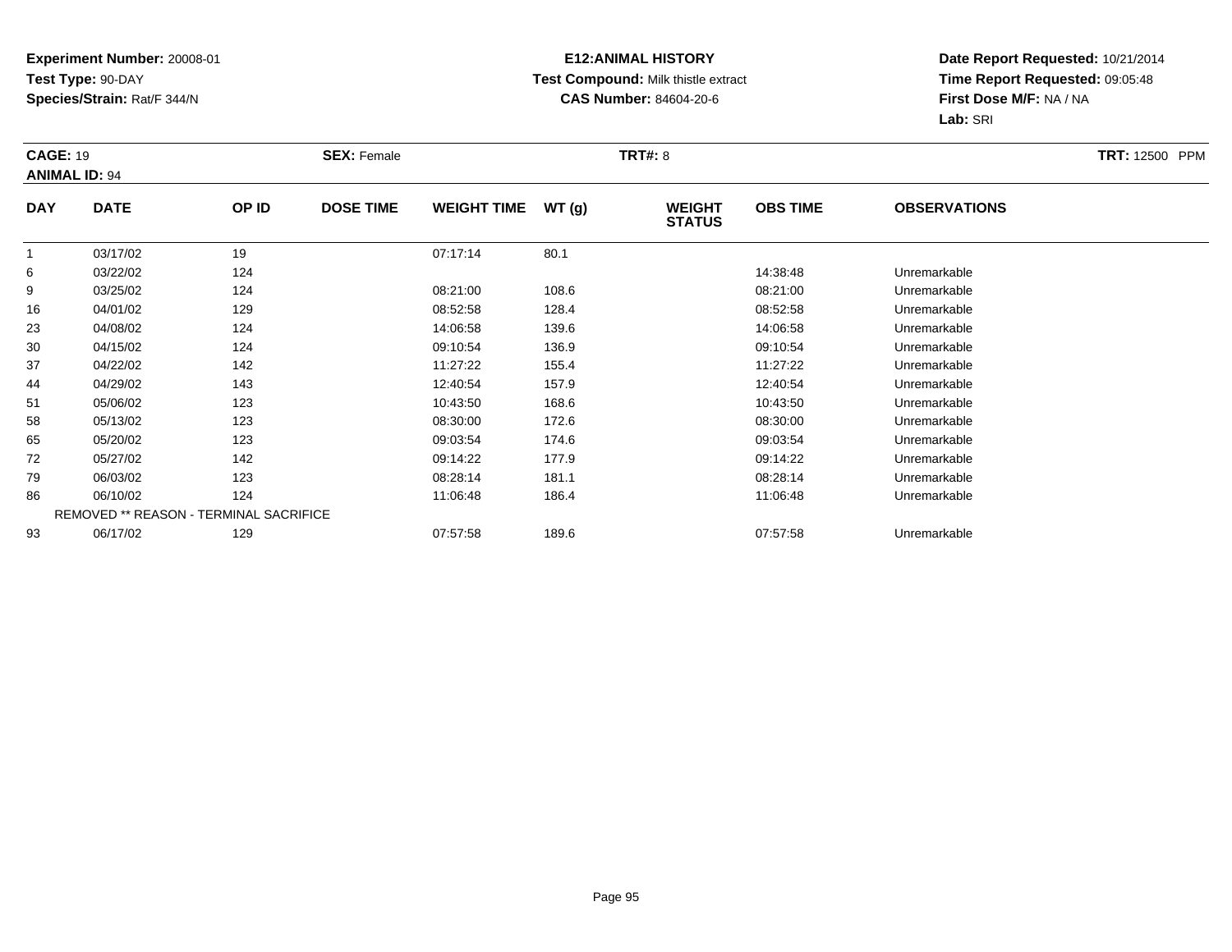**Experiment Number:** 20008-01
**Test Type:** 90-DAY
**Species/Strain:** Rat/F 344/N

**E12:ANIMAL HISTORY**
**Test Compound:** Milk thistle extract
**CAS Number:** 84604-20-6

**Date Report Requested:** 10/21/2014
**Time Report Requested:** 09:05:48
**First Dose M/F:** NA / NA
**Lab:** SRI

**CAGE:** 19 **SEX:** Female **TRT#:** 8 **TRT:** 12500 PPM
**ANIMAL ID:** 94

| DAY | DATE | OP ID | DOSE TIME | WEIGHT TIME | WT (g) | WEIGHT STATUS | OBS TIME | OBSERVATIONS |
|---|---|---|---|---|---|---|---|---|
| 1 | 03/17/02 | 19 | | 07:17:14 | 80.1 | | | |
| 6 | 03/22/02 | 124 | | | | | 14:38:48 | Unremarkable |
| 9 | 03/25/02 | 124 | | 08:21:00 | 108.6 | | 08:21:00 | Unremarkable |
| 16 | 04/01/02 | 129 | | 08:52:58 | 128.4 | | 08:52:58 | Unremarkable |
| 23 | 04/08/02 | 124 | | 14:06:58 | 139.6 | | 14:06:58 | Unremarkable |
| 30 | 04/15/02 | 124 | | 09:10:54 | 136.9 | | 09:10:54 | Unremarkable |
| 37 | 04/22/02 | 142 | | 11:27:22 | 155.4 | | 11:27:22 | Unremarkable |
| 44 | 04/29/02 | 143 | | 12:40:54 | 157.9 | | 12:40:54 | Unremarkable |
| 51 | 05/06/02 | 123 | | 10:43:50 | 168.6 | | 10:43:50 | Unremarkable |
| 58 | 05/13/02 | 123 | | 08:30:00 | 172.6 | | 08:30:00 | Unremarkable |
| 65 | 05/20/02 | 123 | | 09:03:54 | 174.6 | | 09:03:54 | Unremarkable |
| 72 | 05/27/02 | 142 | | 09:14:22 | 177.9 | | 09:14:22 | Unremarkable |
| 79 | 06/03/02 | 123 | | 08:28:14 | 181.1 | | 08:28:14 | Unremarkable |
| 86 | 06/10/02 | 124 | | 11:06:48 | 186.4 | | 11:06:48 | Unremarkable |
| | REMOVED ** REASON - TERMINAL SACRIFICE | | | | | | | |
| 93 | 06/17/02 | 129 | | 07:57:58 | 189.6 | | 07:57:58 | Unremarkable |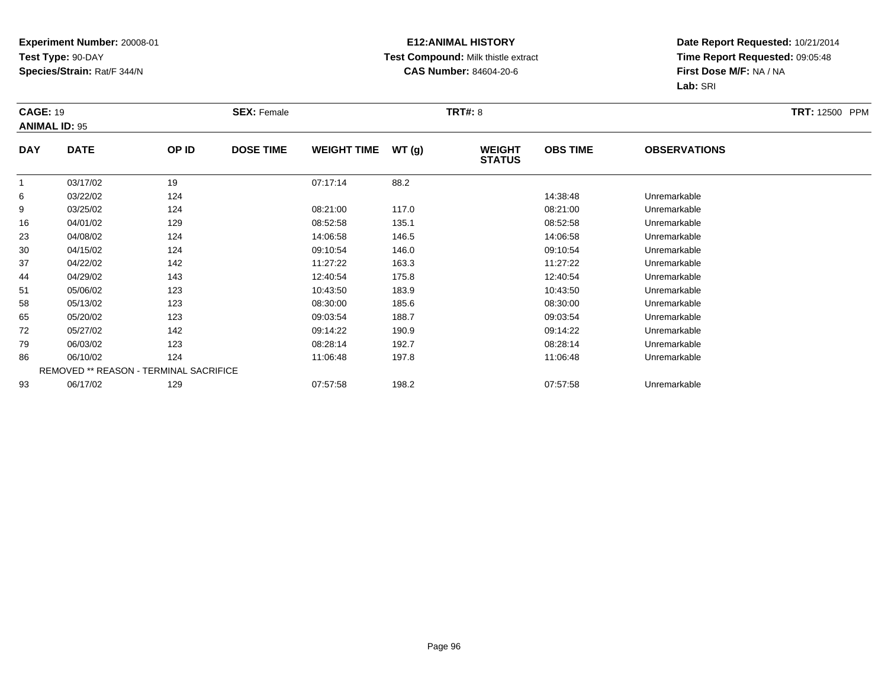**Experiment Number:** 20008-01
**Test Type:** 90-DAY
**Species/Strain:** Rat/F 344/N

**E12:ANIMAL HISTORY**
**Test Compound:** Milk thistle extract
**CAS Number:** 84604-20-6

**Date Report Requested:** 10/21/2014
**Time Report Requested:** 09:05:48
**First Dose M/F:** NA / NA
**Lab:** SRI

**CAGE:** 19 **SEX:** Female **TRT#:** 8 **TRT:** 12500 PPM
**ANIMAL ID:** 95

| DAY | DATE | OP ID | DOSE TIME | WEIGHT TIME | WT (g) | WEIGHT STATUS | OBS TIME | OBSERVATIONS |
|---|---|---|---|---|---|---|---|---|
| 1 | 03/17/02 | 19 | | 07:17:14 | 88.2 | | | |
| 6 | 03/22/02 | 124 | | | | | 14:38:48 | Unremarkable |
| 9 | 03/25/02 | 124 | | 08:21:00 | 117.0 | | 08:21:00 | Unremarkable |
| 16 | 04/01/02 | 129 | | 08:52:58 | 135.1 | | 08:52:58 | Unremarkable |
| 23 | 04/08/02 | 124 | | 14:06:58 | 146.5 | | 14:06:58 | Unremarkable |
| 30 | 04/15/02 | 124 | | 09:10:54 | 146.0 | | 09:10:54 | Unremarkable |
| 37 | 04/22/02 | 142 | | 11:27:22 | 163.3 | | 11:27:22 | Unremarkable |
| 44 | 04/29/02 | 143 | | 12:40:54 | 175.8 | | 12:40:54 | Unremarkable |
| 51 | 05/06/02 | 123 | | 10:43:50 | 183.9 | | 10:43:50 | Unremarkable |
| 58 | 05/13/02 | 123 | | 08:30:00 | 185.6 | | 08:30:00 | Unremarkable |
| 65 | 05/20/02 | 123 | | 09:03:54 | 188.7 | | 09:03:54 | Unremarkable |
| 72 | 05/27/02 | 142 | | 09:14:22 | 190.9 | | 09:14:22 | Unremarkable |
| 79 | 06/03/02 | 123 | | 08:28:14 | 192.7 | | 08:28:14 | Unremarkable |
| 86 | 06/10/02 | 124 | | 11:06:48 | 197.8 | | 11:06:48 | Unremarkable |
| | REMOVED ** REASON - TERMINAL SACRIFICE | | | | | | | |
| 93 | 06/17/02 | 129 | | 07:57:58 | 198.2 | | 07:57:58 | Unremarkable |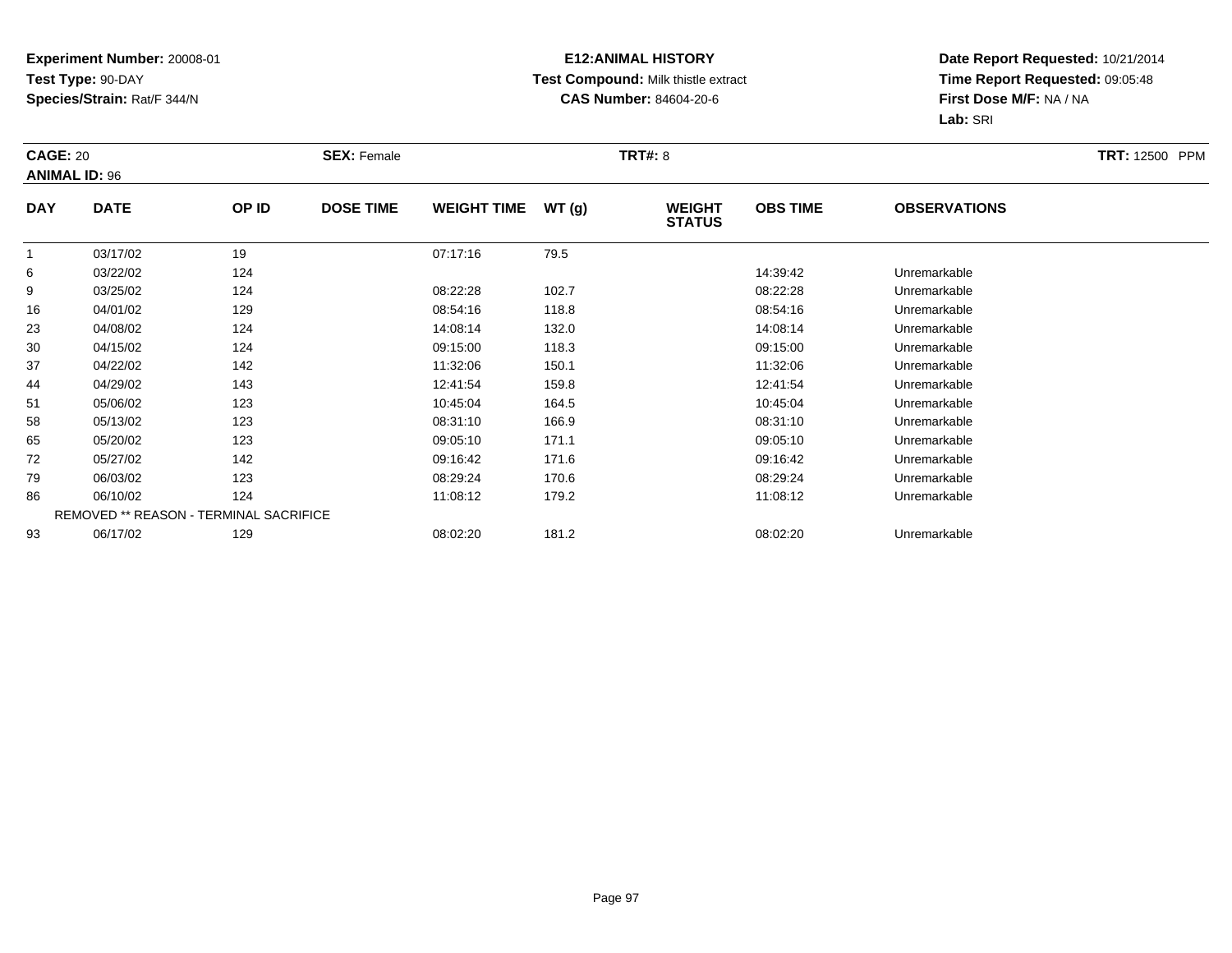**Experiment Number:** 20008-01
**Test Type:** 90-DAY
**Species/Strain:** Rat/F 344/N

**E12:ANIMAL HISTORY**
**Test Compound:** Milk thistle extract
**CAS Number:** 84604-20-6

**Date Report Requested:** 10/21/2014
**Time Report Requested:** 09:05:48
**First Dose M/F:** NA / NA
**Lab:** SRI

**CAGE:** 20 **SEX:** Female **TRT#:** 8 **TRT:** 12500 PPM
**ANIMAL ID:** 96

| DAY | DATE | OP ID | DOSE TIME | WEIGHT TIME | WT (g) | WEIGHT STATUS | OBS TIME | OBSERVATIONS |
|---|---|---|---|---|---|---|---|---|
| 1 | 03/17/02 | 19 | | 07:17:16 | 79.5 | | | |
| 6 | 03/22/02 | 124 | | | | | 14:39:42 | Unremarkable |
| 9 | 03/25/02 | 124 | | 08:22:28 | 102.7 | | 08:22:28 | Unremarkable |
| 16 | 04/01/02 | 129 | | 08:54:16 | 118.8 | | 08:54:16 | Unremarkable |
| 23 | 04/08/02 | 124 | | 14:08:14 | 132.0 | | 14:08:14 | Unremarkable |
| 30 | 04/15/02 | 124 | | 09:15:00 | 118.3 | | 09:15:00 | Unremarkable |
| 37 | 04/22/02 | 142 | | 11:32:06 | 150.1 | | 11:32:06 | Unremarkable |
| 44 | 04/29/02 | 143 | | 12:41:54 | 159.8 | | 12:41:54 | Unremarkable |
| 51 | 05/06/02 | 123 | | 10:45:04 | 164.5 | | 10:45:04 | Unremarkable |
| 58 | 05/13/02 | 123 | | 08:31:10 | 166.9 | | 08:31:10 | Unremarkable |
| 65 | 05/20/02 | 123 | | 09:05:10 | 171.1 | | 09:05:10 | Unremarkable |
| 72 | 05/27/02 | 142 | | 09:16:42 | 171.6 | | 09:16:42 | Unremarkable |
| 79 | 06/03/02 | 123 | | 08:29:24 | 170.6 | | 08:29:24 | Unremarkable |
| 86 | 06/10/02 | 124 | | 11:08:12 | 179.2 | | 11:08:12 | Unremarkable |
| | REMOVED ** REASON - TERMINAL SACRIFICE | | | | | | | |
| 93 | 06/17/02 | 129 | | 08:02:20 | 181.2 | | 08:02:20 | Unremarkable |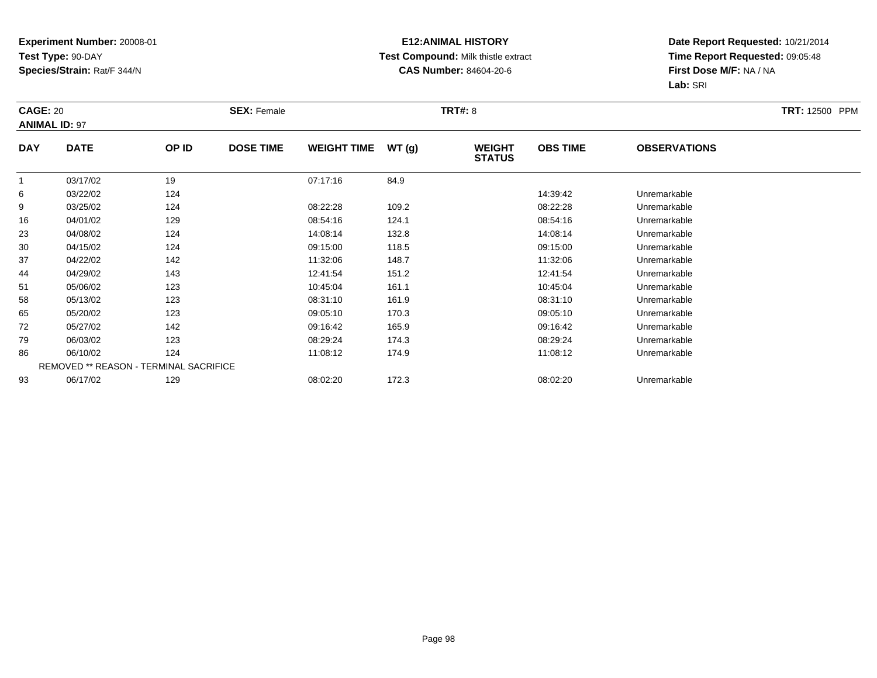**Experiment Number:** 20008-01
**Test Type:** 90-DAY
**Species/Strain:** Rat/F 344/N

**E12:ANIMAL HISTORY**
**Test Compound:** Milk thistle extract
**CAS Number:** 84604-20-6

**Date Report Requested:** 10/21/2014
**Time Report Requested:** 09:05:48
**First Dose M/F:** NA / NA
**Lab:** SRI

**CAGE:** 20
**ANIMAL ID:** 97
**SEX:** Female
**TRT#:** 8
**TRT:** 12500 PPM

| DAY | DATE | OP ID | DOSE TIME | WEIGHT TIME | WT (g) | WEIGHT STATUS | OBS TIME | OBSERVATIONS |
|---|---|---|---|---|---|---|---|---|
| 1 | 03/17/02 | 19 | | 07:17:16 | 84.9 | | | |
| 6 | 03/22/02 | 124 | | | | | 14:39:42 | Unremarkable |
| 9 | 03/25/02 | 124 | | 08:22:28 | 109.2 | | 08:22:28 | Unremarkable |
| 16 | 04/01/02 | 129 | | 08:54:16 | 124.1 | | 08:54:16 | Unremarkable |
| 23 | 04/08/02 | 124 | | 14:08:14 | 132.8 | | 14:08:14 | Unremarkable |
| 30 | 04/15/02 | 124 | | 09:15:00 | 118.5 | | 09:15:00 | Unremarkable |
| 37 | 04/22/02 | 142 | | 11:32:06 | 148.7 | | 11:32:06 | Unremarkable |
| 44 | 04/29/02 | 143 | | 12:41:54 | 151.2 | | 12:41:54 | Unremarkable |
| 51 | 05/06/02 | 123 | | 10:45:04 | 161.1 | | 10:45:04 | Unremarkable |
| 58 | 05/13/02 | 123 | | 08:31:10 | 161.9 | | 08:31:10 | Unremarkable |
| 65 | 05/20/02 | 123 | | 09:05:10 | 170.3 | | 09:05:10 | Unremarkable |
| 72 | 05/27/02 | 142 | | 09:16:42 | 165.9 | | 09:16:42 | Unremarkable |
| 79 | 06/03/02 | 123 | | 08:29:24 | 174.3 | | 08:29:24 | Unremarkable |
| 86 | 06/10/02 | 124 | | 11:08:12 | 174.9 | | 11:08:12 | Unremarkable |
| | REMOVED ** REASON - TERMINAL SACRIFICE | | | | | | | |
| 93 | 06/17/02 | 129 | | 08:02:20 | 172.3 | | 08:02:20 | Unremarkable |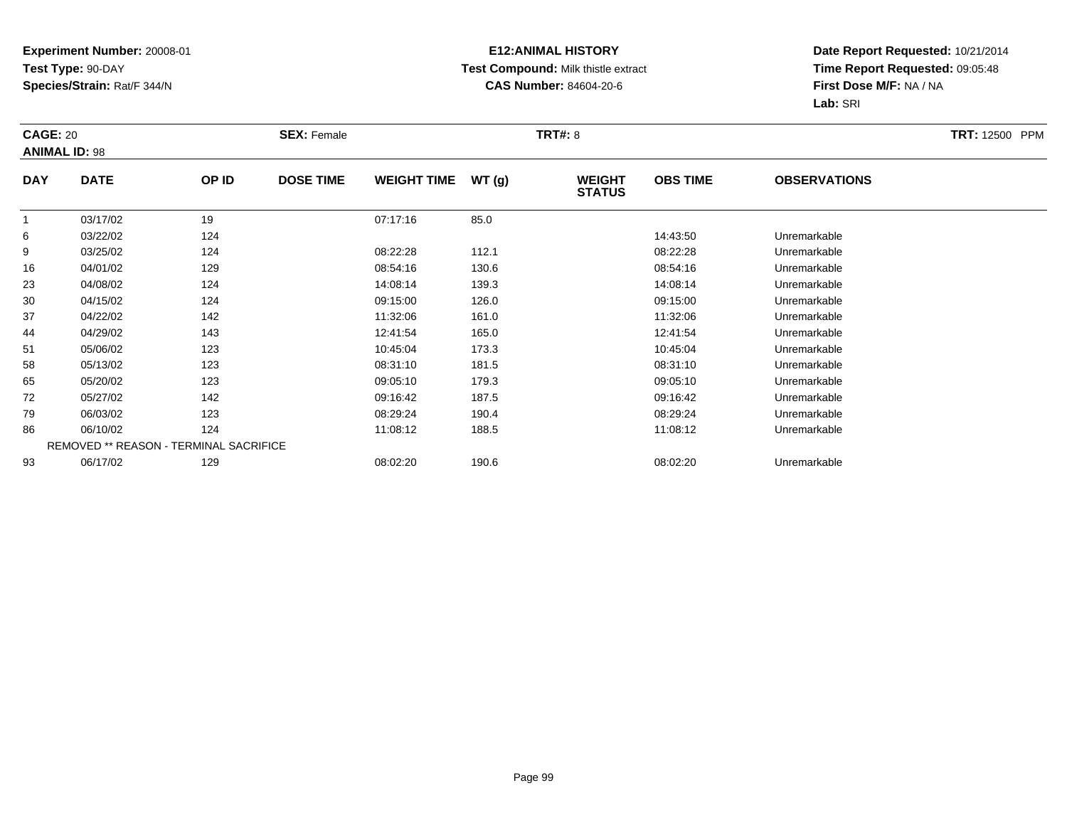**Experiment Number:** 20008-01
**Test Type:** 90-DAY
**Species/Strain:** Rat/F 344/N

**E12:ANIMAL HISTORY**
**Test Compound:** Milk thistle extract
**CAS Number:** 84604-20-6

**Date Report Requested:** 10/21/2014
**Time Report Requested:** 09:05:48
**First Dose M/F:** NA / NA
**Lab:** SRI

**CAGE:** 20 **SEX:** Female **TRT#:** 8 **TRT:** 12500 PPM
**ANIMAL ID:** 98

| DAY | DATE | OP ID | DOSE TIME | WEIGHT TIME | WT (g) | WEIGHT STATUS | OBS TIME | OBSERVATIONS |
|---|---|---|---|---|---|---|---|---|
| 1 | 03/17/02 | 19 | | 07:17:16 | 85.0 | | | |
| 6 | 03/22/02 | 124 | | | | | 14:43:50 | Unremarkable |
| 9 | 03/25/02 | 124 | | 08:22:28 | 112.1 | | 08:22:28 | Unremarkable |
| 16 | 04/01/02 | 129 | | 08:54:16 | 130.6 | | 08:54:16 | Unremarkable |
| 23 | 04/08/02 | 124 | | 14:08:14 | 139.3 | | 14:08:14 | Unremarkable |
| 30 | 04/15/02 | 124 | | 09:15:00 | 126.0 | | 09:15:00 | Unremarkable |
| 37 | 04/22/02 | 142 | | 11:32:06 | 161.0 | | 11:32:06 | Unremarkable |
| 44 | 04/29/02 | 143 | | 12:41:54 | 165.0 | | 12:41:54 | Unremarkable |
| 51 | 05/06/02 | 123 | | 10:45:04 | 173.3 | | 10:45:04 | Unremarkable |
| 58 | 05/13/02 | 123 | | 08:31:10 | 181.5 | | 08:31:10 | Unremarkable |
| 65 | 05/20/02 | 123 | | 09:05:10 | 179.3 | | 09:05:10 | Unremarkable |
| 72 | 05/27/02 | 142 | | 09:16:42 | 187.5 | | 09:16:42 | Unremarkable |
| 79 | 06/03/02 | 123 | | 08:29:24 | 190.4 | | 08:29:24 | Unremarkable |
| 86 | 06/10/02 | 124 | | 11:08:12 | 188.5 | | 11:08:12 | Unremarkable |
| | REMOVED ** REASON - TERMINAL SACRIFICE | | | | | | | |
| 93 | 06/17/02 | 129 | | 08:02:20 | 190.6 | | 08:02:20 | Unremarkable |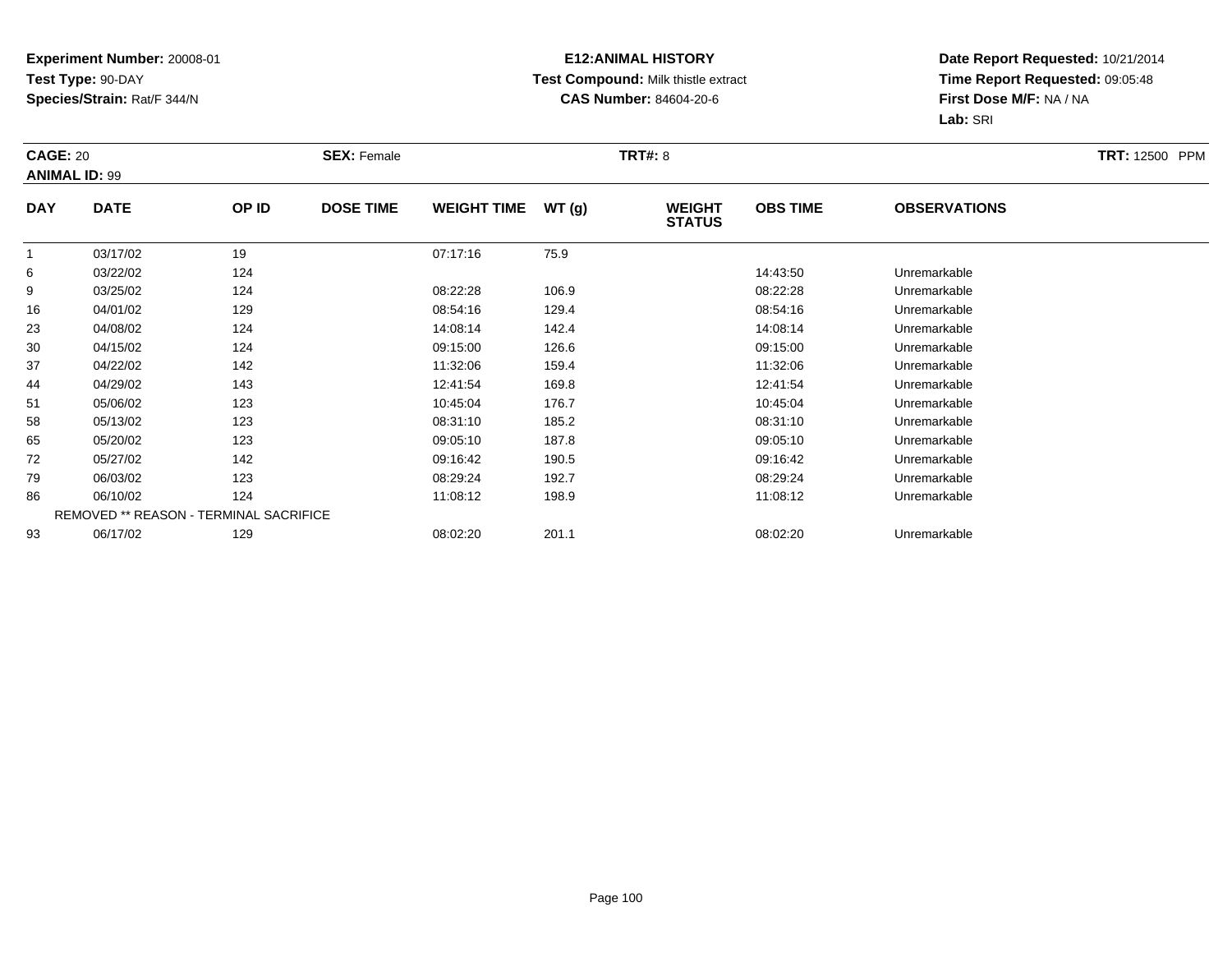**Experiment Number:** 20008-01
**Test Type:** 90-DAY
**Species/Strain:** Rat/F 344/N

**E12:ANIMAL HISTORY**
**Test Compound:** Milk thistle extract
**CAS Number:** 84604-20-6

**Date Report Requested:** 10/21/2014
**Time Report Requested:** 09:05:48
**First Dose M/F:** NA / NA
**Lab:** SRI

**CAGE:** 20 **SEX:** Female **TRT#:** 8 **TRT:** 12500 PPM
**ANIMAL ID:** 99

| DAY | DATE | OP ID | DOSE TIME | WEIGHT TIME | WT (g) | WEIGHT STATUS | OBS TIME | OBSERVATIONS |
|---|---|---|---|---|---|---|---|---|
| 1 | 03/17/02 | 19 | | 07:17:16 | 75.9 | | | |
| 6 | 03/22/02 | 124 | | | | | 14:43:50 | Unremarkable |
| 9 | 03/25/02 | 124 | | 08:22:28 | 106.9 | | 08:22:28 | Unremarkable |
| 16 | 04/01/02 | 129 | | 08:54:16 | 129.4 | | 08:54:16 | Unremarkable |
| 23 | 04/08/02 | 124 | | 14:08:14 | 142.4 | | 14:08:14 | Unremarkable |
| 30 | 04/15/02 | 124 | | 09:15:00 | 126.6 | | 09:15:00 | Unremarkable |
| 37 | 04/22/02 | 142 | | 11:32:06 | 159.4 | | 11:32:06 | Unremarkable |
| 44 | 04/29/02 | 143 | | 12:41:54 | 169.8 | | 12:41:54 | Unremarkable |
| 51 | 05/06/02 | 123 | | 10:45:04 | 176.7 | | 10:45:04 | Unremarkable |
| 58 | 05/13/02 | 123 | | 08:31:10 | 185.2 | | 08:31:10 | Unremarkable |
| 65 | 05/20/02 | 123 | | 09:05:10 | 187.8 | | 09:05:10 | Unremarkable |
| 72 | 05/27/02 | 142 | | 09:16:42 | 190.5 | | 09:16:42 | Unremarkable |
| 79 | 06/03/02 | 123 | | 08:29:24 | 192.7 | | 08:29:24 | Unremarkable |
| 86 | 06/10/02 | 124 | | 11:08:12 | 198.9 | | 11:08:12 | Unremarkable |
| | REMOVED ** REASON - TERMINAL SACRIFICE | | | | | | | |
| 93 | 06/17/02 | 129 | | 08:02:20 | 201.1 | | 08:02:20 | Unremarkable |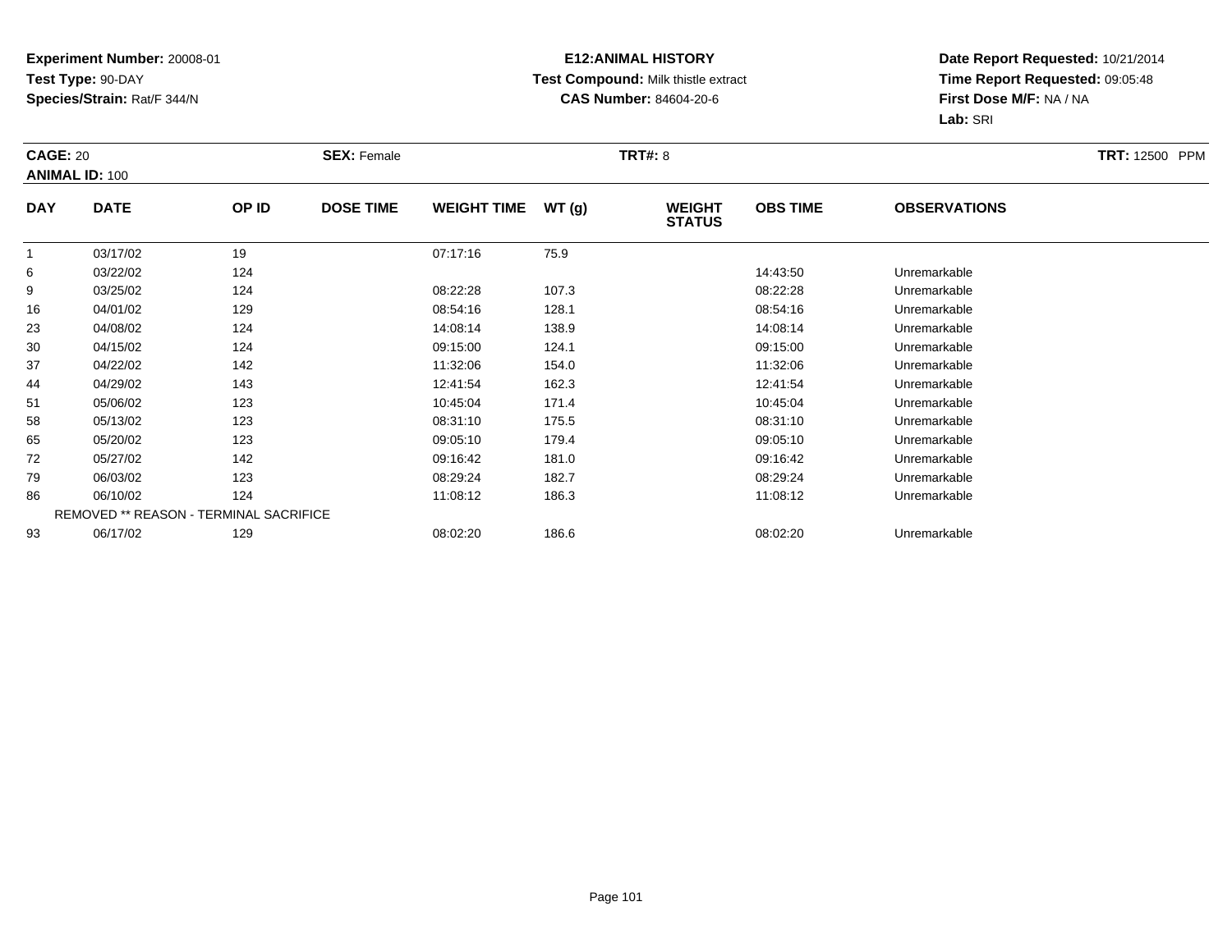**Experiment Number:** 20008-01
**Test Type:** 90-DAY
**Species/Strain:** Rat/F 344/N

**E12:ANIMAL HISTORY**
**Test Compound:** Milk thistle extract
**CAS Number:** 84604-20-6

**Date Report Requested:** 10/21/2014
**Time Report Requested:** 09:05:48
**First Dose M/F:** NA / NA
**Lab:** SRI

**CAGE:** 20 **SEX:** Female **TRT#:** 8 **TRT:** 12500 PPM
**ANIMAL ID:** 100

| DAY | DATE | OP ID | DOSE TIME | WEIGHT TIME | WT (g) | WEIGHT STATUS | OBS TIME | OBSERVATIONS |
|---|---|---|---|---|---|---|---|---|
| 1 | 03/17/02 | 19 | | 07:17:16 | 75.9 | | | |
| 6 | 03/22/02 | 124 | | | | | 14:43:50 | Unremarkable |
| 9 | 03/25/02 | 124 | | 08:22:28 | 107.3 | | 08:22:28 | Unremarkable |
| 16 | 04/01/02 | 129 | | 08:54:16 | 128.1 | | 08:54:16 | Unremarkable |
| 23 | 04/08/02 | 124 | | 14:08:14 | 138.9 | | 14:08:14 | Unremarkable |
| 30 | 04/15/02 | 124 | | 09:15:00 | 124.1 | | 09:15:00 | Unremarkable |
| 37 | 04/22/02 | 142 | | 11:32:06 | 154.0 | | 11:32:06 | Unremarkable |
| 44 | 04/29/02 | 143 | | 12:41:54 | 162.3 | | 12:41:54 | Unremarkable |
| 51 | 05/06/02 | 123 | | 10:45:04 | 171.4 | | 10:45:04 | Unremarkable |
| 58 | 05/13/02 | 123 | | 08:31:10 | 175.5 | | 08:31:10 | Unremarkable |
| 65 | 05/20/02 | 123 | | 09:05:10 | 179.4 | | 09:05:10 | Unremarkable |
| 72 | 05/27/02 | 142 | | 09:16:42 | 181.0 | | 09:16:42 | Unremarkable |
| 79 | 06/03/02 | 123 | | 08:29:24 | 182.7 | | 08:29:24 | Unremarkable |
| 86 | 06/10/02 | 124 | | 11:08:12 | 186.3 | | 11:08:12 | Unremarkable |
| | REMOVED ** REASON - TERMINAL SACRIFICE | | | | | | | |
| 93 | 06/17/02 | 129 | | 08:02:20 | 186.6 | | 08:02:20 | Unremarkable |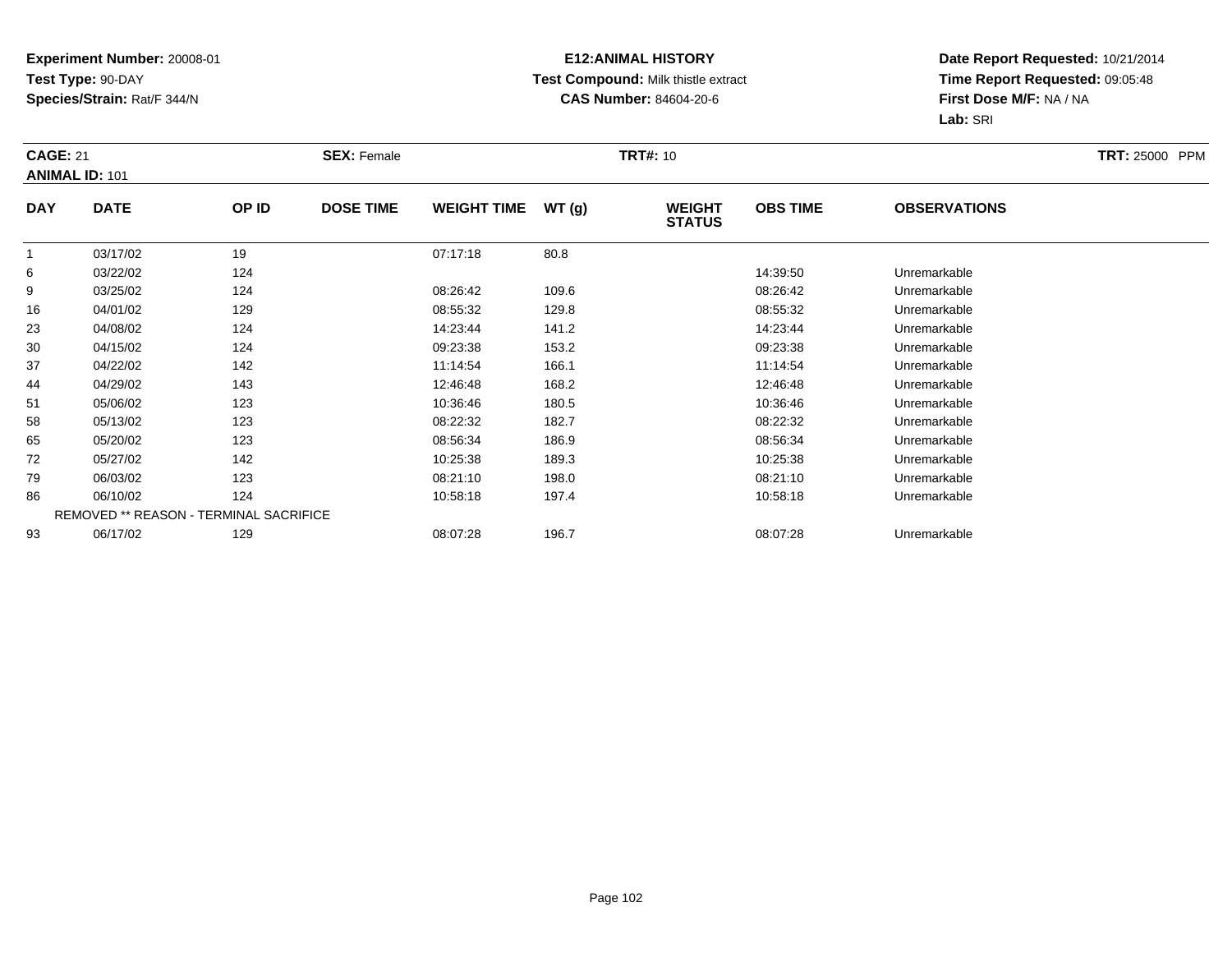**Experiment Number:** 20008-01
**Test Type:** 90-DAY
**Species/Strain:** Rat/F 344/N

**E12:ANIMAL HISTORY**
**Test Compound:** Milk thistle extract
**CAS Number:** 84604-20-6

**Date Report Requested:** 10/21/2014
**Time Report Requested:** 09:05:48
**First Dose M/F:** NA / NA
**Lab:** SRI

**CAGE:** 21 **SEX:** Female **TRT#:** 10 **TRT:** 25000 PPM
**ANIMAL ID:** 101

| DAY | DATE | OP ID | DOSE TIME | WEIGHT TIME | WT (g) | WEIGHT STATUS | OBS TIME | OBSERVATIONS |
|---|---|---|---|---|---|---|---|---|
| 1 | 03/17/02 | 19 | | 07:17:18 | 80.8 | | | |
| 6 | 03/22/02 | 124 | | | | | 14:39:50 | Unremarkable |
| 9 | 03/25/02 | 124 | | 08:26:42 | 109.6 | | 08:26:42 | Unremarkable |
| 16 | 04/01/02 | 129 | | 08:55:32 | 129.8 | | 08:55:32 | Unremarkable |
| 23 | 04/08/02 | 124 | | 14:23:44 | 141.2 | | 14:23:44 | Unremarkable |
| 30 | 04/15/02 | 124 | | 09:23:38 | 153.2 | | 09:23:38 | Unremarkable |
| 37 | 04/22/02 | 142 | | 11:14:54 | 166.1 | | 11:14:54 | Unremarkable |
| 44 | 04/29/02 | 143 | | 12:46:48 | 168.2 | | 12:46:48 | Unremarkable |
| 51 | 05/06/02 | 123 | | 10:36:46 | 180.5 | | 10:36:46 | Unremarkable |
| 58 | 05/13/02 | 123 | | 08:22:32 | 182.7 | | 08:22:32 | Unremarkable |
| 65 | 05/20/02 | 123 | | 08:56:34 | 186.9 | | 08:56:34 | Unremarkable |
| 72 | 05/27/02 | 142 | | 10:25:38 | 189.3 | | 10:25:38 | Unremarkable |
| 79 | 06/03/02 | 123 | | 08:21:10 | 198.0 | | 08:21:10 | Unremarkable |
| 86 | 06/10/02 | 124 | | 10:58:18 | 197.4 | | 10:58:18 | Unremarkable |
| | REMOVED ** REASON - TERMINAL SACRIFICE | | | | | | | |
| 93 | 06/17/02 | 129 | | 08:07:28 | 196.7 | | 08:07:28 | Unremarkable |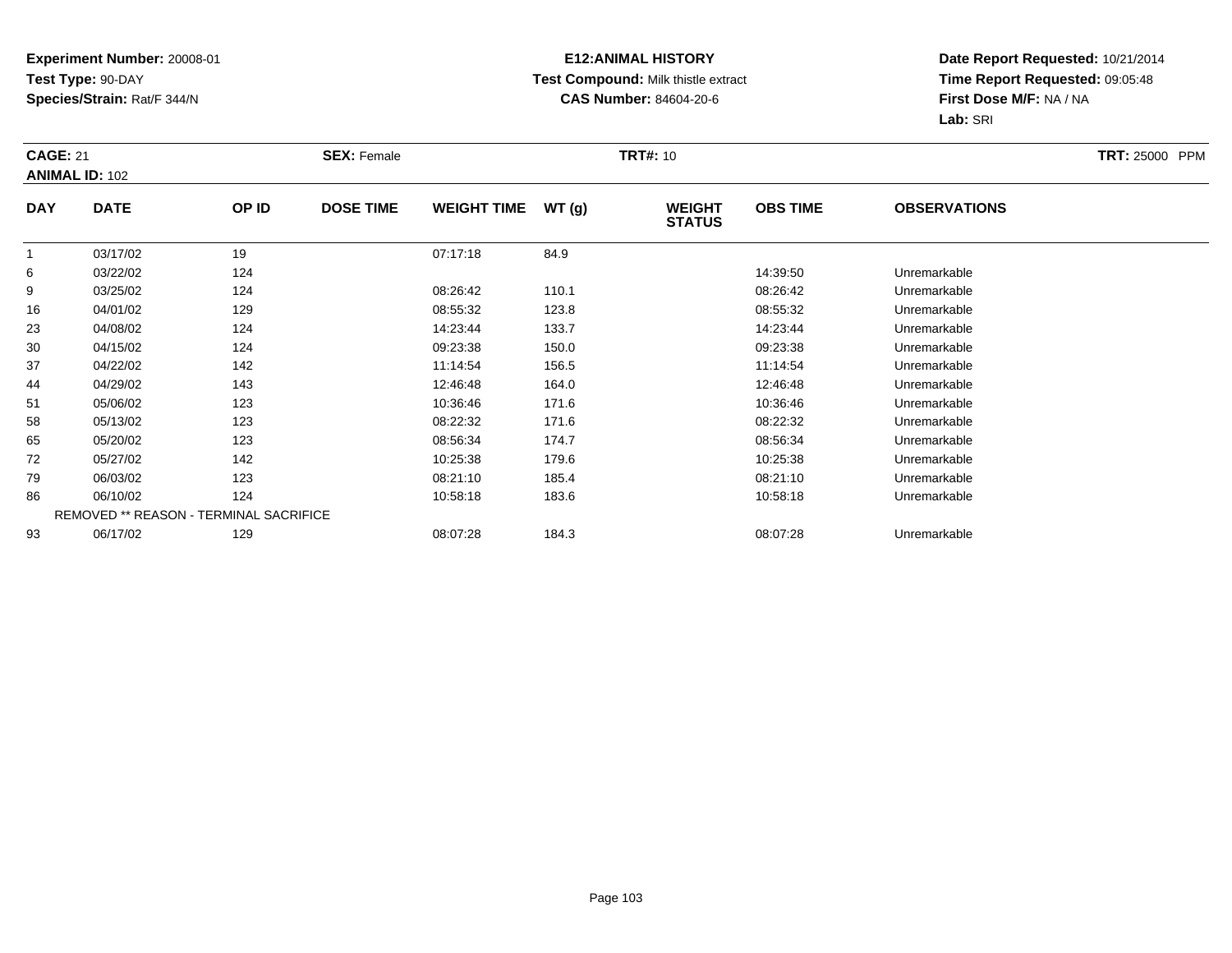**Experiment Number:** 20008-01
**Test Type:** 90-DAY
**Species/Strain:** Rat/F 344/N

**E12:ANIMAL HISTORY**
**Test Compound:** Milk thistle extract
**CAS Number:** 84604-20-6

**Date Report Requested:** 10/21/2014
**Time Report Requested:** 09:05:48
**First Dose M/F:** NA / NA
**Lab:** SRI

**CAGE:** 21 **SEX:** Female **TRT#:** 10 **TRT:** 25000 PPM
**ANIMAL ID:** 102

| DAY | DATE | OP ID | DOSE TIME | WEIGHT TIME | WT (g) | WEIGHT STATUS | OBS TIME | OBSERVATIONS |
|---|---|---|---|---|---|---|---|---|
| 1 | 03/17/02 | 19 | | 07:17:18 | 84.9 | | | |
| 6 | 03/22/02 | 124 | | | | | 14:39:50 | Unremarkable |
| 9 | 03/25/02 | 124 | | 08:26:42 | 110.1 | | 08:26:42 | Unremarkable |
| 16 | 04/01/02 | 129 | | 08:55:32 | 123.8 | | 08:55:32 | Unremarkable |
| 23 | 04/08/02 | 124 | | 14:23:44 | 133.7 | | 14:23:44 | Unremarkable |
| 30 | 04/15/02 | 124 | | 09:23:38 | 150.0 | | 09:23:38 | Unremarkable |
| 37 | 04/22/02 | 142 | | 11:14:54 | 156.5 | | 11:14:54 | Unremarkable |
| 44 | 04/29/02 | 143 | | 12:46:48 | 164.0 | | 12:46:48 | Unremarkable |
| 51 | 05/06/02 | 123 | | 10:36:46 | 171.6 | | 10:36:46 | Unremarkable |
| 58 | 05/13/02 | 123 | | 08:22:32 | 171.6 | | 08:22:32 | Unremarkable |
| 65 | 05/20/02 | 123 | | 08:56:34 | 174.7 | | 08:56:34 | Unremarkable |
| 72 | 05/27/02 | 142 | | 10:25:38 | 179.6 | | 10:25:38 | Unremarkable |
| 79 | 06/03/02 | 123 | | 08:21:10 | 185.4 | | 08:21:10 | Unremarkable |
| 86 | 06/10/02 | 124 | | 10:58:18 | 183.6 | | 10:58:18 | Unremarkable |
| | REMOVED ** REASON - TERMINAL SACRIFICE | | | | | | | |
| 93 | 06/17/02 | 129 | | 08:07:28 | 184.3 | | 08:07:28 | Unremarkable |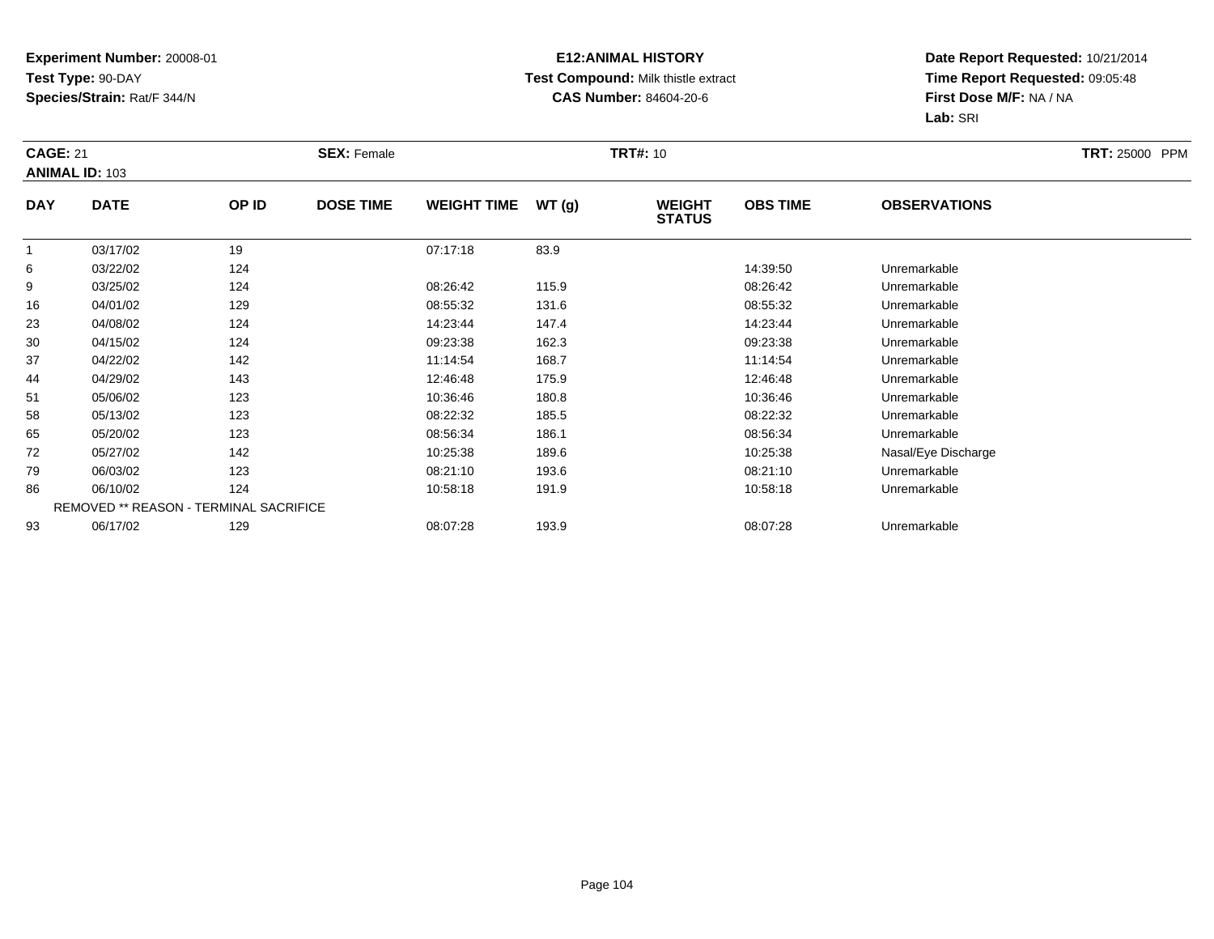**Experiment Number:** 20008-01
**Test Type:** 90-DAY
**Species/Strain:** Rat/F 344/N

**E12:ANIMAL HISTORY**
**Test Compound:** Milk thistle extract
**CAS Number:** 84604-20-6

**Date Report Requested:** 10/21/2014
**Time Report Requested:** 09:05:48
**First Dose M/F:** NA / NA
**Lab:** SRI

**CAGE:** 21 **SEX:** Female **TRT#:** 10 **TRT:** 25000 PPM
**ANIMAL ID:** 103

| DAY | DATE | OP ID | DOSE TIME | WEIGHT TIME | WT (g) | WEIGHT STATUS | OBS TIME | OBSERVATIONS |
|---|---|---|---|---|---|---|---|---|
| 1 | 03/17/02 | 19 | | 07:17:18 | 83.9 | | | |
| 6 | 03/22/02 | 124 | | | | | 14:39:50 | Unremarkable |
| 9 | 03/25/02 | 124 | | 08:26:42 | 115.9 | | 08:26:42 | Unremarkable |
| 16 | 04/01/02 | 129 | | 08:55:32 | 131.6 | | 08:55:32 | Unremarkable |
| 23 | 04/08/02 | 124 | | 14:23:44 | 147.4 | | 14:23:44 | Unremarkable |
| 30 | 04/15/02 | 124 | | 09:23:38 | 162.3 | | 09:23:38 | Unremarkable |
| 37 | 04/22/02 | 142 | | 11:14:54 | 168.7 | | 11:14:54 | Unremarkable |
| 44 | 04/29/02 | 143 | | 12:46:48 | 175.9 | | 12:46:48 | Unremarkable |
| 51 | 05/06/02 | 123 | | 10:36:46 | 180.8 | | 10:36:46 | Unremarkable |
| 58 | 05/13/02 | 123 | | 08:22:32 | 185.5 | | 08:22:32 | Unremarkable |
| 65 | 05/20/02 | 123 | | 08:56:34 | 186.1 | | 08:56:34 | Unremarkable |
| 72 | 05/27/02 | 142 | | 10:25:38 | 189.6 | | 10:25:38 | Nasal/Eye Discharge |
| 79 | 06/03/02 | 123 | | 08:21:10 | 193.6 | | 08:21:10 | Unremarkable |
| 86 | 06/10/02 | 124 | | 10:58:18 | 191.9 | | 10:58:18 | Unremarkable |
| | REMOVED ** REASON - TERMINAL SACRIFICE | | | | | | | |
| 93 | 06/17/02 | 129 | | 08:07:28 | 193.9 | | 08:07:28 | Unremarkable |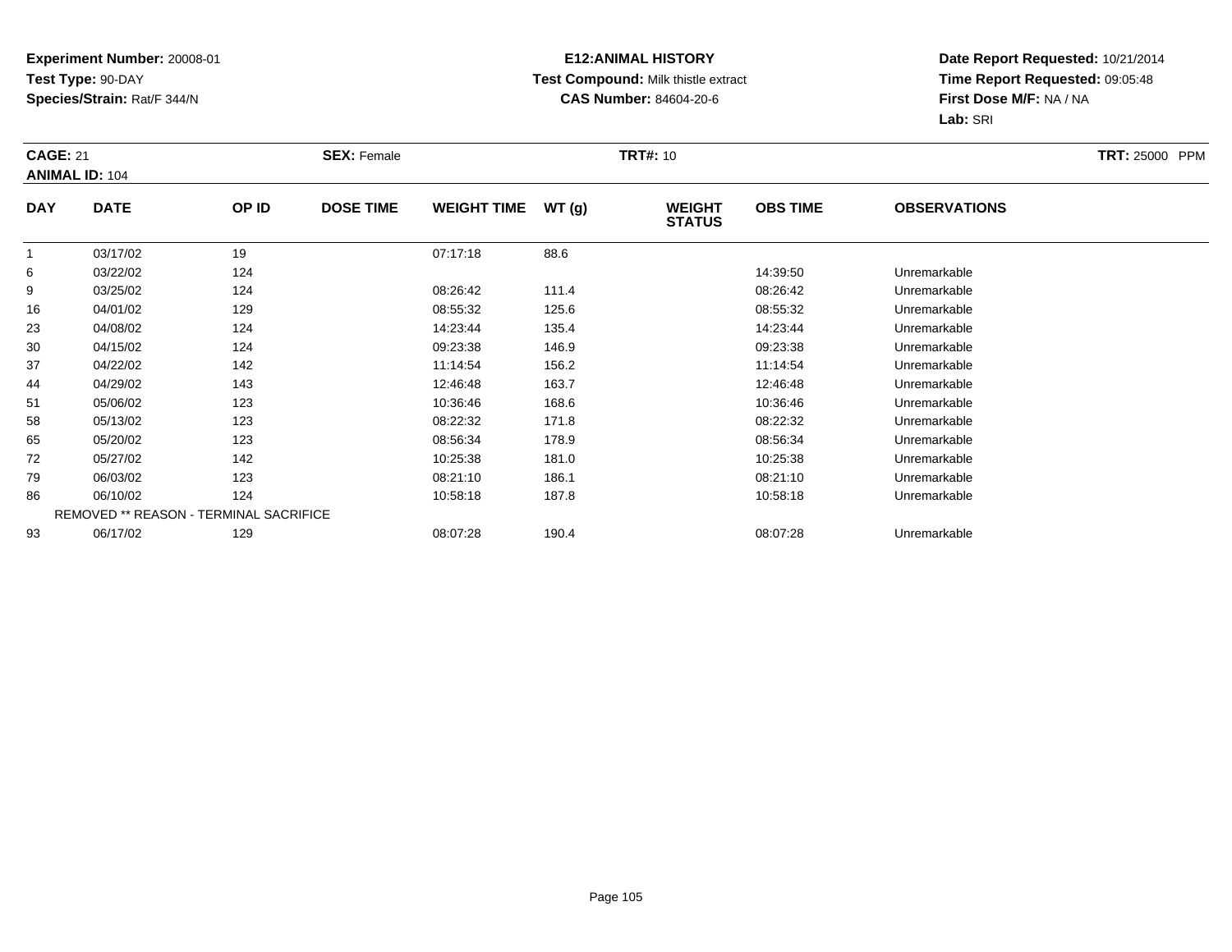**Experiment Number:** 20008-01
**Test Type:** 90-DAY
**Species/Strain:** Rat/F 344/N

**E12:ANIMAL HISTORY**
**Test Compound:** Milk thistle extract
**CAS Number:** 84604-20-6

**Date Report Requested:** 10/21/2014
**Time Report Requested:** 09:05:48
**First Dose M/F:** NA / NA
**Lab:** SRI

**CAGE:** 21 **SEX:** Female **TRT#:** 10 **TRT:** 25000 PPM
**ANIMAL ID:** 104

| DAY | DATE | OP ID | DOSE TIME | WEIGHT TIME | WT (g) | WEIGHT STATUS | OBS TIME | OBSERVATIONS |
|---|---|---|---|---|---|---|---|---|
| 1 | 03/17/02 | 19 | | 07:17:18 | 88.6 | | | |
| 6 | 03/22/02 | 124 | | | | | 14:39:50 | Unremarkable |
| 9 | 03/25/02 | 124 | | 08:26:42 | 111.4 | | 08:26:42 | Unremarkable |
| 16 | 04/01/02 | 129 | | 08:55:32 | 125.6 | | 08:55:32 | Unremarkable |
| 23 | 04/08/02 | 124 | | 14:23:44 | 135.4 | | 14:23:44 | Unremarkable |
| 30 | 04/15/02 | 124 | | 09:23:38 | 146.9 | | 09:23:38 | Unremarkable |
| 37 | 04/22/02 | 142 | | 11:14:54 | 156.2 | | 11:14:54 | Unremarkable |
| 44 | 04/29/02 | 143 | | 12:46:48 | 163.7 | | 12:46:48 | Unremarkable |
| 51 | 05/06/02 | 123 | | 10:36:46 | 168.6 | | 10:36:46 | Unremarkable |
| 58 | 05/13/02 | 123 | | 08:22:32 | 171.8 | | 08:22:32 | Unremarkable |
| 65 | 05/20/02 | 123 | | 08:56:34 | 178.9 | | 08:56:34 | Unremarkable |
| 72 | 05/27/02 | 142 | | 10:25:38 | 181.0 | | 10:25:38 | Unremarkable |
| 79 | 06/03/02 | 123 | | 08:21:10 | 186.1 | | 08:21:10 | Unremarkable |
| 86 | 06/10/02 | 124 | | 10:58:18 | 187.8 | | 10:58:18 | Unremarkable |
| | REMOVED ** REASON - TERMINAL SACRIFICE | | | | | | | |
| 93 | 06/17/02 | 129 | | 08:07:28 | 190.4 | | 08:07:28 | Unremarkable |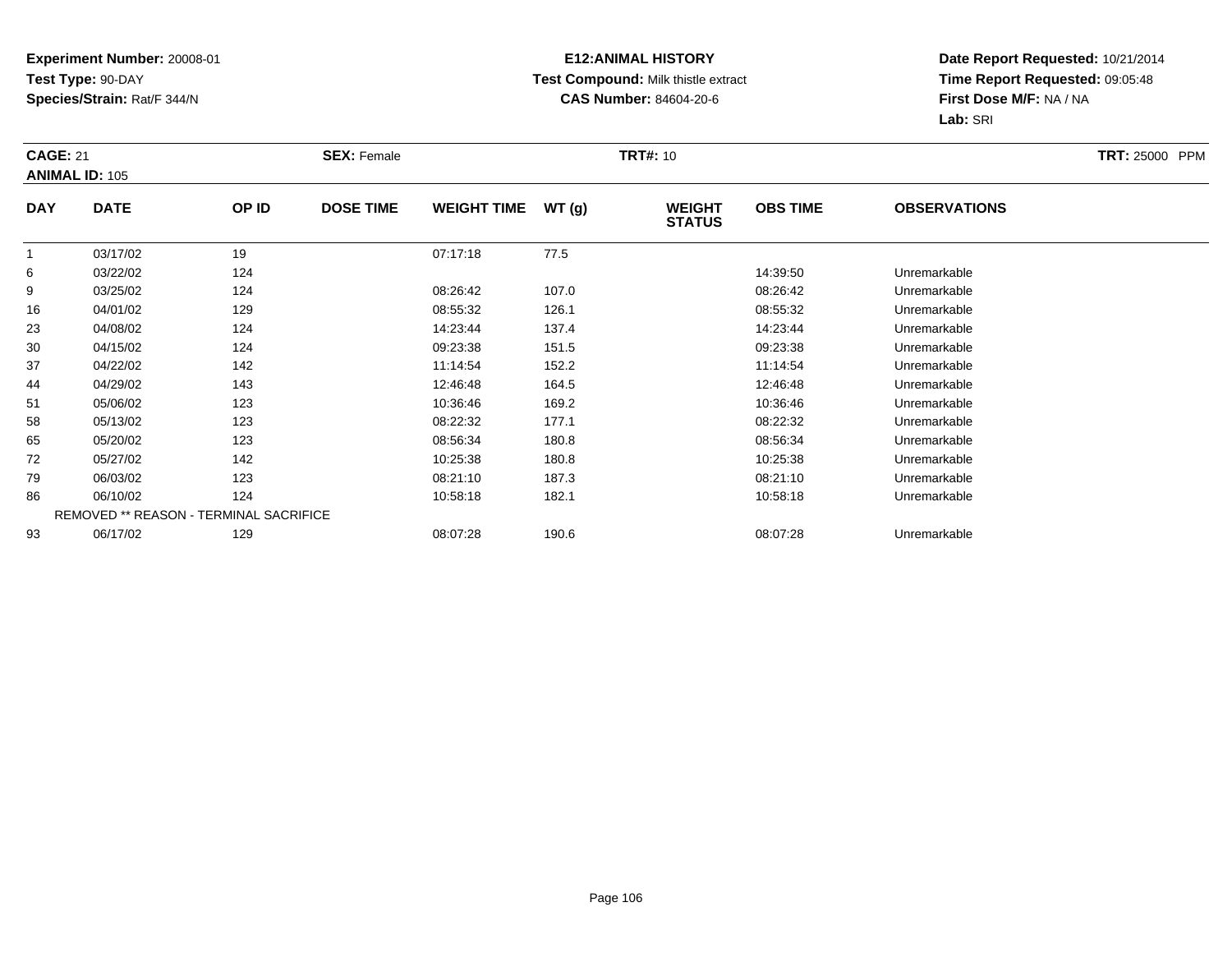**Experiment Number:** 20008-01
**Test Type:** 90-DAY
**Species/Strain:** Rat/F 344/N

**E12:ANIMAL HISTORY**
**Test Compound:** Milk thistle extract
**CAS Number:** 84604-20-6

**Date Report Requested:** 10/21/2014
**Time Report Requested:** 09:05:48
**First Dose M/F:** NA / NA
**Lab:** SRI

**CAGE:** 21 **SEX:** Female **TRT#:** 10 **TRT:** 25000 PPM
**ANIMAL ID:** 105

| DAY | DATE | OP ID | DOSE TIME | WEIGHT TIME | WT (g) | WEIGHT STATUS | OBS TIME | OBSERVATIONS |
|---|---|---|---|---|---|---|---|---|
| 1 | 03/17/02 | 19 | | 07:17:18 | 77.5 | | | |
| 6 | 03/22/02 | 124 | | | | | 14:39:50 | Unremarkable |
| 9 | 03/25/02 | 124 | | 08:26:42 | 107.0 | | 08:26:42 | Unremarkable |
| 16 | 04/01/02 | 129 | | 08:55:32 | 126.1 | | 08:55:32 | Unremarkable |
| 23 | 04/08/02 | 124 | | 14:23:44 | 137.4 | | 14:23:44 | Unremarkable |
| 30 | 04/15/02 | 124 | | 09:23:38 | 151.5 | | 09:23:38 | Unremarkable |
| 37 | 04/22/02 | 142 | | 11:14:54 | 152.2 | | 11:14:54 | Unremarkable |
| 44 | 04/29/02 | 143 | | 12:46:48 | 164.5 | | 12:46:48 | Unremarkable |
| 51 | 05/06/02 | 123 | | 10:36:46 | 169.2 | | 10:36:46 | Unremarkable |
| 58 | 05/13/02 | 123 | | 08:22:32 | 177.1 | | 08:22:32 | Unremarkable |
| 65 | 05/20/02 | 123 | | 08:56:34 | 180.8 | | 08:56:34 | Unremarkable |
| 72 | 05/27/02 | 142 | | 10:25:38 | 180.8 | | 10:25:38 | Unremarkable |
| 79 | 06/03/02 | 123 | | 08:21:10 | 187.3 | | 08:21:10 | Unremarkable |
| 86 | 06/10/02 | 124 | | 10:58:18 | 182.1 | | 10:58:18 | Unremarkable |
| | REMOVED ** REASON - TERMINAL SACRIFICE | | | | | | | |
| 93 | 06/17/02 | 129 | | 08:07:28 | 190.6 | | 08:07:28 | Unremarkable |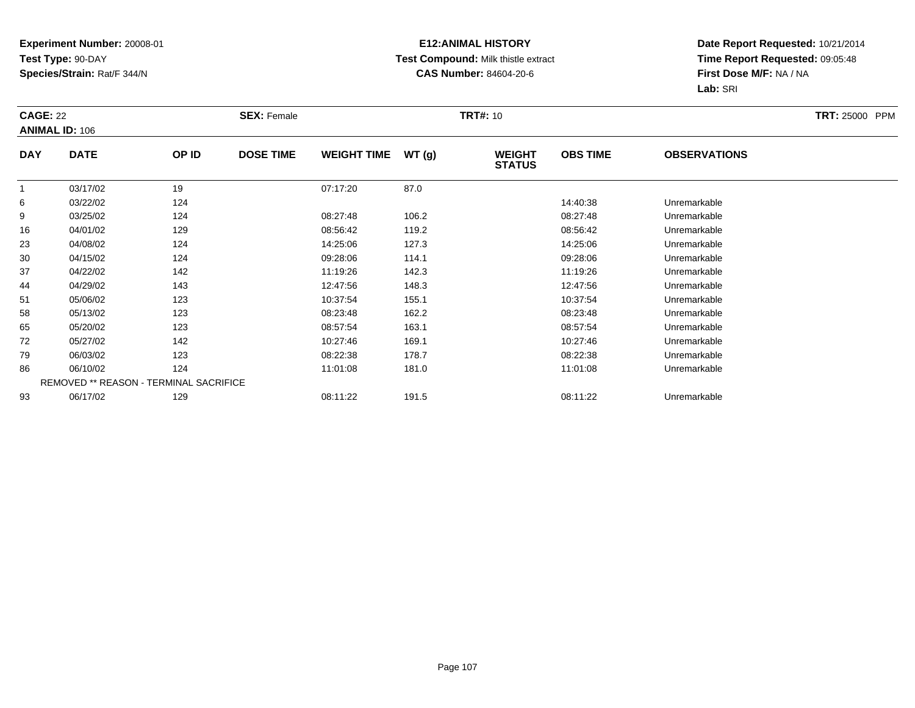**Experiment Number:** 20008-01
**Test Type:** 90-DAY
**Species/Strain:** Rat/F 344/N

**E12:ANIMAL HISTORY**
**Test Compound:** Milk thistle extract
**CAS Number:** 84604-20-6

**Date Report Requested:** 10/21/2014
**Time Report Requested:** 09:05:48
**First Dose M/F:** NA / NA
**Lab:** SRI

**CAGE:** 22 | **SEX:** Female | **TRT#:** 10 | **TRT:** 25000 PPM
**ANIMAL ID:** 106

| DAY | DATE | OP ID | DOSE TIME | WEIGHT TIME | WT (g) | WEIGHT STATUS | OBS TIME | OBSERVATIONS |
|---|---|---|---|---|---|---|---|---|
| 1 | 03/17/02 | 19 | | 07:17:20 | 87.0 | | | |
| 6 | 03/22/02 | 124 | | | | | 14:40:38 | Unremarkable |
| 9 | 03/25/02 | 124 | | 08:27:48 | 106.2 | | 08:27:48 | Unremarkable |
| 16 | 04/01/02 | 129 | | 08:56:42 | 119.2 | | 08:56:42 | Unremarkable |
| 23 | 04/08/02 | 124 | | 14:25:06 | 127.3 | | 14:25:06 | Unremarkable |
| 30 | 04/15/02 | 124 | | 09:28:06 | 114.1 | | 09:28:06 | Unremarkable |
| 37 | 04/22/02 | 142 | | 11:19:26 | 142.3 | | 11:19:26 | Unremarkable |
| 44 | 04/29/02 | 143 | | 12:47:56 | 148.3 | | 12:47:56 | Unremarkable |
| 51 | 05/06/02 | 123 | | 10:37:54 | 155.1 | | 10:37:54 | Unremarkable |
| 58 | 05/13/02 | 123 | | 08:23:48 | 162.2 | | 08:23:48 | Unremarkable |
| 65 | 05/20/02 | 123 | | 08:57:54 | 163.1 | | 08:57:54 | Unremarkable |
| 72 | 05/27/02 | 142 | | 10:27:46 | 169.1 | | 10:27:46 | Unremarkable |
| 79 | 06/03/02 | 123 | | 08:22:38 | 178.7 | | 08:22:38 | Unremarkable |
| 86 | 06/10/02 | 124 | | 11:01:08 | 181.0 | | 11:01:08 | Unremarkable |
| | REMOVED ** REASON - TERMINAL SACRIFICE | | | | | | | |
| 93 | 06/17/02 | 129 | | 08:11:22 | 191.5 | | 08:11:22 | Unremarkable |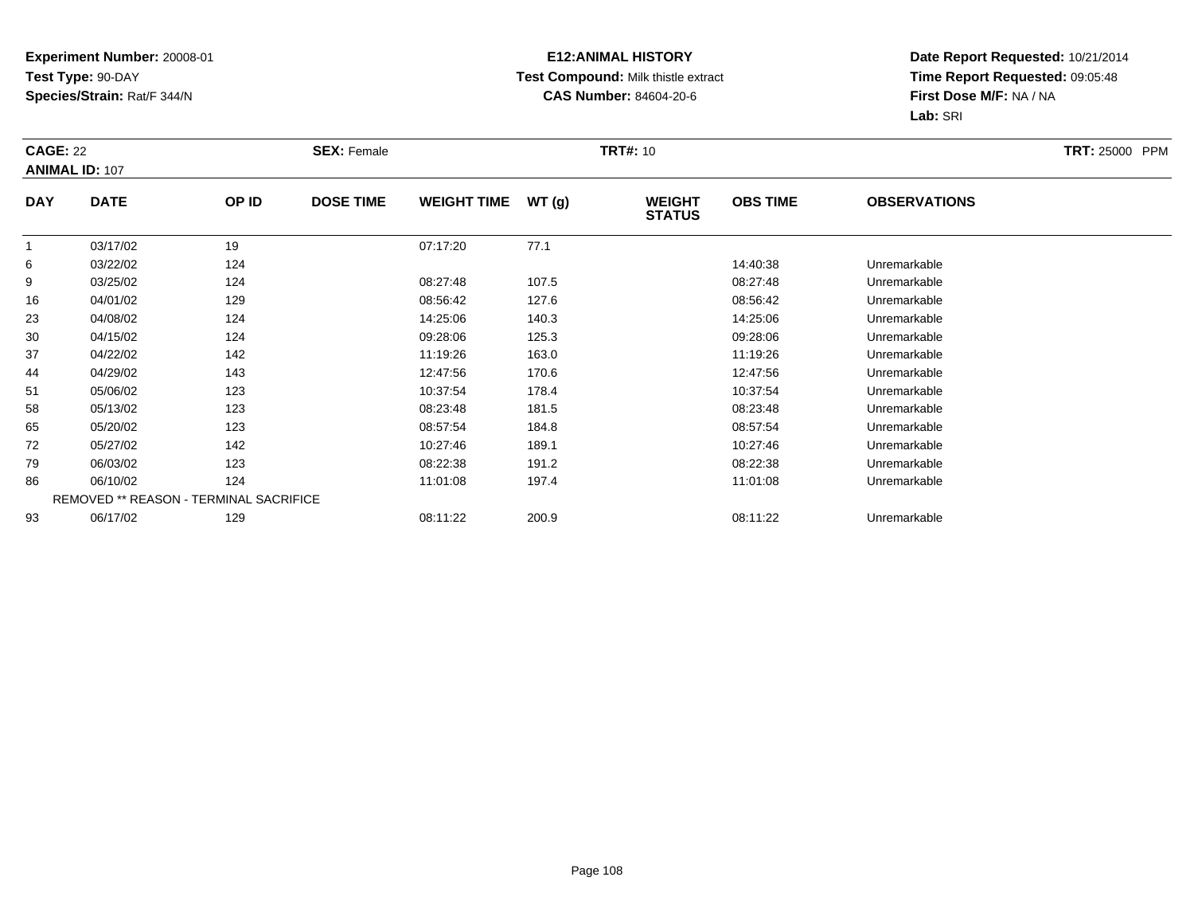**Experiment Number:** 20008-01
**Test Type:** 90-DAY
**Species/Strain:** Rat/F 344/N

**E12:ANIMAL HISTORY**
**Test Compound:** Milk thistle extract
**CAS Number:** 84604-20-6

**Date Report Requested:** 10/21/2014
**Time Report Requested:** 09:05:48
**First Dose M/F:** NA / NA
**Lab:** SRI

**CAGE:** 22 **SEX:** Female **TRT#:** 10 **TRT:** 25000 PPM
**ANIMAL ID:** 107

| DAY | DATE | OP ID | DOSE TIME | WEIGHT TIME | WT (g) | WEIGHT STATUS | OBS TIME | OBSERVATIONS |
|---|---|---|---|---|---|---|---|---|
| 1 | 03/17/02 | 19 | | 07:17:20 | 77.1 | | | |
| 6 | 03/22/02 | 124 | | | | | 14:40:38 | Unremarkable |
| 9 | 03/25/02 | 124 | | 08:27:48 | 107.5 | | 08:27:48 | Unremarkable |
| 16 | 04/01/02 | 129 | | 08:56:42 | 127.6 | | 08:56:42 | Unremarkable |
| 23 | 04/08/02 | 124 | | 14:25:06 | 140.3 | | 14:25:06 | Unremarkable |
| 30 | 04/15/02 | 124 | | 09:28:06 | 125.3 | | 09:28:06 | Unremarkable |
| 37 | 04/22/02 | 142 | | 11:19:26 | 163.0 | | 11:19:26 | Unremarkable |
| 44 | 04/29/02 | 143 | | 12:47:56 | 170.6 | | 12:47:56 | Unremarkable |
| 51 | 05/06/02 | 123 | | 10:37:54 | 178.4 | | 10:37:54 | Unremarkable |
| 58 | 05/13/02 | 123 | | 08:23:48 | 181.5 | | 08:23:48 | Unremarkable |
| 65 | 05/20/02 | 123 | | 08:57:54 | 184.8 | | 08:57:54 | Unremarkable |
| 72 | 05/27/02 | 142 | | 10:27:46 | 189.1 | | 10:27:46 | Unremarkable |
| 79 | 06/03/02 | 123 | | 08:22:38 | 191.2 | | 08:22:38 | Unremarkable |
| 86 | 06/10/02 | 124 | | 11:01:08 | 197.4 | | 11:01:08 | Unremarkable |
| | REMOVED ** REASON - TERMINAL SACRIFICE | | | | | | | |
| 93 | 06/17/02 | 129 | | 08:11:22 | 200.9 | | 08:11:22 | Unremarkable |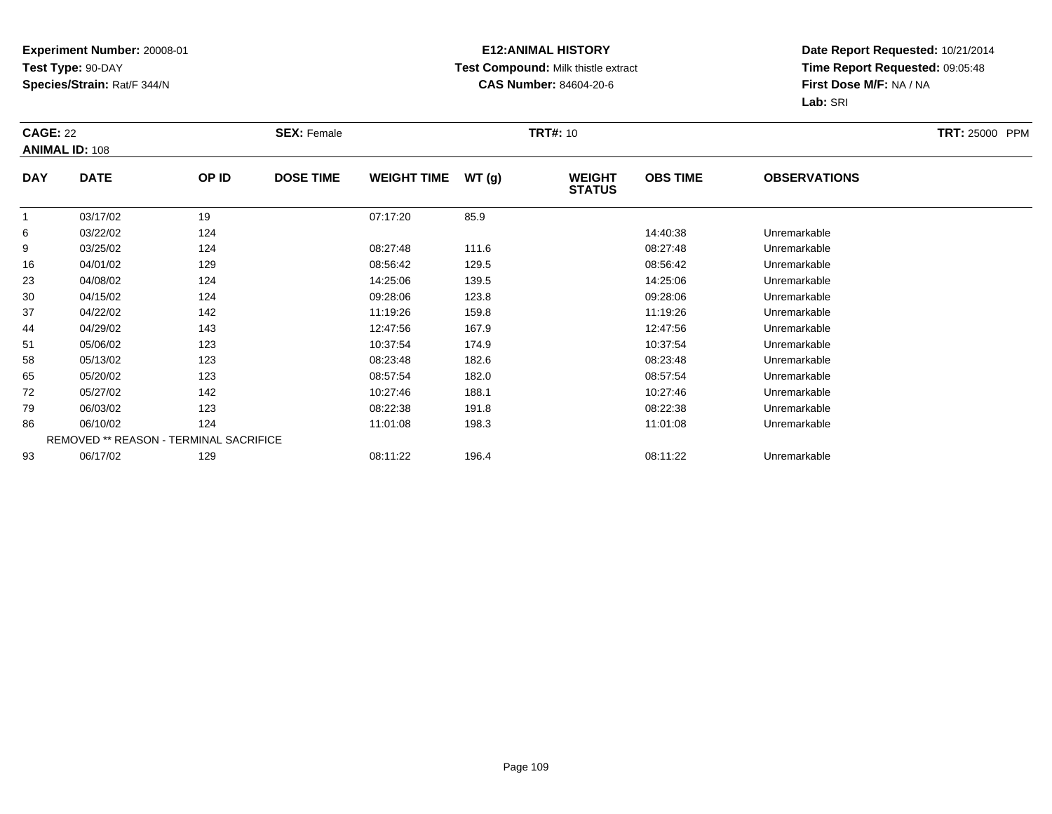**Experiment Number:** 20008-01
**Test Type:** 90-DAY
**Species/Strain:** Rat/F 344/N

**E12:ANIMAL HISTORY**
**Test Compound:** Milk thistle extract
**CAS Number:** 84604-20-6

**Date Report Requested:** 10/21/2014
**Time Report Requested:** 09:05:48
**First Dose M/F:** NA / NA
**Lab:** SRI

**CAGE:** 22 **SEX:** Female **TRT#:** 10 **TRT:** 25000 PPM
**ANIMAL ID:** 108

| DAY | DATE | OP ID | DOSE TIME | WEIGHT TIME | WT (g) | WEIGHT STATUS | OBS TIME | OBSERVATIONS |
|---|---|---|---|---|---|---|---|---|
| 1 | 03/17/02 | 19 | | 07:17:20 | 85.9 | | | |
| 6 | 03/22/02 | 124 | | | | | 14:40:38 | Unremarkable |
| 9 | 03/25/02 | 124 | | 08:27:48 | 111.6 | | 08:27:48 | Unremarkable |
| 16 | 04/01/02 | 129 | | 08:56:42 | 129.5 | | 08:56:42 | Unremarkable |
| 23 | 04/08/02 | 124 | | 14:25:06 | 139.5 | | 14:25:06 | Unremarkable |
| 30 | 04/15/02 | 124 | | 09:28:06 | 123.8 | | 09:28:06 | Unremarkable |
| 37 | 04/22/02 | 142 | | 11:19:26 | 159.8 | | 11:19:26 | Unremarkable |
| 44 | 04/29/02 | 143 | | 12:47:56 | 167.9 | | 12:47:56 | Unremarkable |
| 51 | 05/06/02 | 123 | | 10:37:54 | 174.9 | | 10:37:54 | Unremarkable |
| 58 | 05/13/02 | 123 | | 08:23:48 | 182.6 | | 08:23:48 | Unremarkable |
| 65 | 05/20/02 | 123 | | 08:57:54 | 182.0 | | 08:57:54 | Unremarkable |
| 72 | 05/27/02 | 142 | | 10:27:46 | 188.1 | | 10:27:46 | Unremarkable |
| 79 | 06/03/02 | 123 | | 08:22:38 | 191.8 | | 08:22:38 | Unremarkable |
| 86 | 06/10/02 | 124 | | 11:01:08 | 198.3 | | 11:01:08 | Unremarkable |
| | REMOVED ** REASON - TERMINAL SACRIFICE | | | | | | | |
| 93 | 06/17/02 | 129 | | 08:11:22 | 196.4 | | 08:11:22 | Unremarkable |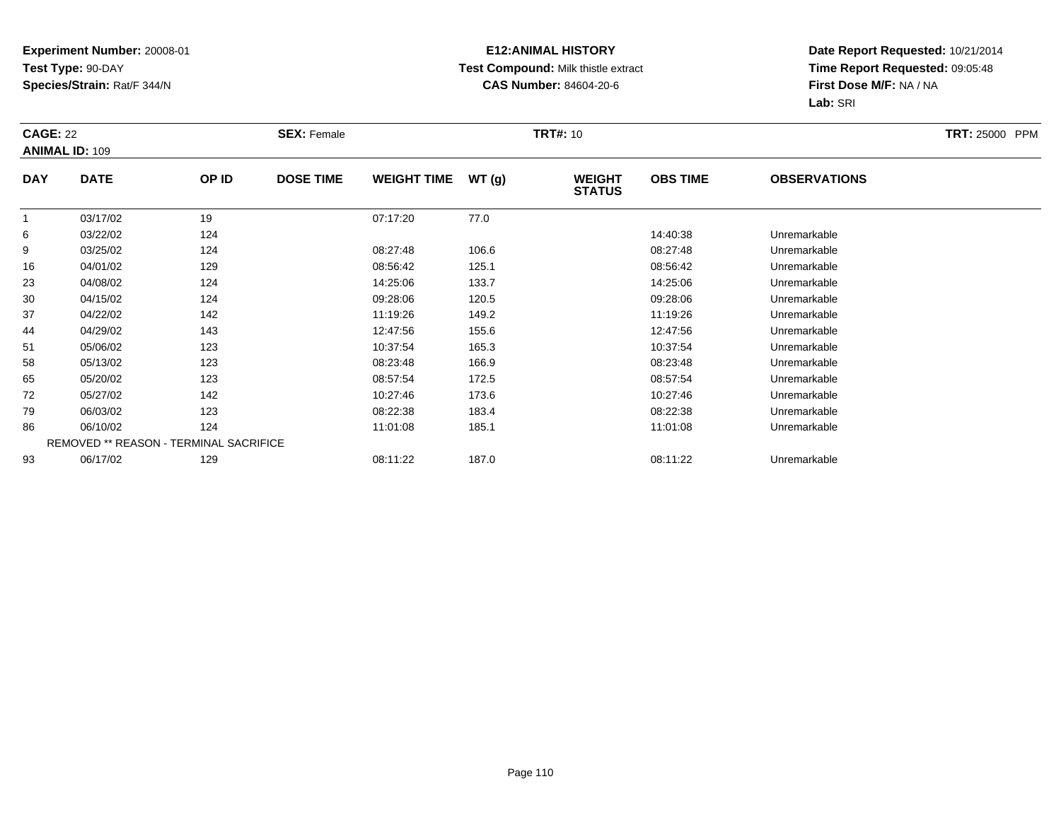**Experiment Number:** 20008-01
**Test Type:** 90-DAY
**Species/Strain:** Rat/F 344/N

**E12:ANIMAL HISTORY**
**Test Compound:** Milk thistle extract
**CAS Number:** 84604-20-6

**Date Report Requested:** 10/21/2014
**Time Report Requested:** 09:05:48
**First Dose M/F:** NA / NA
**Lab:** SRI

**CAGE:** 22 **SEX:** Female **TRT#:** 10 **TRT:** 25000 PPM
**ANIMAL ID:** 109

| DAY | DATE | OP ID | DOSE TIME | WEIGHT TIME | WT (g) | WEIGHT STATUS | OBS TIME | OBSERVATIONS |
|---|---|---|---|---|---|---|---|---|
| 1 | 03/17/02 | 19 | | 07:17:20 | 77.0 | | | |
| 6 | 03/22/02 | 124 | | | | | 14:40:38 | Unremarkable |
| 9 | 03/25/02 | 124 | | 08:27:48 | 106.6 | | 08:27:48 | Unremarkable |
| 16 | 04/01/02 | 129 | | 08:56:42 | 125.1 | | 08:56:42 | Unremarkable |
| 23 | 04/08/02 | 124 | | 14:25:06 | 133.7 | | 14:25:06 | Unremarkable |
| 30 | 04/15/02 | 124 | | 09:28:06 | 120.5 | | 09:28:06 | Unremarkable |
| 37 | 04/22/02 | 142 | | 11:19:26 | 149.2 | | 11:19:26 | Unremarkable |
| 44 | 04/29/02 | 143 | | 12:47:56 | 155.6 | | 12:47:56 | Unremarkable |
| 51 | 05/06/02 | 123 | | 10:37:54 | 165.3 | | 10:37:54 | Unremarkable |
| 58 | 05/13/02 | 123 | | 08:23:48 | 166.9 | | 08:23:48 | Unremarkable |
| 65 | 05/20/02 | 123 | | 08:57:54 | 172.5 | | 08:57:54 | Unremarkable |
| 72 | 05/27/02 | 142 | | 10:27:46 | 173.6 | | 10:27:46 | Unremarkable |
| 79 | 06/03/02 | 123 | | 08:22:38 | 183.4 | | 08:22:38 | Unremarkable |
| 86 | 06/10/02 | 124 | | 11:01:08 | 185.1 | | 11:01:08 | Unremarkable |
| | REMOVED ** REASON - TERMINAL SACRIFICE | | | | | | | |
| 93 | 06/17/02 | 129 | | 08:11:22 | 187.0 | | 08:11:22 | Unremarkable |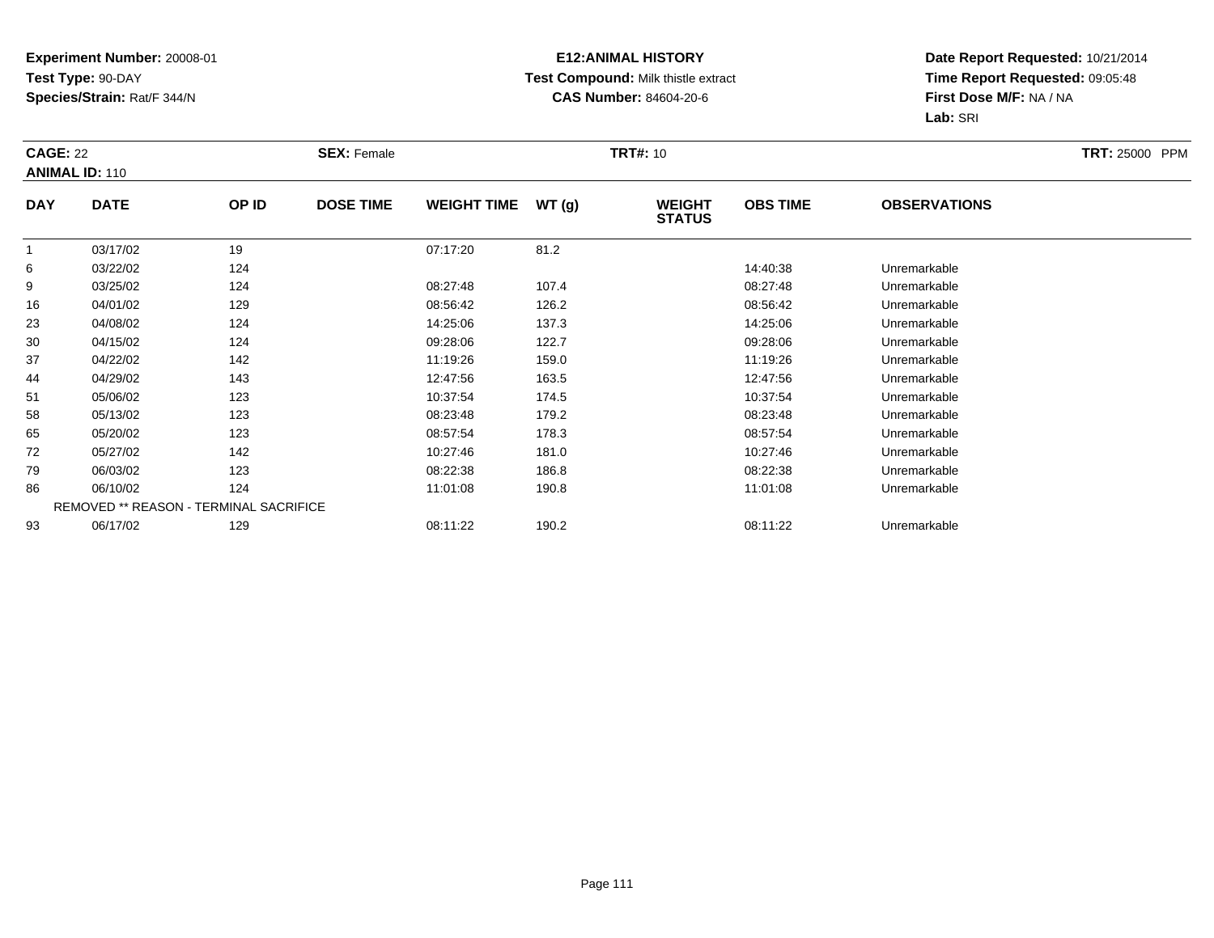**Experiment Number:** 20008-01
**Test Type:** 90-DAY
**Species/Strain:** Rat/F 344/N

**E12:ANIMAL HISTORY**
**Test Compound:** Milk thistle extract
**CAS Number:** 84604-20-6

**Date Report Requested:** 10/21/2014
**Time Report Requested:** 09:05:48
**First Dose M/F:** NA / NA
**Lab:** SRI

**CAGE:** 22 **SEX:** Female **TRT#:** 10 **TRT:** 25000 PPM
**ANIMAL ID:** 110

| DAY | DATE | OP ID | DOSE TIME | WEIGHT TIME | WT (g) | WEIGHT STATUS | OBS TIME | OBSERVATIONS |
|---|---|---|---|---|---|---|---|---|
| 1 | 03/17/02 | 19 | | 07:17:20 | 81.2 | | | |
| 6 | 03/22/02 | 124 | | | | | 14:40:38 | Unremarkable |
| 9 | 03/25/02 | 124 | | 08:27:48 | 107.4 | | 08:27:48 | Unremarkable |
| 16 | 04/01/02 | 129 | | 08:56:42 | 126.2 | | 08:56:42 | Unremarkable |
| 23 | 04/08/02 | 124 | | 14:25:06 | 137.3 | | 14:25:06 | Unremarkable |
| 30 | 04/15/02 | 124 | | 09:28:06 | 122.7 | | 09:28:06 | Unremarkable |
| 37 | 04/22/02 | 142 | | 11:19:26 | 159.0 | | 11:19:26 | Unremarkable |
| 44 | 04/29/02 | 143 | | 12:47:56 | 163.5 | | 12:47:56 | Unremarkable |
| 51 | 05/06/02 | 123 | | 10:37:54 | 174.5 | | 10:37:54 | Unremarkable |
| 58 | 05/13/02 | 123 | | 08:23:48 | 179.2 | | 08:23:48 | Unremarkable |
| 65 | 05/20/02 | 123 | | 08:57:54 | 178.3 | | 08:57:54 | Unremarkable |
| 72 | 05/27/02 | 142 | | 10:27:46 | 181.0 | | 10:27:46 | Unremarkable |
| 79 | 06/03/02 | 123 | | 08:22:38 | 186.8 | | 08:22:38 | Unremarkable |
| 86 | 06/10/02 | 124 | | 11:01:08 | 190.8 | | 11:01:08 | Unremarkable |
| | REMOVED ** REASON - TERMINAL SACRIFICE | | | | | | | |
| 93 | 06/17/02 | 129 | | 08:11:22 | 190.2 | | 08:11:22 | Unremarkable |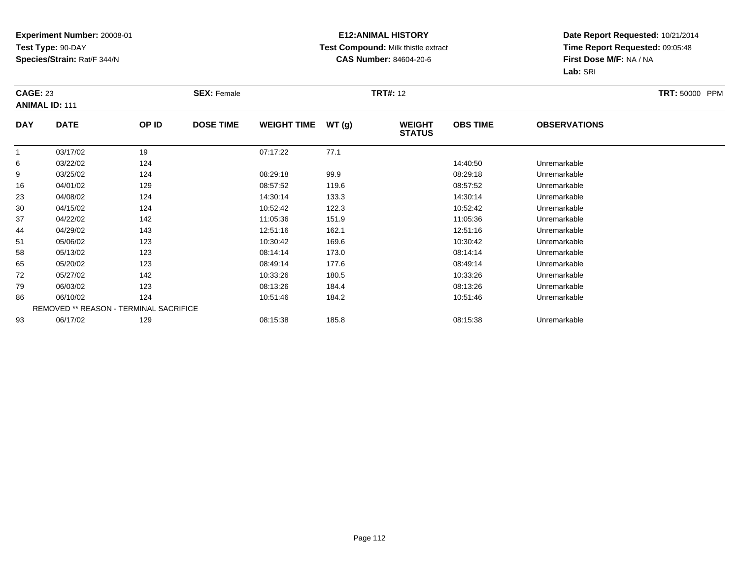**Experiment Number:** 20008-01
**Test Type:** 90-DAY
**Species/Strain:** Rat/F 344/N

**E12:ANIMAL HISTORY**
**Test Compound:** Milk thistle extract
**CAS Number:** 84604-20-6

**Date Report Requested:** 10/21/2014
**Time Report Requested:** 09:05:48
**First Dose M/F:** NA / NA
**Lab:** SRI

**CAGE:** 23 **SEX:** Female **TRT#:** 12 **TRT:** 50000 PPM
**ANIMAL ID:** 111

| DAY | DATE | OP ID | DOSE TIME | WEIGHT TIME | WT (g) | WEIGHT STATUS | OBS TIME | OBSERVATIONS |
|---|---|---|---|---|---|---|---|---|
| 1 | 03/17/02 | 19 | | 07:17:22 | 77.1 | | | |
| 6 | 03/22/02 | 124 | | | | | 14:40:50 | Unremarkable |
| 9 | 03/25/02 | 124 | | 08:29:18 | 99.9 | | 08:29:18 | Unremarkable |
| 16 | 04/01/02 | 129 | | 08:57:52 | 119.6 | | 08:57:52 | Unremarkable |
| 23 | 04/08/02 | 124 | | 14:30:14 | 133.3 | | 14:30:14 | Unremarkable |
| 30 | 04/15/02 | 124 | | 10:52:42 | 122.3 | | 10:52:42 | Unremarkable |
| 37 | 04/22/02 | 142 | | 11:05:36 | 151.9 | | 11:05:36 | Unremarkable |
| 44 | 04/29/02 | 143 | | 12:51:16 | 162.1 | | 12:51:16 | Unremarkable |
| 51 | 05/06/02 | 123 | | 10:30:42 | 169.6 | | 10:30:42 | Unremarkable |
| 58 | 05/13/02 | 123 | | 08:14:14 | 173.0 | | 08:14:14 | Unremarkable |
| 65 | 05/20/02 | 123 | | 08:49:14 | 177.6 | | 08:49:14 | Unremarkable |
| 72 | 05/27/02 | 142 | | 10:33:26 | 180.5 | | 10:33:26 | Unremarkable |
| 79 | 06/03/02 | 123 | | 08:13:26 | 184.4 | | 08:13:26 | Unremarkable |
| 86 | 06/10/02 | 124 | | 10:51:46 | 184.2 | | 10:51:46 | Unremarkable |
| | REMOVED ** REASON - TERMINAL SACRIFICE | | | | | | | |
| 93 | 06/17/02 | 129 | | 08:15:38 | 185.8 | | 08:15:38 | Unremarkable |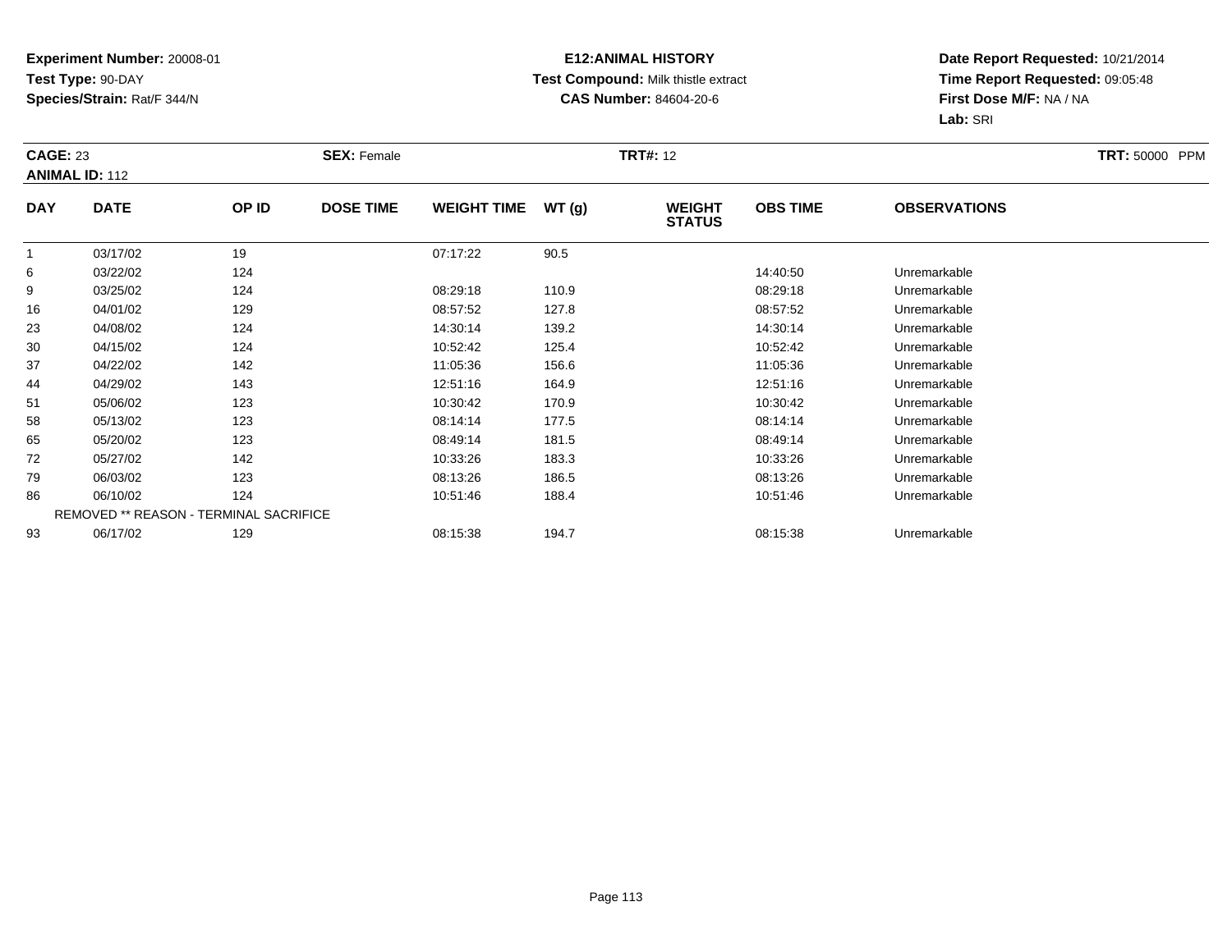**Experiment Number:** 20008-01
**Test Type:** 90-DAY
**Species/Strain:** Rat/F 344/N

**E12:ANIMAL HISTORY**
**Test Compound:** Milk thistle extract
**CAS Number:** 84604-20-6

**Date Report Requested:** 10/21/2014
**Time Report Requested:** 09:05:48
**First Dose M/F:** NA / NA
**Lab:** SRI

**CAGE:** 23 **SEX:** Female **TRT#:** 12 **TRT:** 50000 PPM
**ANIMAL ID:** 112

| DAY | DATE | OP ID | DOSE TIME | WEIGHT TIME | WT (g) | WEIGHT STATUS | OBS TIME | OBSERVATIONS |
|---|---|---|---|---|---|---|---|---|
| 1 | 03/17/02 | 19 | | 07:17:22 | 90.5 | | | |
| 6 | 03/22/02 | 124 | | | | | 14:40:50 | Unremarkable |
| 9 | 03/25/02 | 124 | | 08:29:18 | 110.9 | | 08:29:18 | Unremarkable |
| 16 | 04/01/02 | 129 | | 08:57:52 | 127.8 | | 08:57:52 | Unremarkable |
| 23 | 04/08/02 | 124 | | 14:30:14 | 139.2 | | 14:30:14 | Unremarkable |
| 30 | 04/15/02 | 124 | | 10:52:42 | 125.4 | | 10:52:42 | Unremarkable |
| 37 | 04/22/02 | 142 | | 11:05:36 | 156.6 | | 11:05:36 | Unremarkable |
| 44 | 04/29/02 | 143 | | 12:51:16 | 164.9 | | 12:51:16 | Unremarkable |
| 51 | 05/06/02 | 123 | | 10:30:42 | 170.9 | | 10:30:42 | Unremarkable |
| 58 | 05/13/02 | 123 | | 08:14:14 | 177.5 | | 08:14:14 | Unremarkable |
| 65 | 05/20/02 | 123 | | 08:49:14 | 181.5 | | 08:49:14 | Unremarkable |
| 72 | 05/27/02 | 142 | | 10:33:26 | 183.3 | | 10:33:26 | Unremarkable |
| 79 | 06/03/02 | 123 | | 08:13:26 | 186.5 | | 08:13:26 | Unremarkable |
| 86 | 06/10/02 | 124 | | 10:51:46 | 188.4 | | 10:51:46 | Unremarkable |
| | REMOVED ** REASON - TERMINAL SACRIFICE | | | | | | | |
| 93 | 06/17/02 | 129 | | 08:15:38 | 194.7 | | 08:15:38 | Unremarkable |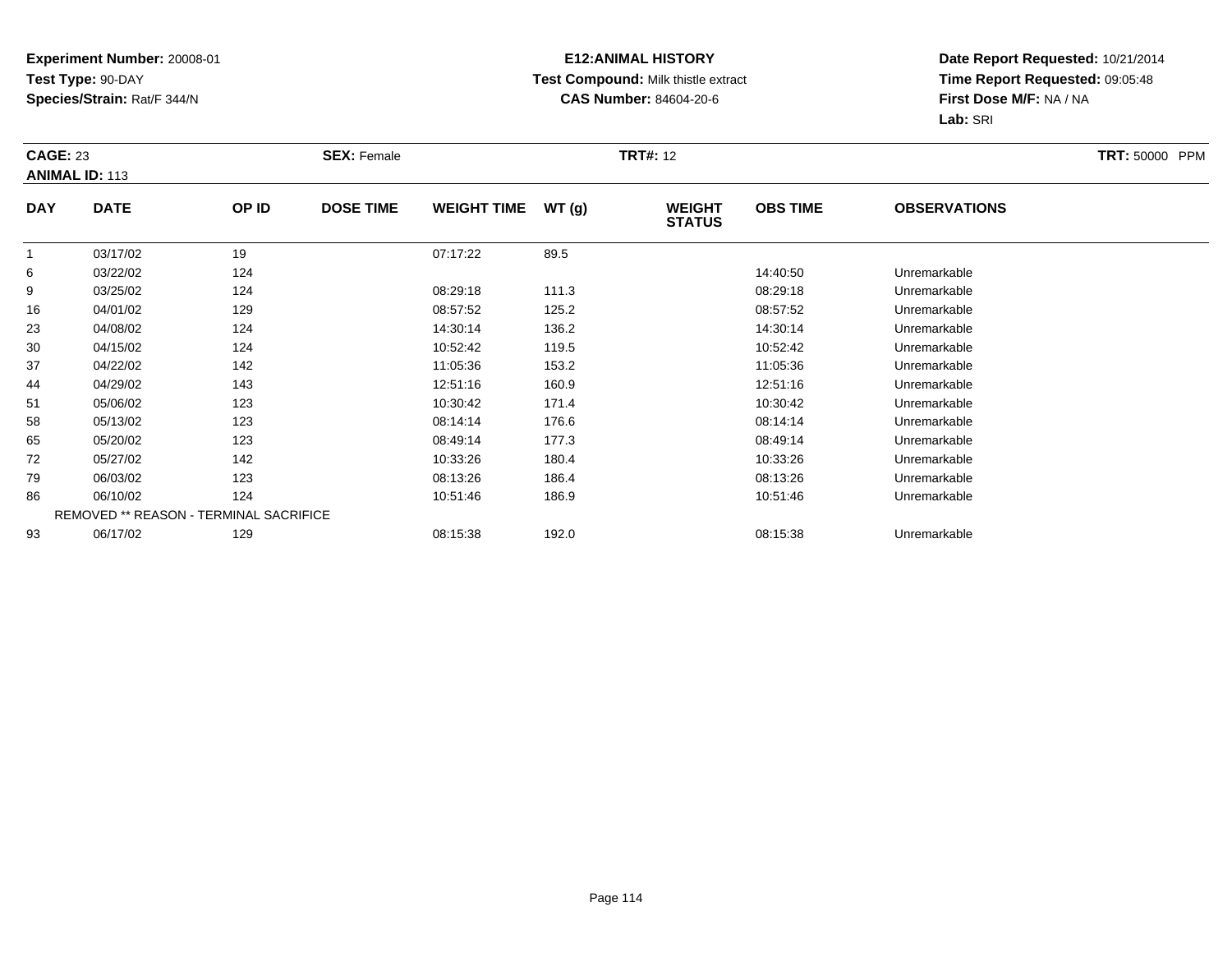**Experiment Number:** 20008-01
**Test Type:** 90-DAY
**Species/Strain:** Rat/F 344/N

**E12:ANIMAL HISTORY**
**Test Compound:** Milk thistle extract
**CAS Number:** 84604-20-6

**Date Report Requested:** 10/21/2014
**Time Report Requested:** 09:05:48
**First Dose M/F:** NA / NA
**Lab:** SRI

**CAGE:** 23 **SEX:** Female **TRT#:** 12 **TRT:** 50000 PPM
**ANIMAL ID:** 113

| DAY | DATE | OP ID | DOSE TIME | WEIGHT TIME | WT (g) | WEIGHT STATUS | OBS TIME | OBSERVATIONS |
|---|---|---|---|---|---|---|---|---|
| 1 | 03/17/02 | 19 | | 07:17:22 | 89.5 | | | |
| 6 | 03/22/02 | 124 | | | | | 14:40:50 | Unremarkable |
| 9 | 03/25/02 | 124 | | 08:29:18 | 111.3 | | 08:29:18 | Unremarkable |
| 16 | 04/01/02 | 129 | | 08:57:52 | 125.2 | | 08:57:52 | Unremarkable |
| 23 | 04/08/02 | 124 | | 14:30:14 | 136.2 | | 14:30:14 | Unremarkable |
| 30 | 04/15/02 | 124 | | 10:52:42 | 119.5 | | 10:52:42 | Unremarkable |
| 37 | 04/22/02 | 142 | | 11:05:36 | 153.2 | | 11:05:36 | Unremarkable |
| 44 | 04/29/02 | 143 | | 12:51:16 | 160.9 | | 12:51:16 | Unremarkable |
| 51 | 05/06/02 | 123 | | 10:30:42 | 171.4 | | 10:30:42 | Unremarkable |
| 58 | 05/13/02 | 123 | | 08:14:14 | 176.6 | | 08:14:14 | Unremarkable |
| 65 | 05/20/02 | 123 | | 08:49:14 | 177.3 | | 08:49:14 | Unremarkable |
| 72 | 05/27/02 | 142 | | 10:33:26 | 180.4 | | 10:33:26 | Unremarkable |
| 79 | 06/03/02 | 123 | | 08:13:26 | 186.4 | | 08:13:26 | Unremarkable |
| 86 | 06/10/02 | 124 | | 10:51:46 | 186.9 | | 10:51:46 | Unremarkable |
| | REMOVED ** REASON - TERMINAL SACRIFICE | | | | | | | |
| 93 | 06/17/02 | 129 | | 08:15:38 | 192.0 | | 08:15:38 | Unremarkable |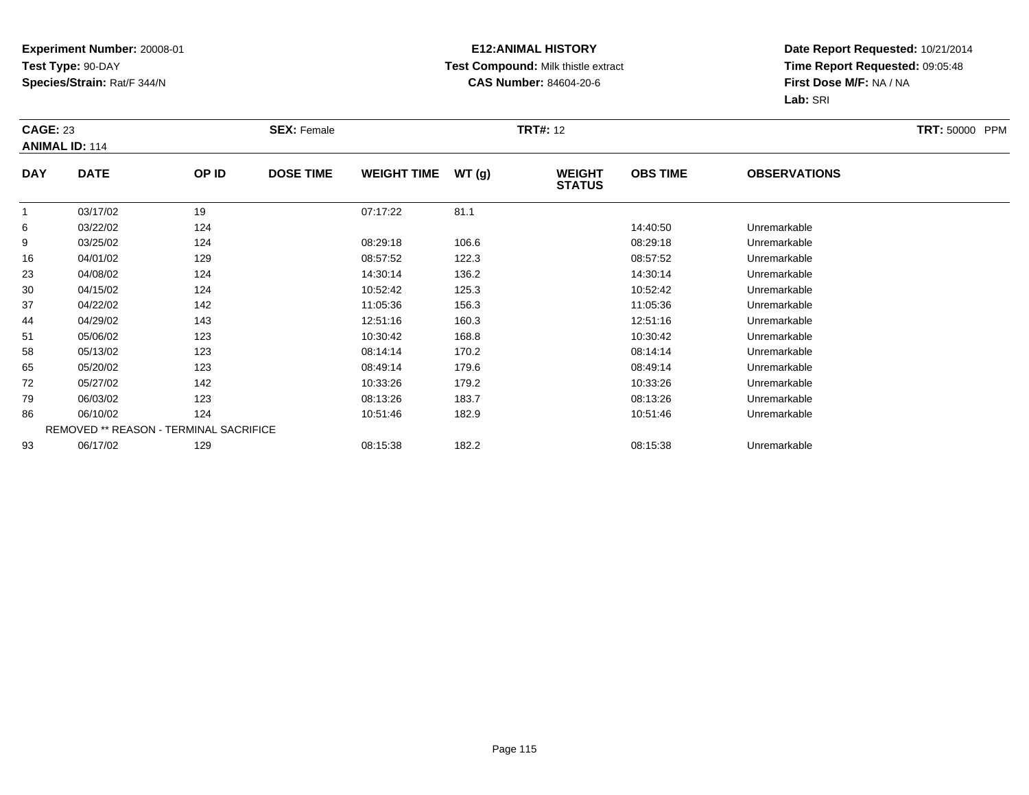**Experiment Number:** 20008-01
**Test Type:** 90-DAY
**Species/Strain:** Rat/F 344/N

**E12:ANIMAL HISTORY**
**Test Compound:** Milk thistle extract
**CAS Number:** 84604-20-6

**Date Report Requested:** 10/21/2014
**Time Report Requested:** 09:05:48
**First Dose M/F:** NA / NA
**Lab:** SRI

**CAGE:** 23 **SEX:** Female **TRT#:** 12 **TRT:** 50000 PPM
**ANIMAL ID:** 114

| DAY | DATE | OP ID | DOSE TIME | WEIGHT TIME | WT (g) | WEIGHT STATUS | OBS TIME | OBSERVATIONS |
|---|---|---|---|---|---|---|---|---|
| 1 | 03/17/02 | 19 | | 07:17:22 | 81.1 | | | |
| 6 | 03/22/02 | 124 | | | | | 14:40:50 | Unremarkable |
| 9 | 03/25/02 | 124 | | 08:29:18 | 106.6 | | 08:29:18 | Unremarkable |
| 16 | 04/01/02 | 129 | | 08:57:52 | 122.3 | | 08:57:52 | Unremarkable |
| 23 | 04/08/02 | 124 | | 14:30:14 | 136.2 | | 14:30:14 | Unremarkable |
| 30 | 04/15/02 | 124 | | 10:52:42 | 125.3 | | 10:52:42 | Unremarkable |
| 37 | 04/22/02 | 142 | | 11:05:36 | 156.3 | | 11:05:36 | Unremarkable |
| 44 | 04/29/02 | 143 | | 12:51:16 | 160.3 | | 12:51:16 | Unremarkable |
| 51 | 05/06/02 | 123 | | 10:30:42 | 168.8 | | 10:30:42 | Unremarkable |
| 58 | 05/13/02 | 123 | | 08:14:14 | 170.2 | | 08:14:14 | Unremarkable |
| 65 | 05/20/02 | 123 | | 08:49:14 | 179.6 | | 08:49:14 | Unremarkable |
| 72 | 05/27/02 | 142 | | 10:33:26 | 179.2 | | 10:33:26 | Unremarkable |
| 79 | 06/03/02 | 123 | | 08:13:26 | 183.7 | | 08:13:26 | Unremarkable |
| 86 | 06/10/02 | 124 | | 10:51:46 | 182.9 | | 10:51:46 | Unremarkable |
| | REMOVED ** REASON - TERMINAL SACRIFICE | | | | | | | |
| 93 | 06/17/02 | 129 | | 08:15:38 | 182.2 | | 08:15:38 | Unremarkable |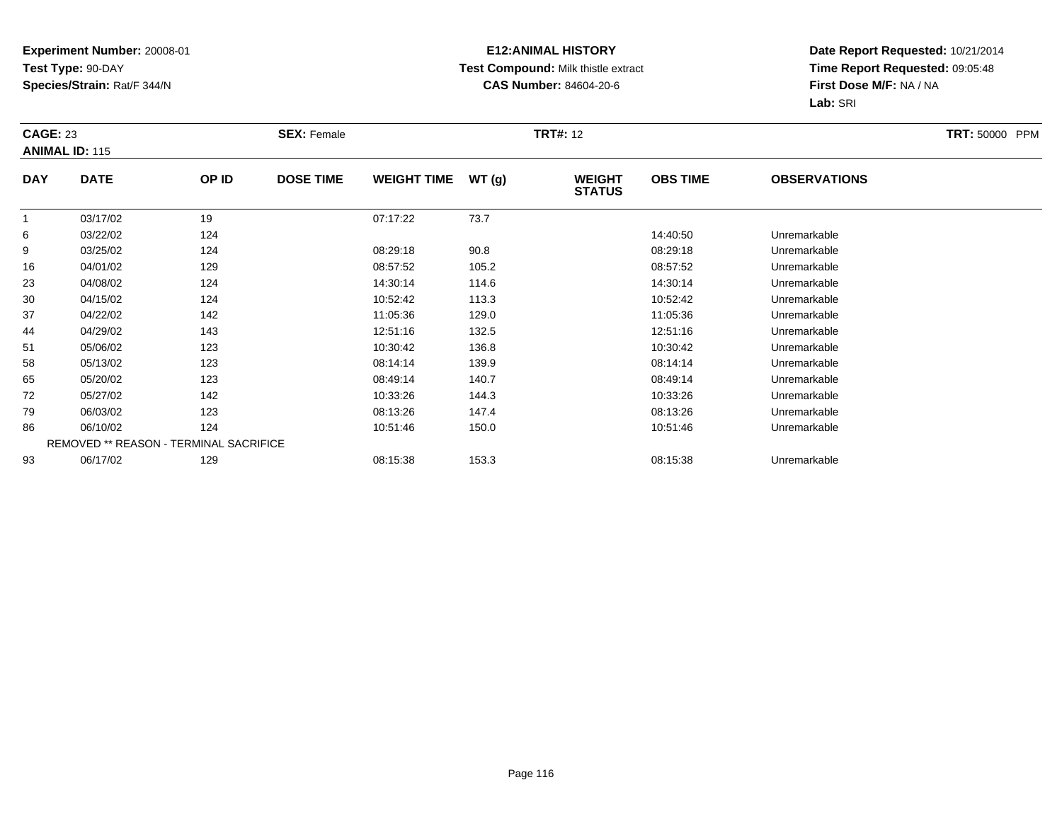**Experiment Number:** 20008-01
**Test Type:** 90-DAY
**Species/Strain:** Rat/F 344/N

**E12:ANIMAL HISTORY**
**Test Compound:** Milk thistle extract
**CAS Number:** 84604-20-6

**Date Report Requested:** 10/21/2014
**Time Report Requested:** 09:05:48
**First Dose M/F:** NA / NA
**Lab:** SRI

**CAGE:** 23 **SEX:** Female **TRT#:** 12 **TRT:** 50000 PPM
**ANIMAL ID:** 115

| DAY | DATE | OP ID | DOSE TIME | WEIGHT TIME | WT (g) | WEIGHT STATUS | OBS TIME | OBSERVATIONS |
|---|---|---|---|---|---|---|---|---|
| 1 | 03/17/02 | 19 | | 07:17:22 | 73.7 | | | |
| 6 | 03/22/02 | 124 | | | | | 14:40:50 | Unremarkable |
| 9 | 03/25/02 | 124 | | 08:29:18 | 90.8 | | 08:29:18 | Unremarkable |
| 16 | 04/01/02 | 129 | | 08:57:52 | 105.2 | | 08:57:52 | Unremarkable |
| 23 | 04/08/02 | 124 | | 14:30:14 | 114.6 | | 14:30:14 | Unremarkable |
| 30 | 04/15/02 | 124 | | 10:52:42 | 113.3 | | 10:52:42 | Unremarkable |
| 37 | 04/22/02 | 142 | | 11:05:36 | 129.0 | | 11:05:36 | Unremarkable |
| 44 | 04/29/02 | 143 | | 12:51:16 | 132.5 | | 12:51:16 | Unremarkable |
| 51 | 05/06/02 | 123 | | 10:30:42 | 136.8 | | 10:30:42 | Unremarkable |
| 58 | 05/13/02 | 123 | | 08:14:14 | 139.9 | | 08:14:14 | Unremarkable |
| 65 | 05/20/02 | 123 | | 08:49:14 | 140.7 | | 08:49:14 | Unremarkable |
| 72 | 05/27/02 | 142 | | 10:33:26 | 144.3 | | 10:33:26 | Unremarkable |
| 79 | 06/03/02 | 123 | | 08:13:26 | 147.4 | | 08:13:26 | Unremarkable |
| 86 | 06/10/02 | 124 | | 10:51:46 | 150.0 | | 10:51:46 | Unremarkable |
| | REMOVED ** REASON - TERMINAL SACRIFICE | | | | | | | |
| 93 | 06/17/02 | 129 | | 08:15:38 | 153.3 | | 08:15:38 | Unremarkable |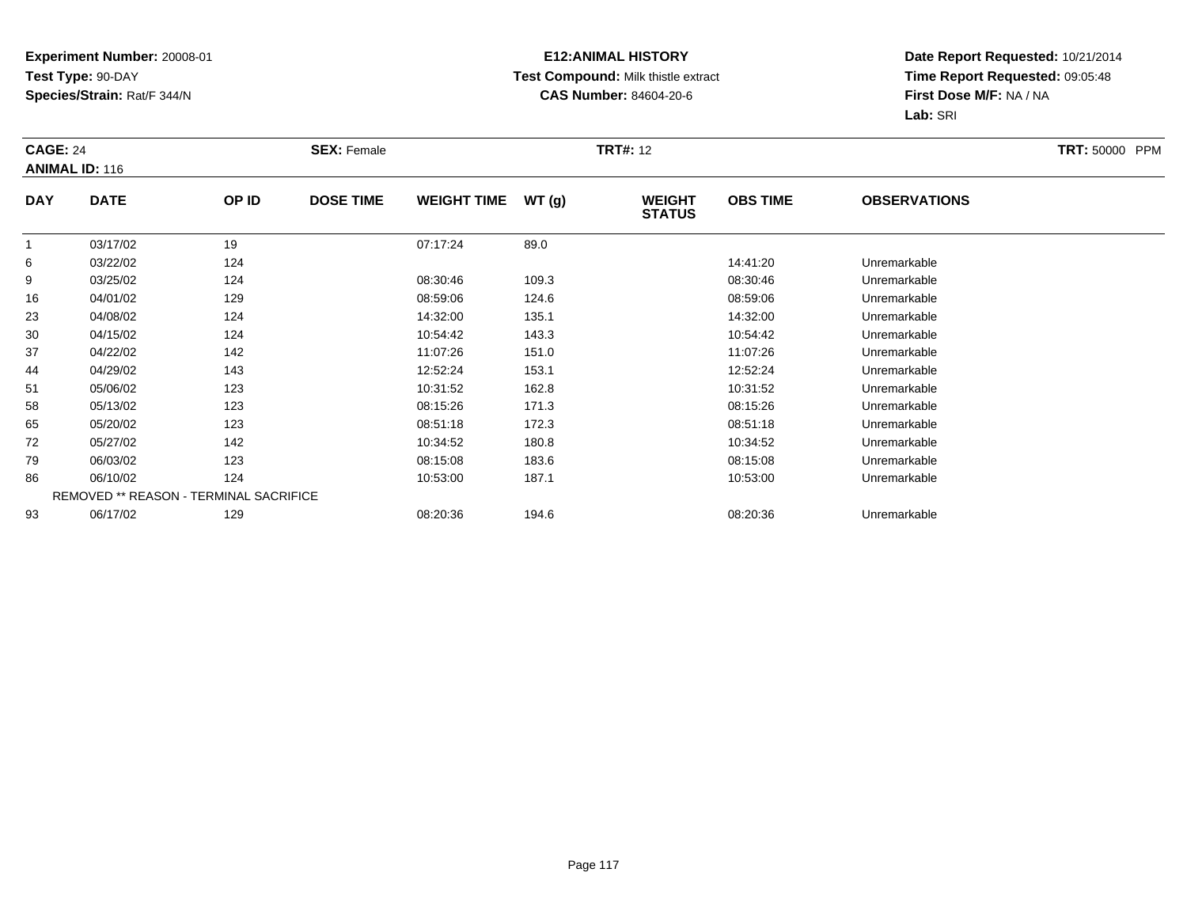**Experiment Number:** 20008-01
**Test Type:** 90-DAY
**Species/Strain:** Rat/F 344/N

**E12:ANIMAL HISTORY**
**Test Compound:** Milk thistle extract
**CAS Number:** 84604-20-6

**Date Report Requested:** 10/21/2014
**Time Report Requested:** 09:05:48
**First Dose M/F:** NA / NA
**Lab:** SRI

**CAGE:** 24
**ANIMAL ID:** 116
**SEX:** Female
**TRT#:** 12
**TRT:** 50000 PPM

| DAY | DATE | OP ID | DOSE TIME | WEIGHT TIME | WT (g) | WEIGHT STATUS | OBS TIME | OBSERVATIONS |
|---|---|---|---|---|---|---|---|---|
| 1 | 03/17/02 | 19 | | 07:17:24 | 89.0 | | | |
| 6 | 03/22/02 | 124 | | | | | 14:41:20 | Unremarkable |
| 9 | 03/25/02 | 124 | | 08:30:46 | 109.3 | | 08:30:46 | Unremarkable |
| 16 | 04/01/02 | 129 | | 08:59:06 | 124.6 | | 08:59:06 | Unremarkable |
| 23 | 04/08/02 | 124 | | 14:32:00 | 135.1 | | 14:32:00 | Unremarkable |
| 30 | 04/15/02 | 124 | | 10:54:42 | 143.3 | | 10:54:42 | Unremarkable |
| 37 | 04/22/02 | 142 | | 11:07:26 | 151.0 | | 11:07:26 | Unremarkable |
| 44 | 04/29/02 | 143 | | 12:52:24 | 153.1 | | 12:52:24 | Unremarkable |
| 51 | 05/06/02 | 123 | | 10:31:52 | 162.8 | | 10:31:52 | Unremarkable |
| 58 | 05/13/02 | 123 | | 08:15:26 | 171.3 | | 08:15:26 | Unremarkable |
| 65 | 05/20/02 | 123 | | 08:51:18 | 172.3 | | 08:51:18 | Unremarkable |
| 72 | 05/27/02 | 142 | | 10:34:52 | 180.8 | | 10:34:52 | Unremarkable |
| 79 | 06/03/02 | 123 | | 08:15:08 | 183.6 | | 08:15:08 | Unremarkable |
| 86 | 06/10/02 | 124 | | 10:53:00 | 187.1 | | 10:53:00 | Unremarkable |
| | REMOVED ** REASON - TERMINAL SACRIFICE | | | | | | | |
| 93 | 06/17/02 | 129 | | 08:20:36 | 194.6 | | 08:20:36 | Unremarkable |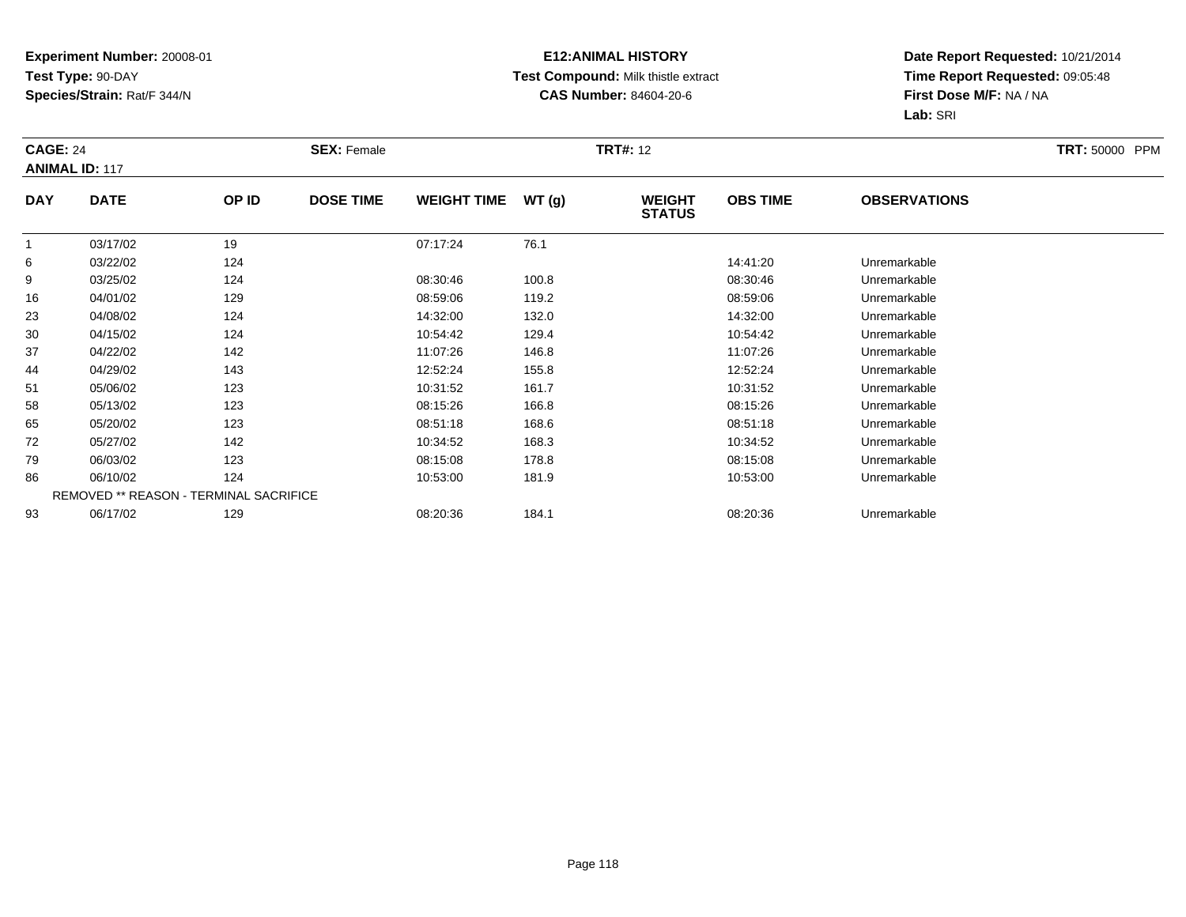**Experiment Number:** 20008-01
**Test Type:** 90-DAY
**Species/Strain:** Rat/F 344/N

**E12:ANIMAL HISTORY**
**Test Compound:** Milk thistle extract
**CAS Number:** 84604-20-6

**Date Report Requested:** 10/21/2014
**Time Report Requested:** 09:05:48
**First Dose M/F:** NA / NA
**Lab:** SRI

**CAGE:** 24 **SEX:** Female **TRT#:** 12 **TRT:** 50000 PPM
**ANIMAL ID:** 117

| DAY | DATE | OP ID | DOSE TIME | WEIGHT TIME | WT (g) | WEIGHT STATUS | OBS TIME | OBSERVATIONS |
|---|---|---|---|---|---|---|---|---|
| 1 | 03/17/02 | 19 | | 07:17:24 | 76.1 | | | |
| 6 | 03/22/02 | 124 | | | | | 14:41:20 | Unremarkable |
| 9 | 03/25/02 | 124 | | 08:30:46 | 100.8 | | 08:30:46 | Unremarkable |
| 16 | 04/01/02 | 129 | | 08:59:06 | 119.2 | | 08:59:06 | Unremarkable |
| 23 | 04/08/02 | 124 | | 14:32:00 | 132.0 | | 14:32:00 | Unremarkable |
| 30 | 04/15/02 | 124 | | 10:54:42 | 129.4 | | 10:54:42 | Unremarkable |
| 37 | 04/22/02 | 142 | | 11:07:26 | 146.8 | | 11:07:26 | Unremarkable |
| 44 | 04/29/02 | 143 | | 12:52:24 | 155.8 | | 12:52:24 | Unremarkable |
| 51 | 05/06/02 | 123 | | 10:31:52 | 161.7 | | 10:31:52 | Unremarkable |
| 58 | 05/13/02 | 123 | | 08:15:26 | 166.8 | | 08:15:26 | Unremarkable |
| 65 | 05/20/02 | 123 | | 08:51:18 | 168.6 | | 08:51:18 | Unremarkable |
| 72 | 05/27/02 | 142 | | 10:34:52 | 168.3 | | 10:34:52 | Unremarkable |
| 79 | 06/03/02 | 123 | | 08:15:08 | 178.8 | | 08:15:08 | Unremarkable |
| 86 | 06/10/02 | 124 | | 10:53:00 | 181.9 | | 10:53:00 | Unremarkable |
| | REMOVED ** REASON - TERMINAL SACRIFICE | | | | | | | |
| 93 | 06/17/02 | 129 | | 08:20:36 | 184.1 | | 08:20:36 | Unremarkable |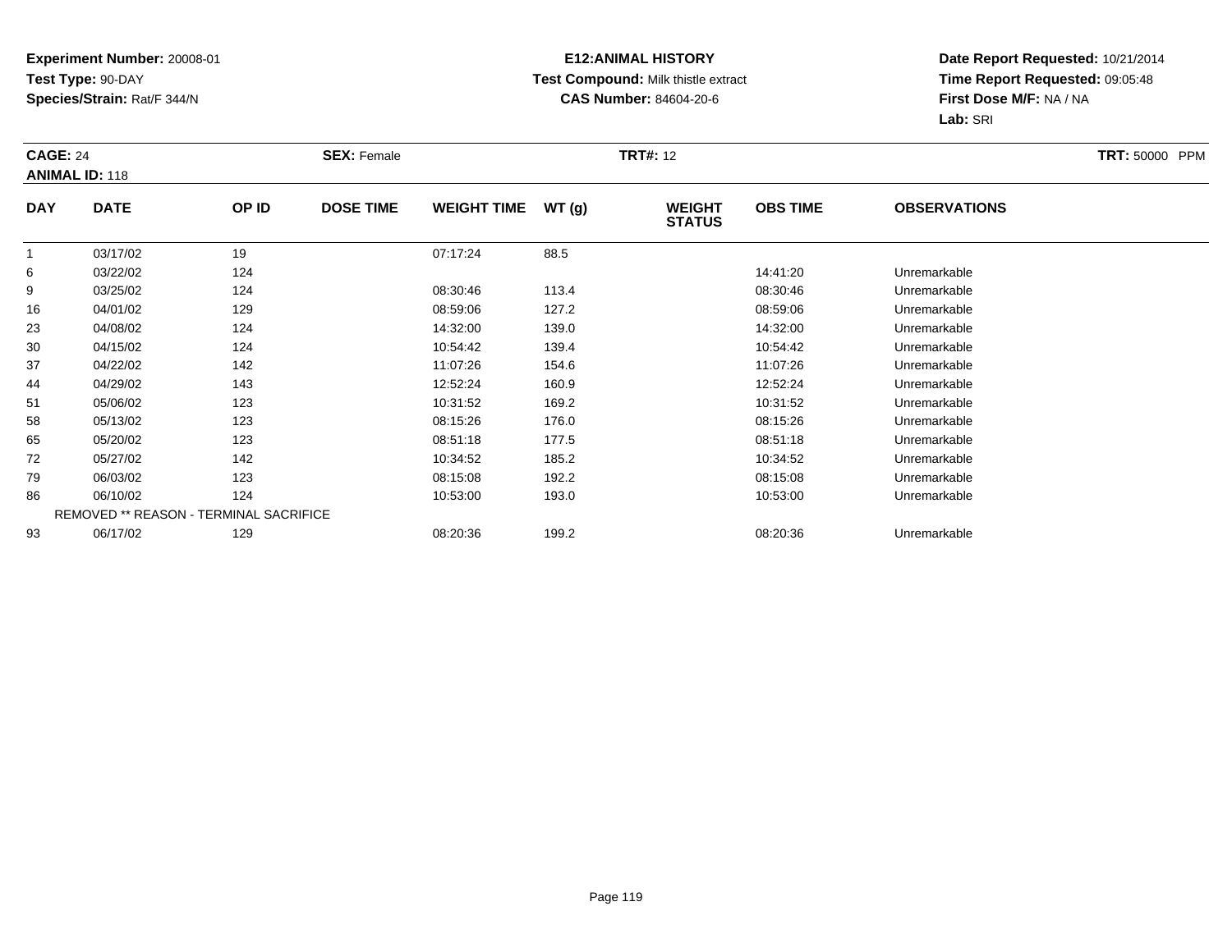**Experiment Number:** 20008-01
**Test Type:** 90-DAY
**Species/Strain:** Rat/F 344/N

**E12:ANIMAL HISTORY**
**Test Compound:** Milk thistle extract
**CAS Number:** 84604-20-6

**Date Report Requested:** 10/21/2014
**Time Report Requested:** 09:05:48
**First Dose M/F:** NA / NA
**Lab:** SRI

**CAGE:** 24 **SEX:** Female **TRT#:** 12 **TRT:** 50000 PPM
**ANIMAL ID:** 118

| DAY | DATE | OP ID | DOSE TIME | WEIGHT TIME | WT (g) | WEIGHT STATUS | OBS TIME | OBSERVATIONS |
|---|---|---|---|---|---|---|---|---|
| 1 | 03/17/02 | 19 | | 07:17:24 | 88.5 | | | |
| 6 | 03/22/02 | 124 | | | | | 14:41:20 | Unremarkable |
| 9 | 03/25/02 | 124 | | 08:30:46 | 113.4 | | 08:30:46 | Unremarkable |
| 16 | 04/01/02 | 129 | | 08:59:06 | 127.2 | | 08:59:06 | Unremarkable |
| 23 | 04/08/02 | 124 | | 14:32:00 | 139.0 | | 14:32:00 | Unremarkable |
| 30 | 04/15/02 | 124 | | 10:54:42 | 139.4 | | 10:54:42 | Unremarkable |
| 37 | 04/22/02 | 142 | | 11:07:26 | 154.6 | | 11:07:26 | Unremarkable |
| 44 | 04/29/02 | 143 | | 12:52:24 | 160.9 | | 12:52:24 | Unremarkable |
| 51 | 05/06/02 | 123 | | 10:31:52 | 169.2 | | 10:31:52 | Unremarkable |
| 58 | 05/13/02 | 123 | | 08:15:26 | 176.0 | | 08:15:26 | Unremarkable |
| 65 | 05/20/02 | 123 | | 08:51:18 | 177.5 | | 08:51:18 | Unremarkable |
| 72 | 05/27/02 | 142 | | 10:34:52 | 185.2 | | 10:34:52 | Unremarkable |
| 79 | 06/03/02 | 123 | | 08:15:08 | 192.2 | | 08:15:08 | Unremarkable |
| 86 | 06/10/02 | 124 | | 10:53:00 | 193.0 | | 10:53:00 | Unremarkable |
| | REMOVED ** REASON - TERMINAL SACRIFICE | | | | | | | |
| 93 | 06/17/02 | 129 | | 08:20:36 | 199.2 | | 08:20:36 | Unremarkable |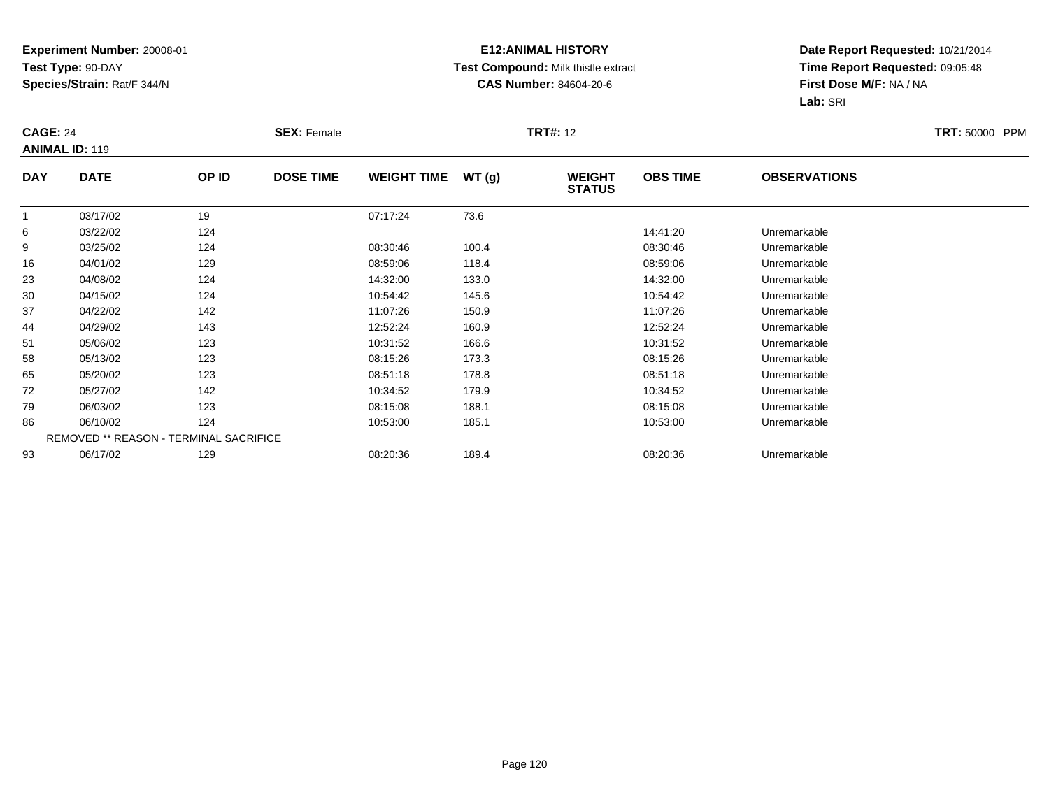**Experiment Number:** 20008-01
**Test Type:** 90-DAY
**Species/Strain:** Rat/F 344/N

**E12:ANIMAL HISTORY**
**Test Compound:** Milk thistle extract
**CAS Number:** 84604-20-6

**Date Report Requested:** 10/21/2014
**Time Report Requested:** 09:05:48
**First Dose M/F:** NA / NA
**Lab:** SRI

**CAGE:** 24 **SEX:** Female **TRT#:** 12 **TRT:** 50000 PPM
**ANIMAL ID:** 119

| DAY | DATE | OP ID | DOSE TIME | WEIGHT TIME | WT (g) | WEIGHT STATUS | OBS TIME | OBSERVATIONS |
|---|---|---|---|---|---|---|---|---|
| 1 | 03/17/02 | 19 | | 07:17:24 | 73.6 | | | |
| 6 | 03/22/02 | 124 | | | | | 14:41:20 | Unremarkable |
| 9 | 03/25/02 | 124 | | 08:30:46 | 100.4 | | 08:30:46 | Unremarkable |
| 16 | 04/01/02 | 129 | | 08:59:06 | 118.4 | | 08:59:06 | Unremarkable |
| 23 | 04/08/02 | 124 | | 14:32:00 | 133.0 | | 14:32:00 | Unremarkable |
| 30 | 04/15/02 | 124 | | 10:54:42 | 145.6 | | 10:54:42 | Unremarkable |
| 37 | 04/22/02 | 142 | | 11:07:26 | 150.9 | | 11:07:26 | Unremarkable |
| 44 | 04/29/02 | 143 | | 12:52:24 | 160.9 | | 12:52:24 | Unremarkable |
| 51 | 05/06/02 | 123 | | 10:31:52 | 166.6 | | 10:31:52 | Unremarkable |
| 58 | 05/13/02 | 123 | | 08:15:26 | 173.3 | | 08:15:26 | Unremarkable |
| 65 | 05/20/02 | 123 | | 08:51:18 | 178.8 | | 08:51:18 | Unremarkable |
| 72 | 05/27/02 | 142 | | 10:34:52 | 179.9 | | 10:34:52 | Unremarkable |
| 79 | 06/03/02 | 123 | | 08:15:08 | 188.1 | | 08:15:08 | Unremarkable |
| 86 | 06/10/02 | 124 | | 10:53:00 | 185.1 | | 10:53:00 | Unremarkable |
| | REMOVED ** REASON - TERMINAL SACRIFICE | | | | | | | |
| 93 | 06/17/02 | 129 | | 08:20:36 | 189.4 | | 08:20:36 | Unremarkable |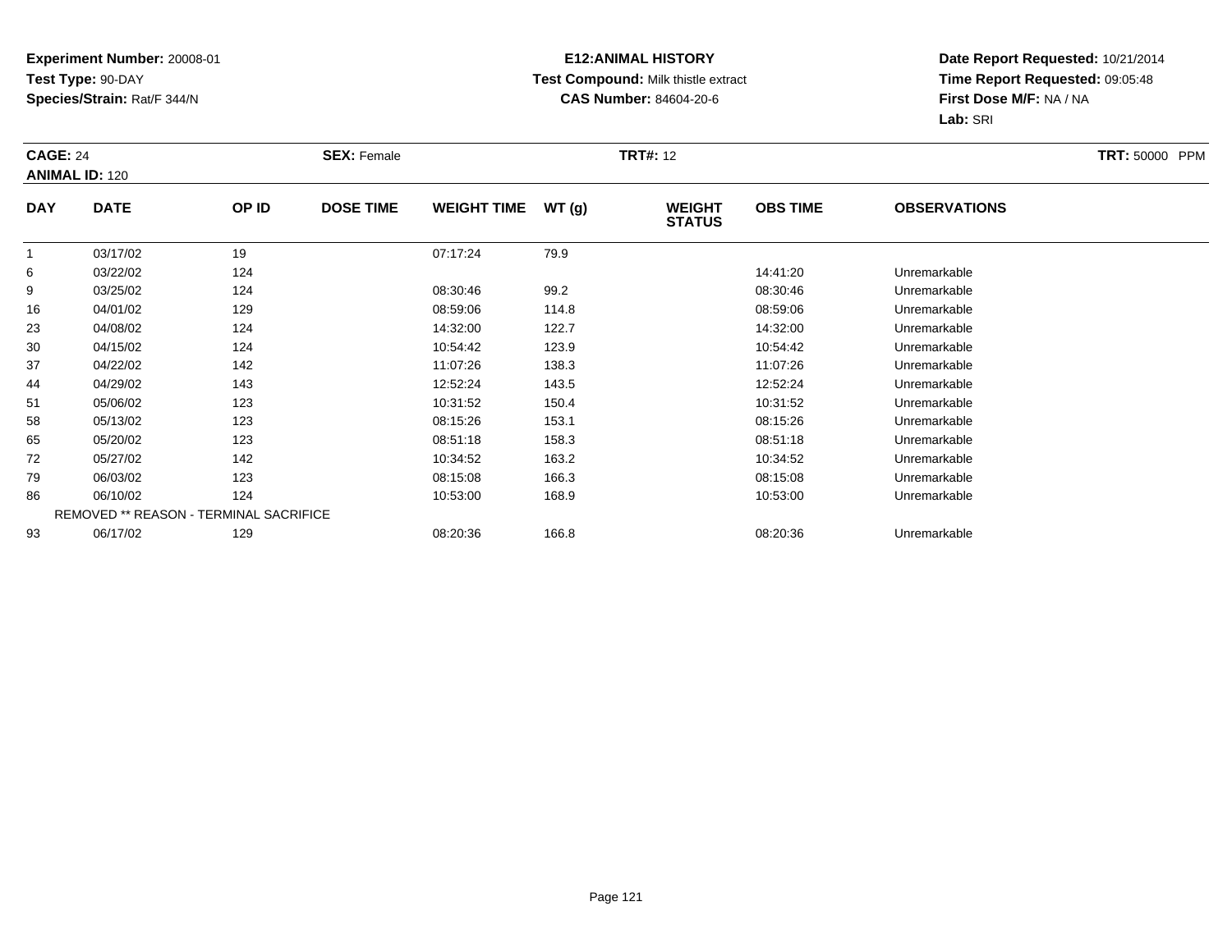**Experiment Number:** 20008-01
**Test Type:** 90-DAY
**Species/Strain:** Rat/F 344/N

**E12:ANIMAL HISTORY**
**Test Compound:** Milk thistle extract
**CAS Number:** 84604-20-6

**Date Report Requested:** 10/21/2014
**Time Report Requested:** 09:05:48
**First Dose M/F:** NA / NA
**Lab:** SRI

**CAGE:** 24 **SEX:** Female **TRT#:** 12 **TRT:** 50000 PPM
**ANIMAL ID:** 120

| DAY | DATE | OP ID | DOSE TIME | WEIGHT TIME | WT (g) | WEIGHT STATUS | OBS TIME | OBSERVATIONS |
|---|---|---|---|---|---|---|---|---|
| 1 | 03/17/02 | 19 | | 07:17:24 | 79.9 | | | |
| 6 | 03/22/02 | 124 | | | | | 14:41:20 | Unremarkable |
| 9 | 03/25/02 | 124 | | 08:30:46 | 99.2 | | 08:30:46 | Unremarkable |
| 16 | 04/01/02 | 129 | | 08:59:06 | 114.8 | | 08:59:06 | Unremarkable |
| 23 | 04/08/02 | 124 | | 14:32:00 | 122.7 | | 14:32:00 | Unremarkable |
| 30 | 04/15/02 | 124 | | 10:54:42 | 123.9 | | 10:54:42 | Unremarkable |
| 37 | 04/22/02 | 142 | | 11:07:26 | 138.3 | | 11:07:26 | Unremarkable |
| 44 | 04/29/02 | 143 | | 12:52:24 | 143.5 | | 12:52:24 | Unremarkable |
| 51 | 05/06/02 | 123 | | 10:31:52 | 150.4 | | 10:31:52 | Unremarkable |
| 58 | 05/13/02 | 123 | | 08:15:26 | 153.1 | | 08:15:26 | Unremarkable |
| 65 | 05/20/02 | 123 | | 08:51:18 | 158.3 | | 08:51:18 | Unremarkable |
| 72 | 05/27/02 | 142 | | 10:34:52 | 163.2 | | 10:34:52 | Unremarkable |
| 79 | 06/03/02 | 123 | | 08:15:08 | 166.3 | | 08:15:08 | Unremarkable |
| 86 | 06/10/02 | 124 | | 10:53:00 | 168.9 | | 10:53:00 | Unremarkable |
| | REMOVED ** REASON - TERMINAL SACRIFICE | | | | | | | |
| 93 | 06/17/02 | 129 | | 08:20:36 | 166.8 | | 08:20:36 | Unremarkable |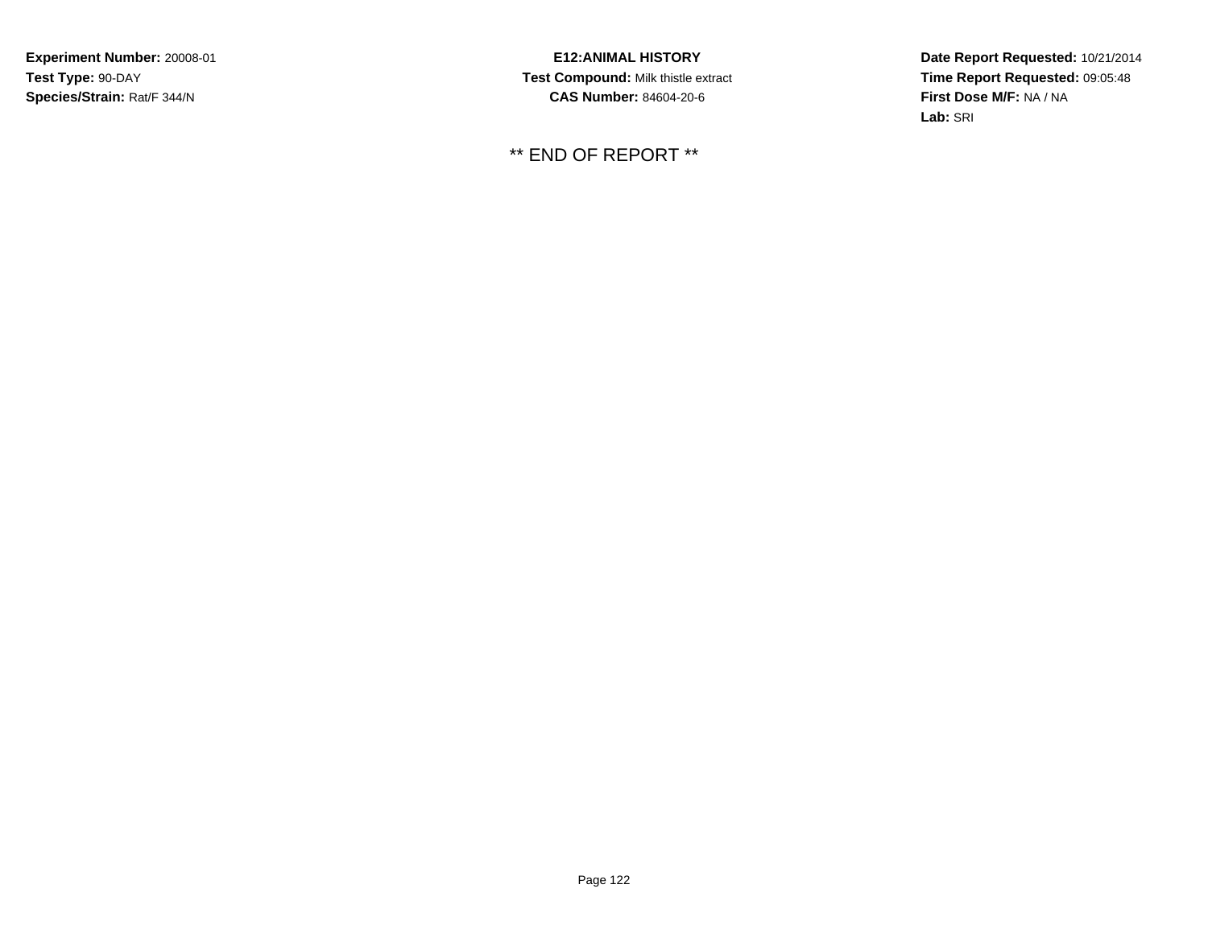**Experiment Number:** 20008-01
**Test Type:** 90-DAY
**Species/Strain:** Rat/F 344/N

**E12:ANIMAL HISTORY**
**Test Compound:** Milk thistle extract
**CAS Number:** 84604-20-6

**Date Report Requested:** 10/21/2014
**Time Report Requested:** 09:05:48
**First Dose M/F:** NA / NA
**Lab:** SRI

** END OF REPORT **